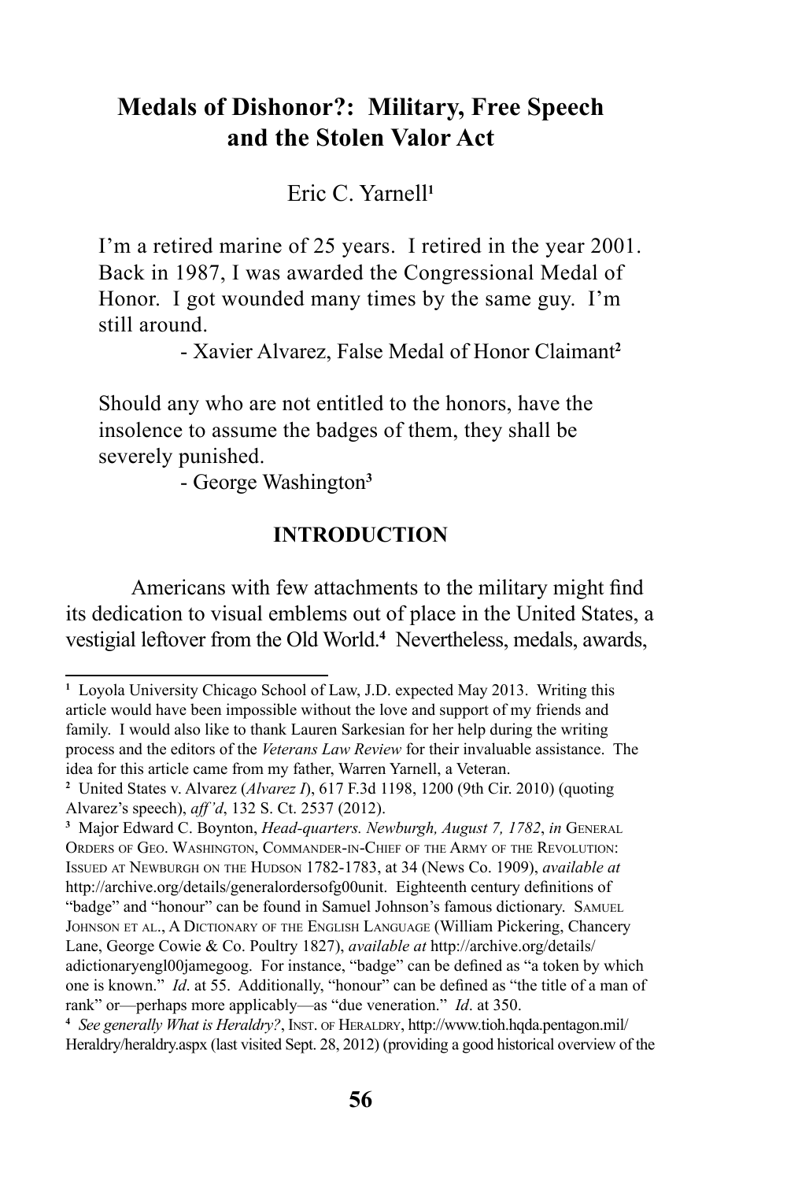# Medals of Dishonor?: Military, Free Speech and the Stolen Valor Act

Eric C. Yarnell[1]

> I'm a retired marine of 25 years. I retired in the year 2001. Back in 1987, I was awarded the Congressional Medal of Honor. I got wounded many times by the same guy. I'm still around.
>
> - Xavier Alvarez, False Medal of Honor Claimant[2]

> Should any who are not entitled to the honors, have the insolence to assume the badges of them, they shall be severely punished.
>
> - George Washington[3]

## INTRODUCTION

Americans with few attachments to the military might find its dedication to visual emblems out of place in the United States, a vestigial leftover from the Old World.[4] Nevertheless, medals, awards,

---

[1] Loyola University Chicago School of Law, J.D. expected May 2013. Writing this article would have been impossible without the love and support of my friends and family. I would also like to thank Lauren Sarkesian for her help during the writing process and the editors of the *Veterans Law Review* for their invaluable assistance. The idea for this article came from my father, Warren Yarnell, a Veteran.

[2] United States v. Alvarez (*Alvarez I*), 617 F.3d 1198, 1200 (9th Cir. 2010) (quoting Alvarez's speech), *aff'd*, 132 S. Ct. 2537 (2012).

[3] Major Edward C. Boynton, *Head-quarters. Newburgh, August 7, 1782*, *in* General Orders of Geo. Washington, Commander-in-Chief of the Army of the Revolution: Issued at Newburgh on the Hudson 1782-1783, at 34 (News Co. 1909), *available at* http://archive.org/details/generalordersofg00unit. Eighteenth century definitions of "badge" and "honour" can be found in Samuel Johnson's famous dictionary. Samuel Johnson et al., A Dictionary of the English Language (William Pickering, Chancery Lane, George Cowie & Co. Poultry 1827), *available at* http://archive.org/details/adictionaryengl00jamegoog. For instance, "badge" can be defined as "a token by which one is known." *Id*. at 55. Additionally, "honour" can be defined as "the title of a man of rank" or—perhaps more applicably—as "due veneration." *Id*. at 350.

[4] *See generally What is Heraldry?*, Inst. of Heraldry, http://www.tioh.hqda.pentagon.mil/Heraldry/heraldry.aspx (last visited Sept. 28, 2012) (providing a good historical overview of the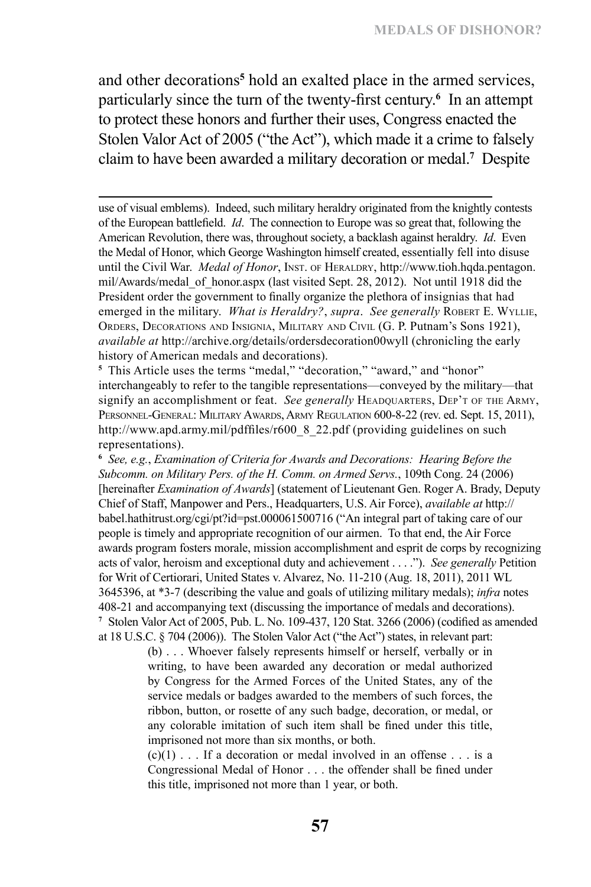and other decorations[5] hold an exalted place in the armed services, particularly since the turn of the twenty-first century.[6] In an attempt to protect these honors and further their uses, Congress enacted the Stolen Valor Act of 2005 ("the Act"), which made it a crime to falsely claim to have been awarded a military decoration or medal.[7] Despite

---

use of visual emblems). Indeed, such military heraldry originated from the knightly contests of the European battlefield. *Id*. The connection to Europe was so great that, following the American Revolution, there was, throughout society, a backlash against heraldry. *Id*. Even the Medal of Honor, which George Washington himself created, essentially fell into disuse until the Civil War. *Medal of Honor*, Inst. of Heraldry, http://www.tioh.hqda.pentagon.mil/Awards/medal_of_honor.aspx (last visited Sept. 28, 2012). Not until 1918 did the President order the government to finally organize the plethora of insignias that had emerged in the military. *What is Heraldry?*, *supra*. *See generally* Robert E. Wyllie, Orders, Decorations and Insignia, Military and Civil (G. P. Putnam's Sons 1921), *available at* http://archive.org/details/ordersdecoration00wyll (chronicling the early history of American medals and decorations).

[5] This Article uses the terms "medal," "decoration," "award," and "honor" interchangeably to refer to the tangible representations—conveyed by the military—that signify an accomplishment or feat. *See generally* Headquarters, Dep't of the Army, Personnel-General: Military Awards, Army Regulation 600-8-22 (rev. ed. Sept. 15, 2011), http://www.apd.army.mil/pdffiles/r600_8_22.pdf (providing guidelines on such representations).

[6] *See, e.g.*, *Examination of Criteria for Awards and Decorations: Hearing Before the Subcomm. on Military Pers. of the H. Comm. on Armed Servs.*, 109th Cong. 24 (2006) [hereinafter *Examination of Awards*] (statement of Lieutenant Gen. Roger A. Brady, Deputy Chief of Staff, Manpower and Pers., Headquarters, U.S. Air Force), *available at* http://babel.hathitrust.org/cgi/pt?id=pst.000061500716 ("An integral part of taking care of our people is timely and appropriate recognition of our airmen. To that end, the Air Force awards program fosters morale, mission accomplishment and esprit de corps by recognizing acts of valor, heroism and exceptional duty and achievement . . . ."). *See generally* Petition for Writ of Certiorari, United States v. Alvarez, No. 11-210 (Aug. 18, 2011), 2011 WL 3645396, at *3-7 (describing the value and goals of utilizing military medals); *infra* notes 408-21 and accompanying text (discussing the importance of medals and decorations).

[7] Stolen Valor Act of 2005, Pub. L. No. 109-437, 120 Stat. 3266 (2006) (codified as amended at 18 U.S.C. § 704 (2006)). The Stolen Valor Act ("the Act") states, in relevant part:

> (b) . . . Whoever falsely represents himself or herself, verbally or in writing, to have been awarded any decoration or medal authorized by Congress for the Armed Forces of the United States, any of the service medals or badges awarded to the members of such forces, the ribbon, button, or rosette of any such badge, decoration, or medal, or any colorable imitation of such item shall be fined under this title, imprisoned not more than six months, or both.
>
> (c)(1) . . . If a decoration or medal involved in an offense . . . is a Congressional Medal of Honor . . . the offender shall be fined under this title, imprisoned not more than 1 year, or both.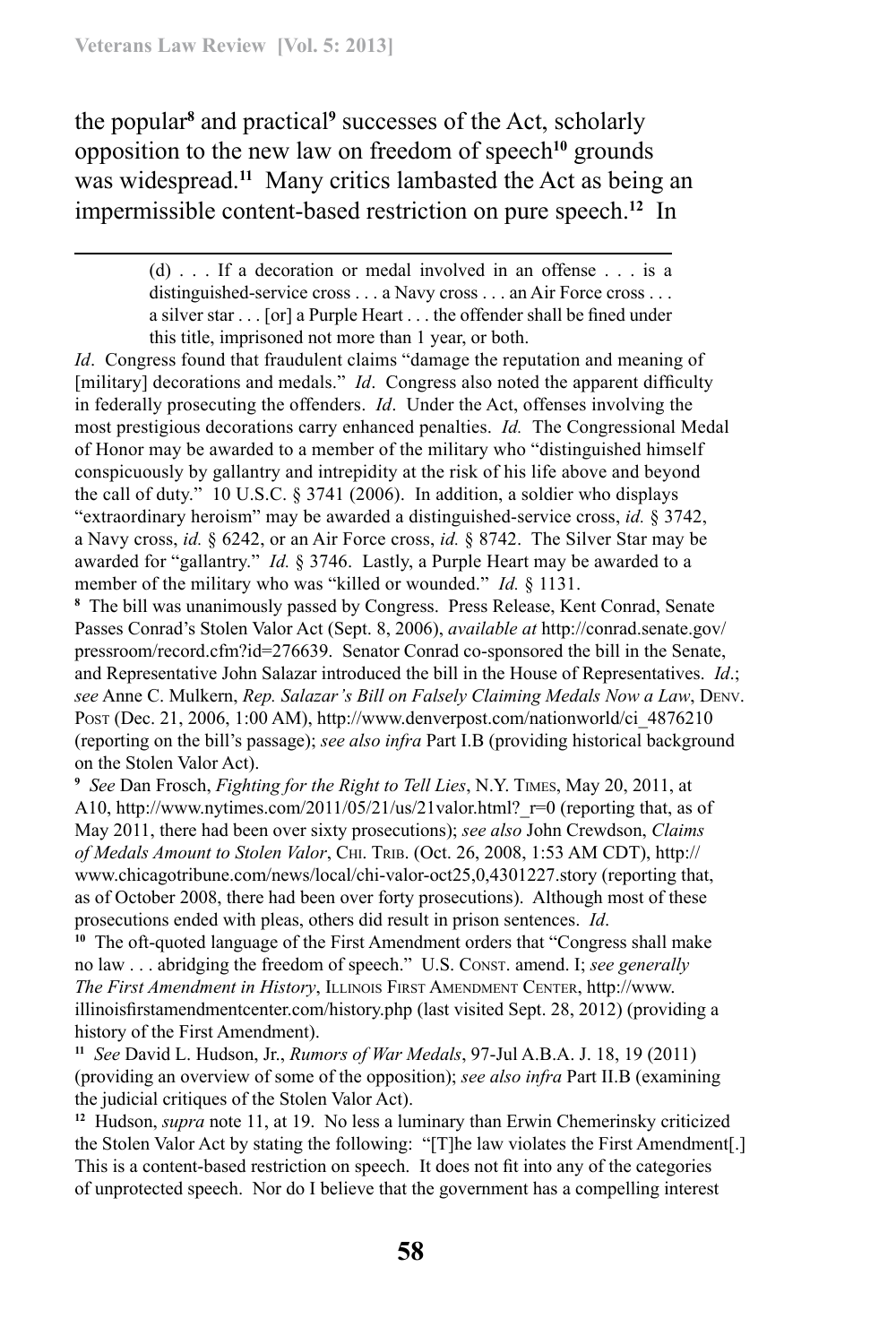the popular[8] and practical[9] successes of the Act, scholarly opposition to the new law on freedom of speech[10] grounds was widespread.[11] Many critics lambasted the Act as being an impermissible content-based restriction on pure speech.[12] In

---

> (d) . . . If a decoration or medal involved in an offense . . . is a distinguished-service cross . . . a Navy cross . . . an Air Force cross . . . a silver star . . . [or] a Purple Heart . . . the offender shall be fined under this title, imprisoned not more than 1 year, or both.

*Id*. Congress found that fraudulent claims "damage the reputation and meaning of [military] decorations and medals." *Id*. Congress also noted the apparent difficulty in federally prosecuting the offenders. *Id*. Under the Act, offenses involving the most prestigious decorations carry enhanced penalties. *Id.* The Congressional Medal of Honor may be awarded to a member of the military who "distinguished himself conspicuously by gallantry and intrepidity at the risk of his life above and beyond the call of duty." 10 U.S.C. § 3741 (2006). In addition, a soldier who displays "extraordinary heroism" may be awarded a distinguished-service cross, *id.* § 3742, a Navy cross, *id.* § 6242, or an Air Force cross, *id.* § 8742. The Silver Star may be awarded for "gallantry." *Id.* § 3746. Lastly, a Purple Heart may be awarded to a member of the military who was "killed or wounded." *Id.* § 1131.

[8] The bill was unanimously passed by Congress. Press Release, Kent Conrad, Senate Passes Conrad's Stolen Valor Act (Sept. 8, 2006), *available at* http://conrad.senate.gov/pressroom/record.cfm?id=276639. Senator Conrad co-sponsored the bill in the Senate, and Representative John Salazar introduced the bill in the House of Representatives. *Id*.; *see* Anne C. Mulkern, *Rep. Salazar's Bill on Falsely Claiming Medals Now a Law*, Denv. Post (Dec. 21, 2006, 1:00 AM), http://www.denverpost.com/nationworld/ci_4876210 (reporting on the bill's passage); *see also infra* Part I.B (providing historical background on the Stolen Valor Act).

[9] *See* Dan Frosch, *Fighting for the Right to Tell Lies*, N.Y. Times, May 20, 2011, at A10, http://www.nytimes.com/2011/05/21/us/21valor.html?_r=0 (reporting that, as of May 2011, there had been over sixty prosecutions); *see also* John Crewdson, *Claims of Medals Amount to Stolen Valor*, Chi. Trib. (Oct. 26, 2008, 1:53 AM CDT), http://www.chicagotribune.com/news/local/chi-valor-oct25,0,4301227.story (reporting that, as of October 2008, there had been over forty prosecutions). Although most of these prosecutions ended with pleas, others did result in prison sentences. *Id*.

[10] The oft-quoted language of the First Amendment orders that "Congress shall make no law . . . abridging the freedom of speech." U.S. Const. amend. I; *see generally The First Amendment in History*, Illinois First Amendment Center, http://www.illinoisfirstamendmentcenter.com/history.php (last visited Sept. 28, 2012) (providing a history of the First Amendment).

[11] *See* David L. Hudson, Jr., *Rumors of War Medals*, 97-Jul A.B.A. J. 18, 19 (2011) (providing an overview of some of the opposition); *see also infra* Part II.B (examining the judicial critiques of the Stolen Valor Act).

[12] Hudson, *supra* note 11, at 19. No less a luminary than Erwin Chemerinsky criticized the Stolen Valor Act by stating the following: "[T]he law violates the First Amendment[.] This is a content-based restriction on speech. It does not fit into any of the categories of unprotected speech. Nor do I believe that the government has a compelling interest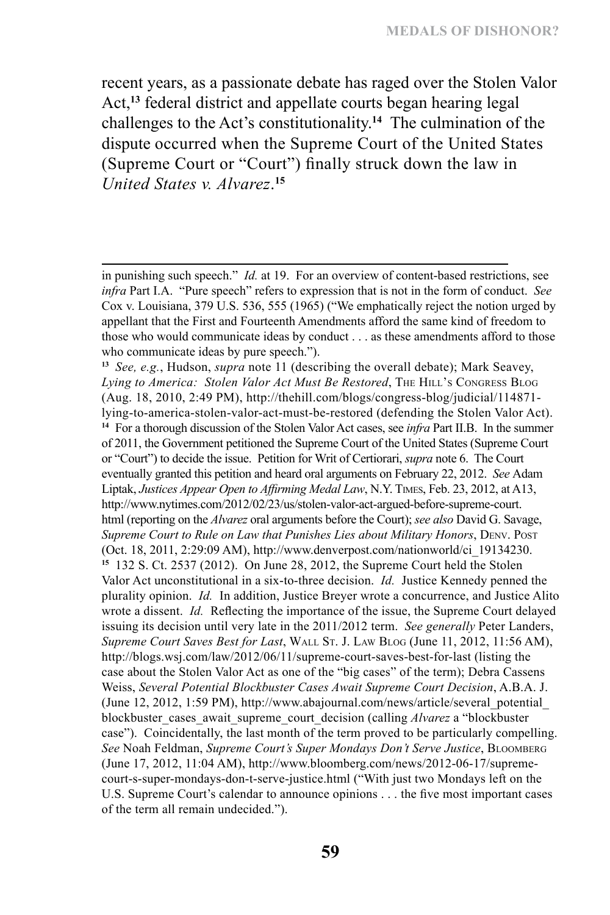recent years, as a passionate debate has raged over the Stolen Valor Act,[13] federal district and appellate courts began hearing legal challenges to the Act's constitutionality.[14] The culmination of the dispute occurred when the Supreme Court of the United States (Supreme Court or "Court") finally struck down the law in *United States v. Alvarez*.[15]

---

in punishing such speech." *Id.* at 19. For an overview of content-based restrictions, see *infra* Part I.A. "Pure speech" refers to expression that is not in the form of conduct. *See* Cox v. Louisiana, 379 U.S. 536, 555 (1965) ("We emphatically reject the notion urged by appellant that the First and Fourteenth Amendments afford the same kind of freedom to those who would communicate ideas by conduct . . . as these amendments afford to those who communicate ideas by pure speech.").

[13] *See, e.g.*, Hudson, *supra* note 11 (describing the overall debate); Mark Seavey, *Lying to America: Stolen Valor Act Must Be Restored*, The Hill's Congress Blog (Aug. 18, 2010, 2:49 PM), http://thehill.com/blogs/congress-blog/judicial/114871-lying-to-america-stolen-valor-act-must-be-restored (defending the Stolen Valor Act).

[14] For a thorough discussion of the Stolen Valor Act cases, see *infra* Part II.B. In the summer of 2011, the Government petitioned the Supreme Court of the United States (Supreme Court or "Court") to decide the issue. Petition for Writ of Certiorari, *supra* note 6. The Court eventually granted this petition and heard oral arguments on February 22, 2012. *See* Adam Liptak, *Justices Appear Open to Affirming Medal Law*, N.Y. Times, Feb. 23, 2012, at A13, http://www.nytimes.com/2012/02/23/us/stolen-valor-act-argued-before-supreme-court.html (reporting on the *Alvarez* oral arguments before the Court); *see also* David G. Savage, *Supreme Court to Rule on Law that Punishes Lies about Military Honors*, Denv. Post (Oct. 18, 2011, 2:29:09 AM), http://www.denverpost.com/nationworld/ci_19134230.

[15] 132 S. Ct. 2537 (2012). On June 28, 2012, the Supreme Court held the Stolen Valor Act unconstitutional in a six-to-three decision. *Id.* Justice Kennedy penned the plurality opinion. *Id.* In addition, Justice Breyer wrote a concurrence, and Justice Alito wrote a dissent. *Id.* Reflecting the importance of the issue, the Supreme Court delayed issuing its decision until very late in the 2011/2012 term. *See generally* Peter Landers, *Supreme Court Saves Best for Last*, Wall St. J. Law Blog (June 11, 2012, 11:56 AM), http://blogs.wsj.com/law/2012/06/11/supreme-court-saves-best-for-last (listing the case about the Stolen Valor Act as one of the "big cases" of the term); Debra Cassens Weiss, *Several Potential Blockbuster Cases Await Supreme Court Decision*, A.B.A. J. (June 12, 2012, 1:59 PM), http://www.abajournal.com/news/article/several_potential_blockbuster_cases_await_supreme_court_decision (calling *Alvarez* a "blockbuster case"). Coincidentally, the last month of the term proved to be particularly compelling. *See* Noah Feldman, *Supreme Court's Super Mondays Don't Serve Justice*, Bloomberg (June 17, 2012, 11:04 AM), http://www.bloomberg.com/news/2012-06-17/supreme-court-s-super-mondays-don-t-serve-justice.html ("With just two Mondays left on the U.S. Supreme Court's calendar to announce opinions . . . the five most important cases of the term all remain undecided.").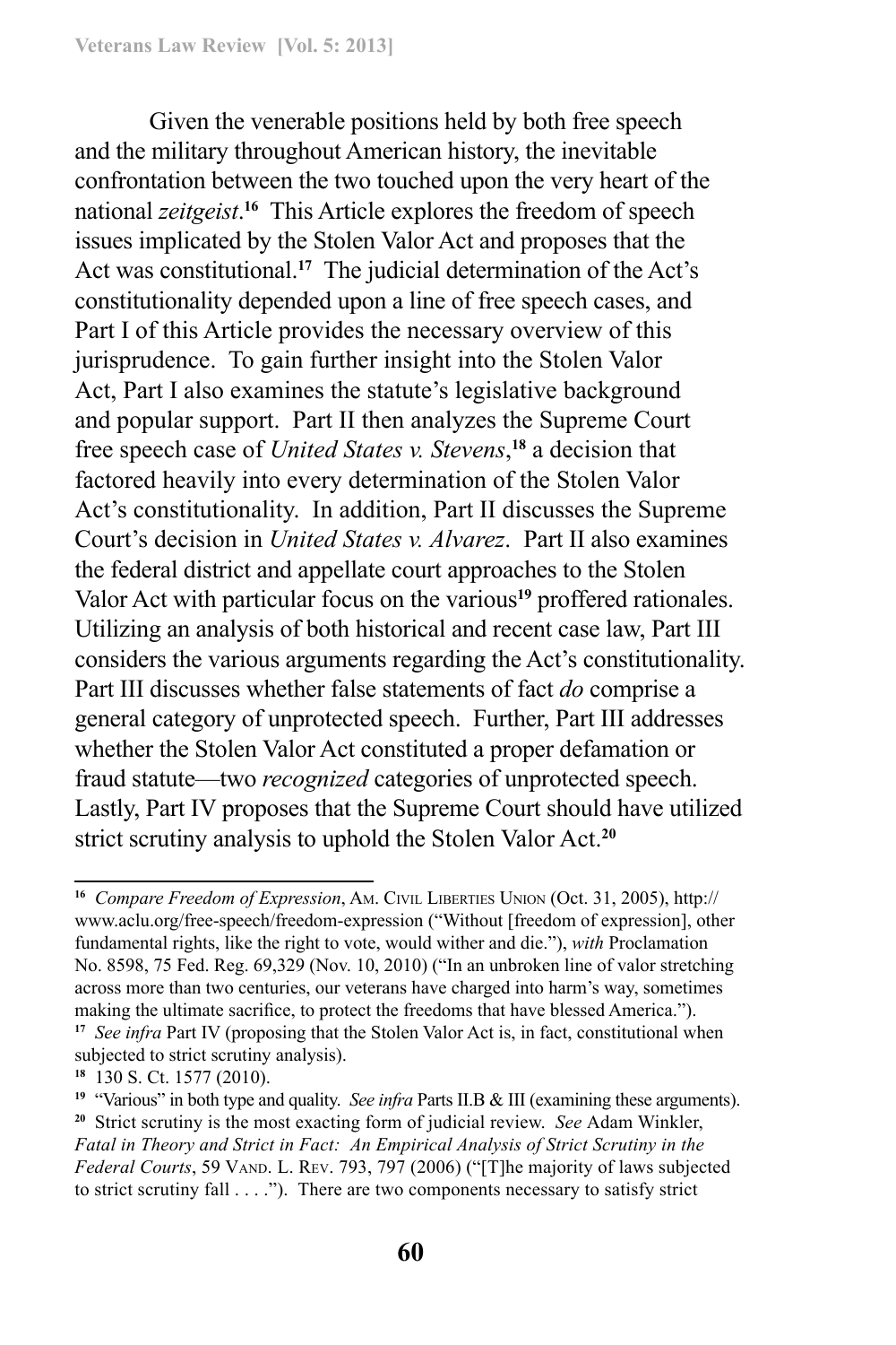Given the venerable positions held by both free speech and the military throughout American history, the inevitable confrontation between the two touched upon the very heart of the national *zeitgeist*.[16] This Article explores the freedom of speech issues implicated by the Stolen Valor Act and proposes that the Act was constitutional.[17] The judicial determination of the Act's constitutionality depended upon a line of free speech cases, and Part I of this Article provides the necessary overview of this jurisprudence. To gain further insight into the Stolen Valor Act, Part I also examines the statute's legislative background and popular support. Part II then analyzes the Supreme Court free speech case of *United States v. Stevens*,[18] a decision that factored heavily into every determination of the Stolen Valor Act's constitutionality. In addition, Part II discusses the Supreme Court's decision in *United States v. Alvarez*. Part II also examines the federal district and appellate court approaches to the Stolen Valor Act with particular focus on the various[19] proffered rationales. Utilizing an analysis of both historical and recent case law, Part III considers the various arguments regarding the Act's constitutionality. Part III discusses whether false statements of fact *do* comprise a general category of unprotected speech. Further, Part III addresses whether the Stolen Valor Act constituted a proper defamation or fraud statute—two *recognized* categories of unprotected speech. Lastly, Part IV proposes that the Supreme Court should have utilized strict scrutiny analysis to uphold the Stolen Valor Act.[20]

---

[16] *Compare Freedom of Expression*, Am. Civil Liberties Union (Oct. 31, 2005), http://www.aclu.org/free-speech/freedom-expression ("Without [freedom of expression], other fundamental rights, like the right to vote, would wither and die."), *with* Proclamation No. 8598, 75 Fed. Reg. 69,329 (Nov. 10, 2010) ("In an unbroken line of valor stretching across more than two centuries, our veterans have charged into harm's way, sometimes making the ultimate sacrifice, to protect the freedoms that have blessed America.").

[17] *See infra* Part IV (proposing that the Stolen Valor Act is, in fact, constitutional when subjected to strict scrutiny analysis).

[18] 130 S. Ct. 1577 (2010).

[19] "Various" in both type and quality. *See infra* Parts II.B & III (examining these arguments).

[20] Strict scrutiny is the most exacting form of judicial review. *See* Adam Winkler, *Fatal in Theory and Strict in Fact: An Empirical Analysis of Strict Scrutiny in the Federal Courts*, 59 Vand. L. Rev. 793, 797 (2006) ("[T]he majority of laws subjected to strict scrutiny fall . . . ."). There are two components necessary to satisfy strict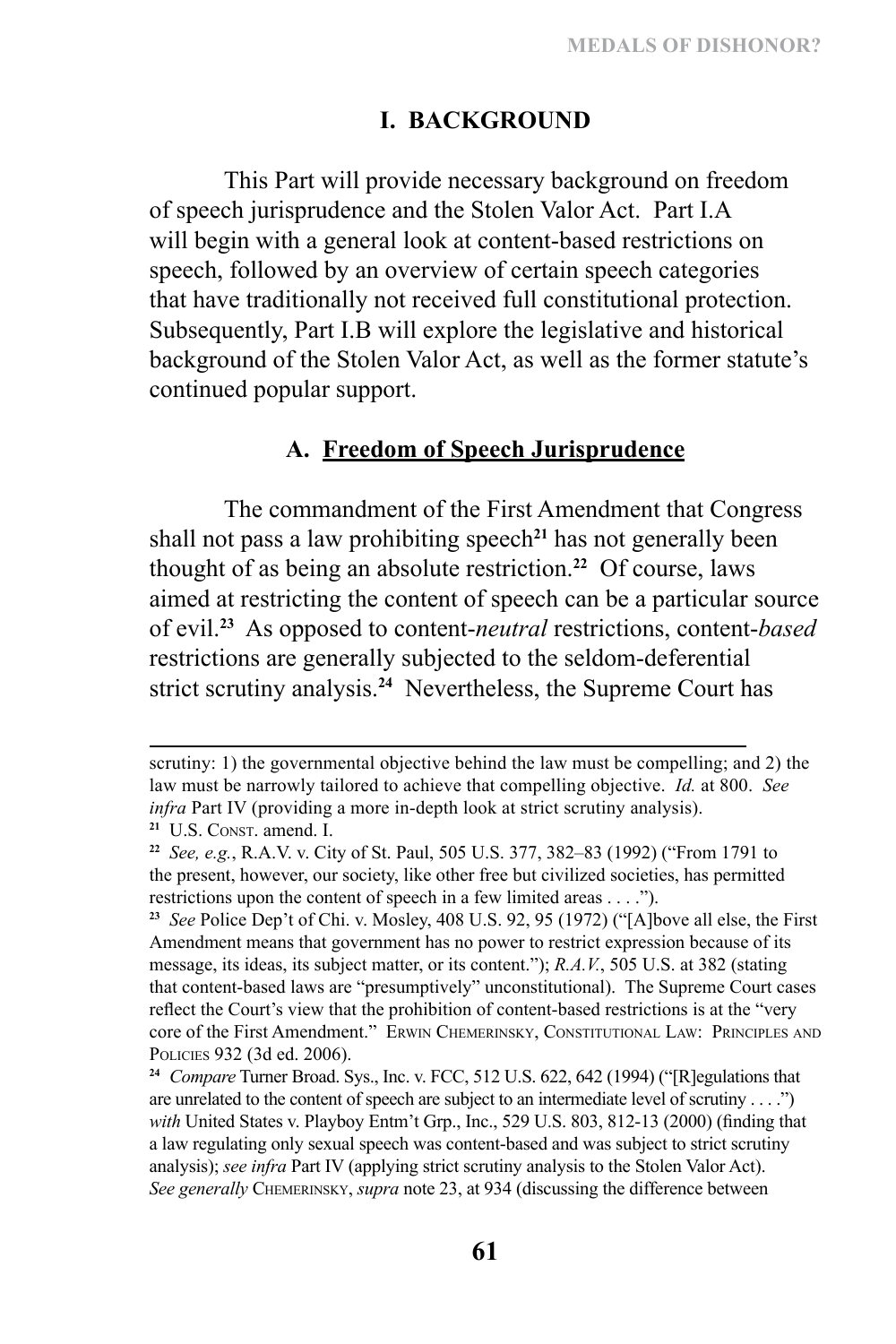# I. BACKGROUND

This Part will provide necessary background on freedom of speech jurisprudence and the Stolen Valor Act. Part I.A will begin with a general look at content-based restrictions on speech, followed by an overview of certain speech categories that have traditionally not received full constitutional protection. Subsequently, Part I.B will explore the legislative and historical background of the Stolen Valor Act, as well as the former statute's continued popular support.

## A. Freedom of Speech Jurisprudence

The commandment of the First Amendment that Congress shall not pass a law prohibiting speech[21] has not generally been thought of as being an absolute restriction.[22] Of course, laws aimed at restricting the content of speech can be a particular source of evil.[23] As opposed to content-*neutral* restrictions, content-*based* restrictions are generally subjected to the seldom-deferential strict scrutiny analysis.[24] Nevertheless, the Supreme Court has

---

scrutiny: 1) the governmental objective behind the law must be compelling; and 2) the law must be narrowly tailored to achieve that compelling objective. *Id.* at 800. *See infra* Part IV (providing a more in-depth look at strict scrutiny analysis).

[21] U.S. CONST. amend. I.

[22] *See, e.g.*, R.A.V. v. City of St. Paul, 505 U.S. 377, 382–83 (1992) ("From 1791 to the present, however, our society, like other free but civilized societies, has permitted restrictions upon the content of speech in a few limited areas . . . .").

[23] *See* Police Dep't of Chi. v. Mosley, 408 U.S. 92, 95 (1972) ("[A]bove all else, the First Amendment means that government has no power to restrict expression because of its message, its ideas, its subject matter, or its content."); *R.A.V.*, 505 U.S. at 382 (stating that content-based laws are "presumptively" unconstitutional). The Supreme Court cases reflect the Court's view that the prohibition of content-based restrictions is at the "very core of the First Amendment." ERWIN CHEMERINSKY, CONSTITUTIONAL LAW: PRINCIPLES AND POLICIES 932 (3d ed. 2006).

[24] *Compare* Turner Broad. Sys., Inc. v. FCC, 512 U.S. 622, 642 (1994) ("[R]egulations that are unrelated to the content of speech are subject to an intermediate level of scrutiny . . . .") *with* United States v. Playboy Entm't Grp., Inc., 529 U.S. 803, 812-13 (2000) (finding that a law regulating only sexual speech was content-based and was subject to strict scrutiny analysis); *see infra* Part IV (applying strict scrutiny analysis to the Stolen Valor Act). *See generally* CHEMERINSKY, *supra* note 23, at 934 (discussing the difference between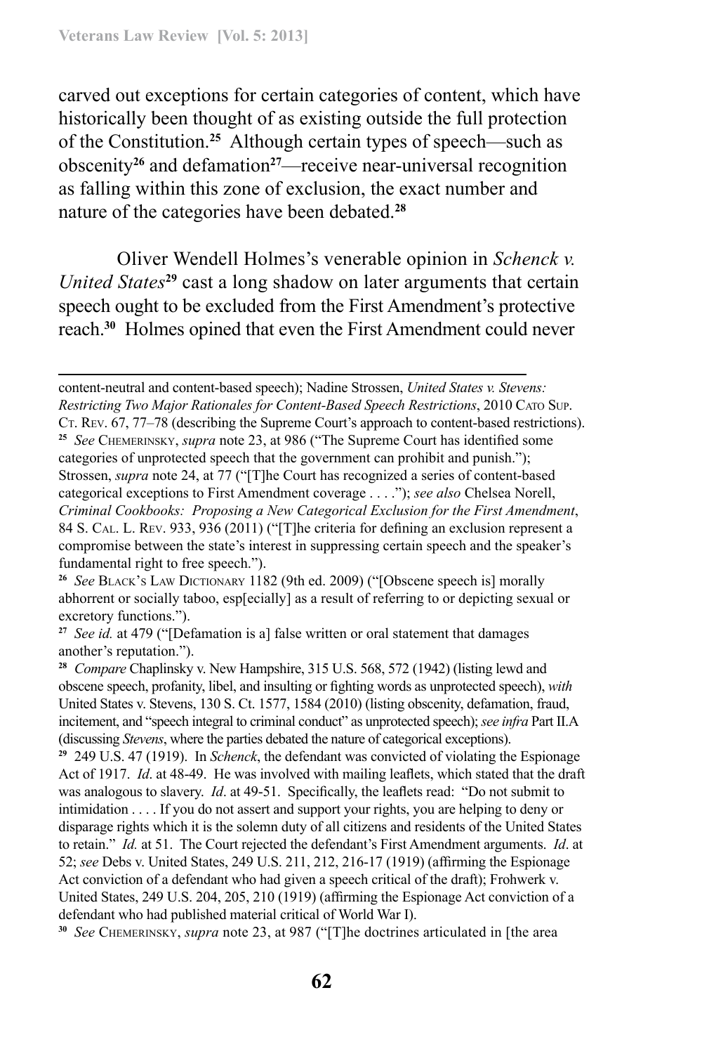carved out exceptions for certain categories of content, which have historically been thought of as existing outside the full protection of the Constitution.[25] Although certain types of speech—such as obscenity[26] and defamation[27]—receive near-universal recognition as falling within this zone of exclusion, the exact number and nature of the categories have been debated.[28]

Oliver Wendell Holmes's venerable opinion in *Schenck v. United States*[29] cast a long shadow on later arguments that certain speech ought to be excluded from the First Amendment's protective reach.[30] Holmes opined that even the First Amendment could never

---

content-neutral and content-based speech); Nadine Strossen, *United States v. Stevens: Restricting Two Major Rationales for Content-Based Speech Restrictions*, 2010 Cato Sup. Ct. Rev. 67, 77–78 (describing the Supreme Court's approach to content-based restrictions).

[25] *See* Chemerinsky, *supra* note 23, at 986 ("The Supreme Court has identified some categories of unprotected speech that the government can prohibit and punish."); Strossen, *supra* note 24, at 77 ("[T]he Court has recognized a series of content-based categorical exceptions to First Amendment coverage . . . ."); *see also* Chelsea Norell, *Criminal Cookbooks: Proposing a New Categorical Exclusion for the First Amendment*, 84 S. Cal. L. Rev. 933, 936 (2011) ("[T]he criteria for defining an exclusion represent a compromise between the state's interest in suppressing certain speech and the speaker's fundamental right to free speech.").

[26] *See* Black's Law Dictionary 1182 (9th ed. 2009) ("[Obscene speech is] morally abhorrent or socially taboo, esp[ecially] as a result of referring to or depicting sexual or excretory functions.").

[27] *See id.* at 479 ("[Defamation is a] false written or oral statement that damages another's reputation.").

[28] *Compare* Chaplinsky v. New Hampshire, 315 U.S. 568, 572 (1942) (listing lewd and obscene speech, profanity, libel, and insulting or fighting words as unprotected speech), *with* United States v. Stevens, 130 S. Ct. 1577, 1584 (2010) (listing obscenity, defamation, fraud, incitement, and "speech integral to criminal conduct" as unprotected speech); *see infra* Part II.A (discussing *Stevens*, where the parties debated the nature of categorical exceptions).

[29] 249 U.S. 47 (1919). In *Schenck*, the defendant was convicted of violating the Espionage Act of 1917. *Id*. at 48-49. He was involved with mailing leaflets, which stated that the draft was analogous to slavery. *Id*. at 49-51. Specifically, the leaflets read: "Do not submit to intimidation . . . . If you do not assert and support your rights, you are helping to deny or disparage rights which it is the solemn duty of all citizens and residents of the United States to retain." *Id.* at 51. The Court rejected the defendant's First Amendment arguments. *Id*. at 52; *see* Debs v. United States, 249 U.S. 211, 212, 216-17 (1919) (affirming the Espionage Act conviction of a defendant who had given a speech critical of the draft); Frohwerk v. United States, 249 U.S. 204, 205, 210 (1919) (affirming the Espionage Act conviction of a defendant who had published material critical of World War I).

[30] *See* Chemerinsky, *supra* note 23, at 987 ("[T]he doctrines articulated in [the area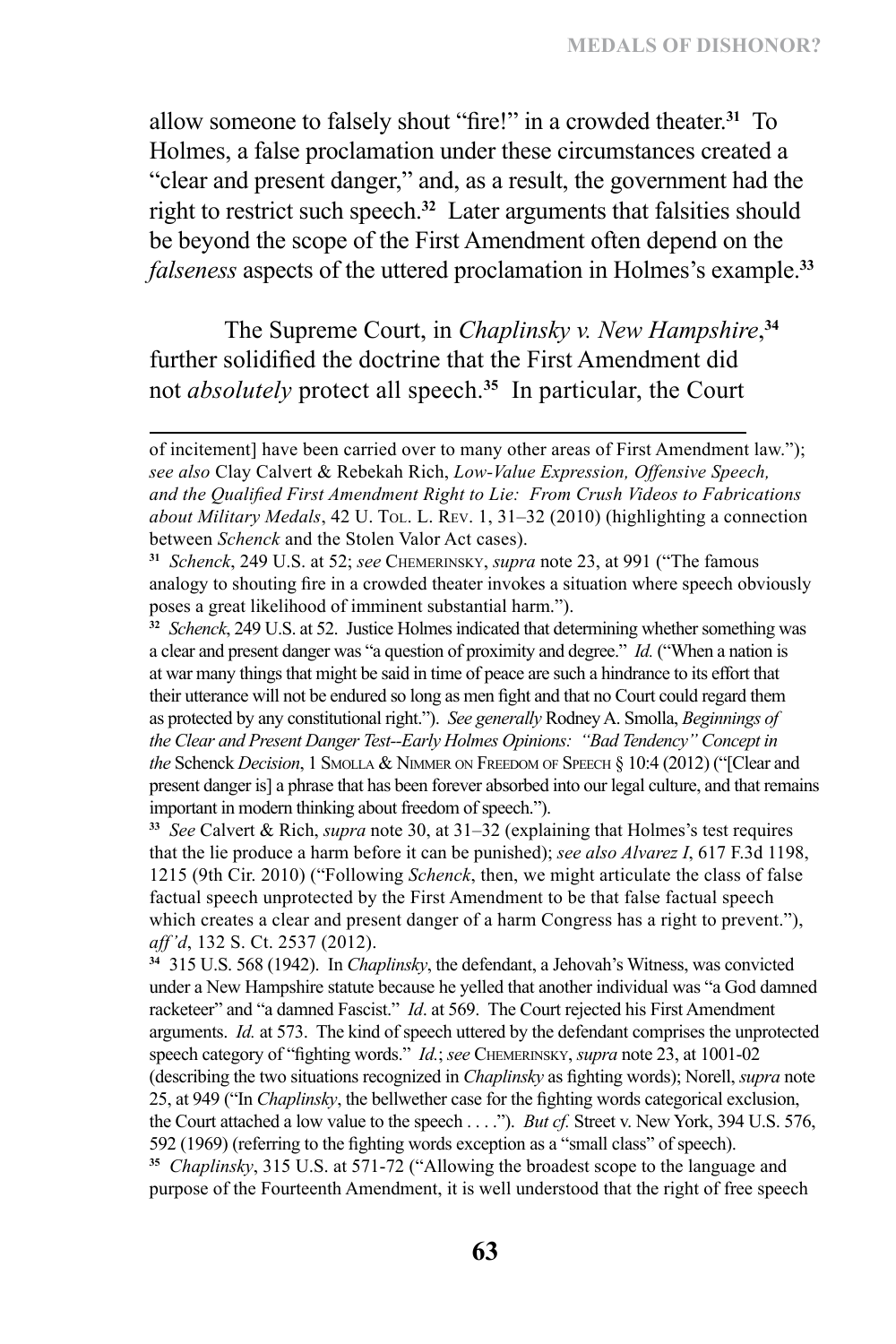allow someone to falsely shout "fire!" in a crowded theater.[31] To Holmes, a false proclamation under these circumstances created a "clear and present danger," and, as a result, the government had the right to restrict such speech.[32] Later arguments that falsities should be beyond the scope of the First Amendment often depend on the *falseness* aspects of the uttered proclamation in Holmes's example.[33]

The Supreme Court, in *Chaplinsky v. New Hampshire*,[34] further solidified the doctrine that the First Amendment did not *absolutely* protect all speech.[35] In particular, the Court

---

of incitement] have been carried over to many other areas of First Amendment law."); *see also* Clay Calvert & Rebekah Rich, *Low-Value Expression, Offensive Speech, and the Qualified First Amendment Right to Lie: From Crush Videos to Fabrications about Military Medals*, 42 U. Tol. L. Rev. 1, 31–32 (2010) (highlighting a connection between *Schenck* and the Stolen Valor Act cases).

[31] *Schenck*, 249 U.S. at 52; *see* Chemerinsky, *supra* note 23, at 991 ("The famous analogy to shouting fire in a crowded theater invokes a situation where speech obviously poses a great likelihood of imminent substantial harm.").

[32] *Schenck*, 249 U.S. at 52. Justice Holmes indicated that determining whether something was a clear and present danger was "a question of proximity and degree." *Id.* ("When a nation is at war many things that might be said in time of peace are such a hindrance to its effort that their utterance will not be endured so long as men fight and that no Court could regard them as protected by any constitutional right."). *See generally* Rodney A. Smolla, *Beginnings of the Clear and Present Danger Test--Early Holmes Opinions: "Bad Tendency" Concept in the* Schenck *Decision*, 1 Smolla & Nimmer on Freedom of Speech § 10:4 (2012) ("[Clear and present danger is] a phrase that has been forever absorbed into our legal culture, and that remains important in modern thinking about freedom of speech.").

[33] *See* Calvert & Rich, *supra* note 30, at 31–32 (explaining that Holmes's test requires that the lie produce a harm before it can be punished); *see also Alvarez I*, 617 F.3d 1198, 1215 (9th Cir. 2010) ("Following *Schenck*, then, we might articulate the class of false factual speech unprotected by the First Amendment to be that false factual speech which creates a clear and present danger of a harm Congress has a right to prevent."), *aff'd*, 132 S. Ct. 2537 (2012).

[34] 315 U.S. 568 (1942). In *Chaplinsky*, the defendant, a Jehovah's Witness, was convicted under a New Hampshire statute because he yelled that another individual was "a God damned racketeer" and "a damned Fascist." *Id*. at 569. The Court rejected his First Amendment arguments. *Id.* at 573. The kind of speech uttered by the defendant comprises the unprotected speech category of "fighting words." *Id.*; *see* Chemerinsky, *supra* note 23, at 1001-02 (describing the two situations recognized in *Chaplinsky* as fighting words); Norell, *supra* note 25, at 949 ("In *Chaplinsky*, the bellwether case for the fighting words categorical exclusion, the Court attached a low value to the speech . . . ."). *But cf.* Street v. New York, 394 U.S. 576, 592 (1969) (referring to the fighting words exception as a "small class" of speech).

[35] *Chaplinsky*, 315 U.S. at 571-72 ("Allowing the broadest scope to the language and purpose of the Fourteenth Amendment, it is well understood that the right of free speech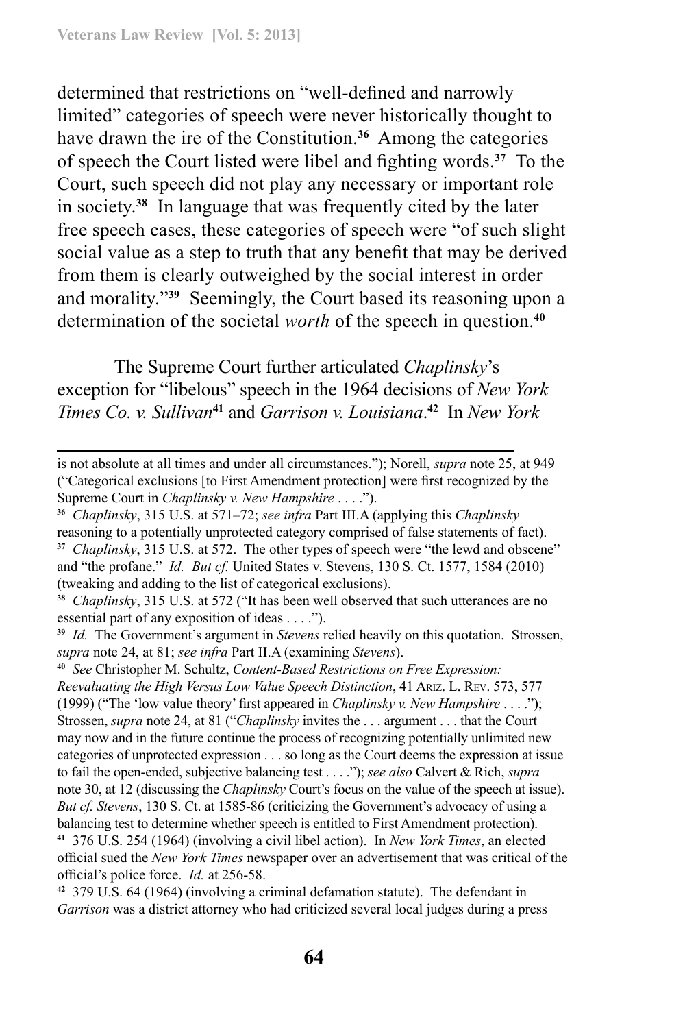determined that restrictions on "well-defined and narrowly limited" categories of speech were never historically thought to have drawn the ire of the Constitution.[36] Among the categories of speech the Court listed were libel and fighting words.[37] To the Court, such speech did not play any necessary or important role in society.[38] In language that was frequently cited by the later free speech cases, these categories of speech were "of such slight social value as a step to truth that any benefit that may be derived from them is clearly outweighed by the social interest in order and morality."[39] Seemingly, the Court based its reasoning upon a determination of the societal *worth* of the speech in question.[40]

The Supreme Court further articulated *Chaplinsky*'s exception for "libelous" speech in the 1964 decisions of *New York Times Co. v. Sullivan*[41] and *Garrison v. Louisiana*.[42] In *New York*

---

is not absolute at all times and under all circumstances."); Norell, *supra* note 25, at 949 ("Categorical exclusions [to First Amendment protection] were first recognized by the Supreme Court in *Chaplinsky v. New Hampshire* . . . .").

[36] *Chaplinsky*, 315 U.S. at 571–72; *see infra* Part III.A (applying this *Chaplinsky* reasoning to a potentially unprotected category comprised of false statements of fact).

[37] *Chaplinsky*, 315 U.S. at 572. The other types of speech were "the lewd and obscene" and "the profane." *Id. But cf.* United States v. Stevens, 130 S. Ct. 1577, 1584 (2010) (tweaking and adding to the list of categorical exclusions).

[38] *Chaplinsky*, 315 U.S. at 572 ("It has been well observed that such utterances are no essential part of any exposition of ideas . . . .").

[39] *Id.* The Government's argument in *Stevens* relied heavily on this quotation. Strossen, *supra* note 24, at 81; *see infra* Part II.A (examining *Stevens*).

[40] *See* Christopher M. Schultz, *Content-Based Restrictions on Free Expression: Reevaluating the High Versus Low Value Speech Distinction*, 41 Ariz. L. Rev. 573, 577 (1999) ("The 'low value theory' first appeared in *Chaplinsky v. New Hampshire* . . . ."); Strossen, *supra* note 24, at 81 ("*Chaplinsky* invites the . . . argument . . . that the Court may now and in the future continue the process of recognizing potentially unlimited new categories of unprotected expression . . . so long as the Court deems the expression at issue to fail the open-ended, subjective balancing test . . . ."); *see also* Calvert & Rich, *supra* note 30, at 12 (discussing the *Chaplinsky* Court's focus on the value of the speech at issue). *But cf. Stevens*, 130 S. Ct. at 1585-86 (criticizing the Government's advocacy of using a balancing test to determine whether speech is entitled to First Amendment protection).

[41] 376 U.S. 254 (1964) (involving a civil libel action). In *New York Times*, an elected official sued the *New York Times* newspaper over an advertisement that was critical of the official's police force. *Id.* at 256-58.

[42] 379 U.S. 64 (1964) (involving a criminal defamation statute). The defendant in *Garrison* was a district attorney who had criticized several local judges during a press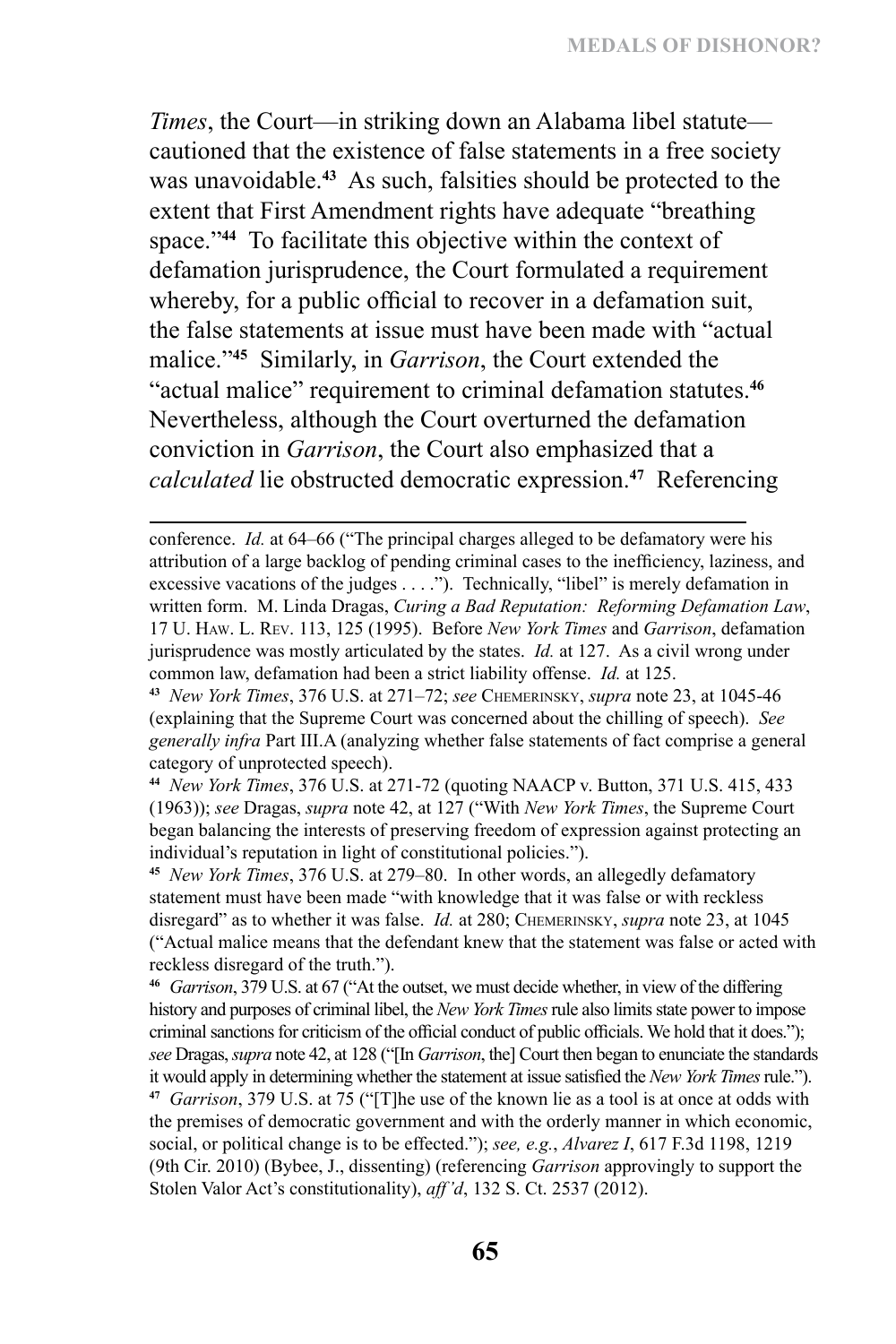*Times*, the Court—in striking down an Alabama libel statute—cautioned that the existence of false statements in a free society was unavoidable.[43] As such, falsities should be protected to the extent that First Amendment rights have adequate "breathing space."[44] To facilitate this objective within the context of defamation jurisprudence, the Court formulated a requirement whereby, for a public official to recover in a defamation suit, the false statements at issue must have been made with "actual malice."[45] Similarly, in *Garrison*, the Court extended the "actual malice" requirement to criminal defamation statutes.[46] Nevertheless, although the Court overturned the defamation conviction in *Garrison*, the Court also emphasized that a *calculated* lie obstructed democratic expression.[47] Referencing

---

conference. *Id.* at 64–66 ("The principal charges alleged to be defamatory were his attribution of a large backlog of pending criminal cases to the inefficiency, laziness, and excessive vacations of the judges . . . ."). Technically, "libel" is merely defamation in written form. M. Linda Dragas, *Curing a Bad Reputation: Reforming Defamation Law*, 17 U. Haw. L. Rev. 113, 125 (1995). Before *New York Times* and *Garrison*, defamation jurisprudence was mostly articulated by the states. *Id.* at 127. As a civil wrong under common law, defamation had been a strict liability offense. *Id.* at 125.

[43] *New York Times*, 376 U.S. at 271–72; *see* Chemerinsky, *supra* note 23, at 1045-46 (explaining that the Supreme Court was concerned about the chilling of speech). *See generally infra* Part III.A (analyzing whether false statements of fact comprise a general category of unprotected speech).

[44] *New York Times*, 376 U.S. at 271-72 (quoting NAACP v. Button, 371 U.S. 415, 433 (1963)); *see* Dragas, *supra* note 42, at 127 ("With *New York Times*, the Supreme Court began balancing the interests of preserving freedom of expression against protecting an individual's reputation in light of constitutional policies.").

[45] *New York Times*, 376 U.S. at 279–80. In other words, an allegedly defamatory statement must have been made "with knowledge that it was false or with reckless disregard" as to whether it was false. *Id.* at 280; Chemerinsky, *supra* note 23, at 1045 ("Actual malice means that the defendant knew that the statement was false or acted with reckless disregard of the truth.").

[46] *Garrison*, 379 U.S. at 67 ("At the outset, we must decide whether, in view of the differing history and purposes of criminal libel, the *New York Times* rule also limits state power to impose criminal sanctions for criticism of the official conduct of public officials. We hold that it does."); *see* Dragas, *supra* note 42, at 128 ("[In *Garrison*, the] Court then began to enunciate the standards it would apply in determining whether the statement at issue satisfied the *New York Times* rule.").

[47] *Garrison*, 379 U.S. at 75 ("[T]he use of the known lie as a tool is at once at odds with the premises of democratic government and with the orderly manner in which economic, social, or political change is to be effected."); *see, e.g.*, *Alvarez I*, 617 F.3d 1198, 1219 (9th Cir. 2010) (Bybee, J., dissenting) (referencing *Garrison* approvingly to support the Stolen Valor Act's constitutionality), *aff'd*, 132 S. Ct. 2537 (2012).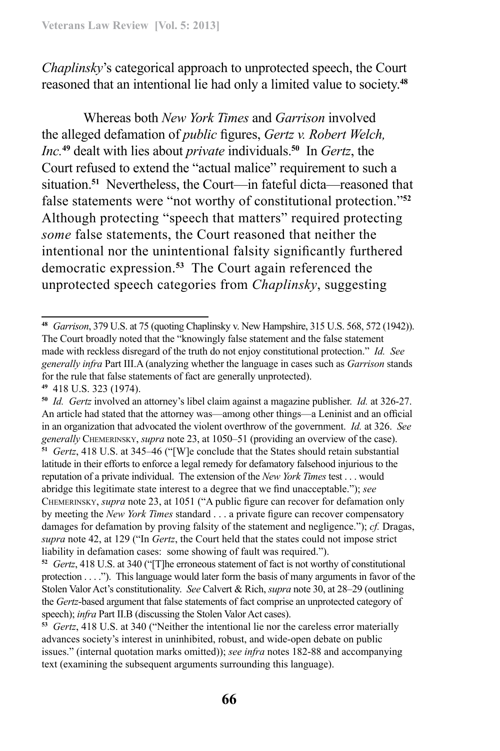*Chaplinsky*'s categorical approach to unprotected speech, the Court reasoned that an intentional lie had only a limited value to society.[48]

Whereas both *New York Times* and *Garrison* involved the alleged defamation of *public* figures, *Gertz v. Robert Welch, Inc.*[49] dealt with lies about *private* individuals.[50] In *Gertz*, the Court refused to extend the "actual malice" requirement to such a situation.[51] Nevertheless, the Court—in fateful dicta—reasoned that false statements were "not worthy of constitutional protection."[52] Although protecting "speech that matters" required protecting *some* false statements, the Court reasoned that neither the intentional nor the unintentional falsity significantly furthered democratic expression.[53] The Court again referenced the unprotected speech categories from *Chaplinsky*, suggesting

---

[48] *Garrison*, 379 U.S. at 75 (quoting Chaplinsky v. New Hampshire, 315 U.S. 568, 572 (1942)). The Court broadly noted that the "knowingly false statement and the false statement made with reckless disregard of the truth do not enjoy constitutional protection." *Id. See generally infra* Part III.A (analyzing whether the language in cases such as *Garrison* stands for the rule that false statements of fact are generally unprotected).

[49] 418 U.S. 323 (1974).

[50] *Id. Gertz* involved an attorney's libel claim against a magazine publisher. *Id.* at 326-27. An article had stated that the attorney was—among other things—a Leninist and an official in an organization that advocated the violent overthrow of the government. *Id.* at 326. *See generally* CHEMERINSKY, *supra* note 23, at 1050–51 (providing an overview of the case).

[51] *Gertz*, 418 U.S. at 345–46 ("[W]e conclude that the States should retain substantial latitude in their efforts to enforce a legal remedy for defamatory falsehood injurious to the reputation of a private individual. The extension of the *New York Times* test . . . would abridge this legitimate state interest to a degree that we find unacceptable."); *see* CHEMERINSKY, *supra* note 23, at 1051 ("A public figure can recover for defamation only by meeting the *New York Times* standard . . . a private figure can recover compensatory damages for defamation by proving falsity of the statement and negligence."); *cf.* Dragas, *supra* note 42, at 129 ("In *Gertz*, the Court held that the states could not impose strict liability in defamation cases: some showing of fault was required.").

[52] *Gertz*, 418 U.S. at 340 ("[T]he erroneous statement of fact is not worthy of constitutional protection . . . ."). This language would later form the basis of many arguments in favor of the Stolen Valor Act's constitutionality. *See* Calvert & Rich, *supra* note 30, at 28–29 (outlining the *Gertz*-based argument that false statements of fact comprise an unprotected category of speech); *infra* Part II.B (discussing the Stolen Valor Act cases).

[53] *Gertz*, 418 U.S. at 340 ("Neither the intentional lie nor the careless error materially advances society's interest in uninhibited, robust, and wide-open debate on public issues." (internal quotation marks omitted)); *see infra* notes 182-88 and accompanying text (examining the subsequent arguments surrounding this language).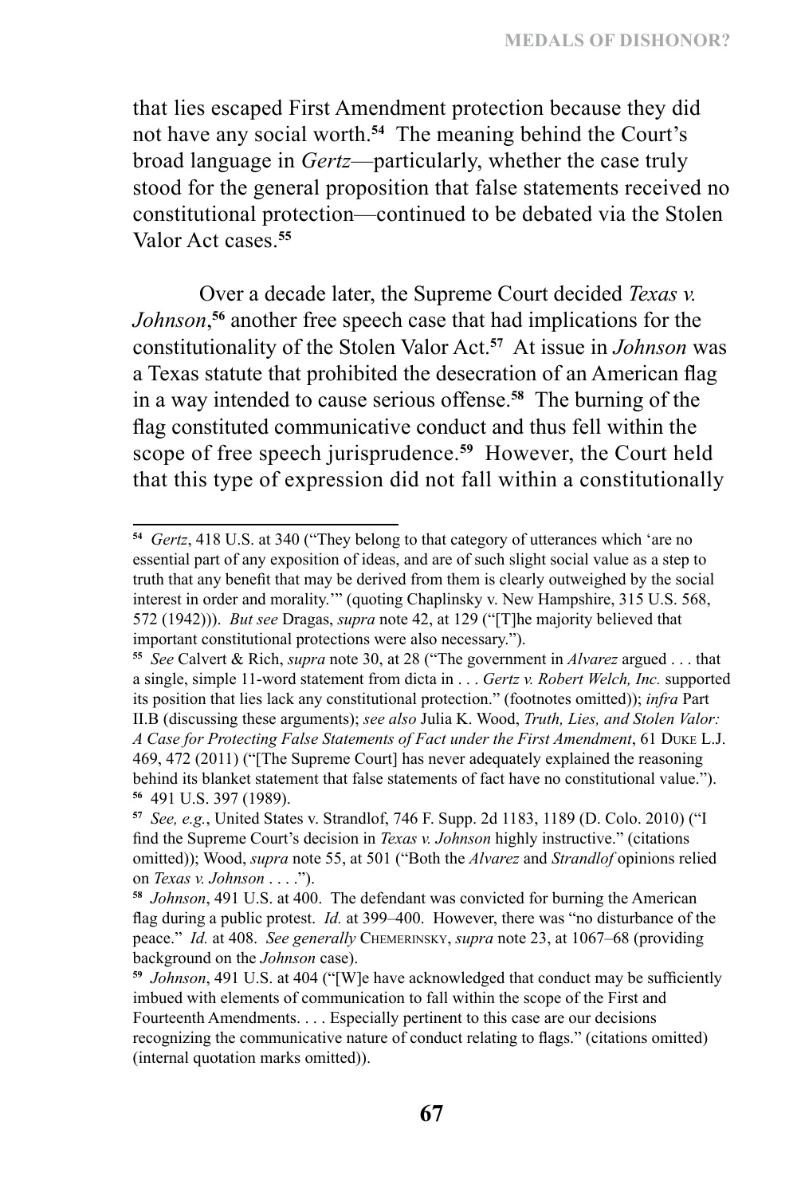that lies escaped First Amendment protection because they did not have any social worth.[54] The meaning behind the Court's broad language in *Gertz*—particularly, whether the case truly stood for the general proposition that false statements received no constitutional protection—continued to be debated via the Stolen Valor Act cases.[55]

Over a decade later, the Supreme Court decided *Texas v. Johnson*,[56] another free speech case that had implications for the constitutionality of the Stolen Valor Act.[57] At issue in *Johnson* was a Texas statute that prohibited the desecration of an American flag in a way intended to cause serious offense.[58] The burning of the flag constituted communicative conduct and thus fell within the scope of free speech jurisprudence.[59] However, the Court held that this type of expression did not fall within a constitutionally

---

[54] *Gertz*, 418 U.S. at 340 ("They belong to that category of utterances which 'are no essential part of any exposition of ideas, and are of such slight social value as a step to truth that any benefit that may be derived from them is clearly outweighed by the social interest in order and morality.'" (quoting Chaplinsky v. New Hampshire, 315 U.S. 568, 572 (1942))). *But see* Dragas, *supra* note 42, at 129 ("[T]he majority believed that important constitutional protections were also necessary.").

[55] *See* Calvert & Rich, *supra* note 30, at 28 ("The government in *Alvarez* argued . . . that a single, simple 11-word statement from dicta in . . . *Gertz v. Robert Welch, Inc.* supported its position that lies lack any constitutional protection." (footnotes omitted)); *infra* Part II.B (discussing these arguments); *see also* Julia K. Wood, *Truth, Lies, and Stolen Valor: A Case for Protecting False Statements of Fact under the First Amendment*, 61 DUKE L.J. 469, 472 (2011) ("[The Supreme Court] has never adequately explained the reasoning behind its blanket statement that false statements of fact have no constitutional value.").

[56] 491 U.S. 397 (1989).

[57] *See, e.g.*, United States v. Strandlof, 746 F. Supp. 2d 1183, 1189 (D. Colo. 2010) ("I find the Supreme Court's decision in *Texas v. Johnson* highly instructive." (citations omitted)); Wood, *supra* note 55, at 501 ("Both the *Alvarez* and *Strandlof* opinions relied on *Texas v. Johnson* . . . .").

[58] *Johnson*, 491 U.S. at 400. The defendant was convicted for burning the American flag during a public protest. *Id.* at 399–400. However, there was "no disturbance of the peace." *Id.* at 408. *See generally* CHEMERINSKY, *supra* note 23, at 1067–68 (providing background on the *Johnson* case).

[59] *Johnson*, 491 U.S. at 404 ("[W]e have acknowledged that conduct may be sufficiently imbued with elements of communication to fall within the scope of the First and Fourteenth Amendments. . . . Especially pertinent to this case are our decisions recognizing the communicative nature of conduct relating to flags." (citations omitted) (internal quotation marks omitted)).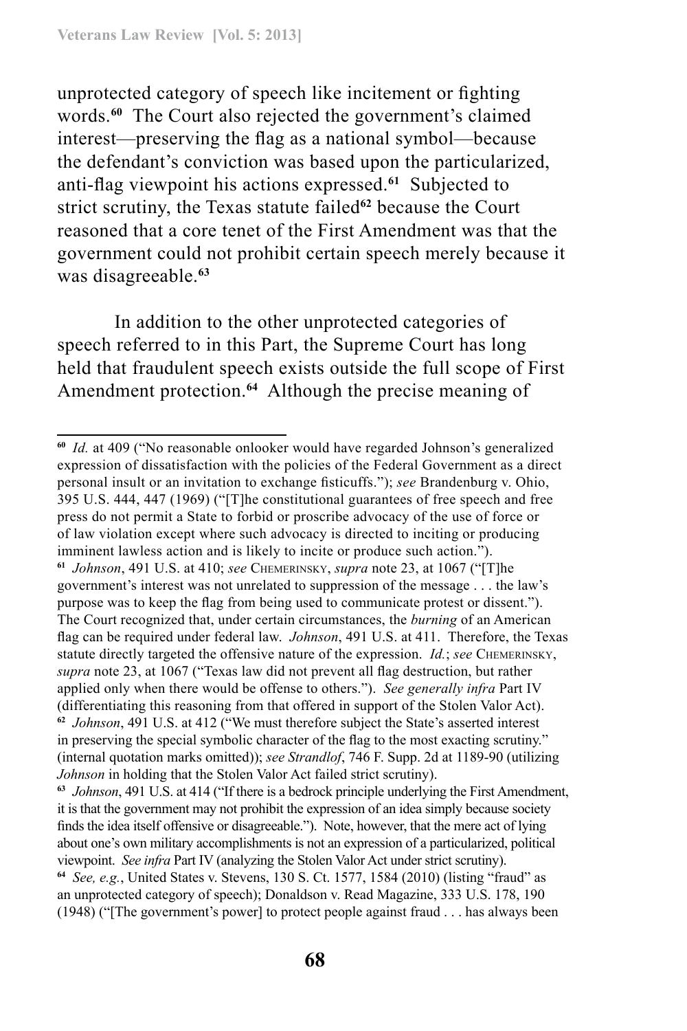unprotected category of speech like incitement or fighting words.[60] The Court also rejected the government's claimed interest—preserving the flag as a national symbol—because the defendant's conviction was based upon the particularized, anti-flag viewpoint his actions expressed.[61] Subjected to strict scrutiny, the Texas statute failed[62] because the Court reasoned that a core tenet of the First Amendment was that the government could not prohibit certain speech merely because it was disagreeable.[63]

In addition to the other unprotected categories of speech referred to in this Part, the Supreme Court has long held that fraudulent speech exists outside the full scope of First Amendment protection.[64] Although the precise meaning of

---

[60] *Id.* at 409 ("No reasonable onlooker would have regarded Johnson's generalized expression of dissatisfaction with the policies of the Federal Government as a direct personal insult or an invitation to exchange fisticuffs."); *see* Brandenburg v. Ohio, 395 U.S. 444, 447 (1969) ("[T]he constitutional guarantees of free speech and free press do not permit a State to forbid or proscribe advocacy of the use of force or of law violation except where such advocacy is directed to inciting or producing imminent lawless action and is likely to incite or produce such action.").

[61] *Johnson*, 491 U.S. at 410; *see* CHEMERINSKY, *supra* note 23, at 1067 ("[T]he government's interest was not unrelated to suppression of the message . . . the law's purpose was to keep the flag from being used to communicate protest or dissent."). The Court recognized that, under certain circumstances, the *burning* of an American flag can be required under federal law. *Johnson*, 491 U.S. at 411. Therefore, the Texas statute directly targeted the offensive nature of the expression. *Id.*; *see* CHEMERINSKY, *supra* note 23, at 1067 ("Texas law did not prevent all flag destruction, but rather applied only when there would be offense to others."). *See generally infra* Part IV (differentiating this reasoning from that offered in support of the Stolen Valor Act).

[62] *Johnson*, 491 U.S. at 412 ("We must therefore subject the State's asserted interest in preserving the special symbolic character of the flag to the most exacting scrutiny." (internal quotation marks omitted)); *see Strandlof*, 746 F. Supp. 2d at 1189-90 (utilizing *Johnson* in holding that the Stolen Valor Act failed strict scrutiny).

[63] *Johnson*, 491 U.S. at 414 ("If there is a bedrock principle underlying the First Amendment, it is that the government may not prohibit the expression of an idea simply because society finds the idea itself offensive or disagreeable."). Note, however, that the mere act of lying about one's own military accomplishments is not an expression of a particularized, political viewpoint. *See infra* Part IV (analyzing the Stolen Valor Act under strict scrutiny).

[64] *See, e.g.*, United States v. Stevens, 130 S. Ct. 1577, 1584 (2010) (listing "fraud" as an unprotected category of speech); Donaldson v. Read Magazine, 333 U.S. 178, 190 (1948) ("[The government's power] to protect people against fraud . . . has always been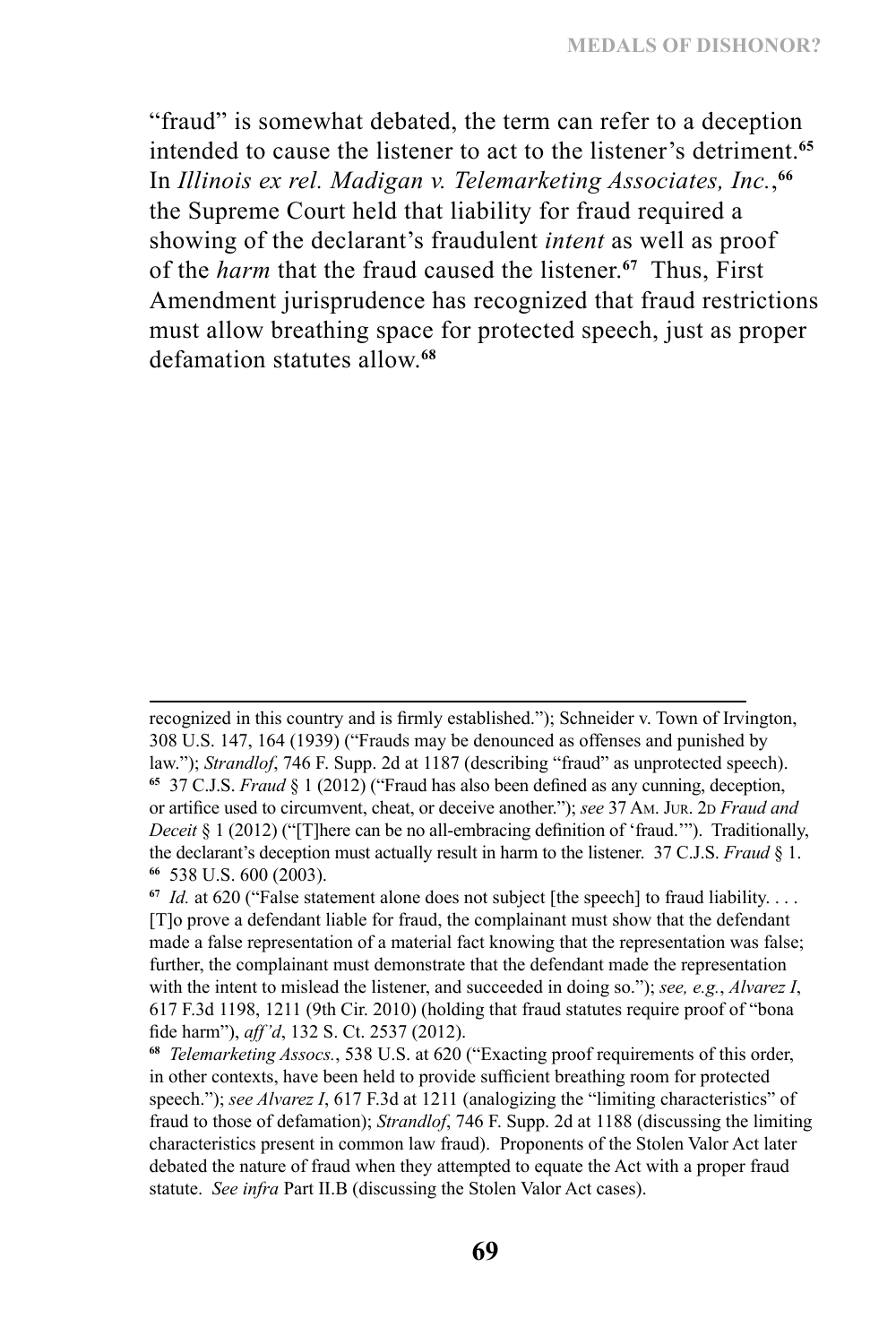"fraud" is somewhat debated, the term can refer to a deception intended to cause the listener to act to the listener's detriment.[65] In *Illinois ex rel. Madigan v. Telemarketing Associates, Inc.*,[66] the Supreme Court held that liability for fraud required a showing of the declarant's fraudulent *intent* as well as proof of the *harm* that the fraud caused the listener.[67] Thus, First Amendment jurisprudence has recognized that fraud restrictions must allow breathing space for protected speech, just as proper defamation statutes allow.[68]

---

recognized in this country and is firmly established."); Schneider v. Town of Irvington, 308 U.S. 147, 164 (1939) ("Frauds may be denounced as offenses and punished by law."); *Strandlof*, 746 F. Supp. 2d at 1187 (describing "fraud" as unprotected speech).

[65] 37 C.J.S. *Fraud* § 1 (2012) ("Fraud has also been defined as any cunning, deception, or artifice used to circumvent, cheat, or deceive another."); *see* 37 Am. Jur. 2d *Fraud and Deceit* § 1 (2012) ("[T]here can be no all-embracing definition of 'fraud.'"). Traditionally, the declarant's deception must actually result in harm to the listener. 37 C.J.S. *Fraud* § 1.

[66] 538 U.S. 600 (2003).

[67] *Id.* at 620 ("False statement alone does not subject [the speech] to fraud liability. . . . [T]o prove a defendant liable for fraud, the complainant must show that the defendant made a false representation of a material fact knowing that the representation was false; further, the complainant must demonstrate that the defendant made the representation with the intent to mislead the listener, and succeeded in doing so."); *see, e.g.*, *Alvarez I*, 617 F.3d 1198, 1211 (9th Cir. 2010) (holding that fraud statutes require proof of "bona fide harm"), *aff'd*, 132 S. Ct. 2537 (2012).

[68] *Telemarketing Assocs.*, 538 U.S. at 620 ("Exacting proof requirements of this order, in other contexts, have been held to provide sufficient breathing room for protected speech."); *see Alvarez I*, 617 F.3d at 1211 (analogizing the "limiting characteristics" of fraud to those of defamation); *Strandlof*, 746 F. Supp. 2d at 1188 (discussing the limiting characteristics present in common law fraud). Proponents of the Stolen Valor Act later debated the nature of fraud when they attempted to equate the Act with a proper fraud statute. *See infra* Part II.B (discussing the Stolen Valor Act cases).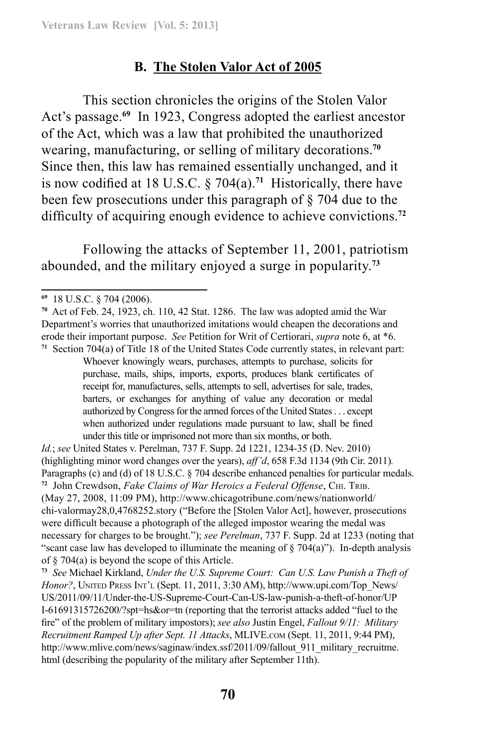### B. The Stolen Valor Act of 2005

This section chronicles the origins of the Stolen Valor Act's passage.[69] In 1923, Congress adopted the earliest ancestor of the Act, which was a law that prohibited the unauthorized wearing, manufacturing, or selling of military decorations.[70] Since then, this law has remained essentially unchanged, and it is now codified at 18 U.S.C. § 704(a).[71] Historically, there have been few prosecutions under this paragraph of § 704 due to the difficulty of acquiring enough evidence to achieve convictions.[72]

Following the attacks of September 11, 2001, patriotism abounded, and the military enjoyed a surge in popularity.[73]

---

[69] 18 U.S.C. § 704 (2006).

[70] Act of Feb. 24, 1923, ch. 110, 42 Stat. 1286. The law was adopted amid the War Department's worries that unauthorized imitations would cheapen the decorations and erode their important purpose. *See* Petition for Writ of Certiorari, *supra* note 6, at *6.

[71] Section 704(a) of Title 18 of the United States Code currently states, in relevant part:

> Whoever knowingly wears, purchases, attempts to purchase, solicits for purchase, mails, ships, imports, exports, produces blank certificates of receipt for, manufactures, sells, attempts to sell, advertises for sale, trades, barters, or exchanges for anything of value any decoration or medal authorized by Congress for the armed forces of the United States . . . except when authorized under regulations made pursuant to law, shall be fined under this title or imprisoned not more than six months, or both.

*Id.*; *see* United States v. Perelman, 737 F. Supp. 2d 1221, 1234-35 (D. Nev. 2010) (highlighting minor word changes over the years), *aff'd*, 658 F.3d 1134 (9th Cir. 2011). Paragraphs (c) and (d) of 18 U.S.C. § 704 describe enhanced penalties for particular medals.

[72] John Crewdson, *Fake Claims of War Heroics a Federal Offense*, CHI. TRIB. (May 27, 2008, 11:09 PM), http://www.chicagotribune.com/news/nationworld/chi-valormay28,0,4768252.story ("Before the [Stolen Valor Act], however, prosecutions were difficult because a photograph of the alleged impostor wearing the medal was necessary for charges to be brought."); *see Perelman*, 737 F. Supp. 2d at 1233 (noting that "scant case law has developed to illuminate the meaning of § 704(a)"). In-depth analysis of § 704(a) is beyond the scope of this Article.

[73] *See* Michael Kirkland, *Under the U.S. Supreme Court: Can U.S. Law Punish a Theft of Honor?*, UNITED PRESS INT'L (Sept. 11, 2011, 3:30 AM), http://www.upi.com/Top_News/US/2011/09/11/Under-the-US-Supreme-Court-Can-US-law-punish-a-theft-of-honor/UPI-61691315726200/?spt=hs&or=tn (reporting that the terrorist attacks added "fuel to the fire" of the problem of military impostors); *see also* Justin Engel, *Fallout 9/11: Military Recruitment Ramped Up after Sept. 11 Attacks*, MLIVE.COM (Sept. 11, 2011, 9:44 PM), http://www.mlive.com/news/saginaw/index.ssf/2011/09/fallout_911_military_recruitme.html (describing the popularity of the military after September 11th).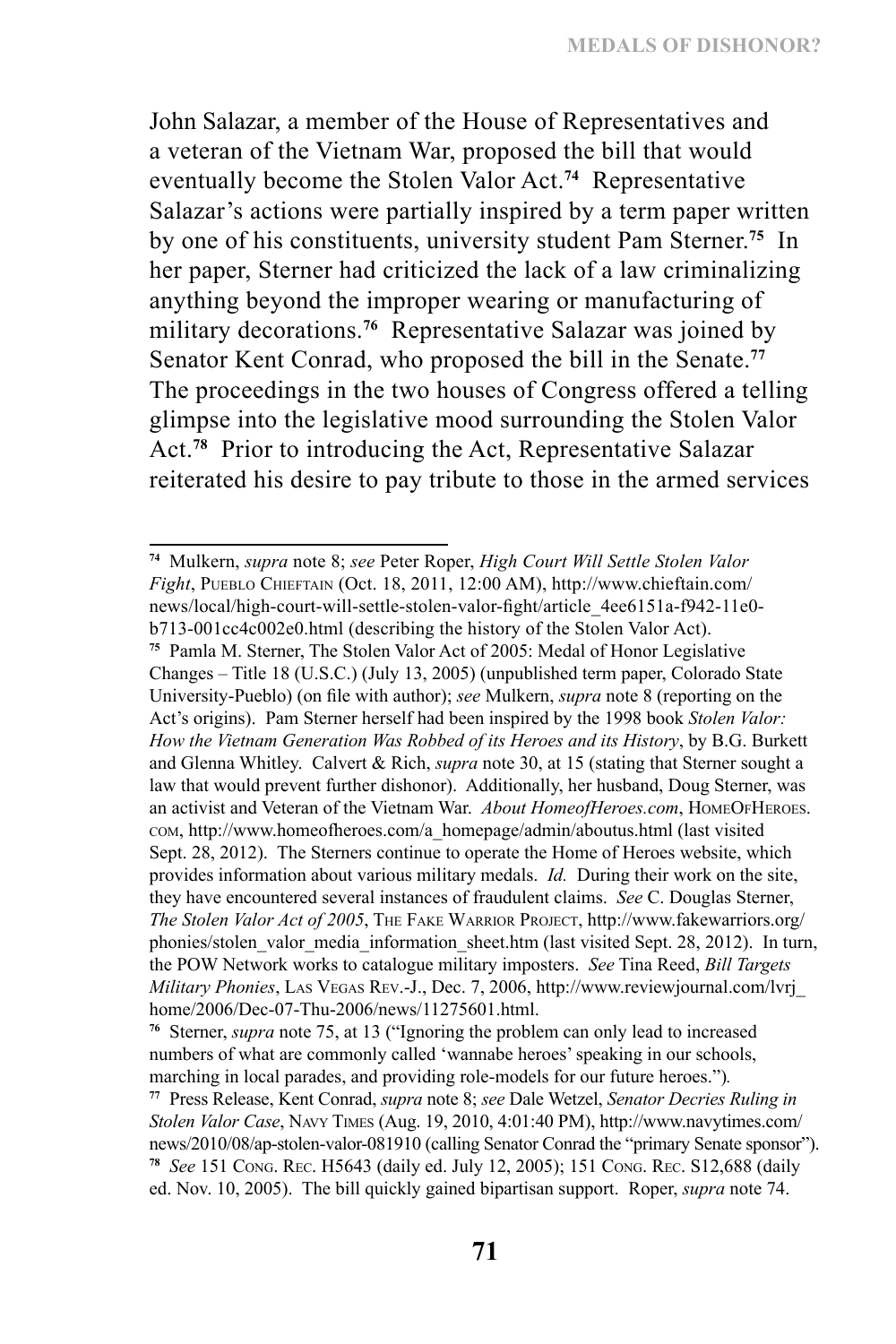John Salazar, a member of the House of Representatives and a veteran of the Vietnam War, proposed the bill that would eventually become the Stolen Valor Act.[74] Representative Salazar's actions were partially inspired by a term paper written by one of his constituents, university student Pam Sterner.[75] In her paper, Sterner had criticized the lack of a law criminalizing anything beyond the improper wearing or manufacturing of military decorations.[76] Representative Salazar was joined by Senator Kent Conrad, who proposed the bill in the Senate.[77] The proceedings in the two houses of Congress offered a telling glimpse into the legislative mood surrounding the Stolen Valor Act.[78] Prior to introducing the Act, Representative Salazar reiterated his desire to pay tribute to those in the armed services

---

[74] Mulkern, *supra* note 8; *see* Peter Roper, *High Court Will Settle Stolen Valor Fight*, Pueblo Chieftain (Oct. 18, 2011, 12:00 AM), http://www.chieftain.com/news/local/high-court-will-settle-stolen-valor-fight/article_4ee6151a-f942-11e0-b713-001cc4c002e0.html (describing the history of the Stolen Valor Act).

[75] Pamla M. Sterner, The Stolen Valor Act of 2005: Medal of Honor Legislative Changes – Title 18 (U.S.C.) (July 13, 2005) (unpublished term paper, Colorado State University-Pueblo) (on file with author); *see* Mulkern, *supra* note 8 (reporting on the Act's origins). Pam Sterner herself had been inspired by the 1998 book *Stolen Valor: How the Vietnam Generation Was Robbed of its Heroes and its History*, by B.G. Burkett and Glenna Whitley. Calvert & Rich, *supra* note 30, at 15 (stating that Sterner sought a law that would prevent further dishonor). Additionally, her husband, Doug Sterner, was an activist and Veteran of the Vietnam War. *About HomeofHeroes.com*, HomeOfHeroes.com, http://www.homeofheroes.com/a_homepage/admin/aboutus.html (last visited Sept. 28, 2012). The Sterners continue to operate the Home of Heroes website, which provides information about various military medals. *Id.* During their work on the site, they have encountered several instances of fraudulent claims. *See* C. Douglas Sterner, *The Stolen Valor Act of 2005*, The Fake Warrior Project, http://www.fakewarriors.org/phonies/stolen_valor_media_information_sheet.htm (last visited Sept. 28, 2012). In turn, the POW Network works to catalogue military imposters. *See* Tina Reed, *Bill Targets Military Phonies*, Las Vegas Rev.-J., Dec. 7, 2006, http://www.reviewjournal.com/lvrj_home/2006/Dec-07-Thu-2006/news/11275601.html.

[76] Sterner, *supra* note 75, at 13 ("Ignoring the problem can only lead to increased numbers of what are commonly called 'wannabe heroes' speaking in our schools, marching in local parades, and providing role-models for our future heroes.").

[77] Press Release, Kent Conrad, *supra* note 8; *see* Dale Wetzel, *Senator Decries Ruling in Stolen Valor Case*, Navy Times (Aug. 19, 2010, 4:01:40 PM), http://www.navytimes.com/news/2010/08/ap-stolen-valor-081910 (calling Senator Conrad the "primary Senate sponsor").

[78] *See* 151 Cong. Rec. H5643 (daily ed. July 12, 2005); 151 Cong. Rec. S12,688 (daily ed. Nov. 10, 2005). The bill quickly gained bipartisan support. Roper, *supra* note 74.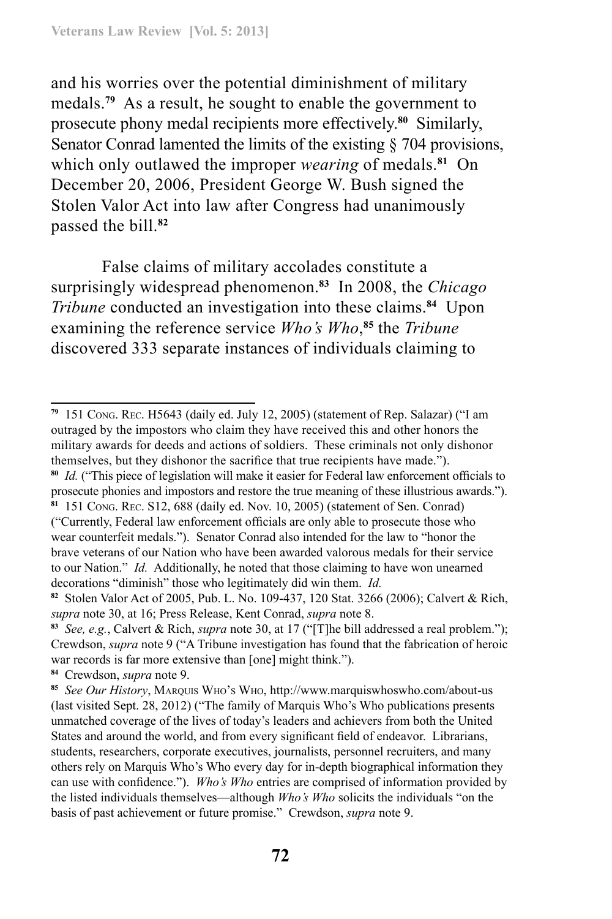and his worries over the potential diminishment of military medals.[79] As a result, he sought to enable the government to prosecute phony medal recipients more effectively.[80] Similarly, Senator Conrad lamented the limits of the existing § 704 provisions, which only outlawed the improper *wearing* of medals.[81] On December 20, 2006, President George W. Bush signed the Stolen Valor Act into law after Congress had unanimously passed the bill.[82]

False claims of military accolades constitute a surprisingly widespread phenomenon.[83] In 2008, the *Chicago Tribune* conducted an investigation into these claims.[84] Upon examining the reference service *Who's Who*,[85] the *Tribune* discovered 333 separate instances of individuals claiming to

---

[79] 151 Cong. Rec. H5643 (daily ed. July 12, 2005) (statement of Rep. Salazar) ("I am outraged by the impostors who claim they have received this and other honors the military awards for deeds and actions of soldiers. These criminals not only dishonor themselves, but they dishonor the sacrifice that true recipients have made.").

[80] *Id.* ("This piece of legislation will make it easier for Federal law enforcement officials to prosecute phonies and impostors and restore the true meaning of these illustrious awards.").

[81] 151 Cong. Rec. S12, 688 (daily ed. Nov. 10, 2005) (statement of Sen. Conrad) ("Currently, Federal law enforcement officials are only able to prosecute those who wear counterfeit medals."). Senator Conrad also intended for the law to "honor the brave veterans of our Nation who have been awarded valorous medals for their service to our Nation." *Id.* Additionally, he noted that those claiming to have won unearned decorations "diminish" those who legitimately did win them. *Id.*

[82] Stolen Valor Act of 2005, Pub. L. No. 109-437, 120 Stat. 3266 (2006); Calvert & Rich, *supra* note 30, at 16; Press Release, Kent Conrad, *supra* note 8.

[83] *See, e.g.*, Calvert & Rich, *supra* note 30, at 17 ("[T]he bill addressed a real problem."); Crewdson, *supra* note 9 ("A Tribune investigation has found that the fabrication of heroic war records is far more extensive than [one] might think.").

[84] Crewdson, *supra* note 9.

[85] *See Our History*, Marquis Who's Who, http://www.marquiswhoswho.com/about-us (last visited Sept. 28, 2012) ("The family of Marquis Who's Who publications presents unmatched coverage of the lives of today's leaders and achievers from both the United States and around the world, and from every significant field of endeavor. Librarians, students, researchers, corporate executives, journalists, personnel recruiters, and many others rely on Marquis Who's Who every day for in-depth biographical information they can use with confidence."). *Who's Who* entries are comprised of information provided by the listed individuals themselves—although *Who's Who* solicits the individuals "on the basis of past achievement or future promise." Crewdson, *supra* note 9.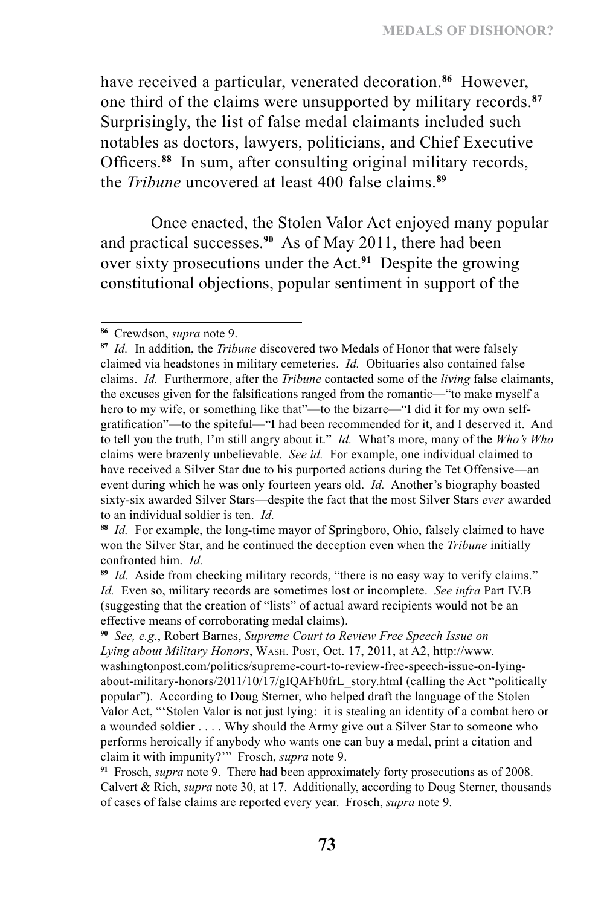have received a particular, venerated decoration.[86] However, one third of the claims were unsupported by military records.[87] Surprisingly, the list of false medal claimants included such notables as doctors, lawyers, politicians, and Chief Executive Officers.[88] In sum, after consulting original military records, the *Tribune* uncovered at least 400 false claims.[89]

Once enacted, the Stolen Valor Act enjoyed many popular and practical successes.[90] As of May 2011, there had been over sixty prosecutions under the Act.[91] Despite the growing constitutional objections, popular sentiment in support of the

---

[86] Crewdson, *supra* note 9.

[87] *Id.* In addition, the *Tribune* discovered two Medals of Honor that were falsely claimed via headstones in military cemeteries. *Id.* Obituaries also contained false claims. *Id.* Furthermore, after the *Tribune* contacted some of the *living* false claimants, the excuses given for the falsifications ranged from the romantic—"to make myself a hero to my wife, or something like that"—to the bizarre—"I did it for my own self-gratification"—to the spiteful—"I had been recommended for it, and I deserved it. And to tell you the truth, I'm still angry about it." *Id.* What's more, many of the *Who's Who* claims were brazenly unbelievable. *See id.* For example, one individual claimed to have received a Silver Star due to his purported actions during the Tet Offensive—an event during which he was only fourteen years old. *Id.* Another's biography boasted sixty-six awarded Silver Stars—despite the fact that the most Silver Stars *ever* awarded to an individual soldier is ten. *Id.*

[88] *Id.* For example, the long-time mayor of Springboro, Ohio, falsely claimed to have won the Silver Star, and he continued the deception even when the *Tribune* initially confronted him. *Id.*

[89] *Id.* Aside from checking military records, "there is no easy way to verify claims." *Id.* Even so, military records are sometimes lost or incomplete. *See infra* Part IV.B (suggesting that the creation of "lists" of actual award recipients would not be an effective means of corroborating medal claims).

[90] *See, e.g.*, Robert Barnes, *Supreme Court to Review Free Speech Issue on Lying about Military Honors*, Wash. Post, Oct. 17, 2011, at A2, http://www.washingtonpost.com/politics/supreme-court-to-review-free-speech-issue-on-lying-about-military-honors/2011/10/17/gIQAFh0frL_story.html (calling the Act "politically popular"). According to Doug Sterner, who helped draft the language of the Stolen Valor Act, "'Stolen Valor is not just lying: it is stealing an identity of a combat hero or a wounded soldier . . . . Why should the Army give out a Silver Star to someone who performs heroically if anybody who wants one can buy a medal, print a citation and claim it with impunity?'" Frosch, *supra* note 9.

[91] Frosch, *supra* note 9. There had been approximately forty prosecutions as of 2008. Calvert & Rich, *supra* note 30, at 17. Additionally, according to Doug Sterner, thousands of cases of false claims are reported every year. Frosch, *supra* note 9.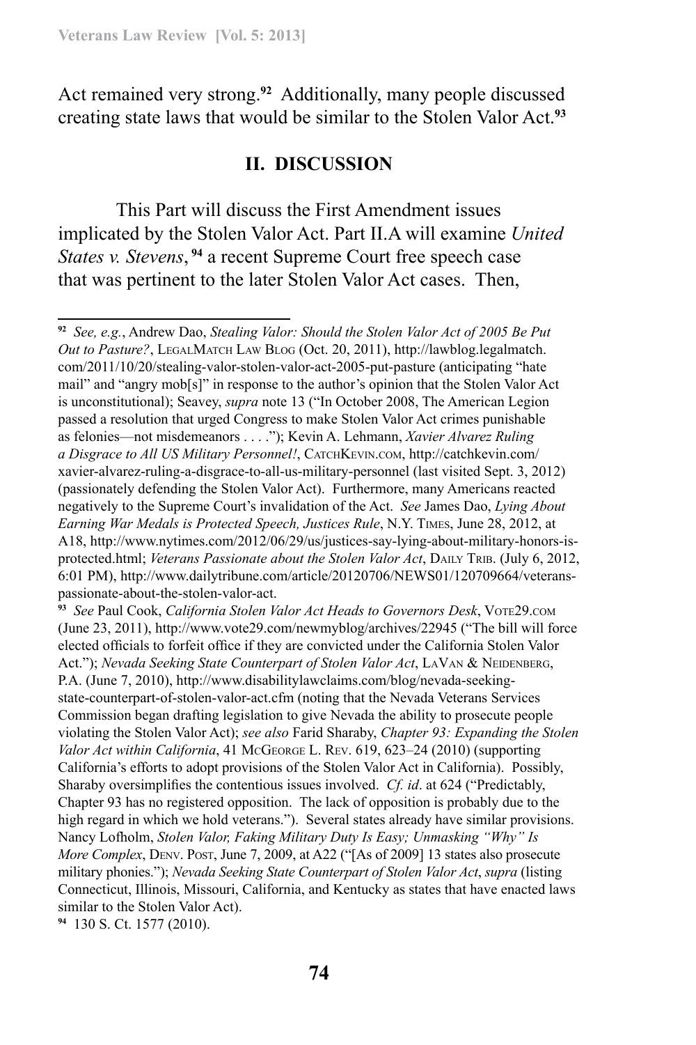Act remained very strong.[92] Additionally, many people discussed creating state laws that would be similar to the Stolen Valor Act.[93]

## II. DISCUSSION

This Part will discuss the First Amendment issues implicated by the Stolen Valor Act. Part II.A will examine *United States v. Stevens*,[94] a recent Supreme Court free speech case that was pertinent to the later Stolen Valor Act cases. Then,

---

[92] *See, e.g.*, Andrew Dao, *Stealing Valor: Should the Stolen Valor Act of 2005 Be Put Out to Pasture?*, LegalMatch Law Blog (Oct. 20, 2011), http://lawblog.legalmatch.com/2011/10/20/stealing-valor-stolen-valor-act-2005-put-pasture (anticipating "hate mail" and "angry mob[s]" in response to the author's opinion that the Stolen Valor Act is unconstitutional); Seavey, *supra* note 13 ("In October 2008, The American Legion passed a resolution that urged Congress to make Stolen Valor Act crimes punishable as felonies—not misdemeanors . . . ."); Kevin A. Lehmann, *Xavier Alvarez Ruling a Disgrace to All US Military Personnel!*, CatchKevin.com, http://catchkevin.com/xavier-alvarez-ruling-a-disgrace-to-all-us-military-personnel (last visited Sept. 3, 2012) (passionately defending the Stolen Valor Act). Furthermore, many Americans reacted negatively to the Supreme Court's invalidation of the Act. *See* James Dao, *Lying About Earning War Medals is Protected Speech, Justices Rule*, N.Y. Times, June 28, 2012, at A18, http://www.nytimes.com/2012/06/29/us/justices-say-lying-about-military-honors-is-protected.html; *Veterans Passionate about the Stolen Valor Act*, Daily Trib. (July 6, 2012, 6:01 PM), http://www.dailytribune.com/article/20120706/NEWS01/120709664/veterans-passionate-about-the-stolen-valor-act.

[93] *See* Paul Cook, *California Stolen Valor Act Heads to Governors Desk*, Vote29.com (June 23, 2011), http://www.vote29.com/newmyblog/archives/22945 ("The bill will force elected officials to forfeit office if they are convicted under the California Stolen Valor Act."); *Nevada Seeking State Counterpart of Stolen Valor Act*, LaVan & Neidenberg, P.A. (June 7, 2010), http://www.disabilitylawclaims.com/blog/nevada-seeking-state-counterpart-of-stolen-valor-act.cfm (noting that the Nevada Veterans Services Commission began drafting legislation to give Nevada the ability to prosecute people violating the Stolen Valor Act); *see also* Farid Sharaby, *Chapter 93: Expanding the Stolen Valor Act within California*, 41 McGeorge L. Rev. 619, 623–24 (2010) (supporting California's efforts to adopt provisions of the Stolen Valor Act in California). Possibly, Sharaby oversimplifies the contentious issues involved. *Cf. id*. at 624 ("Predictably, Chapter 93 has no registered opposition. The lack of opposition is probably due to the high regard in which we hold veterans."). Several states already have similar provisions. Nancy Lofholm, *Stolen Valor, Faking Military Duty Is Easy; Unmasking "Why" Is More Complex*, Denv. Post, June 7, 2009, at A22 ("[As of 2009] 13 states also prosecute military phonies."); *Nevada Seeking State Counterpart of Stolen Valor Act*, *supra* (listing Connecticut, Illinois, Missouri, California, and Kentucky as states that have enacted laws similar to the Stolen Valor Act).

[94] 130 S. Ct. 1577 (2010).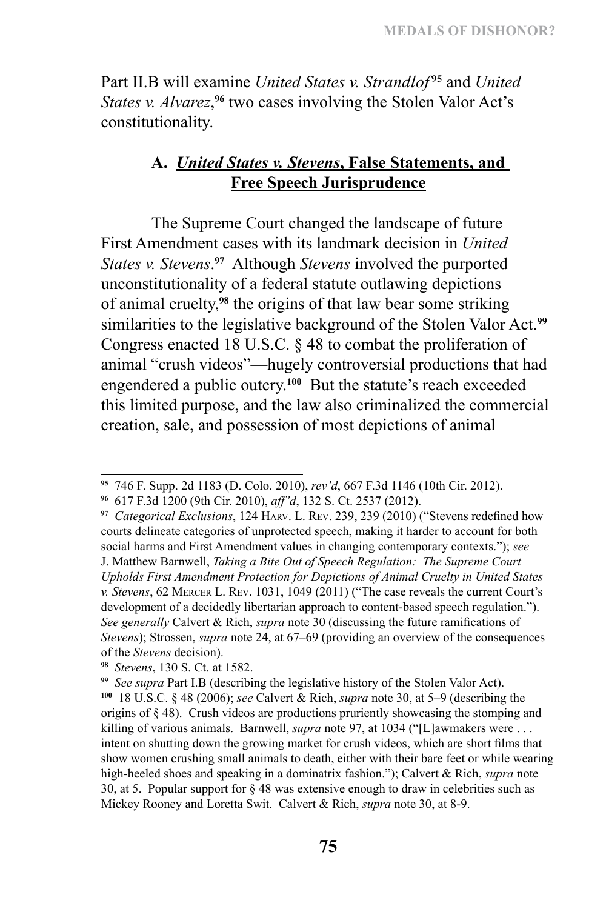Part II.B will examine *United States v. Strandlof*[95] and *United States v. Alvarez*,[96] two cases involving the Stolen Valor Act's constitutionality.

### A. *United States v. Stevens*, False Statements, and Free Speech Jurisprudence

The Supreme Court changed the landscape of future First Amendment cases with its landmark decision in *United States v. Stevens*.[97] Although *Stevens* involved the purported unconstitutionality of a federal statute outlawing depictions of animal cruelty,[98] the origins of that law bear some striking similarities to the legislative background of the Stolen Valor Act.[99] Congress enacted 18 U.S.C. § 48 to combat the proliferation of animal "crush videos"—hugely controversial productions that had engendered a public outcry.[100] But the statute's reach exceeded this limited purpose, and the law also criminalized the commercial creation, sale, and possession of most depictions of animal

---

[95] 746 F. Supp. 2d 1183 (D. Colo. 2010), *rev'd*, 667 F.3d 1146 (10th Cir. 2012).

[96] 617 F.3d 1200 (9th Cir. 2010), *aff'd*, 132 S. Ct. 2537 (2012).

[97] *Categorical Exclusions*, 124 Harv. L. Rev. 239, 239 (2010) ("Stevens redefined how courts delineate categories of unprotected speech, making it harder to account for both social harms and First Amendment values in changing contemporary contexts."); *see* J. Matthew Barnwell, *Taking a Bite Out of Speech Regulation: The Supreme Court Upholds First Amendment Protection for Depictions of Animal Cruelty in United States v. Stevens*, 62 Mercer L. Rev. 1031, 1049 (2011) ("The case reveals the current Court's development of a decidedly libertarian approach to content-based speech regulation."). *See generally* Calvert & Rich, *supra* note 30 (discussing the future ramifications of *Stevens*); Strossen, *supra* note 24, at 67–69 (providing an overview of the consequences of the *Stevens* decision).

[98] *Stevens*, 130 S. Ct. at 1582.

[99] *See supra* Part I.B (describing the legislative history of the Stolen Valor Act).

[100] 18 U.S.C. § 48 (2006); *see* Calvert & Rich, *supra* note 30, at 5–9 (describing the origins of § 48). Crush videos are productions pruriently showcasing the stomping and killing of various animals. Barnwell, *supra* note 97, at 1034 ("[L]awmakers were . . . intent on shutting down the growing market for crush videos, which are short films that show women crushing small animals to death, either with their bare feet or while wearing high-heeled shoes and speaking in a dominatrix fashion."); Calvert & Rich, *supra* note 30, at 5. Popular support for § 48 was extensive enough to draw in celebrities such as Mickey Rooney and Loretta Swit. Calvert & Rich, *supra* note 30, at 8-9.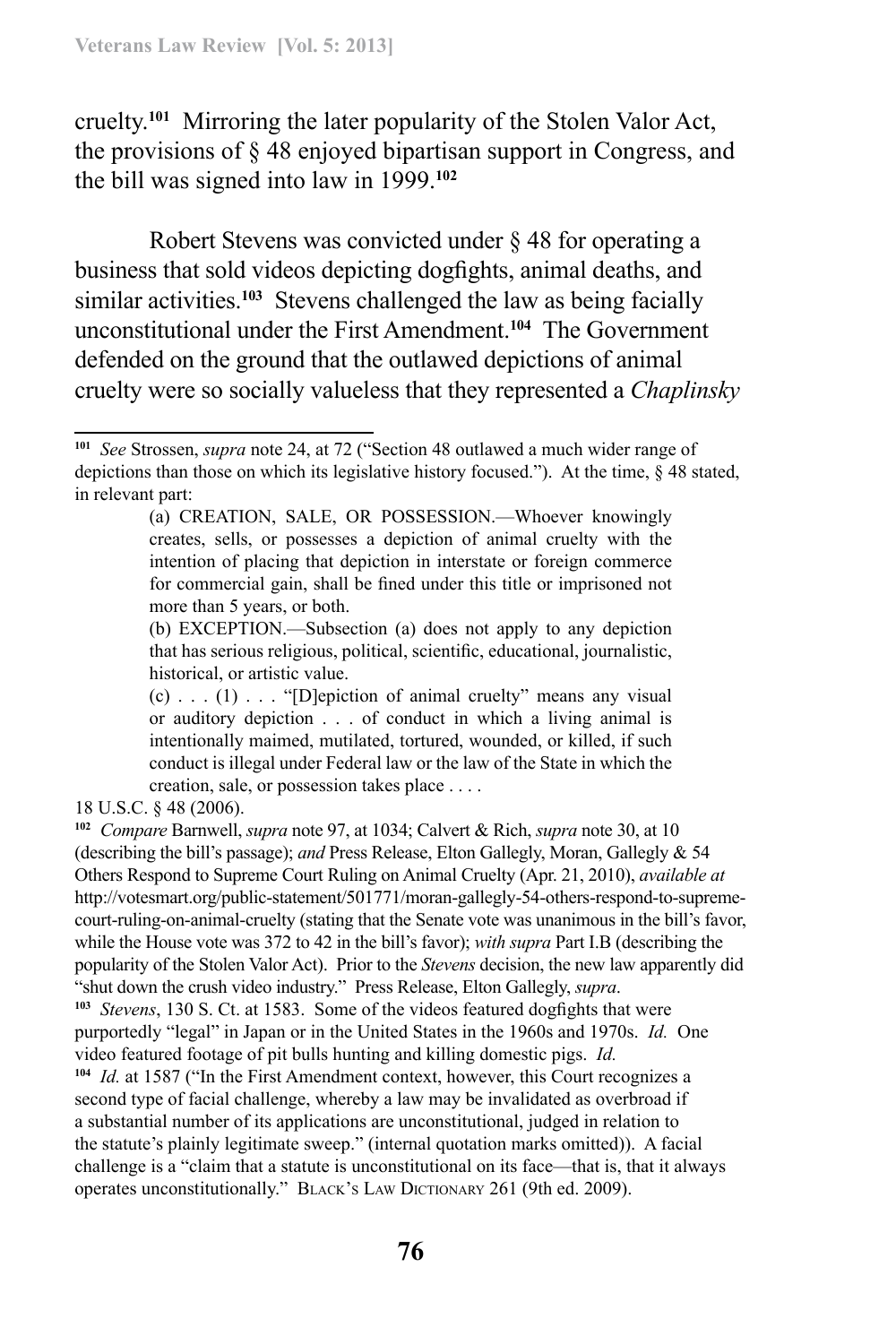cruelty.[101] Mirroring the later popularity of the Stolen Valor Act, the provisions of § 48 enjoyed bipartisan support in Congress, and the bill was signed into law in 1999.[102]

Robert Stevens was convicted under § 48 for operating a business that sold videos depicting dogfights, animal deaths, and similar activities.[103] Stevens challenged the law as being facially unconstitutional under the First Amendment.[104] The Government defended on the ground that the outlawed depictions of animal cruelty were so socially valueless that they represented a *Chaplinsky*

---

[101] *See* Strossen, *supra* note 24, at 72 ("Section 48 outlawed a much wider range of depictions than those on which its legislative history focused."). At the time, § 48 stated, in relevant part:

> (a) CREATION, SALE, OR POSSESSION.—Whoever knowingly creates, sells, or possesses a depiction of animal cruelty with the intention of placing that depiction in interstate or foreign commerce for commercial gain, shall be fined under this title or imprisoned not more than 5 years, or both.
>
> (b) EXCEPTION.—Subsection (a) does not apply to any depiction that has serious religious, political, scientific, educational, journalistic, historical, or artistic value.
>
> (c) . . . (1) . . . "[D]epiction of animal cruelty" means any visual or auditory depiction . . . of conduct in which a living animal is intentionally maimed, mutilated, tortured, wounded, or killed, if such conduct is illegal under Federal law or the law of the State in which the creation, sale, or possession takes place . . . .

18 U.S.C. § 48 (2006).

[102] *Compare* Barnwell, *supra* note 97, at 1034; Calvert & Rich, *supra* note 30, at 10 (describing the bill's passage); *and* Press Release, Elton Gallegly, Moran, Gallegly & 54 Others Respond to Supreme Court Ruling on Animal Cruelty (Apr. 21, 2010), *available at* http://votesmart.org/public-statement/501771/moran-gallegly-54-others-respond-to-supreme-court-ruling-on-animal-cruelty (stating that the Senate vote was unanimous in the bill's favor, while the House vote was 372 to 42 in the bill's favor); *with supra* Part I.B (describing the popularity of the Stolen Valor Act). Prior to the *Stevens* decision, the new law apparently did "shut down the crush video industry." Press Release, Elton Gallegly, *supra*.

[103] *Stevens*, 130 S. Ct. at 1583. Some of the videos featured dogfights that were purportedly "legal" in Japan or in the United States in the 1960s and 1970s. *Id.* One video featured footage of pit bulls hunting and killing domestic pigs. *Id.*

[104] *Id.* at 1587 ("In the First Amendment context, however, this Court recognizes a second type of facial challenge, whereby a law may be invalidated as overbroad if a substantial number of its applications are unconstitutional, judged in relation to the statute's plainly legitimate sweep." (internal quotation marks omitted)). A facial challenge is a "claim that a statute is unconstitutional on its face—that is, that it always operates unconstitutionally." Black's Law Dictionary 261 (9th ed. 2009).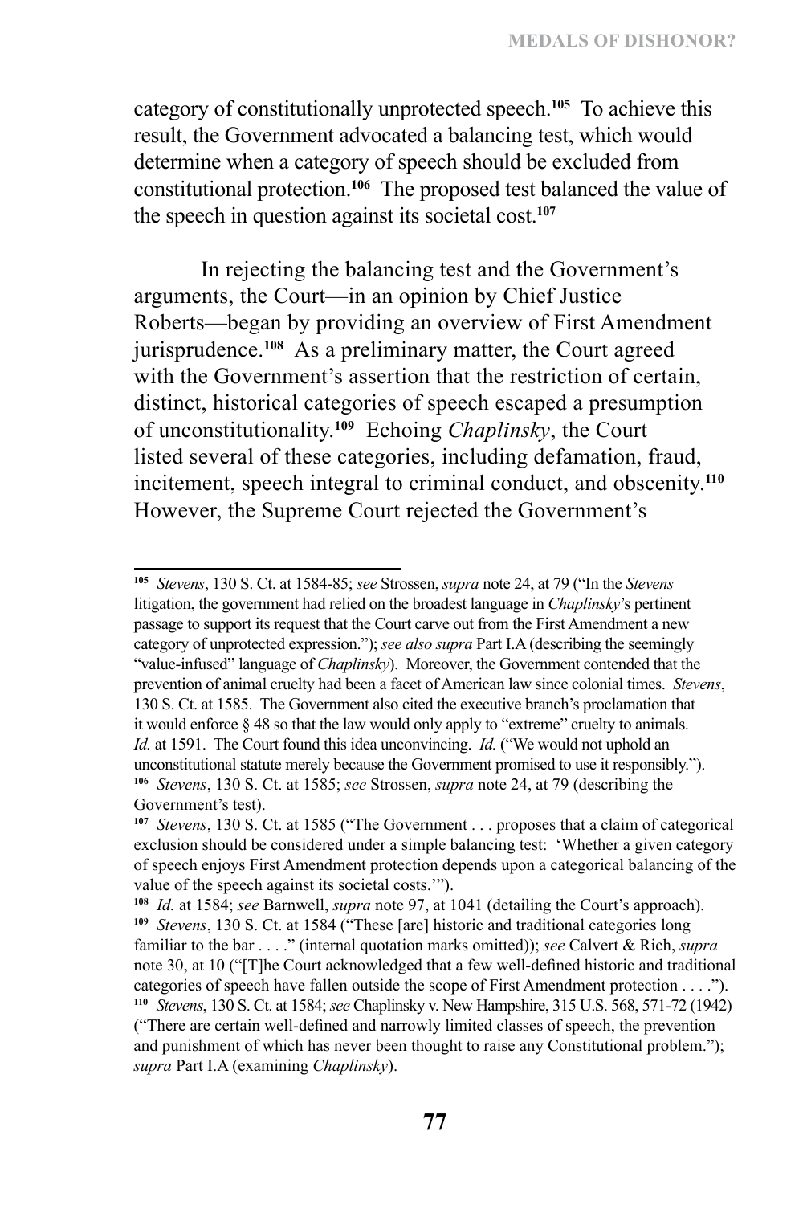category of constitutionally unprotected speech.[105] To achieve this result, the Government advocated a balancing test, which would determine when a category of speech should be excluded from constitutional protection.[106] The proposed test balanced the value of the speech in question against its societal cost.[107]

In rejecting the balancing test and the Government's arguments, the Court—in an opinion by Chief Justice Roberts—began by providing an overview of First Amendment jurisprudence.[108] As a preliminary matter, the Court agreed with the Government's assertion that the restriction of certain, distinct, historical categories of speech escaped a presumption of unconstitutionality.[109] Echoing *Chaplinsky*, the Court listed several of these categories, including defamation, fraud, incitement, speech integral to criminal conduct, and obscenity.[110] However, the Supreme Court rejected the Government's

---

[105] *Stevens*, 130 S. Ct. at 1584-85; *see* Strossen, *supra* note 24, at 79 ("In the *Stevens* litigation, the government had relied on the broadest language in *Chaplinsky*'s pertinent passage to support its request that the Court carve out from the First Amendment a new category of unprotected expression."); *see also supra* Part I.A (describing the seemingly "value-infused" language of *Chaplinsky*). Moreover, the Government contended that the prevention of animal cruelty had been a facet of American law since colonial times. *Stevens*, 130 S. Ct. at 1585. The Government also cited the executive branch's proclamation that it would enforce § 48 so that the law would only apply to "extreme" cruelty to animals. *Id.* at 1591. The Court found this idea unconvincing. *Id.* ("We would not uphold an unconstitutional statute merely because the Government promised to use it responsibly.").

[106] *Stevens*, 130 S. Ct. at 1585; *see* Strossen, *supra* note 24, at 79 (describing the Government's test).

[107] *Stevens*, 130 S. Ct. at 1585 ("The Government . . . proposes that a claim of categorical exclusion should be considered under a simple balancing test: 'Whether a given category of speech enjoys First Amendment protection depends upon a categorical balancing of the value of the speech against its societal costs.'").

[108] *Id.* at 1584; *see* Barnwell, *supra* note 97, at 1041 (detailing the Court's approach).

[109] *Stevens*, 130 S. Ct. at 1584 ("These [are] historic and traditional categories long familiar to the bar . . . ." (internal quotation marks omitted)); *see* Calvert & Rich, *supra* note 30, at 10 ("[T]he Court acknowledged that a few well-defined historic and traditional categories of speech have fallen outside the scope of First Amendment protection . . . .").

[110] *Stevens*, 130 S. Ct. at 1584; *see* Chaplinsky v. New Hampshire, 315 U.S. 568, 571-72 (1942) ("There are certain well-defined and narrowly limited classes of speech, the prevention and punishment of which has never been thought to raise any Constitutional problem."); *supra* Part I.A (examining *Chaplinsky*).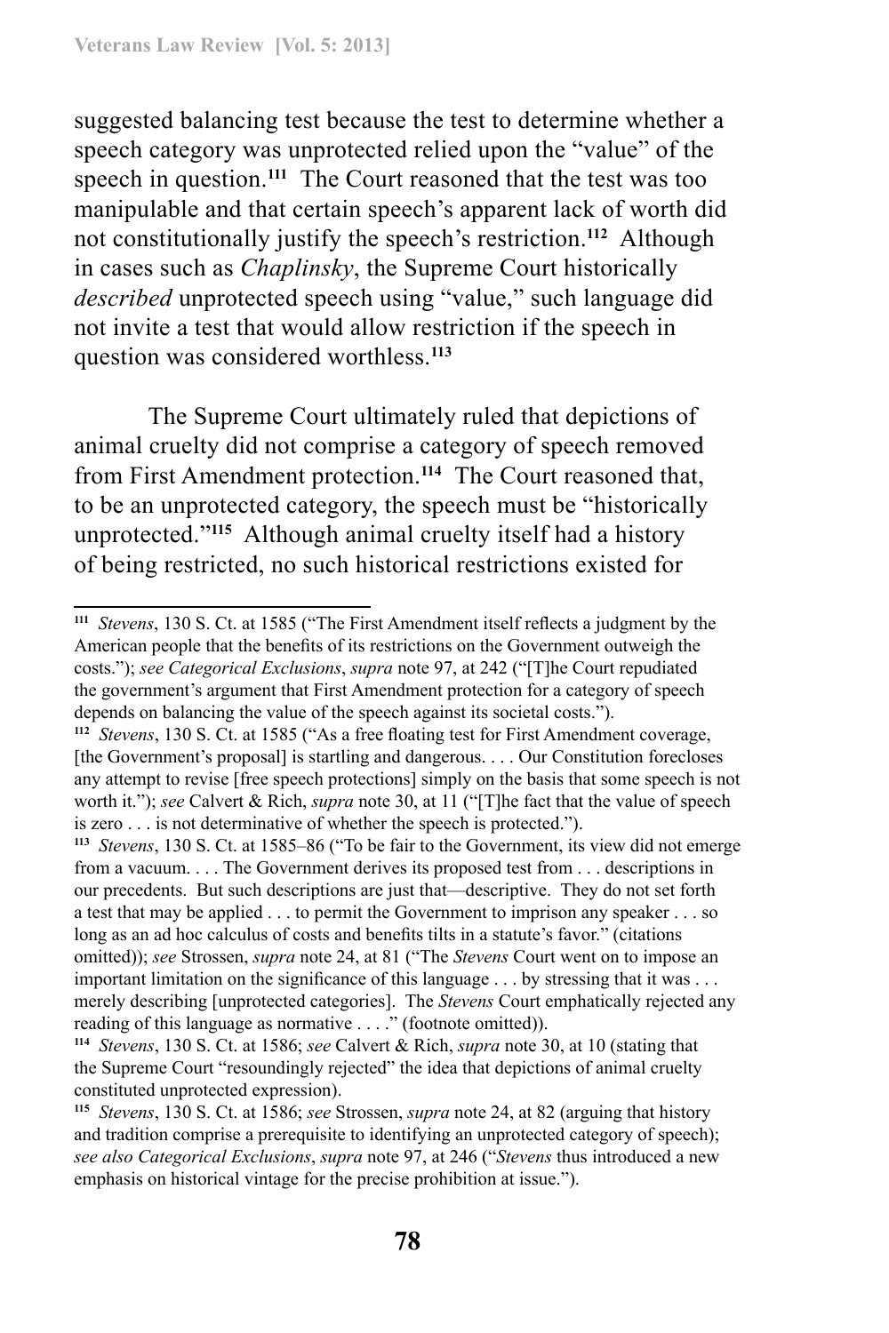suggested balancing test because the test to determine whether a speech category was unprotected relied upon the "value" of the speech in question.[111] The Court reasoned that the test was too manipulable and that certain speech's apparent lack of worth did not constitutionally justify the speech's restriction.[112] Although in cases such as *Chaplinsky*, the Supreme Court historically *described* unprotected speech using "value," such language did not invite a test that would allow restriction if the speech in question was considered worthless.[113]

The Supreme Court ultimately ruled that depictions of animal cruelty did not comprise a category of speech removed from First Amendment protection.[114] The Court reasoned that, to be an unprotected category, the speech must be "historically unprotected."[115] Although animal cruelty itself had a history of being restricted, no such historical restrictions existed for

---

[111] *Stevens*, 130 S. Ct. at 1585 ("The First Amendment itself reflects a judgment by the American people that the benefits of its restrictions on the Government outweigh the costs."); *see Categorical Exclusions*, *supra* note 97, at 242 ("[T]he Court repudiated the government's argument that First Amendment protection for a category of speech depends on balancing the value of the speech against its societal costs.").

[112] *Stevens*, 130 S. Ct. at 1585 ("As a free floating test for First Amendment coverage, [the Government's proposal] is startling and dangerous. . . . Our Constitution forecloses any attempt to revise [free speech protections] simply on the basis that some speech is not worth it."); *see* Calvert & Rich, *supra* note 30, at 11 ("[T]he fact that the value of speech is zero . . . is not determinative of whether the speech is protected.").

[113] *Stevens*, 130 S. Ct. at 1585–86 ("To be fair to the Government, its view did not emerge from a vacuum. . . . The Government derives its proposed test from . . . descriptions in our precedents. But such descriptions are just that—descriptive. They do not set forth a test that may be applied . . . to permit the Government to imprison any speaker . . . so long as an ad hoc calculus of costs and benefits tilts in a statute's favor." (citations omitted)); *see* Strossen, *supra* note 24, at 81 ("The *Stevens* Court went on to impose an important limitation on the significance of this language . . . by stressing that it was . . . merely describing [unprotected categories]. The *Stevens* Court emphatically rejected any reading of this language as normative . . . ." (footnote omitted)).

[114] *Stevens*, 130 S. Ct. at 1586; *see* Calvert & Rich, *supra* note 30, at 10 (stating that the Supreme Court "resoundingly rejected" the idea that depictions of animal cruelty constituted unprotected expression).

[115] *Stevens*, 130 S. Ct. at 1586; *see* Strossen, *supra* note 24, at 82 (arguing that history and tradition comprise a prerequisite to identifying an unprotected category of speech); *see also Categorical Exclusions*, *supra* note 97, at 246 ("*Stevens* thus introduced a new emphasis on historical vintage for the precise prohibition at issue.").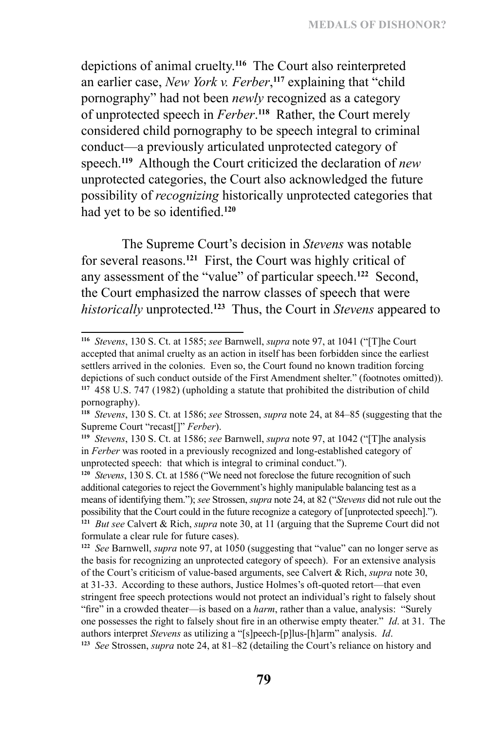depictions of animal cruelty.[116] The Court also reinterpreted an earlier case, *New York v. Ferber*,[117] explaining that "child pornography" had not been *newly* recognized as a category of unprotected speech in *Ferber*.[118] Rather, the Court merely considered child pornography to be speech integral to criminal conduct—a previously articulated unprotected category of speech.[119] Although the Court criticized the declaration of *new* unprotected categories, the Court also acknowledged the future possibility of *recognizing* historically unprotected categories that had yet to be so identified.[120]

The Supreme Court's decision in *Stevens* was notable for several reasons.[121] First, the Court was highly critical of any assessment of the "value" of particular speech.[122] Second, the Court emphasized the narrow classes of speech that were *historically* unprotected.[123] Thus, the Court in *Stevens* appeared to

---

[116] *Stevens*, 130 S. Ct. at 1585; *see* Barnwell, *supra* note 97, at 1041 ("[T]he Court accepted that animal cruelty as an action in itself has been forbidden since the earliest settlers arrived in the colonies. Even so, the Court found no known tradition forcing depictions of such conduct outside of the First Amendment shelter." (footnotes omitted)).

[117] 458 U.S. 747 (1982) (upholding a statute that prohibited the distribution of child pornography).

[118] *Stevens*, 130 S. Ct. at 1586; *see* Strossen, *supra* note 24, at 84–85 (suggesting that the Supreme Court "recast[]" *Ferber*).

[119] *Stevens*, 130 S. Ct. at 1586; *see* Barnwell, *supra* note 97, at 1042 ("[T]he analysis in *Ferber* was rooted in a previously recognized and long-established category of unprotected speech: that which is integral to criminal conduct.").

[120] *Stevens*, 130 S. Ct. at 1586 ("We need not foreclose the future recognition of such additional categories to reject the Government's highly manipulable balancing test as a means of identifying them."); *see* Strossen, *supra* note 24, at 82 ("*Stevens* did not rule out the possibility that the Court could in the future recognize a category of [unprotected speech].").

[121] *But see* Calvert & Rich, *supra* note 30, at 11 (arguing that the Supreme Court did not formulate a clear rule for future cases).

[122] *See* Barnwell, *supra* note 97, at 1050 (suggesting that "value" can no longer serve as the basis for recognizing an unprotected category of speech). For an extensive analysis of the Court's criticism of value-based arguments, see Calvert & Rich, *supra* note 30, at 31-33. According to these authors, Justice Holmes's oft-quoted retort—that even stringent free speech protections would not protect an individual's right to falsely shout "fire" in a crowded theater—is based on a *harm*, rather than a value, analysis: "Surely one possesses the right to falsely shout fire in an otherwise empty theater." *Id*. at 31. The authors interpret *Stevens* as utilizing a "[s]peech-[p]lus-[h]arm" analysis. *Id*.

[123] *See* Strossen, *supra* note 24, at 81–82 (detailing the Court's reliance on history and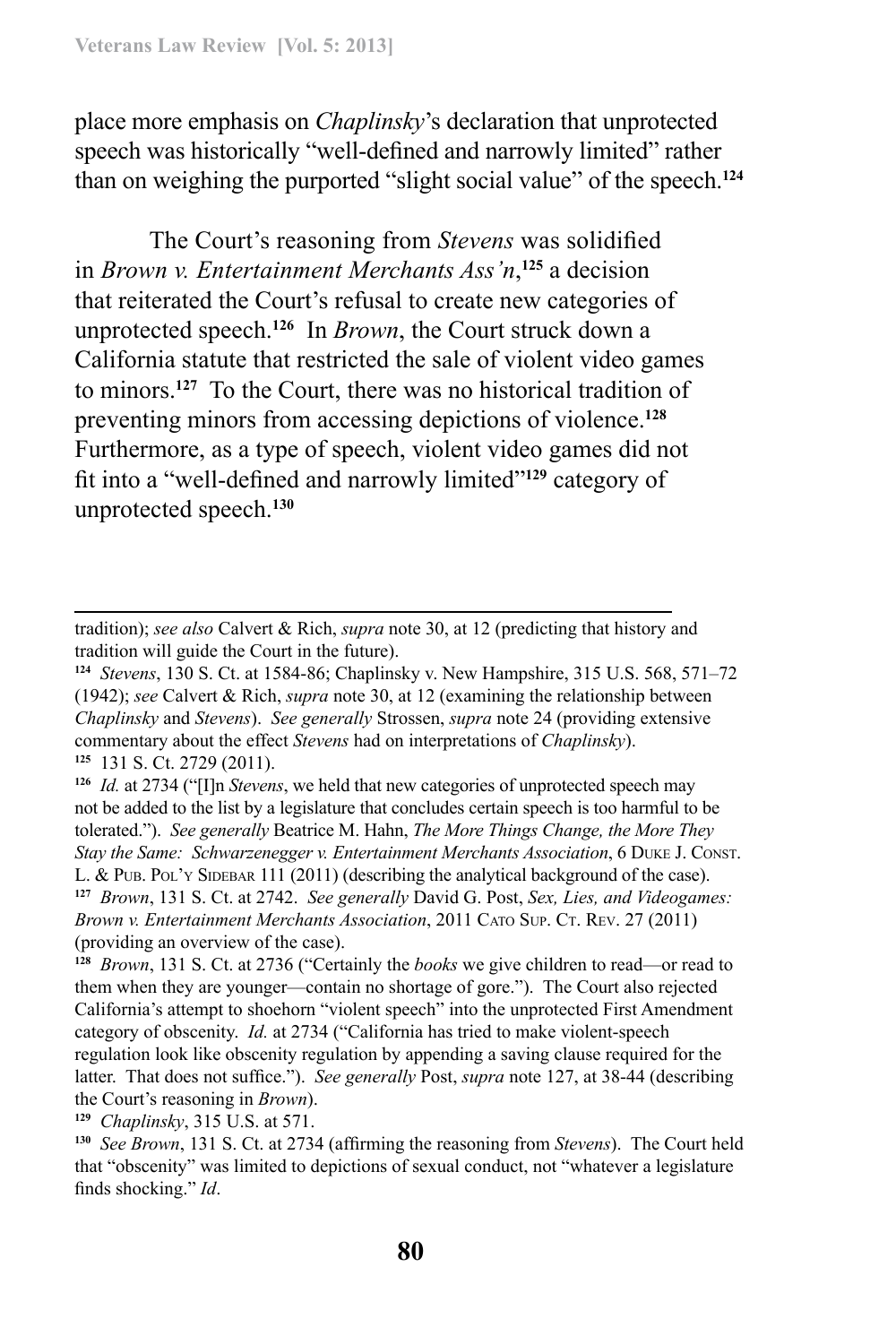place more emphasis on *Chaplinsky*'s declaration that unprotected speech was historically "well-defined and narrowly limited" rather than on weighing the purported "slight social value" of the speech.[124]

The Court's reasoning from *Stevens* was solidified in *Brown v. Entertainment Merchants Ass'n*,[125] a decision that reiterated the Court's refusal to create new categories of unprotected speech.[126] In *Brown*, the Court struck down a California statute that restricted the sale of violent video games to minors.[127] To the Court, there was no historical tradition of preventing minors from accessing depictions of violence.[128] Furthermore, as a type of speech, violent video games did not fit into a "well-defined and narrowly limited"[129] category of unprotected speech.[130]

---

tradition); *see also* Calvert & Rich, *supra* note 30, at 12 (predicting that history and tradition will guide the Court in the future).

[124] *Stevens*, 130 S. Ct. at 1584-86; Chaplinsky v. New Hampshire, 315 U.S. 568, 571–72 (1942); *see* Calvert & Rich, *supra* note 30, at 12 (examining the relationship between *Chaplinsky* and *Stevens*). *See generally* Strossen, *supra* note 24 (providing extensive commentary about the effect *Stevens* had on interpretations of *Chaplinsky*).

[125] 131 S. Ct. 2729 (2011).

[126] *Id.* at 2734 ("[I]n *Stevens*, we held that new categories of unprotected speech may not be added to the list by a legislature that concludes certain speech is too harmful to be tolerated."). *See generally* Beatrice M. Hahn, *The More Things Change, the More They Stay the Same: Schwarzenegger v. Entertainment Merchants Association*, 6 Duke J. Const. L. & Pub. Pol'y Sidebar 111 (2011) (describing the analytical background of the case).

[127] *Brown*, 131 S. Ct. at 2742. *See generally* David G. Post, *Sex, Lies, and Videogames: Brown v. Entertainment Merchants Association*, 2011 Cato Sup. Ct. Rev. 27 (2011) (providing an overview of the case).

[128] *Brown*, 131 S. Ct. at 2736 ("Certainly the *books* we give children to read—or read to them when they are younger—contain no shortage of gore."). The Court also rejected California's attempt to shoehorn "violent speech" into the unprotected First Amendment category of obscenity. *Id.* at 2734 ("California has tried to make violent-speech regulation look like obscenity regulation by appending a saving clause required for the latter. That does not suffice."). *See generally* Post, *supra* note 127, at 38-44 (describing the Court's reasoning in *Brown*).

[129] *Chaplinsky*, 315 U.S. at 571.

[130] *See Brown*, 131 S. Ct. at 2734 (affirming the reasoning from *Stevens*). The Court held that "obscenity" was limited to depictions of sexual conduct, not "whatever a legislature finds shocking." *Id*.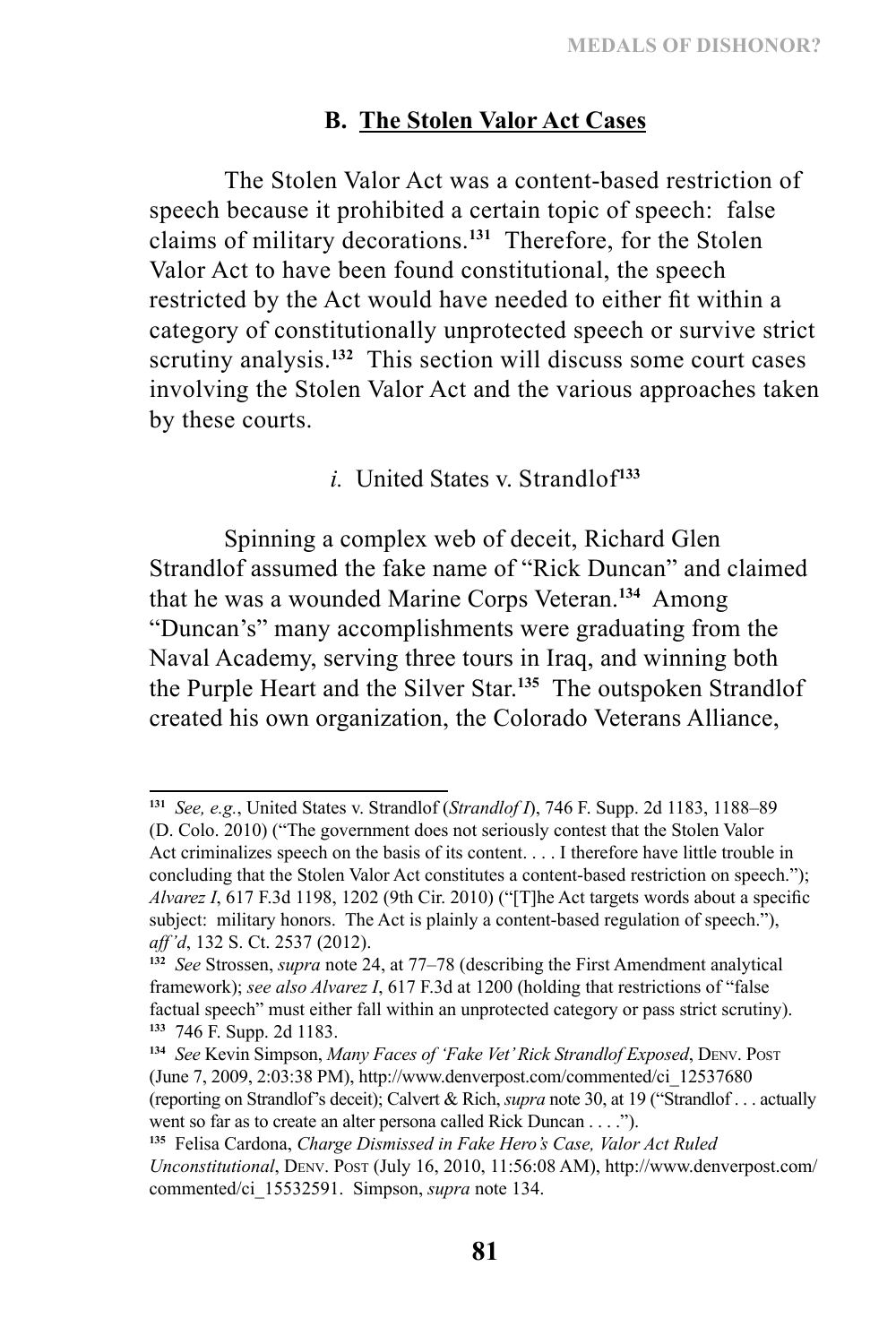## B. The Stolen Valor Act Cases

The Stolen Valor Act was a content-based restriction of speech because it prohibited a certain topic of speech: false claims of military decorations.[131] Therefore, for the Stolen Valor Act to have been found constitutional, the speech restricted by the Act would have needed to either fit within a category of constitutionally unprotected speech or survive strict scrutiny analysis.[132] This section will discuss some court cases involving the Stolen Valor Act and the various approaches taken by these courts.

### *i.* United States v. Strandlof[133]

Spinning a complex web of deceit, Richard Glen Strandlof assumed the fake name of "Rick Duncan" and claimed that he was a wounded Marine Corps Veteran.[134] Among "Duncan's" many accomplishments were graduating from the Naval Academy, serving three tours in Iraq, and winning both the Purple Heart and the Silver Star.[135] The outspoken Strandlof created his own organization, the Colorado Veterans Alliance,

---

[131] *See, e.g.*, United States v. Strandlof (*Strandlof I*), 746 F. Supp. 2d 1183, 1188–89 (D. Colo. 2010) ("The government does not seriously contest that the Stolen Valor Act criminalizes speech on the basis of its content. . . . I therefore have little trouble in concluding that the Stolen Valor Act constitutes a content-based restriction on speech."); *Alvarez I*, 617 F.3d 1198, 1202 (9th Cir. 2010) ("[T]he Act targets words about a specific subject: military honors. The Act is plainly a content-based regulation of speech."), *aff'd*, 132 S. Ct. 2537 (2012).

[132] *See* Strossen, *supra* note 24, at 77–78 (describing the First Amendment analytical framework); *see also Alvarez I*, 617 F.3d at 1200 (holding that restrictions of "false factual speech" must either fall within an unprotected category or pass strict scrutiny).

[133] 746 F. Supp. 2d 1183.

[134] *See* Kevin Simpson, *Many Faces of 'Fake Vet' Rick Strandlof Exposed*, Denv. Post (June 7, 2009, 2:03:38 PM), http://www.denverpost.com/commented/ci_12537680 (reporting on Strandlof's deceit); Calvert & Rich, *supra* note 30, at 19 ("Strandlof . . . actually went so far as to create an alter persona called Rick Duncan . . . .").

[135] Felisa Cardona, *Charge Dismissed in Fake Hero's Case, Valor Act Ruled Unconstitutional*, Denv. Post (July 16, 2010, 11:56:08 AM), http://www.denverpost.com/commented/ci_15532591. Simpson, *supra* note 134.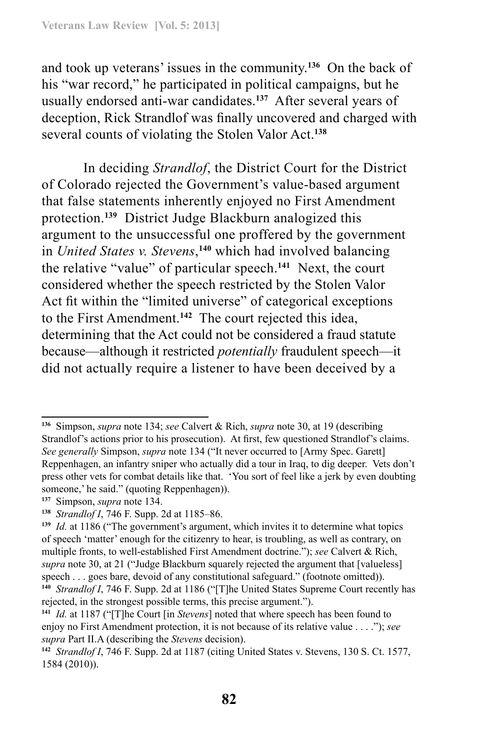and took up veterans' issues in the community.[136] On the back of his "war record," he participated in political campaigns, but he usually endorsed anti-war candidates.[137] After several years of deception, Rick Strandlof was finally uncovered and charged with several counts of violating the Stolen Valor Act.[138]

In deciding *Strandlof*, the District Court for the District of Colorado rejected the Government's value-based argument that false statements inherently enjoyed no First Amendment protection.[139] District Judge Blackburn analogized this argument to the unsuccessful one proffered by the government in *United States v. Stevens*,[140] which had involved balancing the relative "value" of particular speech.[141] Next, the court considered whether the speech restricted by the Stolen Valor Act fit within the "limited universe" of categorical exceptions to the First Amendment.[142] The court rejected this idea, determining that the Act could not be considered a fraud statute because—although it restricted *potentially* fraudulent speech—it did not actually require a listener to have been deceived by a

---

[136] Simpson, *supra* note 134; *see* Calvert & Rich, *supra* note 30, at 19 (describing Strandlof's actions prior to his prosecution). At first, few questioned Strandlof's claims. *See generally* Simpson, *supra* note 134 ("It never occurred to [Army Spec. Garett] Reppenhagen, an infantry sniper who actually did a tour in Iraq, to dig deeper. Vets don't press other vets for combat details like that. 'You sort of feel like a jerk by even doubting someone,' he said." (quoting Reppenhagen)).

[137] Simpson, *supra* note 134.

[138] *Strandlof I*, 746 F. Supp. 2d at 1185–86.

[139] *Id.* at 1186 ("The government's argument, which invites it to determine what topics of speech 'matter' enough for the citizenry to hear, is troubling, as well as contrary, on multiple fronts, to well-established First Amendment doctrine."); *see* Calvert & Rich, *supra* note 30, at 21 ("Judge Blackburn squarely rejected the argument that [valueless] speech . . . goes bare, devoid of any constitutional safeguard." (footnote omitted)).

[140] *Strandlof I*, 746 F. Supp. 2d at 1186 ("[T]he United States Supreme Court recently has rejected, in the strongest possible terms, this precise argument.").

[141] *Id.* at 1187 ("[T]he Court [in *Stevens*] noted that where speech has been found to enjoy no First Amendment protection, it is not because of its relative value . . . ."); *see supra* Part II.A (describing the *Stevens* decision).

[142] *Strandlof I*, 746 F. Supp. 2d at 1187 (citing United States v. Stevens, 130 S. Ct. 1577, 1584 (2010)).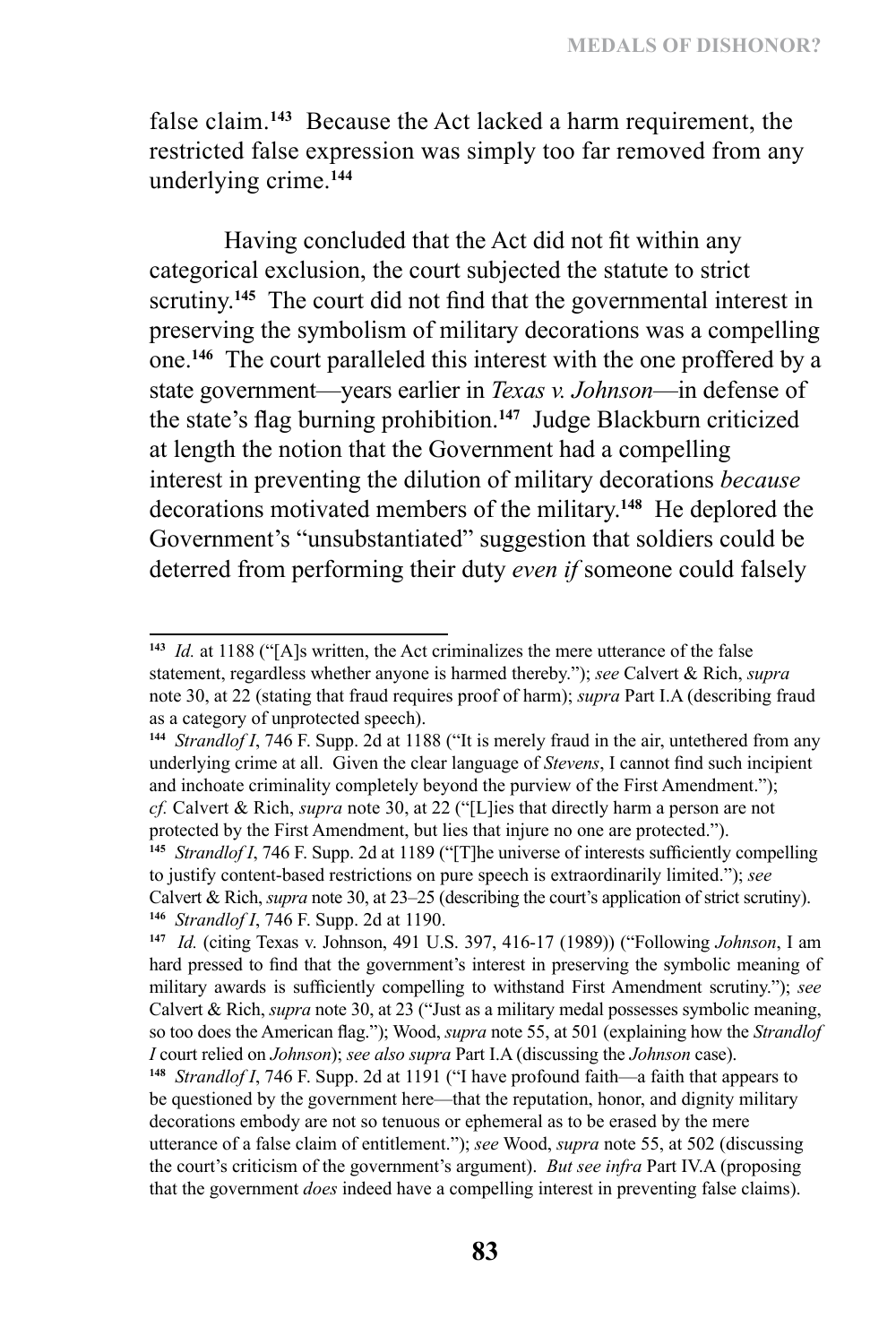false claim.[143] Because the Act lacked a harm requirement, the restricted false expression was simply too far removed from any underlying crime.[144]

Having concluded that the Act did not fit within any categorical exclusion, the court subjected the statute to strict scrutiny.[145] The court did not find that the governmental interest in preserving the symbolism of military decorations was a compelling one.[146] The court paralleled this interest with the one proffered by a state government—years earlier in *Texas v. Johnson*—in defense of the state's flag burning prohibition.[147] Judge Blackburn criticized at length the notion that the Government had a compelling interest in preventing the dilution of military decorations *because* decorations motivated members of the military.[148] He deplored the Government's "unsubstantiated" suggestion that soldiers could be deterred from performing their duty *even if* someone could falsely

---

[143] *Id.* at 1188 ("[A]s written, the Act criminalizes the mere utterance of the false statement, regardless whether anyone is harmed thereby."); *see* Calvert & Rich, *supra* note 30, at 22 (stating that fraud requires proof of harm); *supra* Part I.A (describing fraud as a category of unprotected speech).

[144] *Strandlof I*, 746 F. Supp. 2d at 1188 ("It is merely fraud in the air, untethered from any underlying crime at all. Given the clear language of *Stevens*, I cannot find such incipient and inchoate criminality completely beyond the purview of the First Amendment."); *cf.* Calvert & Rich, *supra* note 30, at 22 ("[L]ies that directly harm a person are not protected by the First Amendment, but lies that injure no one are protected.").

[145] *Strandlof I*, 746 F. Supp. 2d at 1189 ("[T]he universe of interests sufficiently compelling to justify content-based restrictions on pure speech is extraordinarily limited."); *see* Calvert & Rich, *supra* note 30, at 23–25 (describing the court's application of strict scrutiny).

[146] *Strandlof I*, 746 F. Supp. 2d at 1190.

[147] *Id.* (citing Texas v. Johnson, 491 U.S. 397, 416-17 (1989)) ("Following *Johnson*, I am hard pressed to find that the government's interest in preserving the symbolic meaning of military awards is sufficiently compelling to withstand First Amendment scrutiny."); *see* Calvert & Rich, *supra* note 30, at 23 ("Just as a military medal possesses symbolic meaning, so too does the American flag."); Wood, *supra* note 55, at 501 (explaining how the *Strandlof I* court relied on *Johnson*); *see also supra* Part I.A (discussing the *Johnson* case).

[148] *Strandlof I*, 746 F. Supp. 2d at 1191 ("I have profound faith—a faith that appears to be questioned by the government here—that the reputation, honor, and dignity military decorations embody are not so tenuous or ephemeral as to be erased by the mere utterance of a false claim of entitlement."); *see* Wood, *supra* note 55, at 502 (discussing the court's criticism of the government's argument). *But see infra* Part IV.A (proposing that the government *does* indeed have a compelling interest in preventing false claims).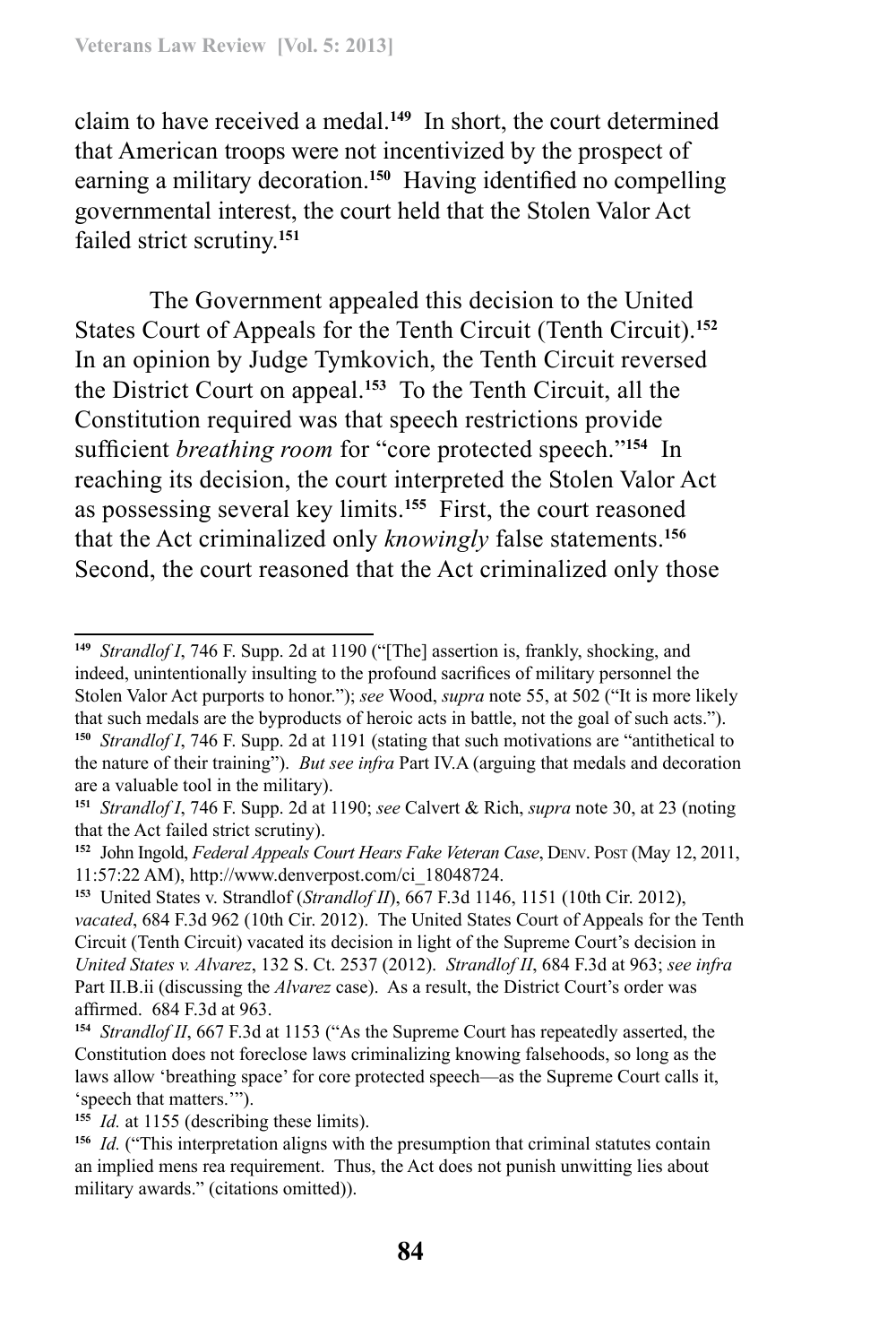claim to have received a medal.[149] In short, the court determined that American troops were not incentivized by the prospect of earning a military decoration.[150] Having identified no compelling governmental interest, the court held that the Stolen Valor Act failed strict scrutiny.[151]

The Government appealed this decision to the United States Court of Appeals for the Tenth Circuit (Tenth Circuit).[152] In an opinion by Judge Tymkovich, the Tenth Circuit reversed the District Court on appeal.[153] To the Tenth Circuit, all the Constitution required was that speech restrictions provide sufficient *breathing room* for "core protected speech."[154] In reaching its decision, the court interpreted the Stolen Valor Act as possessing several key limits.[155] First, the court reasoned that the Act criminalized only *knowingly* false statements.[156] Second, the court reasoned that the Act criminalized only those

---

[149] *Strandlof I*, 746 F. Supp. 2d at 1190 ("[The] assertion is, frankly, shocking, and indeed, unintentionally insulting to the profound sacrifices of military personnel the Stolen Valor Act purports to honor."); *see* Wood, *supra* note 55, at 502 ("It is more likely that such medals are the byproducts of heroic acts in battle, not the goal of such acts.").

[150] *Strandlof I*, 746 F. Supp. 2d at 1191 (stating that such motivations are "antithetical to the nature of their training"). *But see infra* Part IV.A (arguing that medals and decoration are a valuable tool in the military).

[151] *Strandlof I*, 746 F. Supp. 2d at 1190; *see* Calvert & Rich, *supra* note 30, at 23 (noting that the Act failed strict scrutiny).

[152] John Ingold, *Federal Appeals Court Hears Fake Veteran Case*, Denv. Post (May 12, 2011, 11:57:22 AM), http://www.denverpost.com/ci_18048724.

[153] United States v. Strandlof (*Strandlof II*), 667 F.3d 1146, 1151 (10th Cir. 2012), *vacated*, 684 F.3d 962 (10th Cir. 2012). The United States Court of Appeals for the Tenth Circuit (Tenth Circuit) vacated its decision in light of the Supreme Court's decision in *United States v. Alvarez*, 132 S. Ct. 2537 (2012). *Strandlof II*, 684 F.3d at 963; *see infra* Part II.B.ii (discussing the *Alvarez* case). As a result, the District Court's order was affirmed. 684 F.3d at 963.

[154] *Strandlof II*, 667 F.3d at 1153 ("As the Supreme Court has repeatedly asserted, the Constitution does not foreclose laws criminalizing knowing falsehoods, so long as the laws allow 'breathing space' for core protected speech—as the Supreme Court calls it, 'speech that matters.'").

[155] *Id.* at 1155 (describing these limits).

[156] *Id.* ("This interpretation aligns with the presumption that criminal statutes contain an implied mens rea requirement. Thus, the Act does not punish unwitting lies about military awards." (citations omitted)).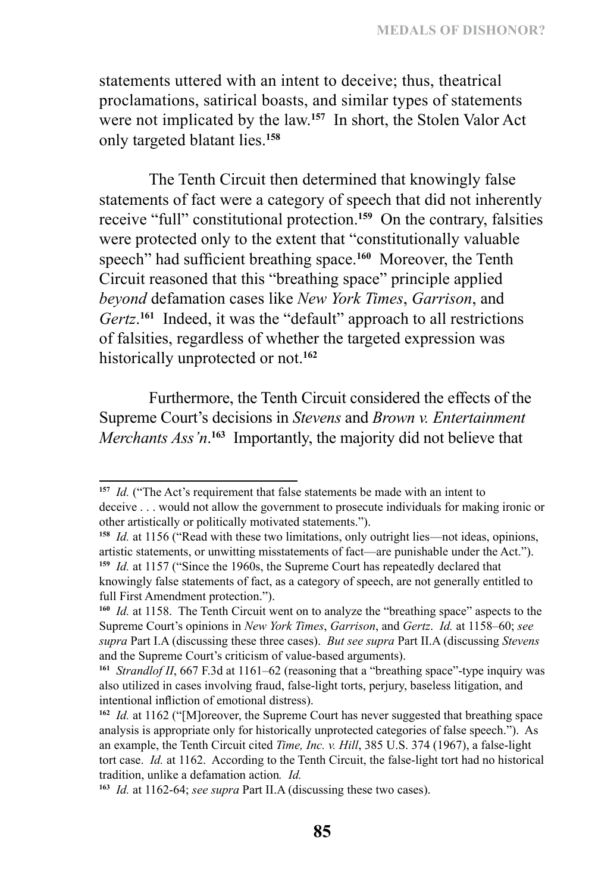statements uttered with an intent to deceive; thus, theatrical proclamations, satirical boasts, and similar types of statements were not implicated by the law.[157] In short, the Stolen Valor Act only targeted blatant lies.[158]

The Tenth Circuit then determined that knowingly false statements of fact were a category of speech that did not inherently receive "full" constitutional protection.[159] On the contrary, falsities were protected only to the extent that "constitutionally valuable speech" had sufficient breathing space.[160] Moreover, the Tenth Circuit reasoned that this "breathing space" principle applied *beyond* defamation cases like *New York Times*, *Garrison*, and *Gertz*.[161] Indeed, it was the "default" approach to all restrictions of falsities, regardless of whether the targeted expression was historically unprotected or not.[162]

Furthermore, the Tenth Circuit considered the effects of the Supreme Court's decisions in *Stevens* and *Brown v. Entertainment Merchants Ass'n*.[163] Importantly, the majority did not believe that

---

[157] *Id.* ("The Act's requirement that false statements be made with an intent to deceive . . . would not allow the government to prosecute individuals for making ironic or other artistically or politically motivated statements.").

[158] *Id.* at 1156 ("Read with these two limitations, only outright lies—not ideas, opinions, artistic statements, or unwitting misstatements of fact—are punishable under the Act.").

[159] *Id.* at 1157 ("Since the 1960s, the Supreme Court has repeatedly declared that knowingly false statements of fact, as a category of speech, are not generally entitled to full First Amendment protection.").

[160] *Id.* at 1158. The Tenth Circuit went on to analyze the "breathing space" aspects to the Supreme Court's opinions in *New York Times*, *Garrison*, and *Gertz*. *Id.* at 1158–60; *see supra* Part I.A (discussing these three cases). *But see supra* Part II.A (discussing *Stevens* and the Supreme Court's criticism of value-based arguments).

[161] *Strandlof II*, 667 F.3d at 1161–62 (reasoning that a "breathing space"-type inquiry was also utilized in cases involving fraud, false-light torts, perjury, baseless litigation, and intentional infliction of emotional distress).

[162] *Id.* at 1162 ("[M]oreover, the Supreme Court has never suggested that breathing space analysis is appropriate only for historically unprotected categories of false speech."). As an example, the Tenth Circuit cited *Time, Inc. v. Hill*, 385 U.S. 374 (1967), a false-light tort case. *Id.* at 1162. According to the Tenth Circuit, the false-light tort had no historical tradition, unlike a defamation action*.* *Id.*

[163] *Id.* at 1162-64; *see supra* Part II.A (discussing these two cases).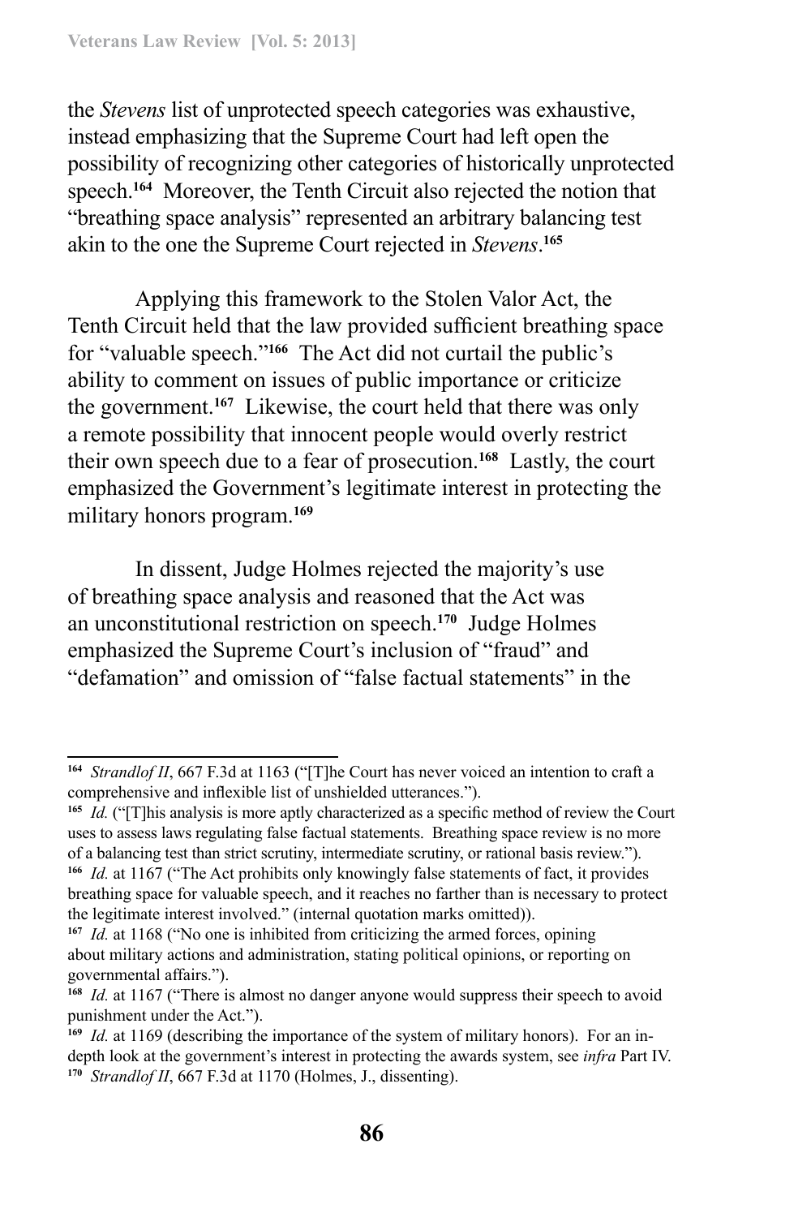the *Stevens* list of unprotected speech categories was exhaustive, instead emphasizing that the Supreme Court had left open the possibility of recognizing other categories of historically unprotected speech.[164] Moreover, the Tenth Circuit also rejected the notion that "breathing space analysis" represented an arbitrary balancing test akin to the one the Supreme Court rejected in *Stevens*.[165]

Applying this framework to the Stolen Valor Act, the Tenth Circuit held that the law provided sufficient breathing space for "valuable speech."[166] The Act did not curtail the public's ability to comment on issues of public importance or criticize the government.[167] Likewise, the court held that there was only a remote possibility that innocent people would overly restrict their own speech due to a fear of prosecution.[168] Lastly, the court emphasized the Government's legitimate interest in protecting the military honors program.[169]

In dissent, Judge Holmes rejected the majority's use of breathing space analysis and reasoned that the Act was an unconstitutional restriction on speech.[170] Judge Holmes emphasized the Supreme Court's inclusion of "fraud" and "defamation" and omission of "false factual statements" in the

---

[164] *Strandlof II*, 667 F.3d at 1163 ("[T]he Court has never voiced an intention to craft a comprehensive and inflexible list of unshielded utterances.").

[165] *Id.* ("[T]his analysis is more aptly characterized as a specific method of review the Court uses to assess laws regulating false factual statements. Breathing space review is no more of a balancing test than strict scrutiny, intermediate scrutiny, or rational basis review.").

[166] *Id.* at 1167 ("The Act prohibits only knowingly false statements of fact, it provides breathing space for valuable speech, and it reaches no farther than is necessary to protect the legitimate interest involved." (internal quotation marks omitted)).

[167] *Id.* at 1168 ("No one is inhibited from criticizing the armed forces, opining about military actions and administration, stating political opinions, or reporting on governmental affairs.").

[168] *Id.* at 1167 ("There is almost no danger anyone would suppress their speech to avoid punishment under the Act.").

[169] *Id.* at 1169 (describing the importance of the system of military honors). For an in-depth look at the government's interest in protecting the awards system, see *infra* Part IV.

[170] *Strandlof II*, 667 F.3d at 1170 (Holmes, J., dissenting).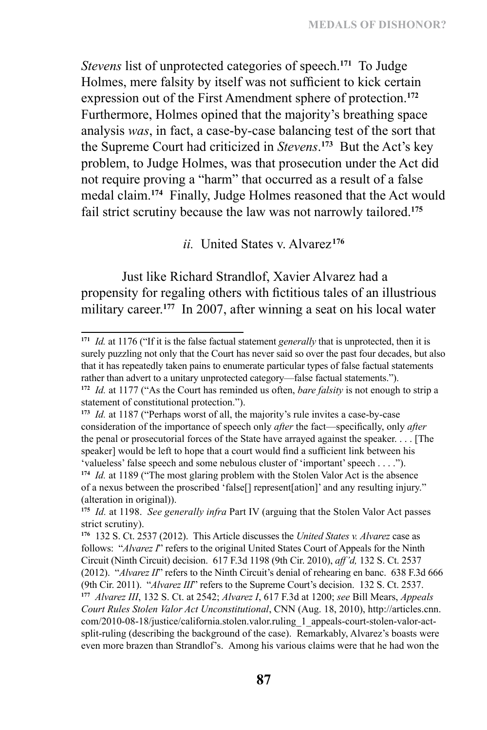*Stevens* list of unprotected categories of speech.[171] To Judge Holmes, mere falsity by itself was not sufficient to kick certain expression out of the First Amendment sphere of protection.[172] Furthermore, Holmes opined that the majority's breathing space analysis *was*, in fact, a case-by-case balancing test of the sort that the Supreme Court had criticized in *Stevens*.[173] But the Act's key problem, to Judge Holmes, was that prosecution under the Act did not require proving a "harm" that occurred as a result of a false medal claim.[174] Finally, Judge Holmes reasoned that the Act would fail strict scrutiny because the law was not narrowly tailored.[175]

*ii.* United States v. Alvarez[176]

Just like Richard Strandlof, Xavier Alvarez had a propensity for regaling others with fictitious tales of an illustrious military career.[177] In 2007, after winning a seat on his local water

---

[171] *Id.* at 1176 ("If it is the false factual statement *generally* that is unprotected, then it is surely puzzling not only that the Court has never said so over the past four decades, but also that it has repeatedly taken pains to enumerate particular types of false factual statements rather than advert to a unitary unprotected category—false factual statements.").

[172] *Id.* at 1177 ("As the Court has reminded us often, *bare falsity* is not enough to strip a statement of constitutional protection.").

[173] *Id.* at 1187 ("Perhaps worst of all, the majority's rule invites a case-by-case consideration of the importance of speech only *after* the fact—specifically, only *after* the penal or prosecutorial forces of the State have arrayed against the speaker. . . . [The speaker] would be left to hope that a court would find a sufficient link between his 'valueless' false speech and some nebulous cluster of 'important' speech . . . .").

[174] *Id.* at 1189 ("The most glaring problem with the Stolen Valor Act is the absence of a nexus between the proscribed 'false[] represent[ation]' and any resulting injury." (alteration in original)).

[175] *Id.* at 1198. *See generally infra* Part IV (arguing that the Stolen Valor Act passes strict scrutiny).

[176] 132 S. Ct. 2537 (2012). This Article discusses the *United States v. Alvarez* case as follows: "*Alvarez I*" refers to the original United States Court of Appeals for the Ninth Circuit (Ninth Circuit) decision. 617 F.3d 1198 (9th Cir. 2010), *aff'd,* 132 S. Ct. 2537 (2012). "*Alvarez II*" refers to the Ninth Circuit's denial of rehearing en banc. 638 F.3d 666 (9th Cir. 2011). "*Alvarez III*" refers to the Supreme Court's decision. 132 S. Ct. 2537.

[177] *Alvarez III*, 132 S. Ct. at 2542; *Alvarez I*, 617 F.3d at 1200; *see* Bill Mears, *Appeals Court Rules Stolen Valor Act Unconstitutional*, CNN (Aug. 18, 2010), http://articles.cnn.com/2010-08-18/justice/california.stolen.valor.ruling_1_appeals-court-stolen-valor-act-split-ruling (describing the background of the case). Remarkably, Alvarez's boasts were even more brazen than Strandlof's. Among his various claims were that he had won the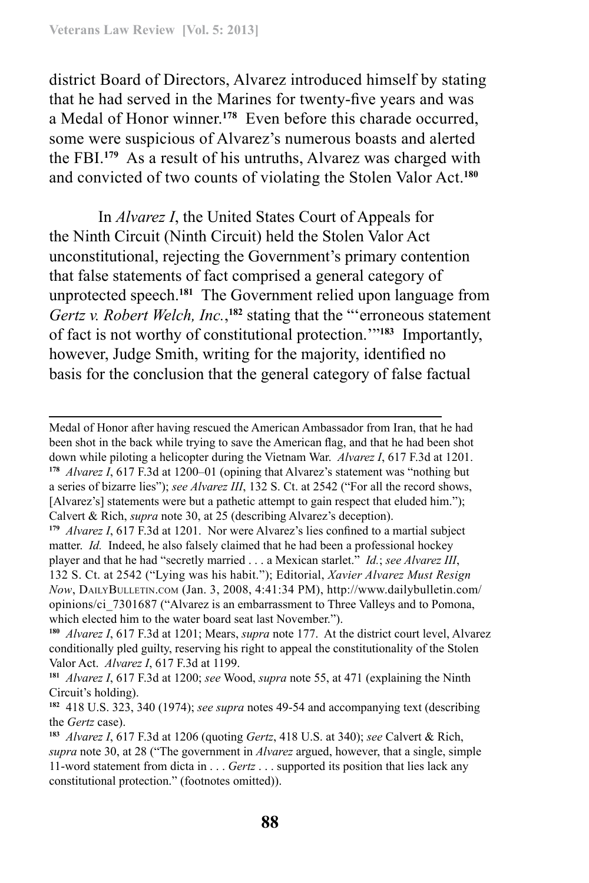district Board of Directors, Alvarez introduced himself by stating that he had served in the Marines for twenty-five years and was a Medal of Honor winner.[178] Even before this charade occurred, some were suspicious of Alvarez's numerous boasts and alerted the FBI.[179] As a result of his untruths, Alvarez was charged with and convicted of two counts of violating the Stolen Valor Act.[180]

In *Alvarez I*, the United States Court of Appeals for the Ninth Circuit (Ninth Circuit) held the Stolen Valor Act unconstitutional, rejecting the Government's primary contention that false statements of fact comprised a general category of unprotected speech.[181] The Government relied upon language from *Gertz v. Robert Welch, Inc.*,[182] stating that the "'erroneous statement of fact is not worthy of constitutional protection.'"[183] Importantly, however, Judge Smith, writing for the majority, identified no basis for the conclusion that the general category of false factual

---

Medal of Honor after having rescued the American Ambassador from Iran, that he had been shot in the back while trying to save the American flag, and that he had been shot down while piloting a helicopter during the Vietnam War. *Alvarez I*, 617 F.3d at 1201.

[178] *Alvarez I*, 617 F.3d at 1200–01 (opining that Alvarez's statement was "nothing but a series of bizarre lies"); *see Alvarez III*, 132 S. Ct. at 2542 ("For all the record shows, [Alvarez's] statements were but a pathetic attempt to gain respect that eluded him."); Calvert & Rich, *supra* note 30, at 25 (describing Alvarez's deception).

[179] *Alvarez I*, 617 F.3d at 1201. Nor were Alvarez's lies confined to a martial subject matter. *Id.* Indeed, he also falsely claimed that he had been a professional hockey player and that he had "secretly married . . . a Mexican starlet." *Id.*; *see Alvarez III*, 132 S. Ct. at 2542 ("Lying was his habit."); Editorial, *Xavier Alvarez Must Resign Now*, DailyBulletin.com (Jan. 3, 2008, 4:41:34 PM), http://www.dailybulletin.com/opinions/ci_7301687 ("Alvarez is an embarrassment to Three Valleys and to Pomona, which elected him to the water board seat last November.").

[180] *Alvarez I*, 617 F.3d at 1201; Mears, *supra* note 177. At the district court level, Alvarez conditionally pled guilty, reserving his right to appeal the constitutionality of the Stolen Valor Act. *Alvarez I*, 617 F.3d at 1199.

[181] *Alvarez I*, 617 F.3d at 1200; *see* Wood, *supra* note 55, at 471 (explaining the Ninth Circuit's holding).

[182] 418 U.S. 323, 340 (1974); *see supra* notes 49-54 and accompanying text (describing the *Gertz* case).

[183] *Alvarez I*, 617 F.3d at 1206 (quoting *Gertz*, 418 U.S. at 340); *see* Calvert & Rich, *supra* note 30, at 28 ("The government in *Alvarez* argued, however, that a single, simple 11-word statement from dicta in . . . *Gertz* . . . supported its position that lies lack any constitutional protection." (footnotes omitted)).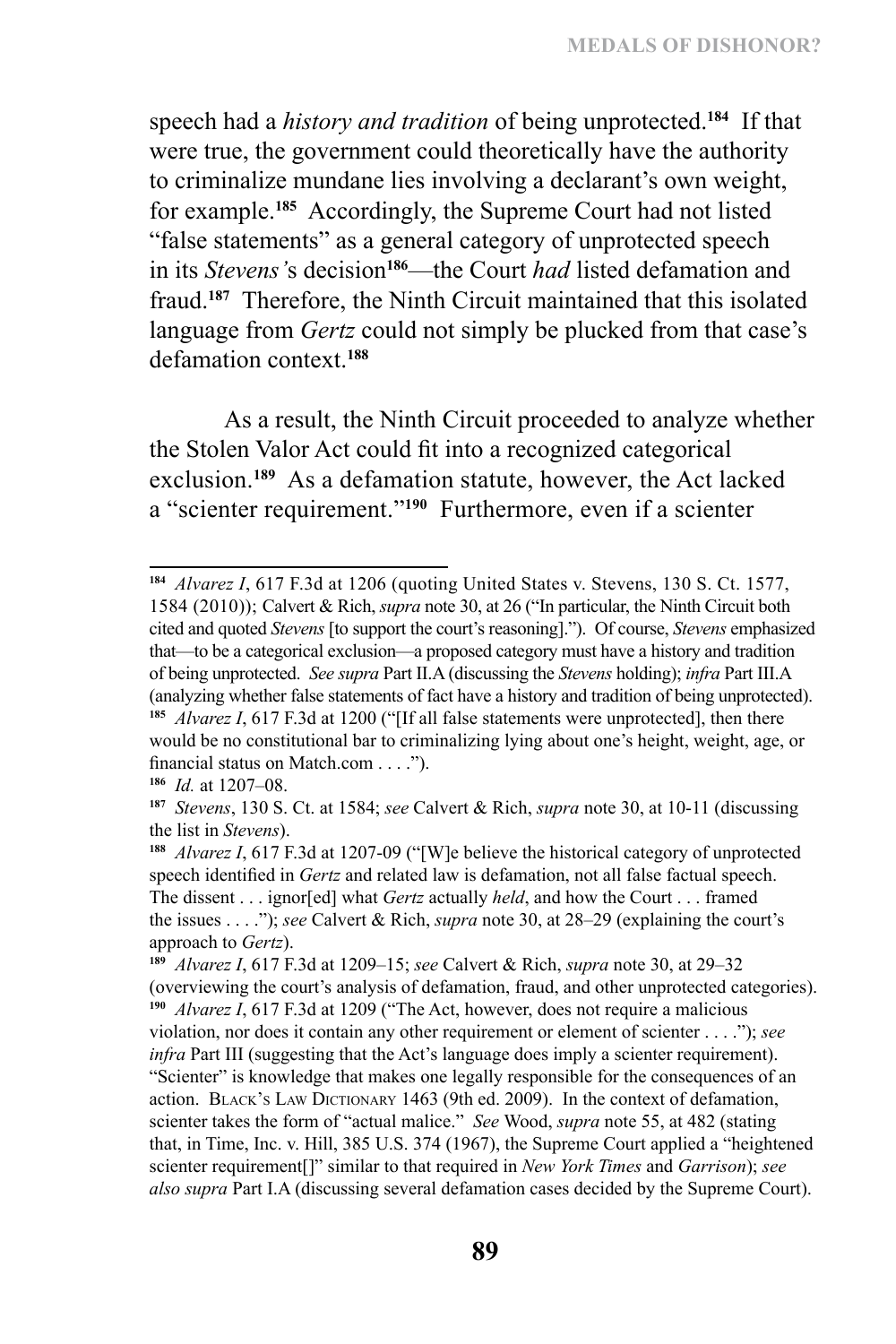speech had a *history and tradition* of being unprotected.[184] If that were true, the government could theoretically have the authority to criminalize mundane lies involving a declarant's own weight, for example.[185] Accordingly, the Supreme Court had not listed "false statements" as a general category of unprotected speech in its *Stevens'*s decision[186]—the Court *had* listed defamation and fraud.[187] Therefore, the Ninth Circuit maintained that this isolated language from *Gertz* could not simply be plucked from that case's defamation context.[188]

As a result, the Ninth Circuit proceeded to analyze whether the Stolen Valor Act could fit into a recognized categorical exclusion.[189] As a defamation statute, however, the Act lacked a "scienter requirement."[190] Furthermore, even if a scienter

---

[184] *Alvarez I*, 617 F.3d at 1206 (quoting United States v. Stevens, 130 S. Ct. 1577, 1584 (2010)); Calvert & Rich, *supra* note 30, at 26 ("In particular, the Ninth Circuit both cited and quoted *Stevens* [to support the court's reasoning]."). Of course, *Stevens* emphasized that—to be a categorical exclusion—a proposed category must have a history and tradition of being unprotected. *See supra* Part II.A (discussing the *Stevens* holding); *infra* Part III.A (analyzing whether false statements of fact have a history and tradition of being unprotected).

[185] *Alvarez I*, 617 F.3d at 1200 ("[If all false statements were unprotected], then there would be no constitutional bar to criminalizing lying about one's height, weight, age, or financial status on Match.com . . . .").

[186] *Id.* at 1207–08.

[187] *Stevens*, 130 S. Ct. at 1584; *see* Calvert & Rich, *supra* note 30, at 10-11 (discussing the list in *Stevens*).

[188] *Alvarez I*, 617 F.3d at 1207-09 ("[W]e believe the historical category of unprotected speech identified in *Gertz* and related law is defamation, not all false factual speech. The dissent . . . ignor[ed] what *Gertz* actually *held*, and how the Court . . . framed the issues . . . ."); *see* Calvert & Rich, *supra* note 30, at 28–29 (explaining the court's approach to *Gertz*).

[189] *Alvarez I*, 617 F.3d at 1209–15; *see* Calvert & Rich, *supra* note 30, at 29–32 (overviewing the court's analysis of defamation, fraud, and other unprotected categories).

[190] *Alvarez I*, 617 F.3d at 1209 ("The Act, however, does not require a malicious violation, nor does it contain any other requirement or element of scienter . . . ."); *see infra* Part III (suggesting that the Act's language does imply a scienter requirement). "Scienter" is knowledge that makes one legally responsible for the consequences of an action. Black's Law Dictionary 1463 (9th ed. 2009). In the context of defamation, scienter takes the form of "actual malice." *See* Wood, *supra* note 55, at 482 (stating that, in Time, Inc. v. Hill, 385 U.S. 374 (1967), the Supreme Court applied a "heightened scienter requirement[]" similar to that required in *New York Times* and *Garrison*); *see also supra* Part I.A (discussing several defamation cases decided by the Supreme Court).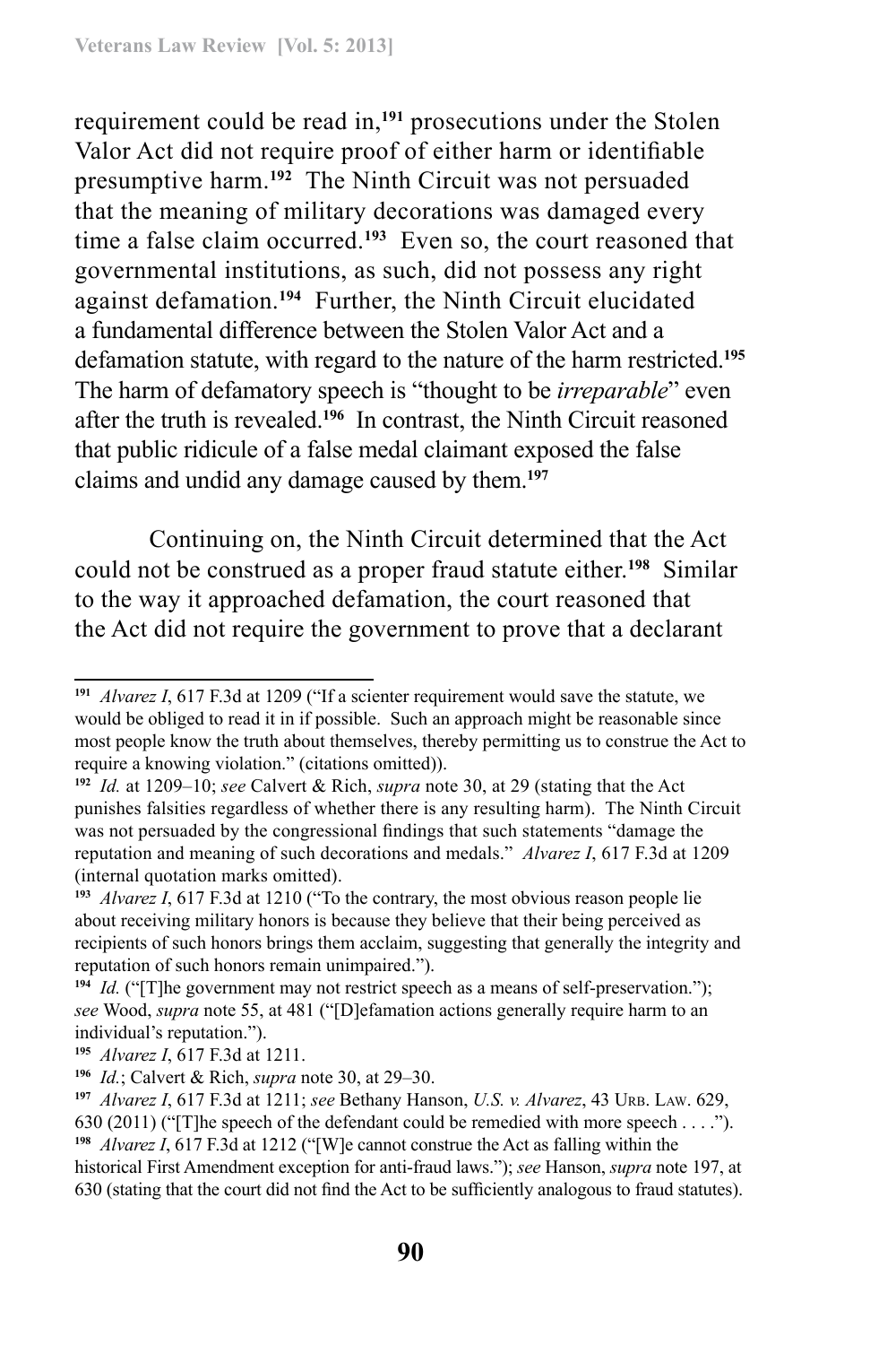requirement could be read in,[191] prosecutions under the Stolen Valor Act did not require proof of either harm or identifiable presumptive harm.[192] The Ninth Circuit was not persuaded that the meaning of military decorations was damaged every time a false claim occurred.[193] Even so, the court reasoned that governmental institutions, as such, did not possess any right against defamation.[194] Further, the Ninth Circuit elucidated a fundamental difference between the Stolen Valor Act and a defamation statute, with regard to the nature of the harm restricted.[195] The harm of defamatory speech is "thought to be *irreparable*" even after the truth is revealed.[196] In contrast, the Ninth Circuit reasoned that public ridicule of a false medal claimant exposed the false claims and undid any damage caused by them.[197]

Continuing on, the Ninth Circuit determined that the Act could not be construed as a proper fraud statute either.[198] Similar to the way it approached defamation, the court reasoned that the Act did not require the government to prove that a declarant

---

[191] *Alvarez I*, 617 F.3d at 1209 ("If a scienter requirement would save the statute, we would be obliged to read it in if possible. Such an approach might be reasonable since most people know the truth about themselves, thereby permitting us to construe the Act to require a knowing violation." (citations omitted)).

[192] *Id.* at 1209–10; *see* Calvert & Rich, *supra* note 30, at 29 (stating that the Act punishes falsities regardless of whether there is any resulting harm). The Ninth Circuit was not persuaded by the congressional findings that such statements "damage the reputation and meaning of such decorations and medals." *Alvarez I*, 617 F.3d at 1209 (internal quotation marks omitted).

[193] *Alvarez I*, 617 F.3d at 1210 ("To the contrary, the most obvious reason people lie about receiving military honors is because they believe that their being perceived as recipients of such honors brings them acclaim, suggesting that generally the integrity and reputation of such honors remain unimpaired.").

[194] *Id.* ("[T]he government may not restrict speech as a means of self-preservation."); *see* Wood, *supra* note 55, at 481 ("[D]efamation actions generally require harm to an individual's reputation.").

[195] *Alvarez I*, 617 F.3d at 1211.

[196] *Id.*; Calvert & Rich, *supra* note 30, at 29–30.

[197] *Alvarez I*, 617 F.3d at 1211; *see* Bethany Hanson, *U.S. v. Alvarez*, 43 Urb. Law. 629, 630 (2011) ("[T]he speech of the defendant could be remedied with more speech . . . .").

[198] *Alvarez I*, 617 F.3d at 1212 ("[W]e cannot construe the Act as falling within the historical First Amendment exception for anti-fraud laws."); *see* Hanson, *supra* note 197, at 630 (stating that the court did not find the Act to be sufficiently analogous to fraud statutes).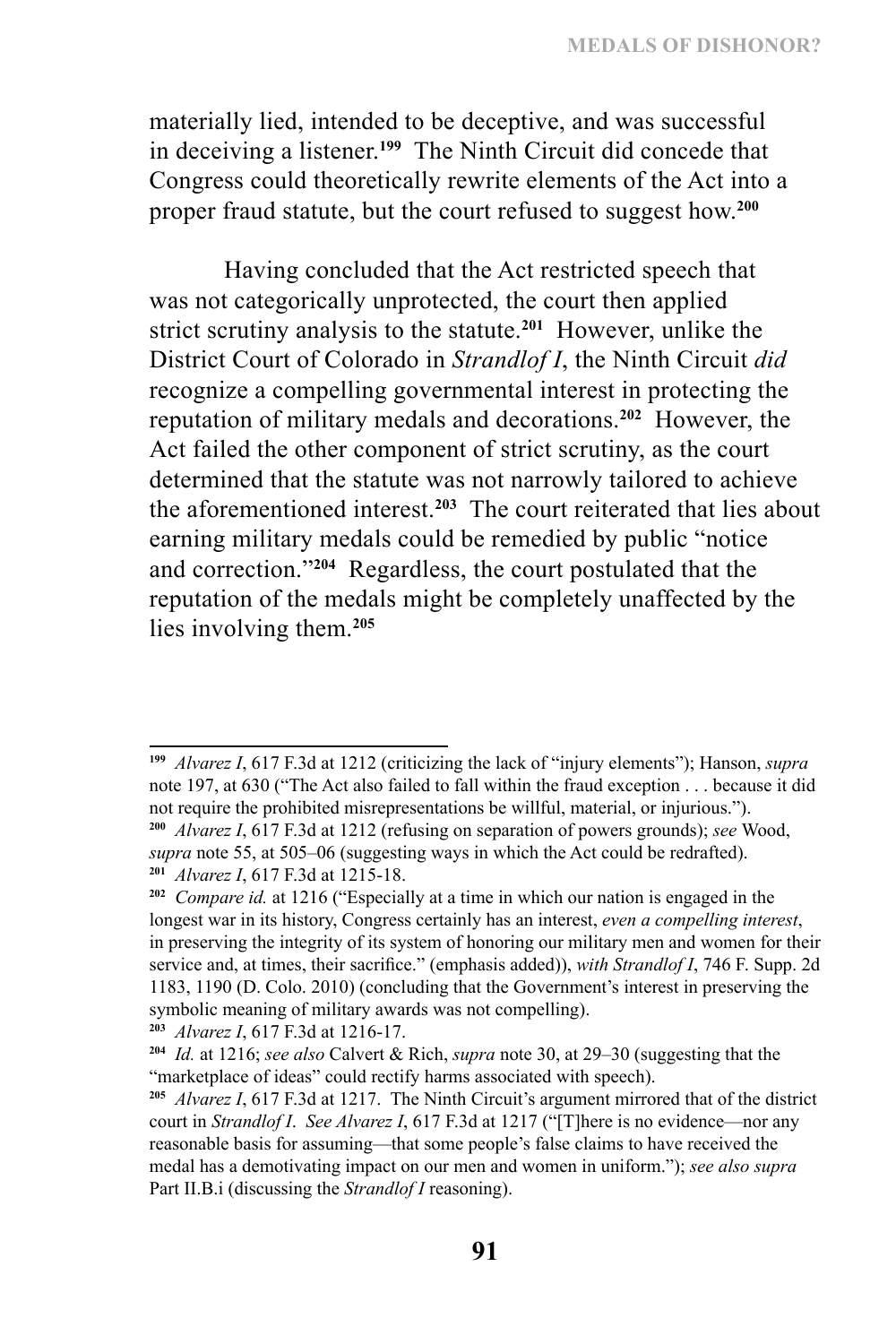materially lied, intended to be deceptive, and was successful in deceiving a listener.[199] The Ninth Circuit did concede that Congress could theoretically rewrite elements of the Act into a proper fraud statute, but the court refused to suggest how.[200]

Having concluded that the Act restricted speech that was not categorically unprotected, the court then applied strict scrutiny analysis to the statute.[201] However, unlike the District Court of Colorado in *Strandlof I*, the Ninth Circuit *did* recognize a compelling governmental interest in protecting the reputation of military medals and decorations.[202] However, the Act failed the other component of strict scrutiny, as the court determined that the statute was not narrowly tailored to achieve the aforementioned interest.[203] The court reiterated that lies about earning military medals could be remedied by public "notice and correction."[204] Regardless, the court postulated that the reputation of the medals might be completely unaffected by the lies involving them.[205]

---

[199] *Alvarez I*, 617 F.3d at 1212 (criticizing the lack of "injury elements"); Hanson, *supra* note 197, at 630 ("The Act also failed to fall within the fraud exception . . . because it did not require the prohibited misrepresentations be willful, material, or injurious.").

[200] *Alvarez I*, 617 F.3d at 1212 (refusing on separation of powers grounds); *see* Wood, *supra* note 55, at 505–06 (suggesting ways in which the Act could be redrafted).

[201] *Alvarez I*, 617 F.3d at 1215-18.

[202] *Compare id.* at 1216 ("Especially at a time in which our nation is engaged in the longest war in its history, Congress certainly has an interest, *even a compelling interest*, in preserving the integrity of its system of honoring our military men and women for their service and, at times, their sacrifice." (emphasis added)), *with Strandlof I*, 746 F. Supp. 2d 1183, 1190 (D. Colo. 2010) (concluding that the Government's interest in preserving the symbolic meaning of military awards was not compelling).

[203] *Alvarez I*, 617 F.3d at 1216-17.

[204] *Id.* at 1216; *see also* Calvert & Rich, *supra* note 30, at 29–30 (suggesting that the "marketplace of ideas" could rectify harms associated with speech).

[205] *Alvarez I*, 617 F.3d at 1217. The Ninth Circuit's argument mirrored that of the district court in *Strandlof I*. *See Alvarez I*, 617 F.3d at 1217 ("[T]here is no evidence—nor any reasonable basis for assuming—that some people's false claims to have received the medal has a demotivating impact on our men and women in uniform."); *see also supra* Part II.B.i (discussing the *Strandlof I* reasoning).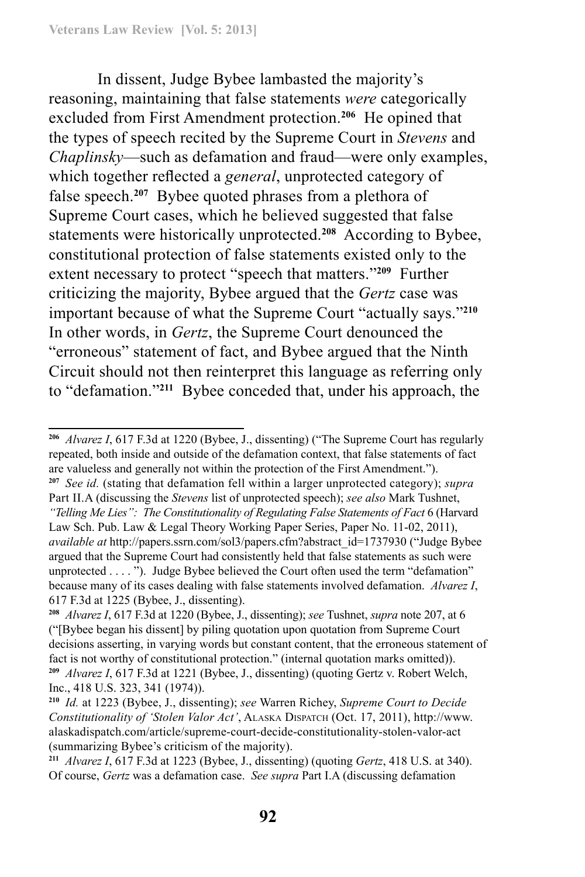In dissent, Judge Bybee lambasted the majority's reasoning, maintaining that false statements *were* categorically excluded from First Amendment protection.[206] He opined that the types of speech recited by the Supreme Court in *Stevens* and *Chaplinsky*—such as defamation and fraud—were only examples, which together reflected a *general*, unprotected category of false speech.[207] Bybee quoted phrases from a plethora of Supreme Court cases, which he believed suggested that false statements were historically unprotected.[208] According to Bybee, constitutional protection of false statements existed only to the extent necessary to protect "speech that matters."[209] Further criticizing the majority, Bybee argued that the *Gertz* case was important because of what the Supreme Court "actually says."[210] In other words, in *Gertz*, the Supreme Court denounced the "erroneous" statement of fact, and Bybee argued that the Ninth Circuit should not then reinterpret this language as referring only to "defamation."[211] Bybee conceded that, under his approach, the

---

[206] *Alvarez I*, 617 F.3d at 1220 (Bybee, J., dissenting) ("The Supreme Court has regularly repeated, both inside and outside of the defamation context, that false statements of fact are valueless and generally not within the protection of the First Amendment.").

[207] *See id.* (stating that defamation fell within a larger unprotected category); *supra* Part II.A (discussing the *Stevens* list of unprotected speech); *see also* Mark Tushnet, *"Telling Me Lies": The Constitutionality of Regulating False Statements of Fact* 6 (Harvard Law Sch. Pub. Law & Legal Theory Working Paper Series, Paper No. 11-02, 2011), *available at* http://papers.ssrn.com/sol3/papers.cfm?abstract_id=1737930 ("Judge Bybee argued that the Supreme Court had consistently held that false statements as such were unprotected . . . . "). Judge Bybee believed the Court often used the term "defamation" because many of its cases dealing with false statements involved defamation. *Alvarez I*, 617 F.3d at 1225 (Bybee, J., dissenting).

[208] *Alvarez I*, 617 F.3d at 1220 (Bybee, J., dissenting); *see* Tushnet, *supra* note 207, at 6 ("[Bybee began his dissent] by piling quotation upon quotation from Supreme Court decisions asserting, in varying words but constant content, that the erroneous statement of fact is not worthy of constitutional protection." (internal quotation marks omitted)).

[209] *Alvarez I*, 617 F.3d at 1221 (Bybee, J., dissenting) (quoting Gertz v. Robert Welch, Inc., 418 U.S. 323, 341 (1974)).

[210] *Id.* at 1223 (Bybee, J., dissenting); *see* Warren Richey, *Supreme Court to Decide Constitutionality of 'Stolen Valor Act'*, Alaska Dispatch (Oct. 17, 2011), http://www.alaskadispatch.com/article/supreme-court-decide-constitutionality-stolen-valor-act (summarizing Bybee's criticism of the majority).

[211] *Alvarez I*, 617 F.3d at 1223 (Bybee, J., dissenting) (quoting *Gertz*, 418 U.S. at 340). Of course, *Gertz* was a defamation case. *See supra* Part I.A (discussing defamation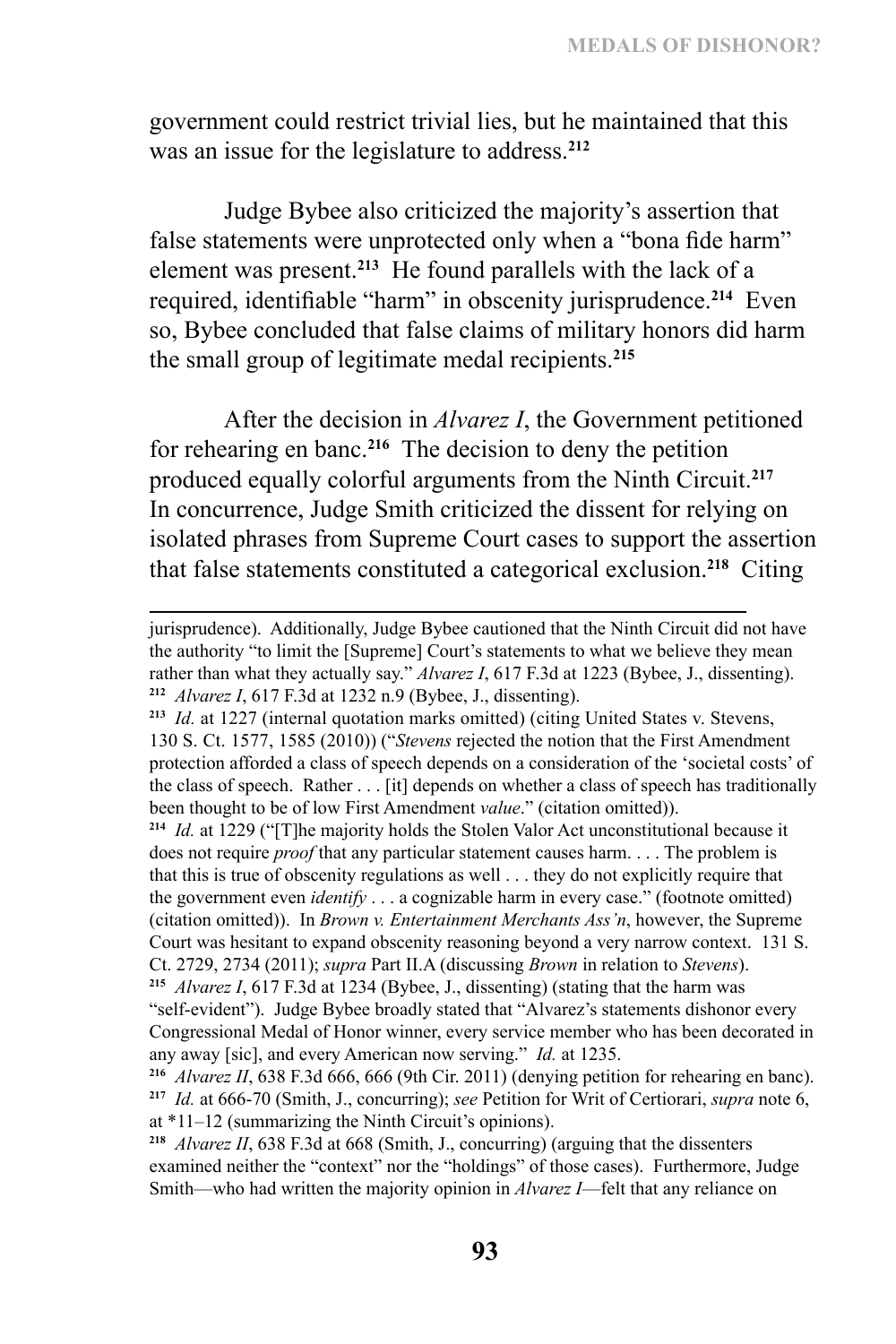government could restrict trivial lies, but he maintained that this was an issue for the legislature to address.[212]

Judge Bybee also criticized the majority's assertion that false statements were unprotected only when a "bona fide harm" element was present.[213] He found parallels with the lack of a required, identifiable "harm" in obscenity jurisprudence.[214] Even so, Bybee concluded that false claims of military honors did harm the small group of legitimate medal recipients.[215]

After the decision in *Alvarez I*, the Government petitioned for rehearing en banc.[216] The decision to deny the petition produced equally colorful arguments from the Ninth Circuit.[217] In concurrence, Judge Smith criticized the dissent for relying on isolated phrases from Supreme Court cases to support the assertion that false statements constituted a categorical exclusion.[218] Citing

---

jurisprudence). Additionally, Judge Bybee cautioned that the Ninth Circuit did not have the authority "to limit the [Supreme] Court's statements to what we believe they mean rather than what they actually say." *Alvarez I*, 617 F.3d at 1223 (Bybee, J., dissenting).

[212] *Alvarez I*, 617 F.3d at 1232 n.9 (Bybee, J., dissenting).

[213] *Id.* at 1227 (internal quotation marks omitted) (citing United States v. Stevens, 130 S. Ct. 1577, 1585 (2010)) ("*Stevens* rejected the notion that the First Amendment protection afforded a class of speech depends on a consideration of the 'societal costs' of the class of speech. Rather . . . [it] depends on whether a class of speech has traditionally been thought to be of low First Amendment *value*." (citation omitted)).

[214] *Id.* at 1229 ("[T]he majority holds the Stolen Valor Act unconstitutional because it does not require *proof* that any particular statement causes harm. . . . The problem is that this is true of obscenity regulations as well . . . they do not explicitly require that the government even *identify* . . . a cognizable harm in every case." (footnote omitted) (citation omitted)). In *Brown v. Entertainment Merchants Ass'n*, however, the Supreme Court was hesitant to expand obscenity reasoning beyond a very narrow context. 131 S. Ct. 2729, 2734 (2011); *supra* Part II.A (discussing *Brown* in relation to *Stevens*).

[215] *Alvarez I*, 617 F.3d at 1234 (Bybee, J., dissenting) (stating that the harm was "self-evident"). Judge Bybee broadly stated that "Alvarez's statements dishonor every Congressional Medal of Honor winner, every service member who has been decorated in any away [sic], and every American now serving." *Id.* at 1235.

[216] *Alvarez II*, 638 F.3d 666, 666 (9th Cir. 2011) (denying petition for rehearing en banc).

[217] *Id.* at 666-70 (Smith, J., concurring); *see* Petition for Writ of Certiorari, *supra* note 6, at *11–12 (summarizing the Ninth Circuit's opinions).

[218] *Alvarez II*, 638 F.3d at 668 (Smith, J., concurring) (arguing that the dissenters examined neither the "context" nor the "holdings" of those cases). Furthermore, Judge Smith—who had written the majority opinion in *Alvarez I*—felt that any reliance on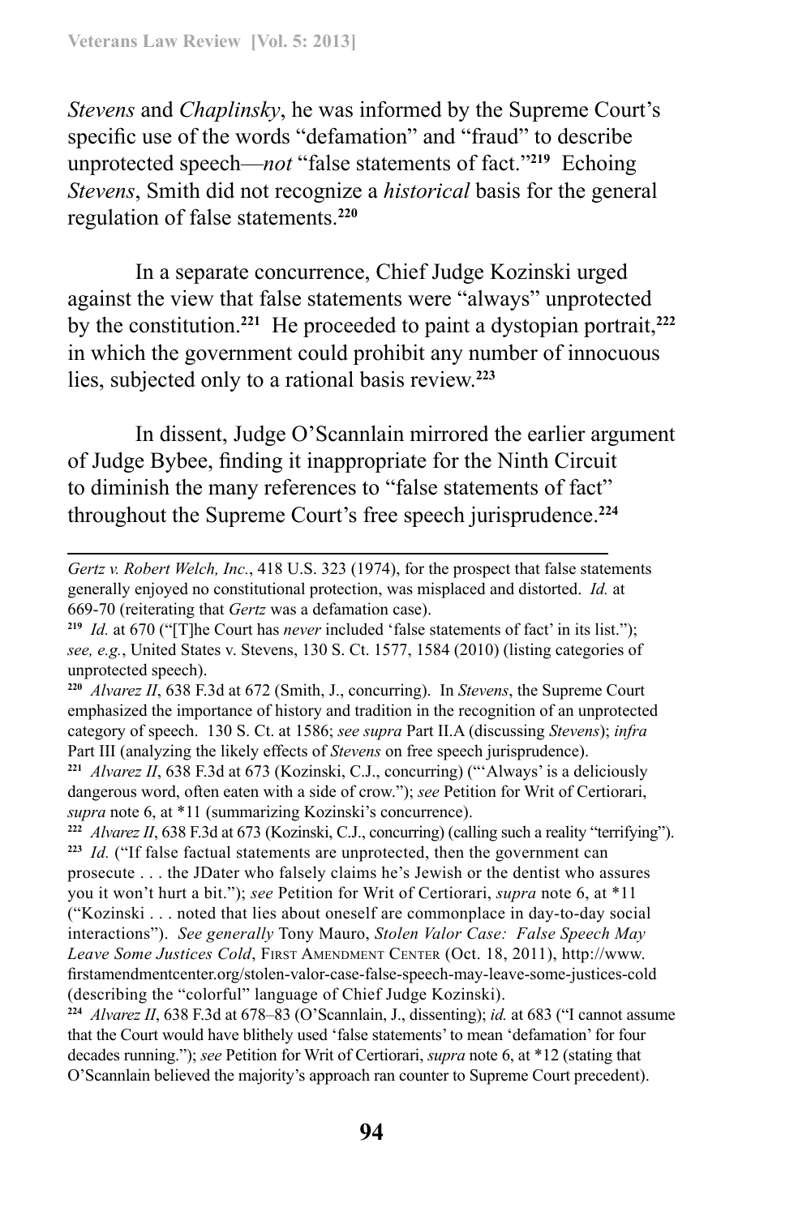*Stevens* and *Chaplinsky*, he was informed by the Supreme Court's specific use of the words "defamation" and "fraud" to describe unprotected speech—*not* "false statements of fact."[219] Echoing *Stevens*, Smith did not recognize a *historical* basis for the general regulation of false statements.[220]

In a separate concurrence, Chief Judge Kozinski urged against the view that false statements were "always" unprotected by the constitution.[221] He proceeded to paint a dystopian portrait,[222] in which the government could prohibit any number of innocuous lies, subjected only to a rational basis review.[223]

In dissent, Judge O'Scannlain mirrored the earlier argument of Judge Bybee, finding it inappropriate for the Ninth Circuit to diminish the many references to "false statements of fact" throughout the Supreme Court's free speech jurisprudence.[224]

---

*Gertz v. Robert Welch, Inc.*, 418 U.S. 323 (1974), for the prospect that false statements generally enjoyed no constitutional protection, was misplaced and distorted. *Id.* at 669-70 (reiterating that *Gertz* was a defamation case).

[219] *Id.* at 670 ("[T]he Court has *never* included 'false statements of fact' in its list."); *see, e.g.*, United States v. Stevens, 130 S. Ct. 1577, 1584 (2010) (listing categories of unprotected speech).

[220] *Alvarez II*, 638 F.3d at 672 (Smith, J., concurring). In *Stevens*, the Supreme Court emphasized the importance of history and tradition in the recognition of an unprotected category of speech. 130 S. Ct. at 1586; *see supra* Part II.A (discussing *Stevens*); *infra* Part III (analyzing the likely effects of *Stevens* on free speech jurisprudence).

[221] *Alvarez II*, 638 F.3d at 673 (Kozinski, C.J., concurring) ("'Always' is a deliciously dangerous word, often eaten with a side of crow."); *see* Petition for Writ of Certiorari, *supra* note 6, at *11 (summarizing Kozinski's concurrence).

[222] *Alvarez II*, 638 F.3d at 673 (Kozinski, C.J., concurring) (calling such a reality "terrifying").

[223] *Id.* ("If false factual statements are unprotected, then the government can prosecute . . . the JDater who falsely claims he's Jewish or the dentist who assures you it won't hurt a bit."); *see* Petition for Writ of Certiorari, *supra* note 6, at *11 ("Kozinski . . . noted that lies about oneself are commonplace in day-to-day social interactions"). *See generally* Tony Mauro, *Stolen Valor Case: False Speech May Leave Some Justices Cold*, First Amendment Center (Oct. 18, 2011), http://www.firstamendmentcenter.org/stolen-valor-case-false-speech-may-leave-some-justices-cold (describing the "colorful" language of Chief Judge Kozinski).

[224] *Alvarez II*, 638 F.3d at 678–83 (O'Scannlain, J., dissenting); *id.* at 683 ("I cannot assume that the Court would have blithely used 'false statements' to mean 'defamation' for four decades running."); *see* Petition for Writ of Certiorari, *supra* note 6, at *12 (stating that O'Scannlain believed the majority's approach ran counter to Supreme Court precedent).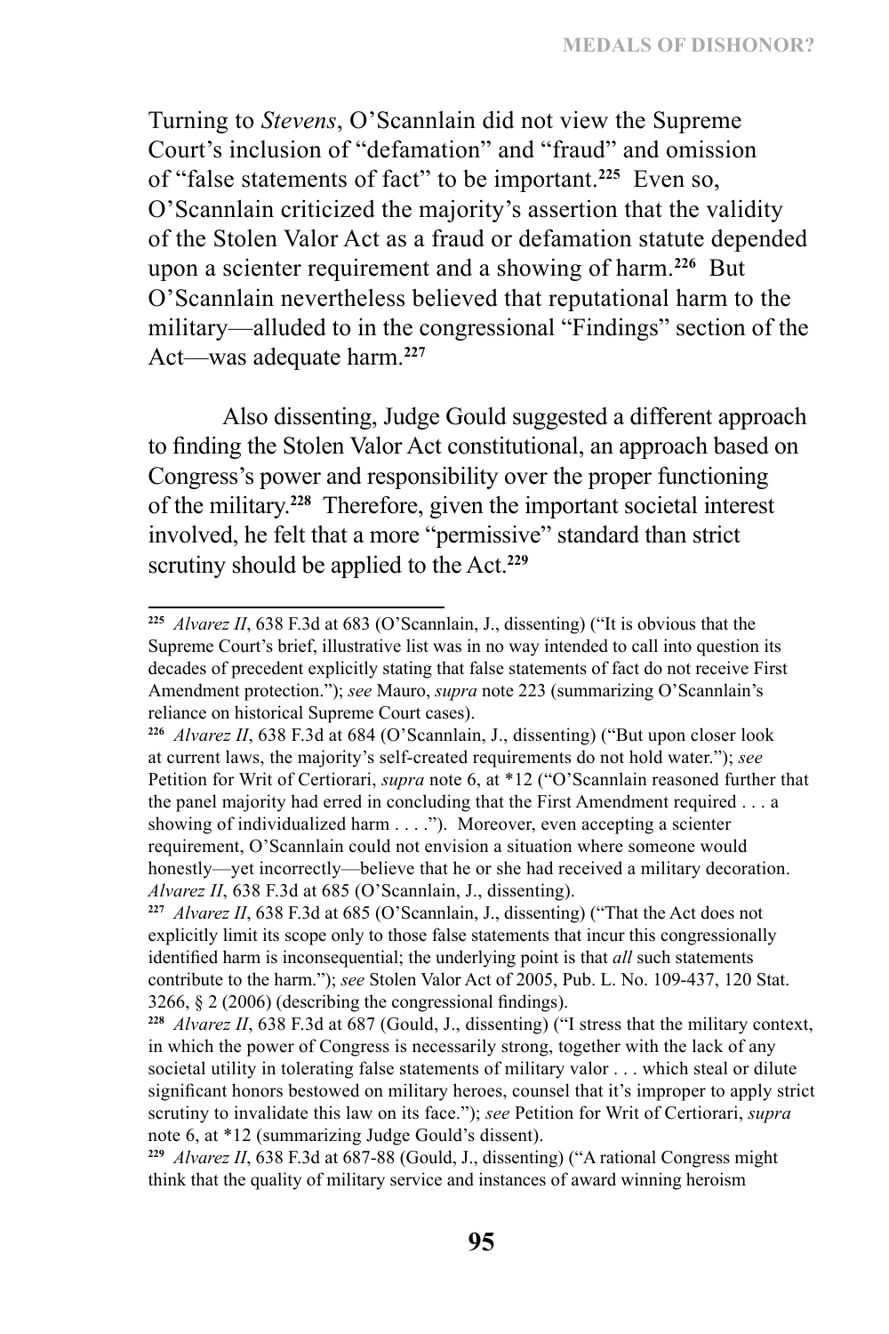Turning to *Stevens*, O'Scannlain did not view the Supreme Court's inclusion of "defamation" and "fraud" and omission of "false statements of fact" to be important.[225] Even so, O'Scannlain criticized the majority's assertion that the validity of the Stolen Valor Act as a fraud or defamation statute depended upon a scienter requirement and a showing of harm.[226] But O'Scannlain nevertheless believed that reputational harm to the military—alluded to in the congressional "Findings" section of the Act—was adequate harm.[227]

Also dissenting, Judge Gould suggested a different approach to finding the Stolen Valor Act constitutional, an approach based on Congress's power and responsibility over the proper functioning of the military.[228] Therefore, given the important societal interest involved, he felt that a more "permissive" standard than strict scrutiny should be applied to the Act.[229]

---

[225] *Alvarez II*, 638 F.3d at 683 (O'Scannlain, J., dissenting) ("It is obvious that the Supreme Court's brief, illustrative list was in no way intended to call into question its decades of precedent explicitly stating that false statements of fact do not receive First Amendment protection."); *see* Mauro, *supra* note 223 (summarizing O'Scannlain's reliance on historical Supreme Court cases).

[226] *Alvarez II*, 638 F.3d at 684 (O'Scannlain, J., dissenting) ("But upon closer look at current laws, the majority's self-created requirements do not hold water."); *see* Petition for Writ of Certiorari, *supra* note 6, at *12 ("O'Scannlain reasoned further that the panel majority had erred in concluding that the First Amendment required . . . a showing of individualized harm . . . ."). Moreover, even accepting a scienter requirement, O'Scannlain could not envision a situation where someone would honestly—yet incorrectly—believe that he or she had received a military decoration. *Alvarez II*, 638 F.3d at 685 (O'Scannlain, J., dissenting).

[227] *Alvarez II*, 638 F.3d at 685 (O'Scannlain, J., dissenting) ("That the Act does not explicitly limit its scope only to those false statements that incur this congressionally identified harm is inconsequential; the underlying point is that *all* such statements contribute to the harm."); *see* Stolen Valor Act of 2005, Pub. L. No. 109-437, 120 Stat. 3266, § 2 (2006) (describing the congressional findings).

[228] *Alvarez II*, 638 F.3d at 687 (Gould, J., dissenting) ("I stress that the military context, in which the power of Congress is necessarily strong, together with the lack of any societal utility in tolerating false statements of military valor . . . which steal or dilute significant honors bestowed on military heroes, counsel that it's improper to apply strict scrutiny to invalidate this law on its face."); *see* Petition for Writ of Certiorari, *supra* note 6, at *12 (summarizing Judge Gould's dissent).

[229] *Alvarez II*, 638 F.3d at 687-88 (Gould, J., dissenting) ("A rational Congress might think that the quality of military service and instances of award winning heroism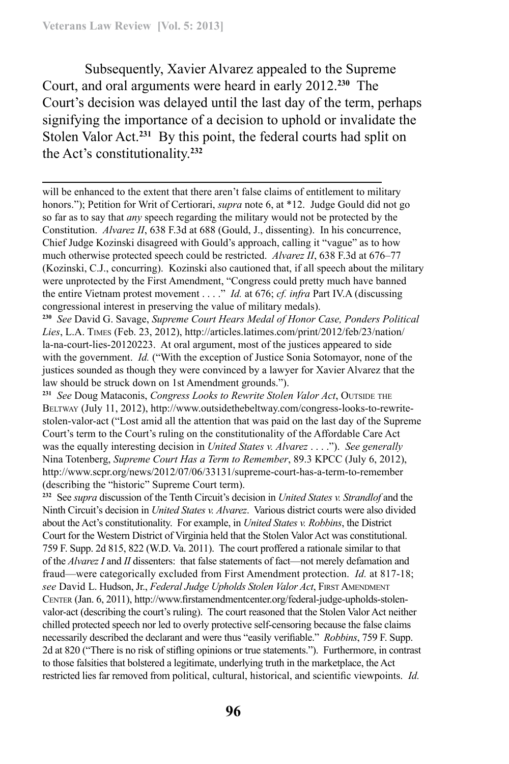Subsequently, Xavier Alvarez appealed to the Supreme Court, and oral arguments were heard in early 2012.[230] The Court's decision was delayed until the last day of the term, perhaps signifying the importance of a decision to uphold or invalidate the Stolen Valor Act.[231] By this point, the federal courts had split on the Act's constitutionality.[232]

---

will be enhanced to the extent that there aren't false claims of entitlement to military honors."); Petition for Writ of Certiorari, *supra* note 6, at *12. Judge Gould did not go so far as to say that *any* speech regarding the military would not be protected by the Constitution. *Alvarez II*, 638 F.3d at 688 (Gould, J., dissenting). In his concurrence, Chief Judge Kozinski disagreed with Gould's approach, calling it "vague" as to how much otherwise protected speech could be restricted. *Alvarez II*, 638 F.3d at 676–77 (Kozinski, C.J., concurring). Kozinski also cautioned that, if all speech about the military were unprotected by the First Amendment, "Congress could pretty much have banned the entire Vietnam protest movement . . . ." *Id.* at 676; *cf. infra* Part IV.A (discussing congressional interest in preserving the value of military medals).

[230] *See* David G. Savage, *Supreme Court Hears Medal of Honor Case, Ponders Political Lies*, L.A. Times (Feb. 23, 2012), http://articles.latimes.com/print/2012/feb/23/nation/la-na-court-lies-20120223. At oral argument, most of the justices appeared to side with the government. *Id.* ("With the exception of Justice Sonia Sotomayor, none of the justices sounded as though they were convinced by a lawyer for Xavier Alvarez that the law should be struck down on 1st Amendment grounds.").

[231] *See* Doug Mataconis, *Congress Looks to Rewrite Stolen Valor Act*, Outside the Beltway (July 11, 2012), http://www.outsidethebeltway.com/congress-looks-to-rewrite-stolen-valor-act ("Lost amid all the attention that was paid on the last day of the Supreme Court's term to the Court's ruling on the constitutionality of the Affordable Care Act was the equally interesting decision in *United States v. Alvarez* . . . ."). *See generally* Nina Totenberg, *Supreme Court Has a Term to Remember*, 89.3 KPCC (July 6, 2012), http://www.scpr.org/news/2012/07/06/33131/supreme-court-has-a-term-to-remember (describing the "historic" Supreme Court term).

[232] See *supra* discussion of the Tenth Circuit's decision in *United States v. Strandlof* and the Ninth Circuit's decision in *United States v. Alvarez*. Various district courts were also divided about the Act's constitutionality. For example, in *United States v. Robbins*, the District Court for the Western District of Virginia held that the Stolen Valor Act was constitutional. 759 F. Supp. 2d 815, 822 (W.D. Va. 2011). The court proffered a rationale similar to that of the *Alvarez I* and *II* dissenters: that false statements of fact—not merely defamation and fraud—were categorically excluded from First Amendment protection. *Id.* at 817-18; *see* David L. Hudson, Jr., *Federal Judge Upholds Stolen Valor Act*, First Amendment Center (Jan. 6, 2011), http://www.firstamendmentcenter.org/federal-judge-upholds-stolen-valor-act (describing the court's ruling). The court reasoned that the Stolen Valor Act neither chilled protected speech nor led to overly protective self-censoring because the false claims necessarily described the declarant and were thus "easily verifiable." *Robbins*, 759 F. Supp. 2d at 820 ("There is no risk of stifling opinions or true statements."). Furthermore, in contrast to those falsities that bolstered a legitimate, underlying truth in the marketplace, the Act restricted lies far removed from political, cultural, historical, and scientific viewpoints. *Id.*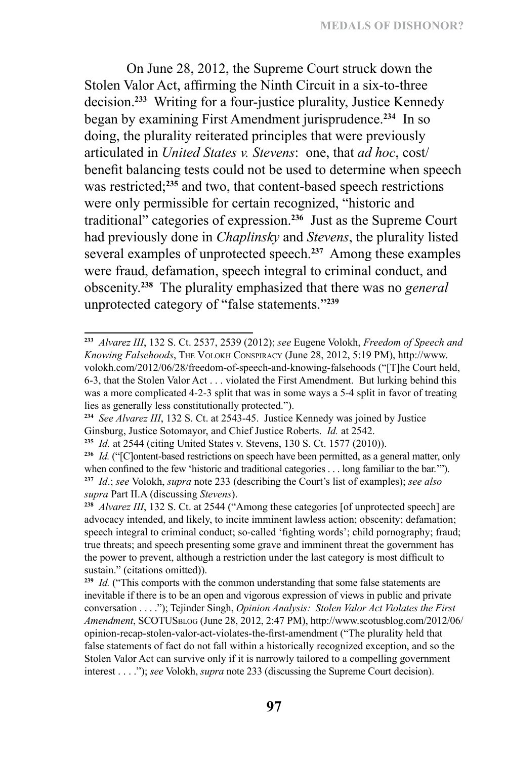On June 28, 2012, the Supreme Court struck down the Stolen Valor Act, affirming the Ninth Circuit in a six-to-three decision.[233] Writing for a four-justice plurality, Justice Kennedy began by examining First Amendment jurisprudence.[234] In so doing, the plurality reiterated principles that were previously articulated in *United States v. Stevens*: one, that *ad hoc*, cost/benefit balancing tests could not be used to determine when speech was restricted;[235] and two, that content-based speech restrictions were only permissible for certain recognized, "historic and traditional" categories of expression.[236] Just as the Supreme Court had previously done in *Chaplinsky* and *Stevens*, the plurality listed several examples of unprotected speech.[237] Among these examples were fraud, defamation, speech integral to criminal conduct, and obscenity.[238] The plurality emphasized that there was no *general* unprotected category of "false statements."[239]

---

[233] *Alvarez III*, 132 S. Ct. 2537, 2539 (2012); *see* Eugene Volokh, *Freedom of Speech and Knowing Falsehoods*, The Volokh Conspiracy (June 28, 2012, 5:19 PM), http://www.volokh.com/2012/06/28/freedom-of-speech-and-knowing-falsehoods ("[T]he Court held, 6-3, that the Stolen Valor Act . . . violated the First Amendment. But lurking behind this was a more complicated 4-2-3 split that was in some ways a 5-4 split in favor of treating lies as generally less constitutionally protected.").

[234] *See Alvarez III*, 132 S. Ct. at 2543-45. Justice Kennedy was joined by Justice Ginsburg, Justice Sotomayor, and Chief Justice Roberts. *Id.* at 2542.

[235] *Id.* at 2544 (citing United States v. Stevens, 130 S. Ct. 1577 (2010)).

[236] *Id.* ("[C]ontent-based restrictions on speech have been permitted, as a general matter, only when confined to the few 'historic and traditional categories . . . long familiar to the bar.'").

[237] *Id*.; *see* Volokh, *supra* note 233 (describing the Court's list of examples); *see also supra* Part II.A (discussing *Stevens*).

[238] *Alvarez III*, 132 S. Ct. at 2544 ("Among these categories [of unprotected speech] are advocacy intended, and likely, to incite imminent lawless action; obscenity; defamation; speech integral to criminal conduct; so-called 'fighting words'; child pornography; fraud; true threats; and speech presenting some grave and imminent threat the government has the power to prevent, although a restriction under the last category is most difficult to sustain." (citations omitted)).

[239] *Id.* ("This comports with the common understanding that some false statements are inevitable if there is to be an open and vigorous expression of views in public and private conversation . . . ."); Tejinder Singh, *Opinion Analysis: Stolen Valor Act Violates the First Amendment*, SCOTUSblog (June 28, 2012, 2:47 PM), http://www.scotusblog.com/2012/06/opinion-recap-stolen-valor-act-violates-the-first-amendment ("The plurality held that false statements of fact do not fall within a historically recognized exception, and so the Stolen Valor Act can survive only if it is narrowly tailored to a compelling government interest . . . ."); *see* Volokh, *supra* note 233 (discussing the Supreme Court decision).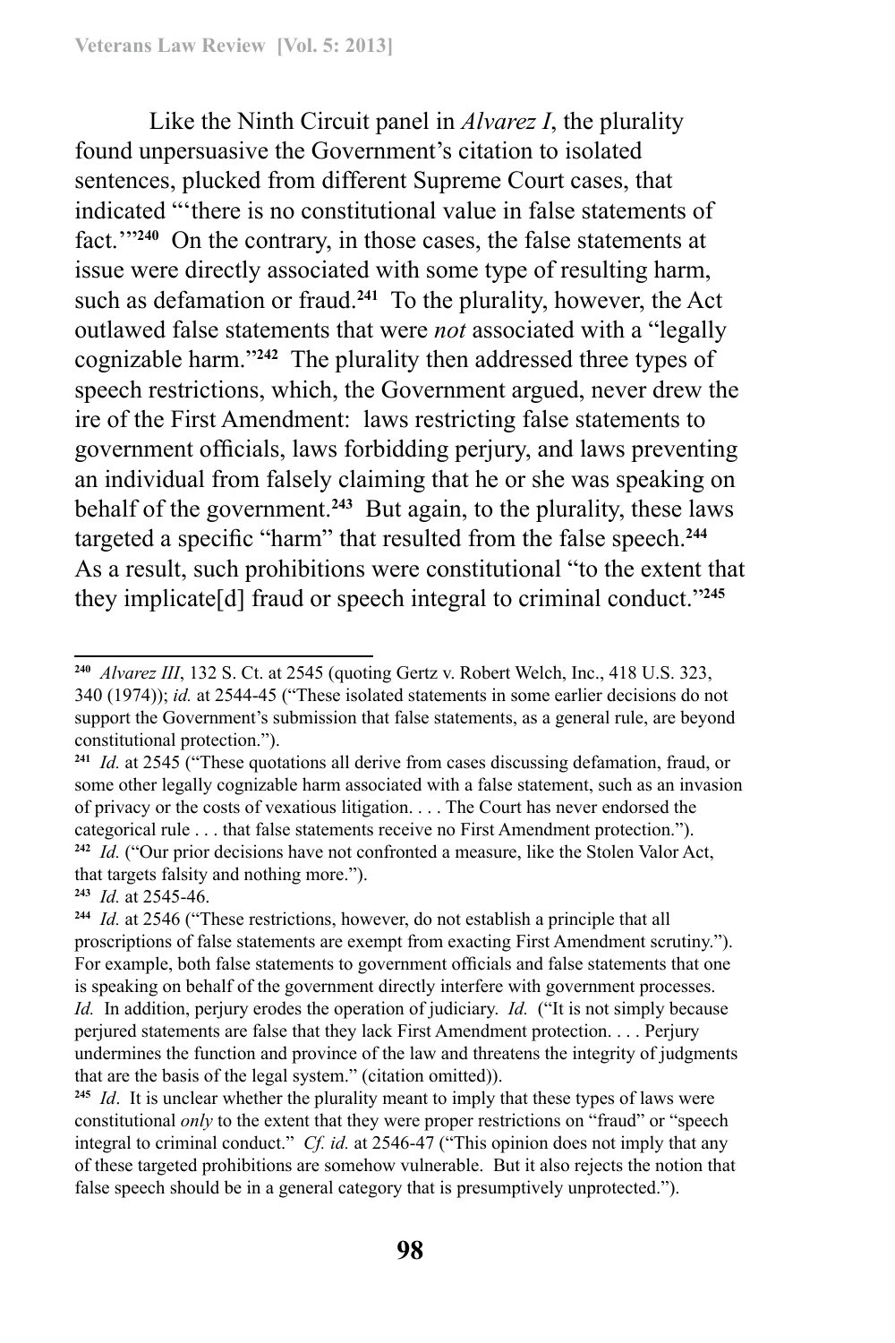Like the Ninth Circuit panel in *Alvarez I*, the plurality found unpersuasive the Government's citation to isolated sentences, plucked from different Supreme Court cases, that indicated "'there is no constitutional value in false statements of fact.'"[240] On the contrary, in those cases, the false statements at issue were directly associated with some type of resulting harm, such as defamation or fraud.[241] To the plurality, however, the Act outlawed false statements that were *not* associated with a "legally cognizable harm."[242] The plurality then addressed three types of speech restrictions, which, the Government argued, never drew the ire of the First Amendment: laws restricting false statements to government officials, laws forbidding perjury, and laws preventing an individual from falsely claiming that he or she was speaking on behalf of the government.[243] But again, to the plurality, these laws targeted a specific "harm" that resulted from the false speech.[244] As a result, such prohibitions were constitutional "to the extent that they implicate[d] fraud or speech integral to criminal conduct."[245]

---

[240] *Alvarez III*, 132 S. Ct. at 2545 (quoting Gertz v. Robert Welch, Inc., 418 U.S. 323, 340 (1974)); *id.* at 2544-45 ("These isolated statements in some earlier decisions do not support the Government's submission that false statements, as a general rule, are beyond constitutional protection.").

[241] *Id.* at 2545 ("These quotations all derive from cases discussing defamation, fraud, or some other legally cognizable harm associated with a false statement, such as an invasion of privacy or the costs of vexatious litigation. . . . The Court has never endorsed the categorical rule . . . that false statements receive no First Amendment protection.").

[242] *Id.* ("Our prior decisions have not confronted a measure, like the Stolen Valor Act, that targets falsity and nothing more.").

[243] *Id.* at 2545-46.

[244] *Id.* at 2546 ("These restrictions, however, do not establish a principle that all proscriptions of false statements are exempt from exacting First Amendment scrutiny."). For example, both false statements to government officials and false statements that one is speaking on behalf of the government directly interfere with government processes. *Id.* In addition, perjury erodes the operation of judiciary. *Id.* ("It is not simply because perjured statements are false that they lack First Amendment protection. . . . Perjury undermines the function and province of the law and threatens the integrity of judgments that are the basis of the legal system." (citation omitted)).

[245] *Id*. It is unclear whether the plurality meant to imply that these types of laws were constitutional *only* to the extent that they were proper restrictions on "fraud" or "speech integral to criminal conduct." *Cf. id.* at 2546-47 ("This opinion does not imply that any of these targeted prohibitions are somehow vulnerable. But it also rejects the notion that false speech should be in a general category that is presumptively unprotected.").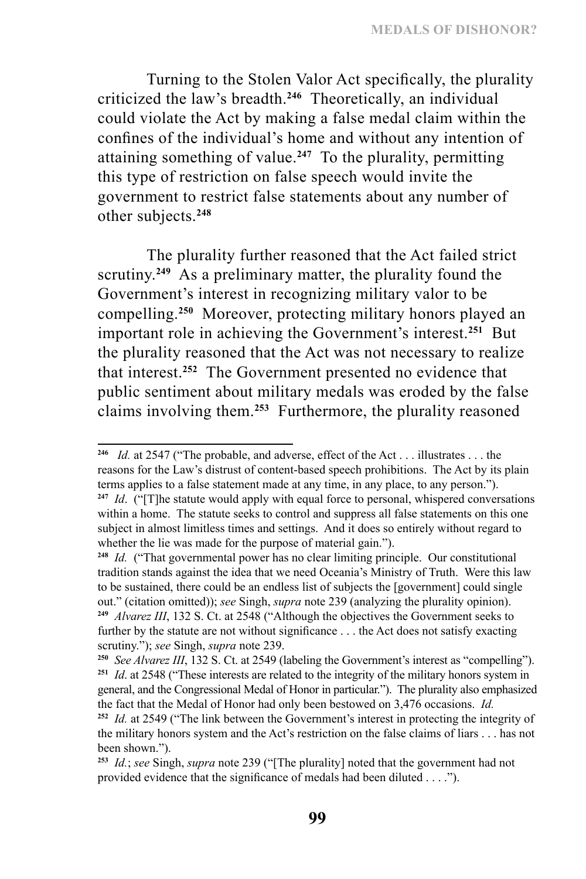Turning to the Stolen Valor Act specifically, the plurality criticized the law's breadth.[246] Theoretically, an individual could violate the Act by making a false medal claim within the confines of the individual's home and without any intention of attaining something of value.[247] To the plurality, permitting this type of restriction on false speech would invite the government to restrict false statements about any number of other subjects.[248]

The plurality further reasoned that the Act failed strict scrutiny.[249] As a preliminary matter, the plurality found the Government's interest in recognizing military valor to be compelling.[250] Moreover, protecting military honors played an important role in achieving the Government's interest.[251] But the plurality reasoned that the Act was not necessary to realize that interest.[252] The Government presented no evidence that public sentiment about military medals was eroded by the false claims involving them.[253] Furthermore, the plurality reasoned

---

[246] *Id.* at 2547 ("The probable, and adverse, effect of the Act . . . illustrates . . . the reasons for the Law's distrust of content-based speech prohibitions. The Act by its plain terms applies to a false statement made at any time, in any place, to any person.").

[247] *Id*. ("[T]he statute would apply with equal force to personal, whispered conversations within a home. The statute seeks to control and suppress all false statements on this one subject in almost limitless times and settings. And it does so entirely without regard to whether the lie was made for the purpose of material gain.").

[248] *Id.* ("That governmental power has no clear limiting principle. Our constitutional tradition stands against the idea that we need Oceania's Ministry of Truth. Were this law to be sustained, there could be an endless list of subjects the [government] could single out." (citation omitted)); *see* Singh, *supra* note 239 (analyzing the plurality opinion).

[249] *Alvarez III*, 132 S. Ct. at 2548 ("Although the objectives the Government seeks to further by the statute are not without significance . . . the Act does not satisfy exacting scrutiny."); *see* Singh, *supra* note 239.

[250] *See Alvarez III*, 132 S. Ct. at 2549 (labeling the Government's interest as "compelling").

[251] *Id*. at 2548 ("These interests are related to the integrity of the military honors system in general, and the Congressional Medal of Honor in particular."). The plurality also emphasized the fact that the Medal of Honor had only been bestowed on 3,476 occasions. *Id.*

[252] *Id.* at 2549 ("The link between the Government's interest in protecting the integrity of the military honors system and the Act's restriction on the false claims of liars . . . has not been shown.").

[253] *Id.*; *see* Singh, *supra* note 239 ("[The plurality] noted that the government had not provided evidence that the significance of medals had been diluted . . . .").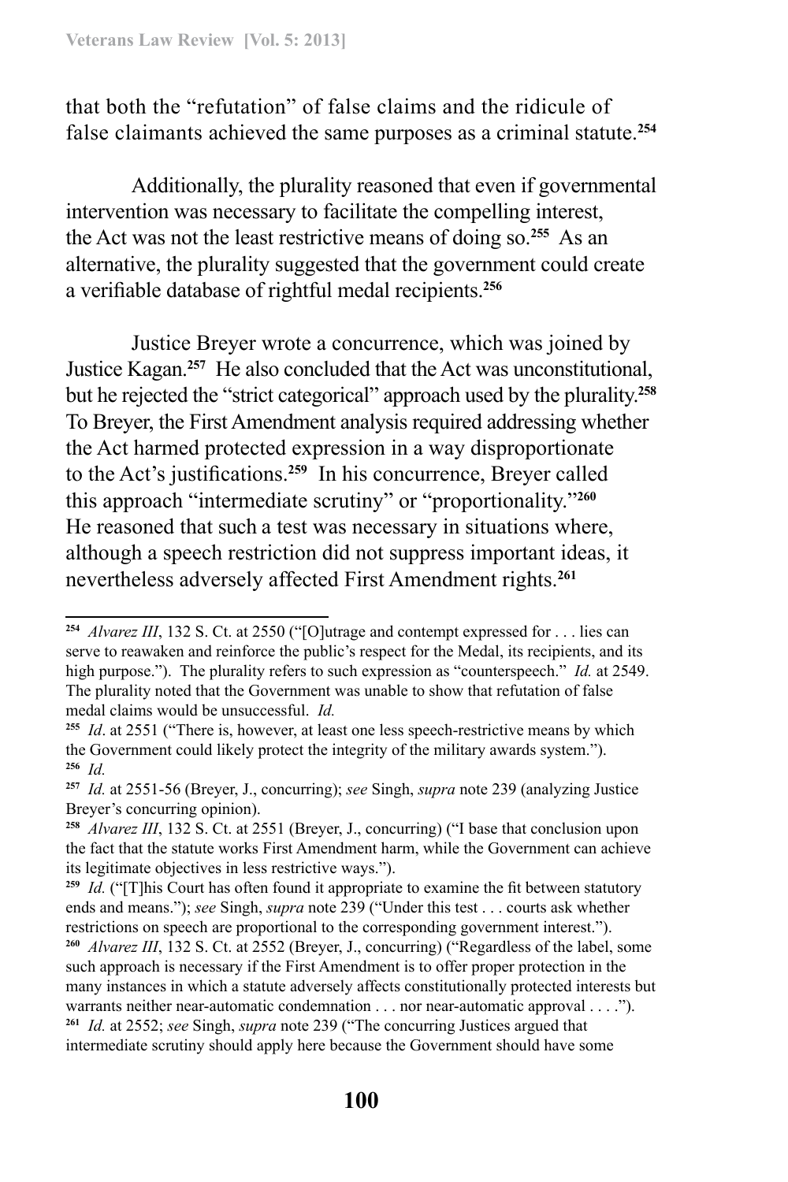that both the "refutation" of false claims and the ridicule of false claimants achieved the same purposes as a criminal statute.[254]

Additionally, the plurality reasoned that even if governmental intervention was necessary to facilitate the compelling interest, the Act was not the least restrictive means of doing so.[255] As an alternative, the plurality suggested that the government could create a verifiable database of rightful medal recipients.[256]

Justice Breyer wrote a concurrence, which was joined by Justice Kagan.[257] He also concluded that the Act was unconstitutional, but he rejected the "strict categorical" approach used by the plurality.[258] To Breyer, the First Amendment analysis required addressing whether the Act harmed protected expression in a way disproportionate to the Act's justifications.[259] In his concurrence, Breyer called this approach "intermediate scrutiny" or "proportionality."[260] He reasoned that such a test was necessary in situations where, although a speech restriction did not suppress important ideas, it nevertheless adversely affected First Amendment rights.[261]

---

[254] *Alvarez III*, 132 S. Ct. at 2550 ("[O]utrage and contempt expressed for . . . lies can serve to reawaken and reinforce the public's respect for the Medal, its recipients, and its high purpose."). The plurality refers to such expression as "counterspeech." *Id.* at 2549. The plurality noted that the Government was unable to show that refutation of false medal claims would be unsuccessful. *Id.*

[255] *Id*. at 2551 ("There is, however, at least one less speech-restrictive means by which the Government could likely protect the integrity of the military awards system.").

[256] *Id.*

[257] *Id.* at 2551-56 (Breyer, J., concurring); *see* Singh, *supra* note 239 (analyzing Justice Breyer's concurring opinion).

[258] *Alvarez III*, 132 S. Ct. at 2551 (Breyer, J., concurring) ("I base that conclusion upon the fact that the statute works First Amendment harm, while the Government can achieve its legitimate objectives in less restrictive ways.").

[259] *Id.* ("[T]his Court has often found it appropriate to examine the fit between statutory ends and means."); *see* Singh, *supra* note 239 ("Under this test . . . courts ask whether restrictions on speech are proportional to the corresponding government interest.").

[260] *Alvarez III*, 132 S. Ct. at 2552 (Breyer, J., concurring) ("Regardless of the label, some such approach is necessary if the First Amendment is to offer proper protection in the many instances in which a statute adversely affects constitutionally protected interests but warrants neither near-automatic condemnation . . . nor near-automatic approval . . . .").

[261] *Id.* at 2552; *see* Singh, *supra* note 239 ("The concurring Justices argued that intermediate scrutiny should apply here because the Government should have some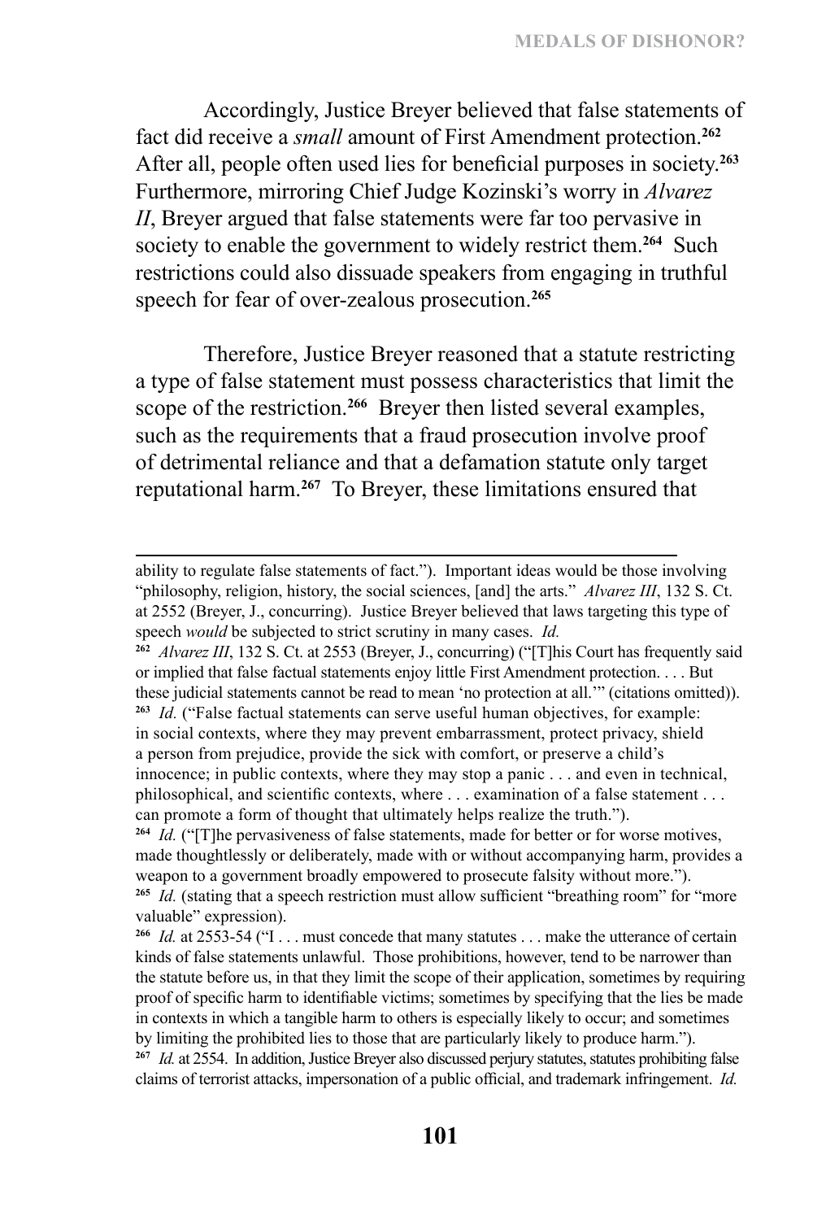Accordingly, Justice Breyer believed that false statements of fact did receive a *small* amount of First Amendment protection.[262] After all, people often used lies for beneficial purposes in society.[263] Furthermore, mirroring Chief Judge Kozinski's worry in *Alvarez II*, Breyer argued that false statements were far too pervasive in society to enable the government to widely restrict them.[264] Such restrictions could also dissuade speakers from engaging in truthful speech for fear of over-zealous prosecution.[265]

Therefore, Justice Breyer reasoned that a statute restricting a type of false statement must possess characteristics that limit the scope of the restriction.[266] Breyer then listed several examples, such as the requirements that a fraud prosecution involve proof of detrimental reliance and that a defamation statute only target reputational harm.[267] To Breyer, these limitations ensured that

---

ability to regulate false statements of fact."). Important ideas would be those involving "philosophy, religion, history, the social sciences, [and] the arts." *Alvarez III*, 132 S. Ct. at 2552 (Breyer, J., concurring). Justice Breyer believed that laws targeting this type of speech *would* be subjected to strict scrutiny in many cases. *Id.*

[262] *Alvarez III*, 132 S. Ct. at 2553 (Breyer, J., concurring) ("[T]his Court has frequently said or implied that false factual statements enjoy little First Amendment protection. . . . But these judicial statements cannot be read to mean 'no protection at all.'" (citations omitted)).

[263] *Id.* ("False factual statements can serve useful human objectives, for example: in social contexts, where they may prevent embarrassment, protect privacy, shield a person from prejudice, provide the sick with comfort, or preserve a child's innocence; in public contexts, where they may stop a panic . . . and even in technical, philosophical, and scientific contexts, where . . . examination of a false statement . . . can promote a form of thought that ultimately helps realize the truth.").

[264] *Id.* ("[T]he pervasiveness of false statements, made for better or for worse motives, made thoughtlessly or deliberately, made with or without accompanying harm, provides a weapon to a government broadly empowered to prosecute falsity without more.").

[265] *Id.* (stating that a speech restriction must allow sufficient "breathing room" for "more valuable" expression).

[266] *Id.* at 2553-54 ("I . . . must concede that many statutes . . . make the utterance of certain kinds of false statements unlawful. Those prohibitions, however, tend to be narrower than the statute before us, in that they limit the scope of their application, sometimes by requiring proof of specific harm to identifiable victims; sometimes by specifying that the lies be made in contexts in which a tangible harm to others is especially likely to occur; and sometimes by limiting the prohibited lies to those that are particularly likely to produce harm.").

[267] *Id.* at 2554. In addition, Justice Breyer also discussed perjury statutes, statutes prohibiting false claims of terrorist attacks, impersonation of a public official, and trademark infringement. *Id.*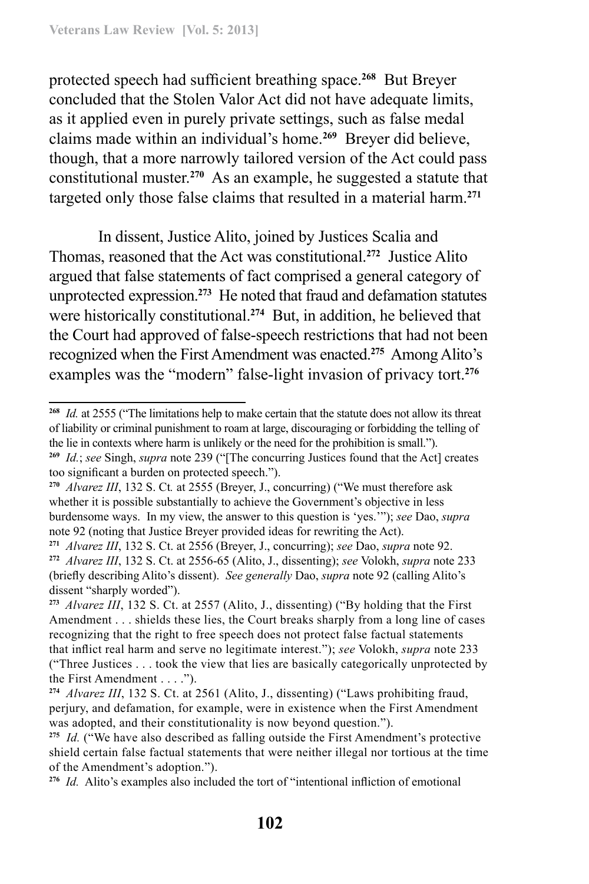protected speech had sufficient breathing space.[268] But Breyer concluded that the Stolen Valor Act did not have adequate limits, as it applied even in purely private settings, such as false medal claims made within an individual's home.[269] Breyer did believe, though, that a more narrowly tailored version of the Act could pass constitutional muster.[270] As an example, he suggested a statute that targeted only those false claims that resulted in a material harm.[271]

In dissent, Justice Alito, joined by Justices Scalia and Thomas, reasoned that the Act was constitutional.[272] Justice Alito argued that false statements of fact comprised a general category of unprotected expression.[273] He noted that fraud and defamation statutes were historically constitutional.[274] But, in addition, he believed that the Court had approved of false-speech restrictions that had not been recognized when the First Amendment was enacted.[275] Among Alito's examples was the "modern" false-light invasion of privacy tort.[276]

---

[268] *Id.* at 2555 ("The limitations help to make certain that the statute does not allow its threat of liability or criminal punishment to roam at large, discouraging or forbidding the telling of the lie in contexts where harm is unlikely or the need for the prohibition is small.").

[269] *Id.*; *see* Singh, *supra* note 239 ("[The concurring Justices found that the Act] creates too significant a burden on protected speech.").

[270] *Alvarez III*, 132 S. Ct. at 2555 (Breyer, J., concurring) ("We must therefore ask whether it is possible substantially to achieve the Government's objective in less burdensome ways. In my view, the answer to this question is 'yes.'"); *see* Dao, *supra* note 92 (noting that Justice Breyer provided ideas for rewriting the Act).

[271] *Alvarez III*, 132 S. Ct. at 2556 (Breyer, J., concurring); *see* Dao, *supra* note 92.

[272] *Alvarez III*, 132 S. Ct. at 2556-65 (Alito, J., dissenting); *see* Volokh, *supra* note 233 (briefly describing Alito's dissent). *See generally* Dao, *supra* note 92 (calling Alito's dissent "sharply worded").

[273] *Alvarez III*, 132 S. Ct. at 2557 (Alito, J., dissenting) ("By holding that the First Amendment . . . shields these lies, the Court breaks sharply from a long line of cases recognizing that the right to free speech does not protect false factual statements that inflict real harm and serve no legitimate interest."); *see* Volokh, *supra* note 233 ("Three Justices . . . took the view that lies are basically categorically unprotected by the First Amendment . . . .").

[274] *Alvarez III*, 132 S. Ct. at 2561 (Alito, J., dissenting) ("Laws prohibiting fraud, perjury, and defamation, for example, were in existence when the First Amendment was adopted, and their constitutionality is now beyond question.").

[275] *Id.* ("We have also described as falling outside the First Amendment's protective shield certain false factual statements that were neither illegal nor tortious at the time of the Amendment's adoption.").

[276] *Id.* Alito's examples also included the tort of "intentional infliction of emotional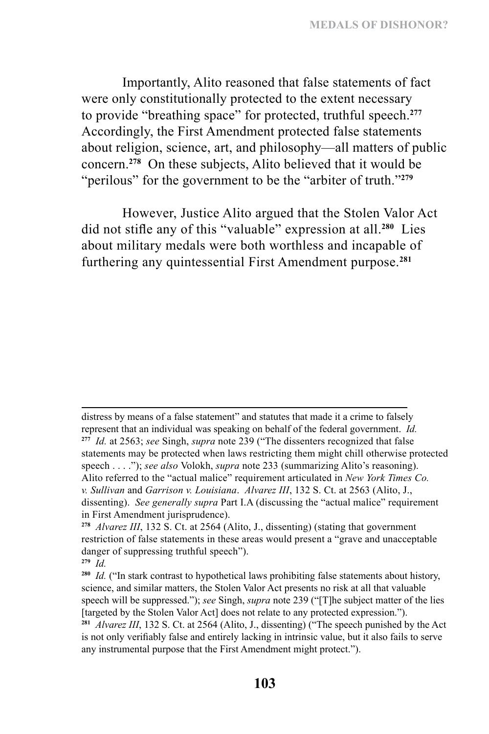Importantly, Alito reasoned that false statements of fact were only constitutionally protected to the extent necessary to provide "breathing space" for protected, truthful speech.[277] Accordingly, the First Amendment protected false statements about religion, science, art, and philosophy—all matters of public concern.[278] On these subjects, Alito believed that it would be "perilous" for the government to be the "arbiter of truth."[279]

However, Justice Alito argued that the Stolen Valor Act did not stifle any of this "valuable" expression at all.[280] Lies about military medals were both worthless and incapable of furthering any quintessential First Amendment purpose.[281]

---

distress by means of a false statement" and statutes that made it a crime to falsely represent that an individual was speaking on behalf of the federal government. *Id.*

[277] *Id.* at 2563; *see* Singh, *supra* note 239 ("The dissenters recognized that false statements may be protected when laws restricting them might chill otherwise protected speech . . . ."); *see also* Volokh, *supra* note 233 (summarizing Alito's reasoning). Alito referred to the "actual malice" requirement articulated in *New York Times Co. v. Sullivan* and *Garrison v. Louisiana*. *Alvarez III*, 132 S. Ct. at 2563 (Alito, J., dissenting). *See generally supra* Part I.A (discussing the "actual malice" requirement in First Amendment jurisprudence).

[278] *Alvarez III*, 132 S. Ct. at 2564 (Alito, J., dissenting) (stating that government restriction of false statements in these areas would present a "grave and unacceptable danger of suppressing truthful speech").

[279] *Id.*

[280] *Id.* ("In stark contrast to hypothetical laws prohibiting false statements about history, science, and similar matters, the Stolen Valor Act presents no risk at all that valuable speech will be suppressed."); *see* Singh, *supra* note 239 ("[T]he subject matter of the lies [targeted by the Stolen Valor Act] does not relate to any protected expression.").

[281] *Alvarez III*, 132 S. Ct. at 2564 (Alito, J., dissenting) ("The speech punished by the Act is not only verifiably false and entirely lacking in intrinsic value, but it also fails to serve any instrumental purpose that the First Amendment might protect.").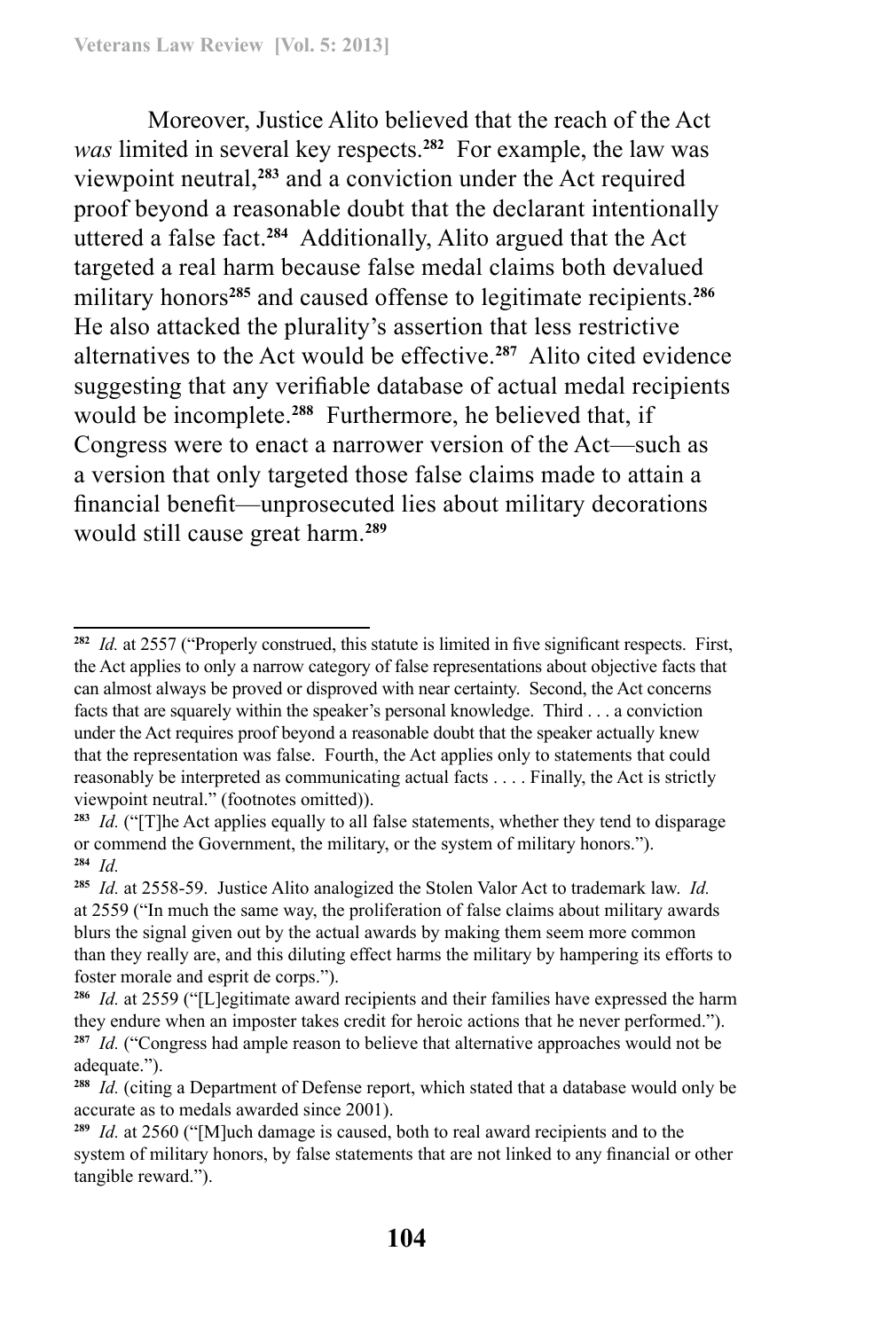Moreover, Justice Alito believed that the reach of the Act *was* limited in several key respects.[282] For example, the law was viewpoint neutral,[283] and a conviction under the Act required proof beyond a reasonable doubt that the declarant intentionally uttered a false fact.[284] Additionally, Alito argued that the Act targeted a real harm because false medal claims both devalued military honors[285] and caused offense to legitimate recipients.[286] He also attacked the plurality's assertion that less restrictive alternatives to the Act would be effective.[287] Alito cited evidence suggesting that any verifiable database of actual medal recipients would be incomplete.[288] Furthermore, he believed that, if Congress were to enact a narrower version of the Act—such as a version that only targeted those false claims made to attain a financial benefit—unprosecuted lies about military decorations would still cause great harm.[289]

---

[282] *Id.* at 2557 ("Properly construed, this statute is limited in five significant respects. First, the Act applies to only a narrow category of false representations about objective facts that can almost always be proved or disproved with near certainty. Second, the Act concerns facts that are squarely within the speaker's personal knowledge. Third . . . a conviction under the Act requires proof beyond a reasonable doubt that the speaker actually knew that the representation was false. Fourth, the Act applies only to statements that could reasonably be interpreted as communicating actual facts . . . . Finally, the Act is strictly viewpoint neutral." (footnotes omitted)).

[283] *Id.* ("[T]he Act applies equally to all false statements, whether they tend to disparage or commend the Government, the military, or the system of military honors.").

[284] *Id.*

[285] *Id.* at 2558-59. Justice Alito analogized the Stolen Valor Act to trademark law. *Id.* at 2559 ("In much the same way, the proliferation of false claims about military awards blurs the signal given out by the actual awards by making them seem more common than they really are, and this diluting effect harms the military by hampering its efforts to foster morale and esprit de corps.").

[286] *Id.* at 2559 ("[L]egitimate award recipients and their families have expressed the harm they endure when an imposter takes credit for heroic actions that he never performed.").

[287] *Id.* ("Congress had ample reason to believe that alternative approaches would not be adequate.").

[288] *Id.* (citing a Department of Defense report, which stated that a database would only be accurate as to medals awarded since 2001).

[289] *Id.* at 2560 ("[M]uch damage is caused, both to real award recipients and to the system of military honors, by false statements that are not linked to any financial or other tangible reward.").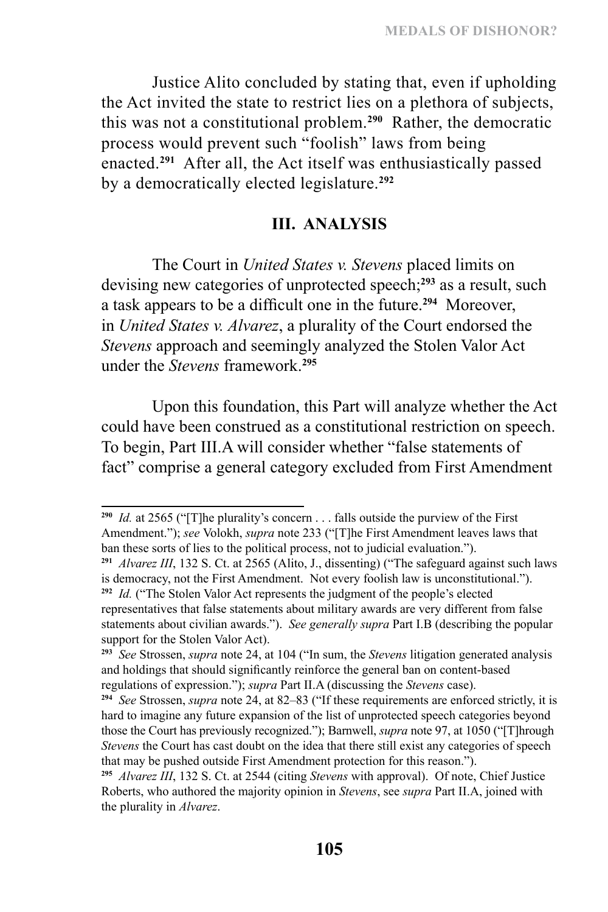Justice Alito concluded by stating that, even if upholding the Act invited the state to restrict lies on a plethora of subjects, this was not a constitutional problem.[290] Rather, the democratic process would prevent such "foolish" laws from being enacted.[291] After all, the Act itself was enthusiastically passed by a democratically elected legislature.[292]

## III. ANALYSIS

The Court in *United States v. Stevens* placed limits on devising new categories of unprotected speech;[293] as a result, such a task appears to be a difficult one in the future.[294] Moreover, in *United States v. Alvarez*, a plurality of the Court endorsed the *Stevens* approach and seemingly analyzed the Stolen Valor Act under the *Stevens* framework.[295]

Upon this foundation, this Part will analyze whether the Act could have been construed as a constitutional restriction on speech. To begin, Part III.A will consider whether "false statements of fact" comprise a general category excluded from First Amendment

---

[290] *Id.* at 2565 ("[T]he plurality's concern . . . falls outside the purview of the First Amendment."); *see* Volokh, *supra* note 233 ("[T]he First Amendment leaves laws that ban these sorts of lies to the political process, not to judicial evaluation.").

[291] *Alvarez III*, 132 S. Ct. at 2565 (Alito, J., dissenting) ("The safeguard against such laws is democracy, not the First Amendment. Not every foolish law is unconstitutional.").

[292] *Id.* ("The Stolen Valor Act represents the judgment of the people's elected representatives that false statements about military awards are very different from false statements about civilian awards."). *See generally supra* Part I.B (describing the popular support for the Stolen Valor Act).

[293] *See* Strossen, *supra* note 24, at 104 ("In sum, the *Stevens* litigation generated analysis and holdings that should significantly reinforce the general ban on content-based regulations of expression."); *supra* Part II.A (discussing the *Stevens* case).

[294] *See* Strossen, *supra* note 24, at 82–83 ("If these requirements are enforced strictly, it is hard to imagine any future expansion of the list of unprotected speech categories beyond those the Court has previously recognized."); Barnwell, *supra* note 97, at 1050 ("[T]hrough *Stevens* the Court has cast doubt on the idea that there still exist any categories of speech that may be pushed outside First Amendment protection for this reason.").

[295] *Alvarez III*, 132 S. Ct. at 2544 (citing *Stevens* with approval). Of note, Chief Justice Roberts, who authored the majority opinion in *Stevens*, see *supra* Part II.A, joined with the plurality in *Alvarez*.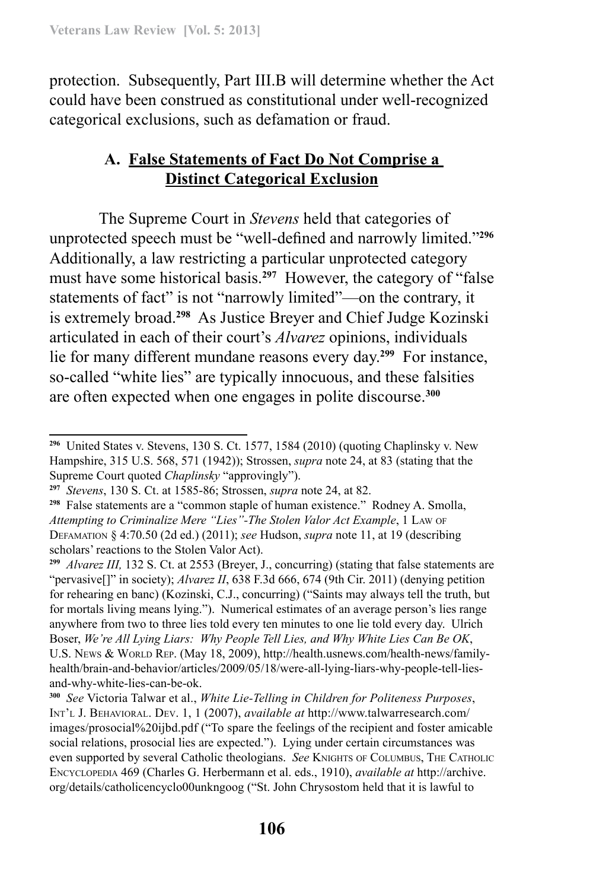protection. Subsequently, Part III.B will determine whether the Act could have been construed as constitutional under well-recognized categorical exclusions, such as defamation or fraud.

### A. False Statements of Fact Do Not Comprise a Distinct Categorical Exclusion

The Supreme Court in *Stevens* held that categories of unprotected speech must be "well-defined and narrowly limited."[296] Additionally, a law restricting a particular unprotected category must have some historical basis.[297] However, the category of "false statements of fact" is not "narrowly limited"—on the contrary, it is extremely broad.[298] As Justice Breyer and Chief Judge Kozinski articulated in each of their court's *Alvarez* opinions, individuals lie for many different mundane reasons every day.[299] For instance, so-called "white lies" are typically innocuous, and these falsities are often expected when one engages in polite discourse.[300]

---

[296] United States v. Stevens, 130 S. Ct. 1577, 1584 (2010) (quoting Chaplinsky v. New Hampshire, 315 U.S. 568, 571 (1942)); Strossen, *supra* note 24, at 83 (stating that the Supreme Court quoted *Chaplinsky* "approvingly").

[297] *Stevens*, 130 S. Ct. at 1585-86; Strossen, *supra* note 24, at 82.

[298] False statements are a "common staple of human existence." Rodney A. Smolla, *Attempting to Criminalize Mere "Lies"-The Stolen Valor Act Example*, 1 Law of Defamation § 4:70.50 (2d ed.) (2011); *see* Hudson, *supra* note 11, at 19 (describing scholars' reactions to the Stolen Valor Act).

[299] *Alvarez III,* 132 S. Ct. at 2553 (Breyer, J., concurring) (stating that false statements are "pervasive[]" in society); *Alvarez II*, 638 F.3d 666, 674 (9th Cir. 2011) (denying petition for rehearing en banc) (Kozinski, C.J., concurring) ("Saints may always tell the truth, but for mortals living means lying."). Numerical estimates of an average person's lies range anywhere from two to three lies told every ten minutes to one lie told every day. Ulrich Boser, *We're All Lying Liars: Why People Tell Lies, and Why White Lies Can Be OK*, U.S. News & World Rep. (May 18, 2009), http://health.usnews.com/health-news/family-health/brain-and-behavior/articles/2009/05/18/were-all-lying-liars-why-people-tell-lies-and-why-white-lies-can-be-ok.

[300] *See* Victoria Talwar et al., *White Lie-Telling in Children for Politeness Purposes*, Int'l J. Behavioral. Dev. 1, 1 (2007), *available at* http://www.talwarresearch.com/images/prosocial%20ijbd.pdf ("To spare the feelings of the recipient and foster amicable social relations, prosocial lies are expected."). Lying under certain circumstances was even supported by several Catholic theologians. *See* Knights of Columbus, The Catholic Encyclopedia 469 (Charles G. Herbermann et al. eds., 1910), *available at* http://archive.org/details/catholicencyclo00unkngoog ("St. John Chrysostom held that it is lawful to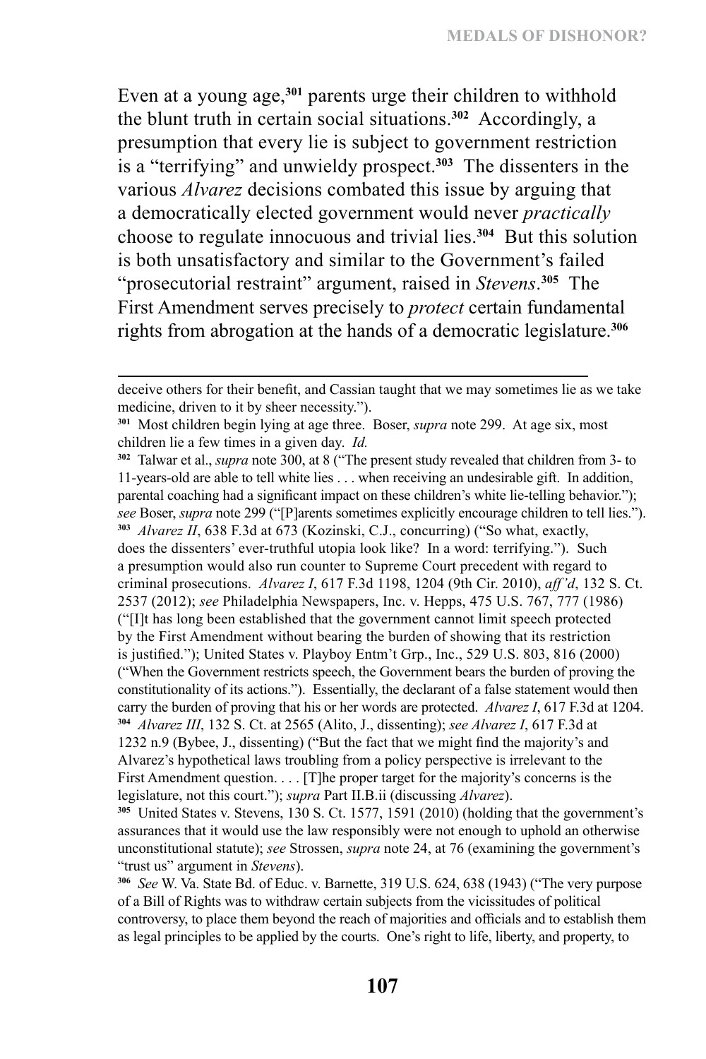Even at a young age,[301] parents urge their children to withhold the blunt truth in certain social situations.[302] Accordingly, a presumption that every lie is subject to government restriction is a "terrifying" and unwieldy prospect.[303] The dissenters in the various *Alvarez* decisions combated this issue by arguing that a democratically elected government would never *practically* choose to regulate innocuous and trivial lies.[304] But this solution is both unsatisfactory and similar to the Government's failed "prosecutorial restraint" argument, raised in *Stevens*.[305] The First Amendment serves precisely to *protect* certain fundamental rights from abrogation at the hands of a democratic legislature.[306]

---

deceive others for their benefit, and Cassian taught that we may sometimes lie as we take medicine, driven to it by sheer necessity.").

[301] Most children begin lying at age three. Boser, *supra* note 299. At age six, most children lie a few times in a given day. *Id.*

[302] Talwar et al., *supra* note 300, at 8 ("The present study revealed that children from 3- to 11-years-old are able to tell white lies . . . when receiving an undesirable gift. In addition, parental coaching had a significant impact on these children's white lie-telling behavior."); *see* Boser, *supra* note 299 ("[P]arents sometimes explicitly encourage children to tell lies.").

[303] *Alvarez II*, 638 F.3d at 673 (Kozinski, C.J., concurring) ("So what, exactly, does the dissenters' ever-truthful utopia look like? In a word: terrifying."). Such a presumption would also run counter to Supreme Court precedent with regard to criminal prosecutions. *Alvarez I*, 617 F.3d 1198, 1204 (9th Cir. 2010), *aff'd*, 132 S. Ct. 2537 (2012); *see* Philadelphia Newspapers, Inc. v. Hepps, 475 U.S. 767, 777 (1986) ("[I]t has long been established that the government cannot limit speech protected by the First Amendment without bearing the burden of showing that its restriction is justified."); United States v. Playboy Entm't Grp., Inc., 529 U.S. 803, 816 (2000) ("When the Government restricts speech, the Government bears the burden of proving the constitutionality of its actions."). Essentially, the declarant of a false statement would then carry the burden of proving that his or her words are protected. *Alvarez I*, 617 F.3d at 1204.

[304] *Alvarez III*, 132 S. Ct. at 2565 (Alito, J., dissenting); *see Alvarez I*, 617 F.3d at 1232 n.9 (Bybee, J., dissenting) ("But the fact that we might find the majority's and Alvarez's hypothetical laws troubling from a policy perspective is irrelevant to the First Amendment question. . . . [T]he proper target for the majority's concerns is the legislature, not this court."); *supra* Part II.B.ii (discussing *Alvarez*).

[305] United States v. Stevens, 130 S. Ct. 1577, 1591 (2010) (holding that the government's assurances that it would use the law responsibly were not enough to uphold an otherwise unconstitutional statute); *see* Strossen, *supra* note 24, at 76 (examining the government's "trust us" argument in *Stevens*).

[306] *See* W. Va. State Bd. of Educ. v. Barnette, 319 U.S. 624, 638 (1943) ("The very purpose of a Bill of Rights was to withdraw certain subjects from the vicissitudes of political controversy, to place them beyond the reach of majorities and officials and to establish them as legal principles to be applied by the courts. One's right to life, liberty, and property, to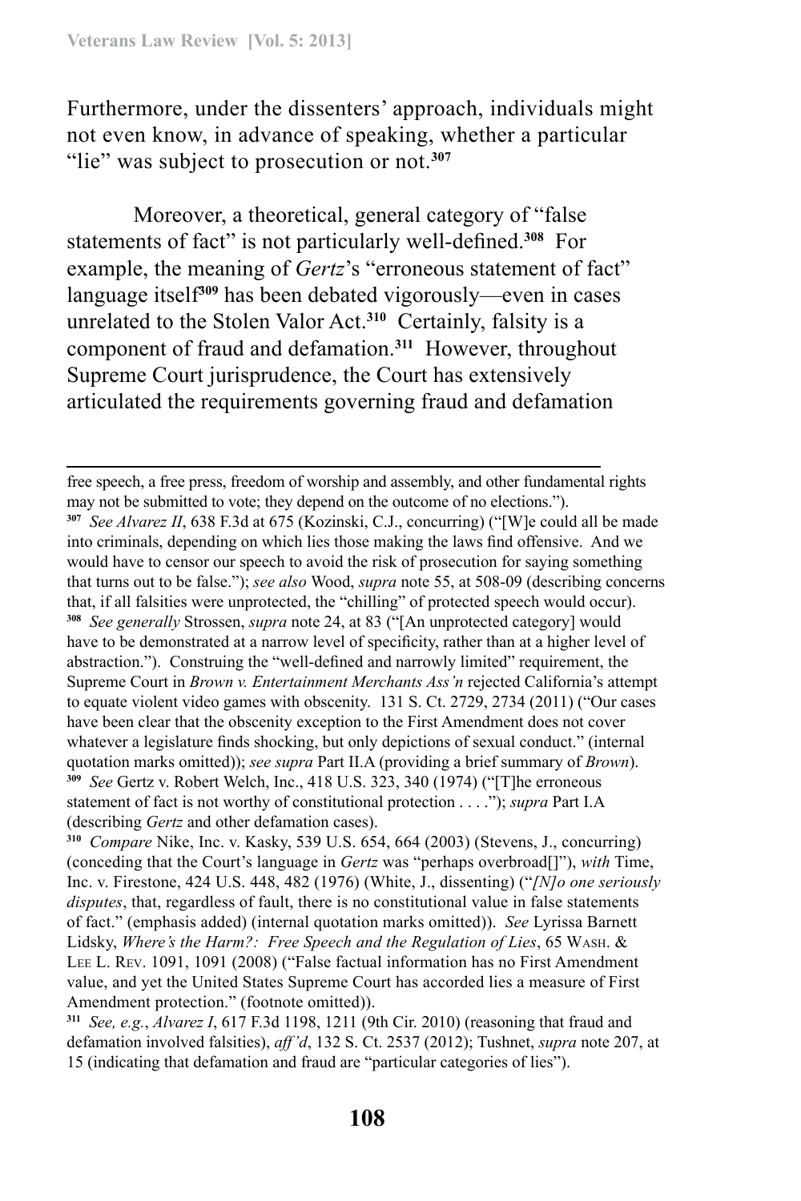Furthermore, under the dissenters' approach, individuals might not even know, in advance of speaking, whether a particular "lie" was subject to prosecution or not.[307]

Moreover, a theoretical, general category of "false statements of fact" is not particularly well-defined.[308] For example, the meaning of *Gertz*'s "erroneous statement of fact" language itself[309] has been debated vigorously—even in cases unrelated to the Stolen Valor Act.[310] Certainly, falsity is a component of fraud and defamation.[311] However, throughout Supreme Court jurisprudence, the Court has extensively articulated the requirements governing fraud and defamation

---

free speech, a free press, freedom of worship and assembly, and other fundamental rights may not be submitted to vote; they depend on the outcome of no elections.").

[307] *See Alvarez II*, 638 F.3d at 675 (Kozinski, C.J., concurring) ("[W]e could all be made into criminals, depending on which lies those making the laws find offensive. And we would have to censor our speech to avoid the risk of prosecution for saying something that turns out to be false."); *see also* Wood, *supra* note 55, at 508-09 (describing concerns that, if all falsities were unprotected, the "chilling" of protected speech would occur).

[308] *See generally* Strossen, *supra* note 24, at 83 ("[An unprotected category] would have to be demonstrated at a narrow level of specificity, rather than at a higher level of abstraction."). Construing the "well-defined and narrowly limited" requirement, the Supreme Court in *Brown v. Entertainment Merchants Ass'n* rejected California's attempt to equate violent video games with obscenity. 131 S. Ct. 2729, 2734 (2011) ("Our cases have been clear that the obscenity exception to the First Amendment does not cover whatever a legislature finds shocking, but only depictions of sexual conduct." (internal quotation marks omitted)); *see supra* Part II.A (providing a brief summary of *Brown*).

[309] *See* Gertz v. Robert Welch, Inc., 418 U.S. 323, 340 (1974) ("[T]he erroneous statement of fact is not worthy of constitutional protection . . . ."); *supra* Part I.A (describing *Gertz* and other defamation cases).

[310] *Compare* Nike, Inc. v. Kasky, 539 U.S. 654, 664 (2003) (Stevens, J., concurring) (conceding that the Court's language in *Gertz* was "perhaps overbroad[]"), *with* Time, Inc. v. Firestone, 424 U.S. 448, 482 (1976) (White, J., dissenting) ("*[N]o one seriously disputes*, that, regardless of fault, there is no constitutional value in false statements of fact." (emphasis added) (internal quotation marks omitted)). *See* Lyrissa Barnett Lidsky, *Where's the Harm?: Free Speech and the Regulation of Lies*, 65 Wash. & Lee L. Rev. 1091, 1091 (2008) ("False factual information has no First Amendment value, and yet the United States Supreme Court has accorded lies a measure of First Amendment protection." (footnote omitted)).

[311] *See, e.g.*, *Alvarez I*, 617 F.3d 1198, 1211 (9th Cir. 2010) (reasoning that fraud and defamation involved falsities), *aff'd*, 132 S. Ct. 2537 (2012); Tushnet, *supra* note 207, at 15 (indicating that defamation and fraud are "particular categories of lies").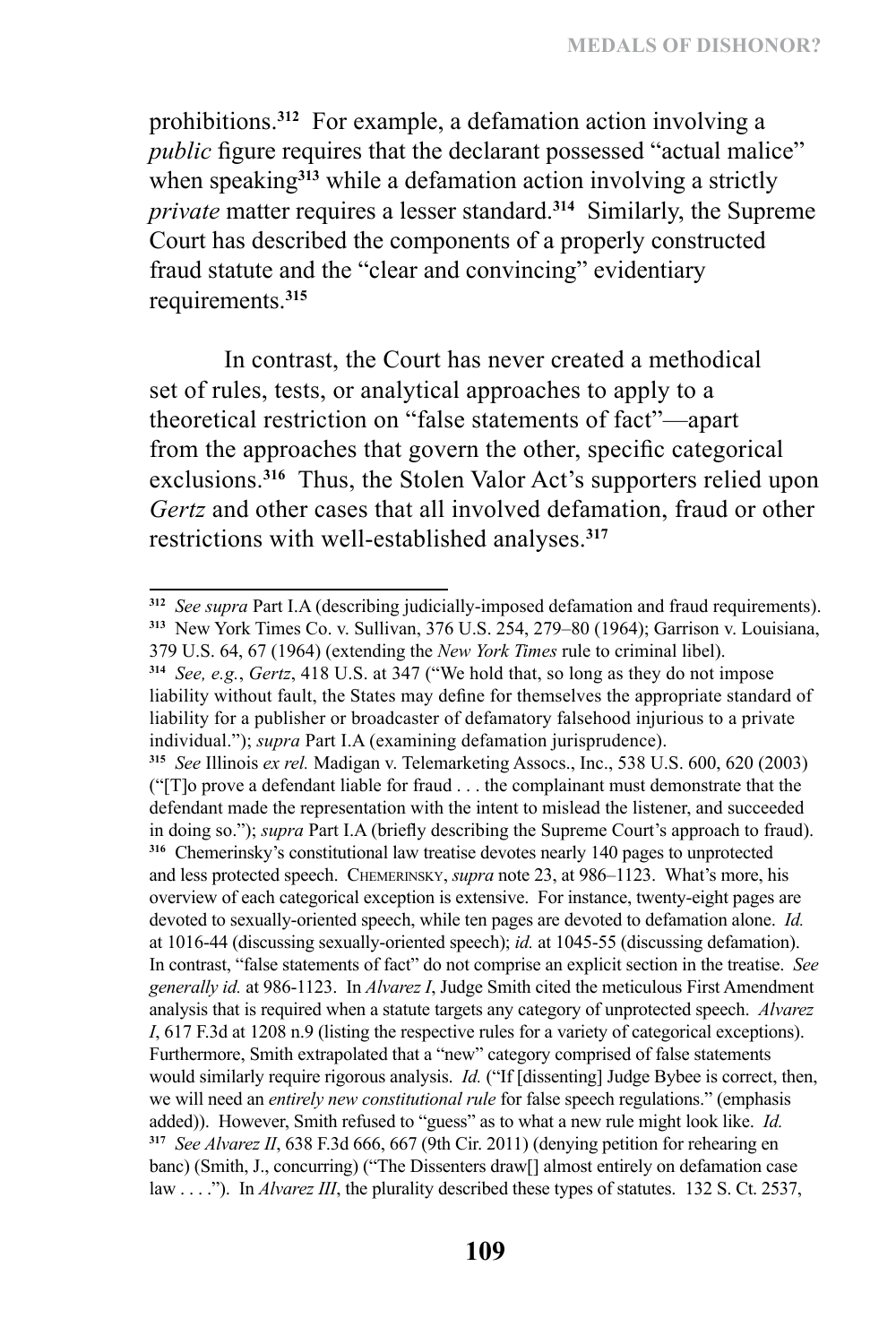prohibitions.[312] For example, a defamation action involving a *public* figure requires that the declarant possessed "actual malice" when speaking[313] while a defamation action involving a strictly *private* matter requires a lesser standard.[314] Similarly, the Supreme Court has described the components of a properly constructed fraud statute and the "clear and convincing" evidentiary requirements.[315]

In contrast, the Court has never created a methodical set of rules, tests, or analytical approaches to apply to a theoretical restriction on "false statements of fact"—apart from the approaches that govern the other, specific categorical exclusions.[316] Thus, the Stolen Valor Act's supporters relied upon *Gertz* and other cases that all involved defamation, fraud or other restrictions with well-established analyses.[317]

---

[312] *See supra* Part I.A (describing judicially-imposed defamation and fraud requirements).

[313] New York Times Co. v. Sullivan, 376 U.S. 254, 279–80 (1964); Garrison v. Louisiana, 379 U.S. 64, 67 (1964) (extending the *New York Times* rule to criminal libel).

[314] *See, e.g.*, *Gertz*, 418 U.S. at 347 ("We hold that, so long as they do not impose liability without fault, the States may define for themselves the appropriate standard of liability for a publisher or broadcaster of defamatory falsehood injurious to a private individual."); *supra* Part I.A (examining defamation jurisprudence).

[315] *See* Illinois *ex rel.* Madigan v. Telemarketing Assocs., Inc., 538 U.S. 600, 620 (2003) ("[T]o prove a defendant liable for fraud . . . the complainant must demonstrate that the defendant made the representation with the intent to mislead the listener, and succeeded in doing so."); *supra* Part I.A (briefly describing the Supreme Court's approach to fraud).

[316] Chemerinsky's constitutional law treatise devotes nearly 140 pages to unprotected and less protected speech. CHEMERINSKY, *supra* note 23, at 986–1123. What's more, his overview of each categorical exception is extensive. For instance, twenty-eight pages are devoted to sexually-oriented speech, while ten pages are devoted to defamation alone. *Id.* at 1016-44 (discussing sexually-oriented speech); *id.* at 1045-55 (discussing defamation). In contrast, "false statements of fact" do not comprise an explicit section in the treatise. *See generally id.* at 986-1123. In *Alvarez I*, Judge Smith cited the meticulous First Amendment analysis that is required when a statute targets any category of unprotected speech. *Alvarez I*, 617 F.3d at 1208 n.9 (listing the respective rules for a variety of categorical exceptions). Furthermore, Smith extrapolated that a "new" category comprised of false statements would similarly require rigorous analysis. *Id.* ("If [dissenting] Judge Bybee is correct, then, we will need an *entirely new constitutional rule* for false speech regulations." (emphasis added)). However, Smith refused to "guess" as to what a new rule might look like. *Id.*

[317] *See Alvarez II*, 638 F.3d 666, 667 (9th Cir. 2011) (denying petition for rehearing en banc) (Smith, J., concurring) ("The Dissenters draw[] almost entirely on defamation case law . . . ."). In *Alvarez III*, the plurality described these types of statutes. 132 S. Ct. 2537,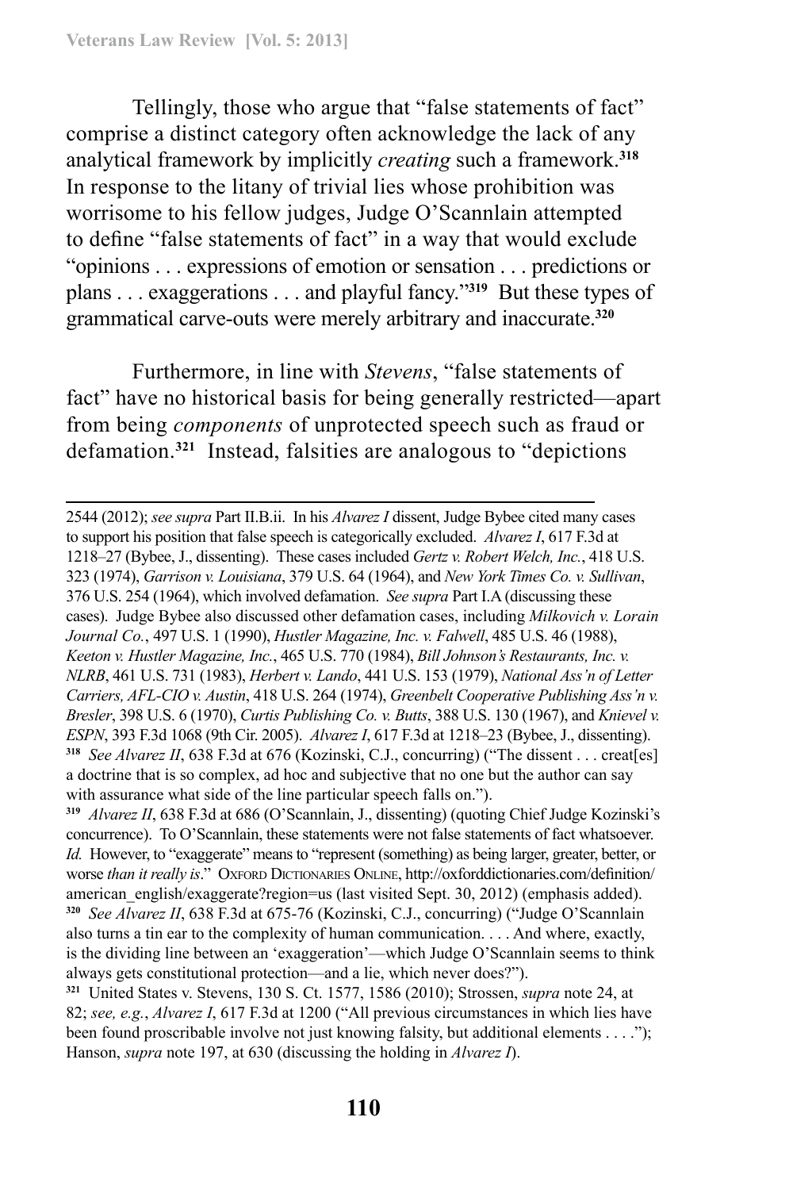Tellingly, those who argue that "false statements of fact" comprise a distinct category often acknowledge the lack of any analytical framework by implicitly *creating* such a framework.[318] In response to the litany of trivial lies whose prohibition was worrisome to his fellow judges, Judge O'Scannlain attempted to define "false statements of fact" in a way that would exclude "opinions . . . expressions of emotion or sensation . . . predictions or plans . . . exaggerations . . . and playful fancy."[319] But these types of grammatical carve-outs were merely arbitrary and inaccurate.[320]

Furthermore, in line with *Stevens*, "false statements of fact" have no historical basis for being generally restricted—apart from being *components* of unprotected speech such as fraud or defamation.[321] Instead, falsities are analogous to "depictions

---

2544 (2012); *see supra* Part II.B.ii. In his *Alvarez I* dissent, Judge Bybee cited many cases to support his position that false speech is categorically excluded. *Alvarez I*, 617 F.3d at 1218–27 (Bybee, J., dissenting). These cases included *Gertz v. Robert Welch, Inc.*, 418 U.S. 323 (1974), *Garrison v. Louisiana*, 379 U.S. 64 (1964), and *New York Times Co. v. Sullivan*, 376 U.S. 254 (1964), which involved defamation. *See supra* Part I.A (discussing these cases). Judge Bybee also discussed other defamation cases, including *Milkovich v. Lorain Journal Co.*, 497 U.S. 1 (1990), *Hustler Magazine, Inc. v. Falwell*, 485 U.S. 46 (1988), *Keeton v. Hustler Magazine, Inc.*, 465 U.S. 770 (1984), *Bill Johnson's Restaurants, Inc. v. NLRB*, 461 U.S. 731 (1983), *Herbert v. Lando*, 441 U.S. 153 (1979), *National Ass'n of Letter Carriers, AFL-CIO v. Austin*, 418 U.S. 264 (1974), *Greenbelt Cooperative Publishing Ass'n v. Bresler*, 398 U.S. 6 (1970), *Curtis Publishing Co. v. Butts*, 388 U.S. 130 (1967), and *Knievel v. ESPN*, 393 F.3d 1068 (9th Cir. 2005). *Alvarez I*, 617 F.3d at 1218–23 (Bybee, J., dissenting).

[318] *See Alvarez II*, 638 F.3d at 676 (Kozinski, C.J., concurring) ("The dissent . . . creat[es] a doctrine that is so complex, ad hoc and subjective that no one but the author can say with assurance what side of the line particular speech falls on.").

[319] *Alvarez II*, 638 F.3d at 686 (O'Scannlain, J., dissenting) (quoting Chief Judge Kozinski's concurrence). To O'Scannlain, these statements were not false statements of fact whatsoever. *Id.* However, to "exaggerate" means to "represent (something) as being larger, greater, better, or worse *than it really is*." Oxford Dictionaries Online, http://oxforddictionaries.com/definition/american_english/exaggerate?region=us (last visited Sept. 30, 2012) (emphasis added).

[320] *See Alvarez II*, 638 F.3d at 675-76 (Kozinski, C.J., concurring) ("Judge O'Scannlain also turns a tin ear to the complexity of human communication. . . . And where, exactly, is the dividing line between an 'exaggeration'—which Judge O'Scannlain seems to think always gets constitutional protection—and a lie, which never does?").

[321] United States v. Stevens, 130 S. Ct. 1577, 1586 (2010); Strossen, *supra* note 24, at 82; *see, e.g.*, *Alvarez I*, 617 F.3d at 1200 ("All previous circumstances in which lies have been found proscribable involve not just knowing falsity, but additional elements . . . ."); Hanson, *supra* note 197, at 630 (discussing the holding in *Alvarez I*).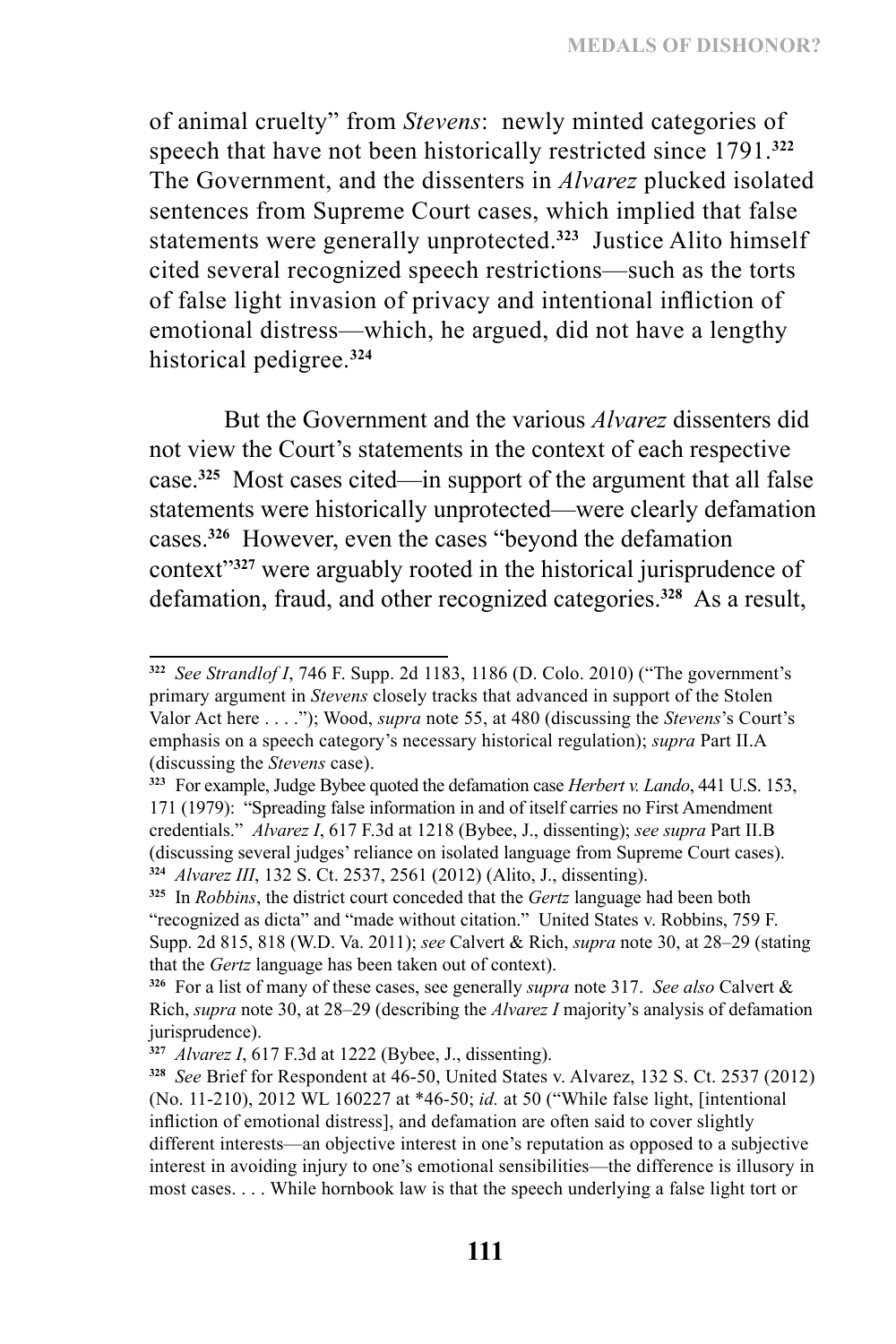of animal cruelty" from *Stevens*: newly minted categories of speech that have not been historically restricted since 1791.[322] The Government, and the dissenters in *Alvarez* plucked isolated sentences from Supreme Court cases, which implied that false statements were generally unprotected.[323] Justice Alito himself cited several recognized speech restrictions—such as the torts of false light invasion of privacy and intentional infliction of emotional distress—which, he argued, did not have a lengthy historical pedigree.[324]

But the Government and the various *Alvarez* dissenters did not view the Court's statements in the context of each respective case.[325] Most cases cited—in support of the argument that all false statements were historically unprotected—were clearly defamation cases.[326] However, even the cases "beyond the defamation context"[327] were arguably rooted in the historical jurisprudence of defamation, fraud, and other recognized categories.[328] As a result,

---

[322] *See Strandlof I*, 746 F. Supp. 2d 1183, 1186 (D. Colo. 2010) ("The government's primary argument in *Stevens* closely tracks that advanced in support of the Stolen Valor Act here . . . ."); Wood, *supra* note 55, at 480 (discussing the *Stevens*'s Court's emphasis on a speech category's necessary historical regulation); *supra* Part II.A (discussing the *Stevens* case).

[323] For example, Judge Bybee quoted the defamation case *Herbert v. Lando*, 441 U.S. 153, 171 (1979): "Spreading false information in and of itself carries no First Amendment credentials." *Alvarez I*, 617 F.3d at 1218 (Bybee, J., dissenting); *see supra* Part II.B (discussing several judges' reliance on isolated language from Supreme Court cases).

[324] *Alvarez III*, 132 S. Ct. 2537, 2561 (2012) (Alito, J., dissenting).

[325] In *Robbins*, the district court conceded that the *Gertz* language had been both "recognized as dicta" and "made without citation." United States v. Robbins, 759 F. Supp. 2d 815, 818 (W.D. Va. 2011); *see* Calvert & Rich, *supra* note 30, at 28–29 (stating that the *Gertz* language has been taken out of context).

[326] For a list of many of these cases, see generally *supra* note 317. *See also* Calvert & Rich, *supra* note 30, at 28–29 (describing the *Alvarez I* majority's analysis of defamation jurisprudence).

[327] *Alvarez I*, 617 F.3d at 1222 (Bybee, J., dissenting).

[328] *See* Brief for Respondent at 46-50, United States v. Alvarez, 132 S. Ct. 2537 (2012) (No. 11-210), 2012 WL 160227 at *46-50; *id.* at 50 ("While false light, [intentional infliction of emotional distress], and defamation are often said to cover slightly different interests—an objective interest in one's reputation as opposed to a subjective interest in avoiding injury to one's emotional sensibilities—the difference is illusory in most cases. . . . While hornbook law is that the speech underlying a false light tort or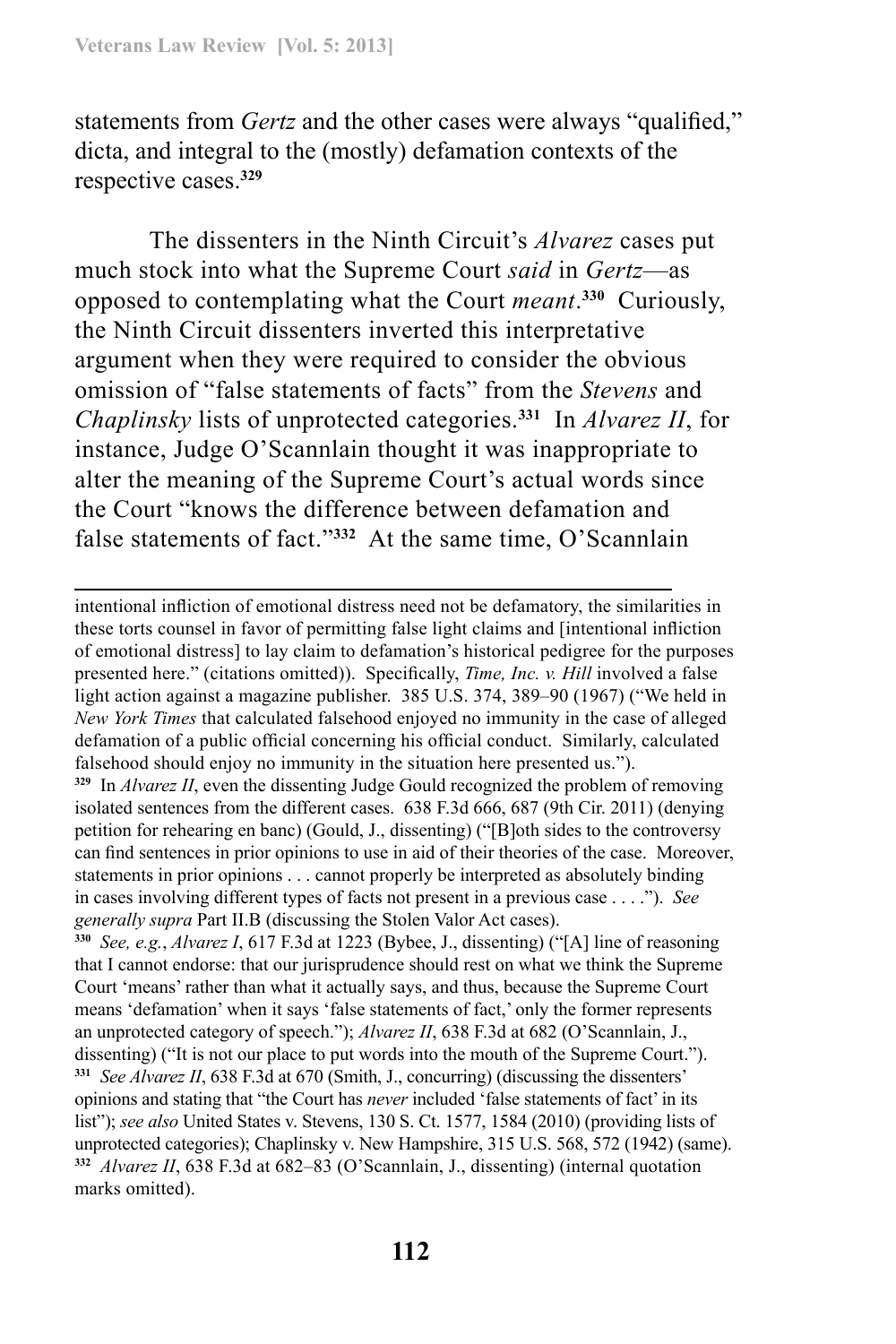statements from *Gertz* and the other cases were always "qualified," dicta, and integral to the (mostly) defamation contexts of the respective cases.[329]

The dissenters in the Ninth Circuit's *Alvarez* cases put much stock into what the Supreme Court *said* in *Gertz*—as opposed to contemplating what the Court *meant*.[330] Curiously, the Ninth Circuit dissenters inverted this interpretative argument when they were required to consider the obvious omission of "false statements of facts" from the *Stevens* and *Chaplinsky* lists of unprotected categories.[331] In *Alvarez II*, for instance, Judge O'Scannlain thought it was inappropriate to alter the meaning of the Supreme Court's actual words since the Court "knows the difference between defamation and false statements of fact."[332] At the same time, O'Scannlain

---

intentional infliction of emotional distress need not be defamatory, the similarities in these torts counsel in favor of permitting false light claims and [intentional infliction of emotional distress] to lay claim to defamation's historical pedigree for the purposes presented here." (citations omitted)). Specifically, *Time, Inc. v. Hill* involved a false light action against a magazine publisher. 385 U.S. 374, 389–90 (1967) ("We held in *New York Times* that calculated falsehood enjoyed no immunity in the case of alleged defamation of a public official concerning his official conduct. Similarly, calculated falsehood should enjoy no immunity in the situation here presented us.").

[329] In *Alvarez II*, even the dissenting Judge Gould recognized the problem of removing isolated sentences from the different cases. 638 F.3d 666, 687 (9th Cir. 2011) (denying petition for rehearing en banc) (Gould, J., dissenting) ("[B]oth sides to the controversy can find sentences in prior opinions to use in aid of their theories of the case. Moreover, statements in prior opinions . . . cannot properly be interpreted as absolutely binding in cases involving different types of facts not present in a previous case . . . ."). *See generally supra* Part II.B (discussing the Stolen Valor Act cases).

[330] *See, e.g.*, *Alvarez I*, 617 F.3d at 1223 (Bybee, J., dissenting) ("[A] line of reasoning that I cannot endorse: that our jurisprudence should rest on what we think the Supreme Court 'means' rather than what it actually says, and thus, because the Supreme Court means 'defamation' when it says 'false statements of fact,' only the former represents an unprotected category of speech."); *Alvarez II*, 638 F.3d at 682 (O'Scannlain, J., dissenting) ("It is not our place to put words into the mouth of the Supreme Court.").

[331] *See Alvarez II*, 638 F.3d at 670 (Smith, J., concurring) (discussing the dissenters' opinions and stating that "the Court has *never* included 'false statements of fact' in its list"); *see also* United States v. Stevens, 130 S. Ct. 1577, 1584 (2010) (providing lists of unprotected categories); Chaplinsky v. New Hampshire, 315 U.S. 568, 572 (1942) (same).

[332] *Alvarez II*, 638 F.3d at 682–83 (O'Scannlain, J., dissenting) (internal quotation marks omitted).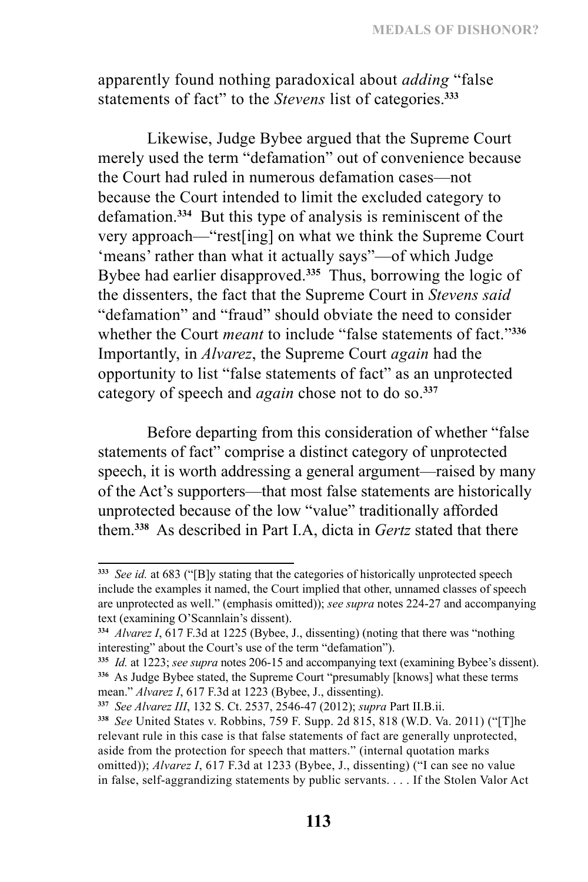apparently found nothing paradoxical about *adding* "false statements of fact" to the *Stevens* list of categories.[333]

Likewise, Judge Bybee argued that the Supreme Court merely used the term "defamation" out of convenience because the Court had ruled in numerous defamation cases—not because the Court intended to limit the excluded category to defamation.[334] But this type of analysis is reminiscent of the very approach—"rest[ing] on what we think the Supreme Court 'means' rather than what it actually says"—of which Judge Bybee had earlier disapproved.[335] Thus, borrowing the logic of the dissenters, the fact that the Supreme Court in *Stevens said* "defamation" and "fraud" should obviate the need to consider whether the Court *meant* to include "false statements of fact."[336] Importantly, in *Alvarez*, the Supreme Court *again* had the opportunity to list "false statements of fact" as an unprotected category of speech and *again* chose not to do so.[337]

Before departing from this consideration of whether "false statements of fact" comprise a distinct category of unprotected speech, it is worth addressing a general argument—raised by many of the Act's supporters—that most false statements are historically unprotected because of the low "value" traditionally afforded them.[338] As described in Part I.A, dicta in *Gertz* stated that there

---

[333] *See id.* at 683 ("[B]y stating that the categories of historically unprotected speech include the examples it named, the Court implied that other, unnamed classes of speech are unprotected as well." (emphasis omitted)); *see supra* notes 224-27 and accompanying text (examining O'Scannlain's dissent).

[334] *Alvarez I*, 617 F.3d at 1225 (Bybee, J., dissenting) (noting that there was "nothing interesting" about the Court's use of the term "defamation").

[335] *Id.* at 1223; *see supra* notes 206-15 and accompanying text (examining Bybee's dissent).

[336] As Judge Bybee stated, the Supreme Court "presumably [knows] what these terms mean." *Alvarez I*, 617 F.3d at 1223 (Bybee, J., dissenting).

[337] *See Alvarez III*, 132 S. Ct. 2537, 2546-47 (2012); *supra* Part II.B.ii.

[338] *See* United States v. Robbins, 759 F. Supp. 2d 815, 818 (W.D. Va. 2011) ("[T]he relevant rule in this case is that false statements of fact are generally unprotected, aside from the protection for speech that matters." (internal quotation marks omitted)); *Alvarez I*, 617 F.3d at 1233 (Bybee, J., dissenting) ("I can see no value in false, self-aggrandizing statements by public servants. . . . If the Stolen Valor Act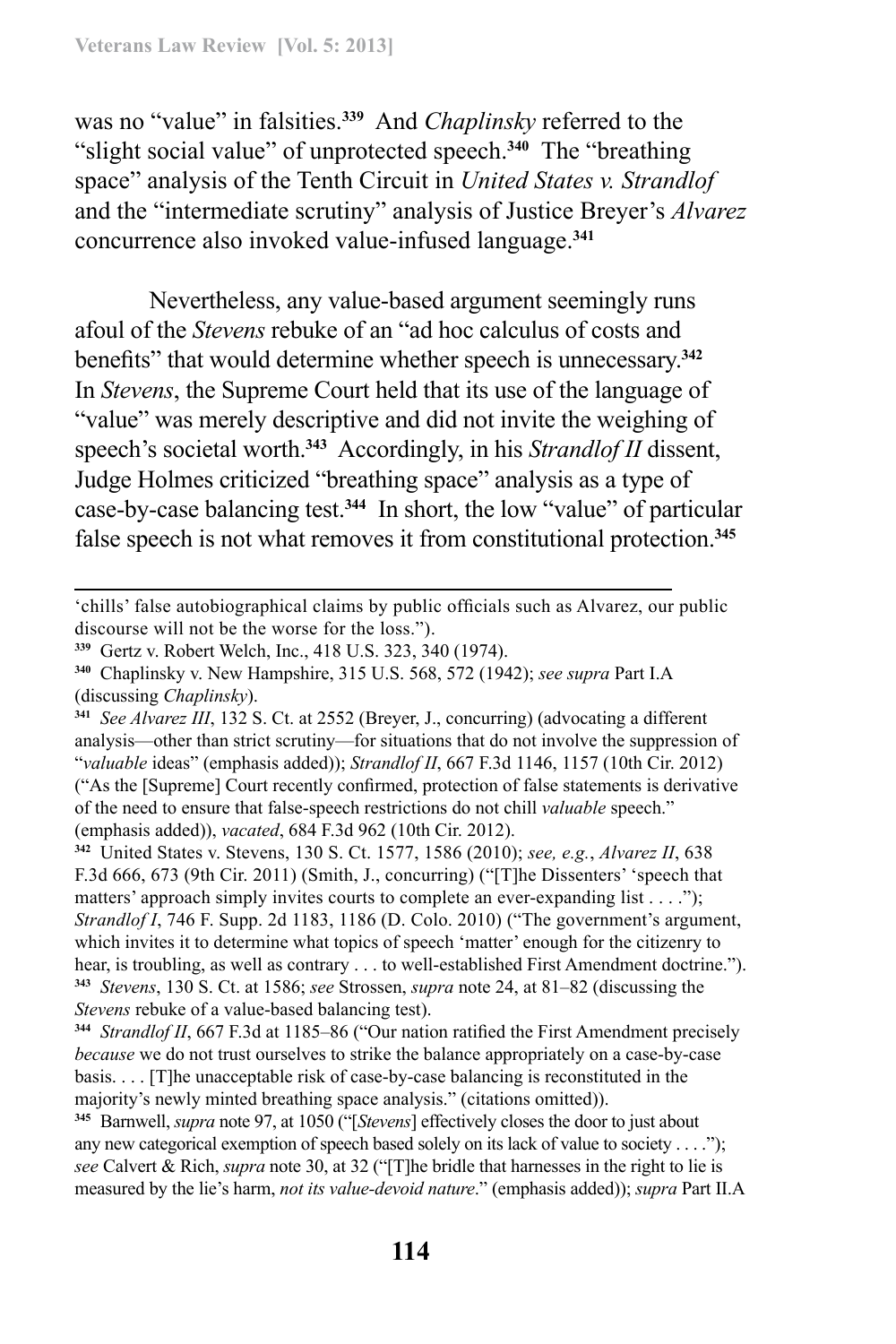was no "value" in falsities.[339] And *Chaplinsky* referred to the "slight social value" of unprotected speech.[340] The "breathing space" analysis of the Tenth Circuit in *United States v. Strandlof* and the "intermediate scrutiny" analysis of Justice Breyer's *Alvarez* concurrence also invoked value-infused language.[341]

Nevertheless, any value-based argument seemingly runs afoul of the *Stevens* rebuke of an "ad hoc calculus of costs and benefits" that would determine whether speech is unnecessary.[342] In *Stevens*, the Supreme Court held that its use of the language of "value" was merely descriptive and did not invite the weighing of speech's societal worth.[343] Accordingly, in his *Strandlof II* dissent, Judge Holmes criticized "breathing space" analysis as a type of case-by-case balancing test.[344] In short, the low "value" of particular false speech is not what removes it from constitutional protection.[345]

---

'chills' false autobiographical claims by public officials such as Alvarez, our public discourse will not be the worse for the loss.").

[339] Gertz v. Robert Welch, Inc., 418 U.S. 323, 340 (1974).

[340] Chaplinsky v. New Hampshire, 315 U.S. 568, 572 (1942); *see supra* Part I.A (discussing *Chaplinsky*).

[341] *See Alvarez III*, 132 S. Ct. at 2552 (Breyer, J., concurring) (advocating a different analysis—other than strict scrutiny—for situations that do not involve the suppression of "*valuable* ideas" (emphasis added)); *Strandlof II*, 667 F.3d 1146, 1157 (10th Cir. 2012) ("As the [Supreme] Court recently confirmed, protection of false statements is derivative of the need to ensure that false-speech restrictions do not chill *valuable* speech." (emphasis added)), *vacated*, 684 F.3d 962 (10th Cir. 2012).

[342] United States v. Stevens, 130 S. Ct. 1577, 1586 (2010); *see, e.g.*, *Alvarez II*, 638 F.3d 666, 673 (9th Cir. 2011) (Smith, J., concurring) ("[T]he Dissenters' 'speech that matters' approach simply invites courts to complete an ever-expanding list . . . ."); *Strandlof I*, 746 F. Supp. 2d 1183, 1186 (D. Colo. 2010) ("The government's argument, which invites it to determine what topics of speech 'matter' enough for the citizenry to hear, is troubling, as well as contrary . . . to well-established First Amendment doctrine.").

[343] *Stevens*, 130 S. Ct. at 1586; *see* Strossen, *supra* note 24, at 81–82 (discussing the *Stevens* rebuke of a value-based balancing test).

[344] *Strandlof II*, 667 F.3d at 1185–86 ("Our nation ratified the First Amendment precisely *because* we do not trust ourselves to strike the balance appropriately on a case-by-case basis. . . . [T]he unacceptable risk of case-by-case balancing is reconstituted in the majority's newly minted breathing space analysis." (citations omitted)).

[345] Barnwell, *supra* note 97, at 1050 ("[*Stevens*] effectively closes the door to just about any new categorical exemption of speech based solely on its lack of value to society . . . ."); *see* Calvert & Rich, *supra* note 30, at 32 ("[T]he bridle that harnesses in the right to lie is measured by the lie's harm, *not its value-devoid nature*." (emphasis added)); *supra* Part II.A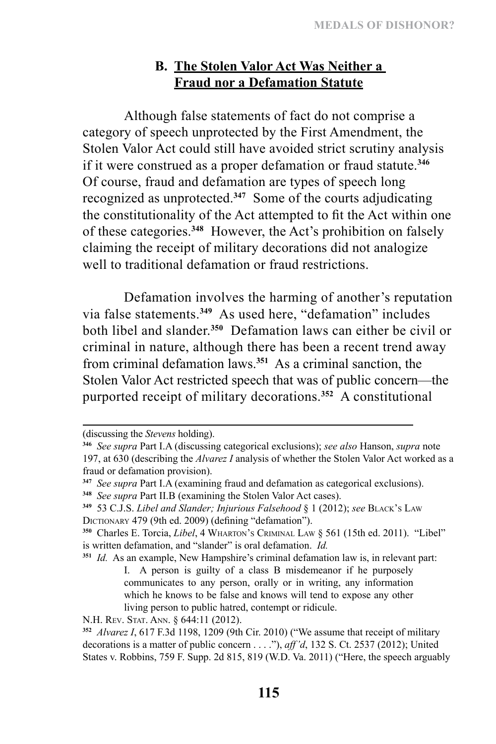### B. The Stolen Valor Act Was Neither a Fraud nor a Defamation Statute

Although false statements of fact do not comprise a category of speech unprotected by the First Amendment, the Stolen Valor Act could still have avoided strict scrutiny analysis if it were construed as a proper defamation or fraud statute.[346] Of course, fraud and defamation are types of speech long recognized as unprotected.[347] Some of the courts adjudicating the constitutionality of the Act attempted to fit the Act within one of these categories.[348] However, the Act's prohibition on falsely claiming the receipt of military decorations did not analogize well to traditional defamation or fraud restrictions.

Defamation involves the harming of another's reputation via false statements.[349] As used here, "defamation" includes both libel and slander.[350] Defamation laws can either be civil or criminal in nature, although there has been a recent trend away from criminal defamation laws.[351] As a criminal sanction, the Stolen Valor Act restricted speech that was of public concern—the purported receipt of military decorations.[352] A constitutional

---

(discussing the *Stevens* holding).

[346] *See supra* Part I.A (discussing categorical exclusions); *see also* Hanson, *supra* note 197, at 630 (describing the *Alvarez I* analysis of whether the Stolen Valor Act worked as a fraud or defamation provision).

[347] *See supra* Part I.A (examining fraud and defamation as categorical exclusions).

[348] *See supra* Part II.B (examining the Stolen Valor Act cases).

[349] 53 C.J.S. *Libel and Slander; Injurious Falsehood* § 1 (2012); *see* Black's Law Dictionary 479 (9th ed. 2009) (defining "defamation").

[350] Charles E. Torcia, *Libel*, 4 Wharton's Criminal Law § 561 (15th ed. 2011). "Libel" is written defamation, and "slander" is oral defamation. *Id.*

[351] *Id.* As an example, New Hampshire's criminal defamation law is, in relevant part:

> I. A person is guilty of a class B misdemeanor if he purposely communicates to any person, orally or in writing, any information which he knows to be false and knows will tend to expose any other living person to public hatred, contempt or ridicule.

N.H. Rev. Stat. Ann. § 644:11 (2012).

[352] *Alvarez I*, 617 F.3d 1198, 1209 (9th Cir. 2010) ("We assume that receipt of military decorations is a matter of public concern . . . ."), *aff'd*, 132 S. Ct. 2537 (2012); United States v. Robbins, 759 F. Supp. 2d 815, 819 (W.D. Va. 2011) ("Here, the speech arguably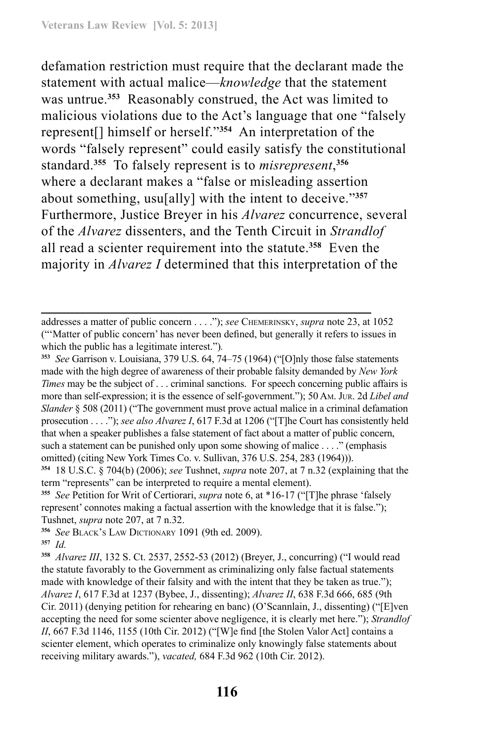defamation restriction must require that the declarant made the statement with actual malice—*knowledge* that the statement was untrue.[353] Reasonably construed, the Act was limited to malicious violations due to the Act's language that one "falsely represent[] himself or herself."[354] An interpretation of the words "falsely represent" could easily satisfy the constitutional standard.[355] To falsely represent is to *misrepresent*,[356] where a declarant makes a "false or misleading assertion about something, usu[ally] with the intent to deceive."[357] Furthermore, Justice Breyer in his *Alvarez* concurrence, several of the *Alvarez* dissenters, and the Tenth Circuit in *Strandlof* all read a scienter requirement into the statute.[358] Even the majority in *Alvarez I* determined that this interpretation of the

---

addresses a matter of public concern . . . ."); *see* CHEMERINSKY, *supra* note 23, at 1052 ("'Matter of public concern' has never been defined, but generally it refers to issues in which the public has a legitimate interest.").

[353] *See* Garrison v. Louisiana, 379 U.S. 64, 74–75 (1964) ("[O]nly those false statements made with the high degree of awareness of their probable falsity demanded by *New York Times* may be the subject of . . . criminal sanctions. For speech concerning public affairs is more than self-expression; it is the essence of self-government."); 50 AM. JUR. 2d *Libel and Slander* § 508 (2011) ("The government must prove actual malice in a criminal defamation prosecution . . . ."); *see also Alvarez I*, 617 F.3d at 1206 ("[T]he Court has consistently held that when a speaker publishes a false statement of fact about a matter of public concern, such a statement can be punished only upon some showing of malice . . . ." (emphasis omitted) (citing New York Times Co. v. Sullivan, 376 U.S. 254, 283 (1964))).

[354] 18 U.S.C. § 704(b) (2006); *see* Tushnet, *supra* note 207, at 7 n.32 (explaining that the term "represents" can be interpreted to require a mental element).

[355] *See* Petition for Writ of Certiorari, *supra* note 6, at *16-17 ("[T]he phrase 'falsely represent' connotes making a factual assertion with the knowledge that it is false."); Tushnet, *supra* note 207, at 7 n.32.

[356] *See* BLACK'S LAW DICTIONARY 1091 (9th ed. 2009).

[357] *Id.*

[358] *Alvarez III*, 132 S. Ct. 2537, 2552-53 (2012) (Breyer, J., concurring) ("I would read the statute favorably to the Government as criminalizing only false factual statements made with knowledge of their falsity and with the intent that they be taken as true."); *Alvarez I*, 617 F.3d at 1237 (Bybee, J., dissenting); *Alvarez II*, 638 F.3d 666, 685 (9th Cir. 2011) (denying petition for rehearing en banc) (O'Scannlain, J., dissenting) ("[E]ven accepting the need for some scienter above negligence, it is clearly met here."); *Strandlof II*, 667 F.3d 1146, 1155 (10th Cir. 2012) ("[W]e find [the Stolen Valor Act] contains a scienter element, which operates to criminalize only knowingly false statements about receiving military awards."), *vacated,* 684 F.3d 962 (10th Cir. 2012).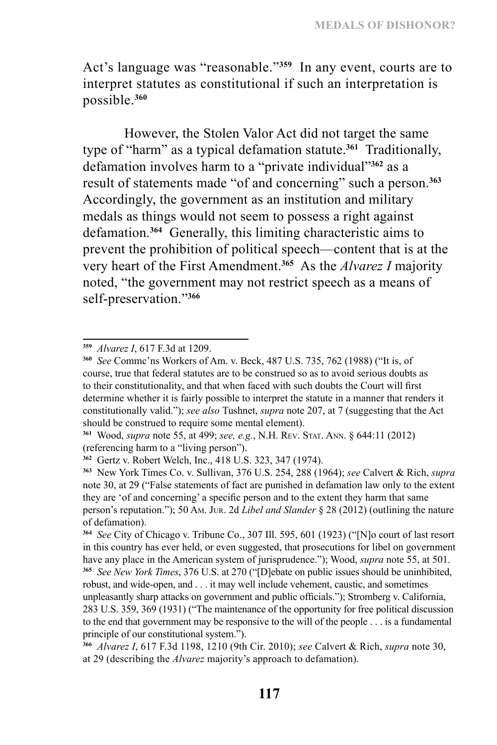Act's language was "reasonable."[359] In any event, courts are to interpret statutes as constitutional if such an interpretation is possible.[360]

However, the Stolen Valor Act did not target the same type of "harm" as a typical defamation statute.[361] Traditionally, defamation involves harm to a "private individual"[362] as a result of statements made "of and concerning" such a person.[363] Accordingly, the government as an institution and military medals as things would not seem to possess a right against defamation.[364] Generally, this limiting characteristic aims to prevent the prohibition of political speech—content that is at the very heart of the First Amendment.[365] As the *Alvarez I* majority noted, "the government may not restrict speech as a means of self-preservation."[366]

---

[359] *Alvarez I*, 617 F.3d at 1209.

[360] *See* Commc'ns Workers of Am. v. Beck, 487 U.S. 735, 762 (1988) ("It is, of course, true that federal statutes are to be construed so as to avoid serious doubts as to their constitutionality, and that when faced with such doubts the Court will first determine whether it is fairly possible to interpret the statute in a manner that renders it constitutionally valid."); *see also* Tushnet, *supra* note 207, at 7 (suggesting that the Act should be construed to require some mental element).

[361] Wood, *supra* note 55, at 499; *see, e.g.*, N.H. Rev. Stat. Ann. § 644:11 (2012) (referencing harm to a "living person").

[362] Gertz v. Robert Welch, Inc., 418 U.S. 323, 347 (1974).

[363] New York Times Co. v. Sullivan, 376 U.S. 254, 288 (1964); *see* Calvert & Rich, *supra* note 30, at 29 ("False statements of fact are punished in defamation law only to the extent they are 'of and concerning' a specific person and to the extent they harm that same person's reputation."); 50 Am. Jur. 2d *Libel and Slander* § 28 (2012) (outlining the nature of defamation).

[364] *See* City of Chicago v. Tribune Co., 307 Ill. 595, 601 (1923) ("[N]o court of last resort in this country has ever held, or even suggested, that prosecutions for libel on government have any place in the American system of jurisprudence."); Wood, *supra* note 55, at 501.

[365] *See New York Times*, 376 U.S. at 270 ("[D]ebate on public issues should be uninhibited, robust, and wide-open, and . . . it may well include vehement, caustic, and sometimes unpleasantly sharp attacks on government and public officials."); Stromberg v. California, 283 U.S. 359, 369 (1931) ("The maintenance of the opportunity for free political discussion to the end that government may be responsive to the will of the people . . . is a fundamental principle of our constitutional system.").

[366] *Alvarez I*, 617 F.3d 1198, 1210 (9th Cir. 2010); *see* Calvert & Rich, *supra* note 30, at 29 (describing the *Alvarez* majority's approach to defamation).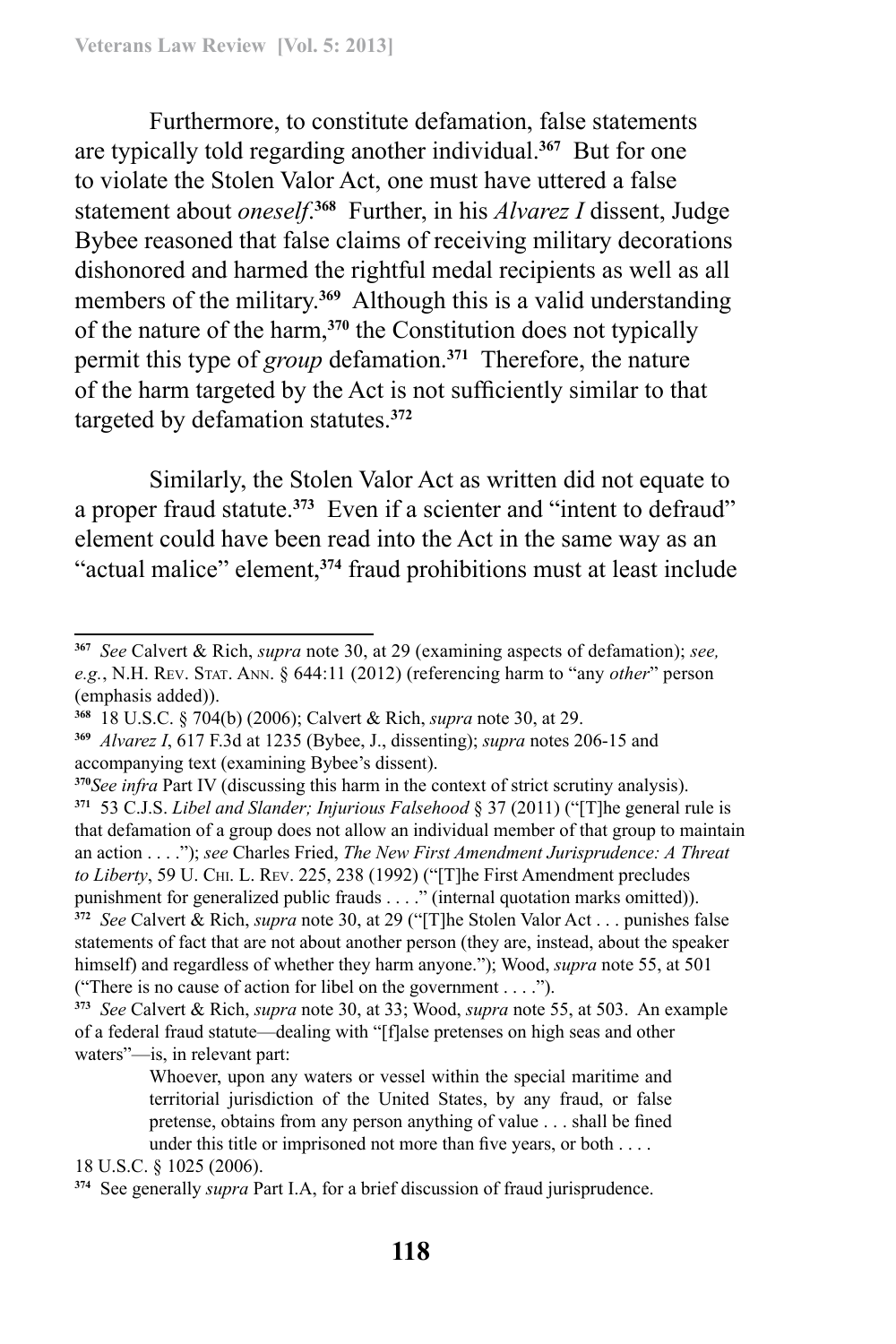Furthermore, to constitute defamation, false statements are typically told regarding another individual.[367] But for one to violate the Stolen Valor Act, one must have uttered a false statement about *oneself*.[368] Further, in his *Alvarez I* dissent, Judge Bybee reasoned that false claims of receiving military decorations dishonored and harmed the rightful medal recipients as well as all members of the military.[369] Although this is a valid understanding of the nature of the harm,[370] the Constitution does not typically permit this type of *group* defamation.[371] Therefore, the nature of the harm targeted by the Act is not sufficiently similar to that targeted by defamation statutes.[372]

Similarly, the Stolen Valor Act as written did not equate to a proper fraud statute.[373] Even if a scienter and "intent to defraud" element could have been read into the Act in the same way as an "actual malice" element,[374] fraud prohibitions must at least include

---

[367] *See* Calvert & Rich, *supra* note 30, at 29 (examining aspects of defamation); *see, e.g.*, N.H. Rev. Stat. Ann. § 644:11 (2012) (referencing harm to "any *other*" person (emphasis added)).

[368] 18 U.S.C. § 704(b) (2006); Calvert & Rich, *supra* note 30, at 29.

[369] *Alvarez I*, 617 F.3d at 1235 (Bybee, J., dissenting); *supra* notes 206-15 and accompanying text (examining Bybee's dissent).

[370] *See infra* Part IV (discussing this harm in the context of strict scrutiny analysis).

[371] 53 C.J.S. *Libel and Slander; Injurious Falsehood* § 37 (2011) ("[T]he general rule is that defamation of a group does not allow an individual member of that group to maintain an action . . . ."); *see* Charles Fried, *The New First Amendment Jurisprudence: A Threat to Liberty*, 59 U. Chi. L. Rev. 225, 238 (1992) ("[T]he First Amendment precludes punishment for generalized public frauds . . . ." (internal quotation marks omitted)).

[372] *See* Calvert & Rich, *supra* note 30, at 29 ("[T]he Stolen Valor Act . . . punishes false statements of fact that are not about another person (they are, instead, about the speaker himself) and regardless of whether they harm anyone."); Wood, *supra* note 55, at 501 ("There is no cause of action for libel on the government . . . .").

[373] *See* Calvert & Rich, *supra* note 30, at 33; Wood, *supra* note 55, at 503. An example of a federal fraud statute—dealing with "[f]alse pretenses on high seas and other waters"—is, in relevant part:

> Whoever, upon any waters or vessel within the special maritime and territorial jurisdiction of the United States, by any fraud, or false pretense, obtains from any person anything of value . . . shall be fined under this title or imprisoned not more than five years, or both . . . .

18 U.S.C. § 1025 (2006).

[374] See generally *supra* Part I.A, for a brief discussion of fraud jurisprudence.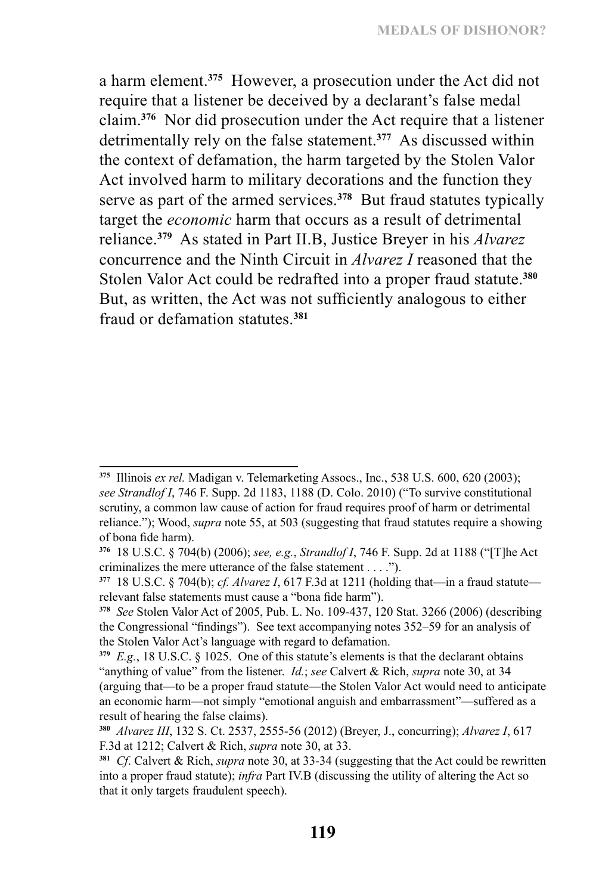a harm element.[375] However, a prosecution under the Act did not require that a listener be deceived by a declarant's false medal claim.[376] Nor did prosecution under the Act require that a listener detrimentally rely on the false statement.[377] As discussed within the context of defamation, the harm targeted by the Stolen Valor Act involved harm to military decorations and the function they serve as part of the armed services.[378] But fraud statutes typically target the *economic* harm that occurs as a result of detrimental reliance.[379] As stated in Part II.B, Justice Breyer in his *Alvarez* concurrence and the Ninth Circuit in *Alvarez I* reasoned that the Stolen Valor Act could be redrafted into a proper fraud statute.[380] But, as written, the Act was not sufficiently analogous to either fraud or defamation statutes.[381]

---

[375] Illinois *ex rel.* Madigan v. Telemarketing Assocs., Inc., 538 U.S. 600, 620 (2003); *see Strandlof I*, 746 F. Supp. 2d 1183, 1188 (D. Colo. 2010) ("To survive constitutional scrutiny, a common law cause of action for fraud requires proof of harm or detrimental reliance."); Wood, *supra* note 55, at 503 (suggesting that fraud statutes require a showing of bona fide harm).

[376] 18 U.S.C. § 704(b) (2006); *see, e.g.*, *Strandlof I*, 746 F. Supp. 2d at 1188 ("[T]he Act criminalizes the mere utterance of the false statement . . . .").

[377] 18 U.S.C. § 704(b); *cf. Alvarez I*, 617 F.3d at 1211 (holding that—in a fraud statute—relevant false statements must cause a "bona fide harm").

[378] *See* Stolen Valor Act of 2005, Pub. L. No. 109-437, 120 Stat. 3266 (2006) (describing the Congressional "findings"). See text accompanying notes 352–59 for an analysis of the Stolen Valor Act's language with regard to defamation.

[379] *E.g.*, 18 U.S.C. § 1025. One of this statute's elements is that the declarant obtains "anything of value" from the listener. *Id.*; *see* Calvert & Rich, *supra* note 30, at 34 (arguing that—to be a proper fraud statute—the Stolen Valor Act would need to anticipate an economic harm—not simply "emotional anguish and embarrassment"—suffered as a result of hearing the false claims).

[380] *Alvarez III*, 132 S. Ct. 2537, 2555-56 (2012) (Breyer, J., concurring); *Alvarez I*, 617 F.3d at 1212; Calvert & Rich, *supra* note 30, at 33.

[381] *Cf.* Calvert & Rich, *supra* note 30, at 33-34 (suggesting that the Act could be rewritten into a proper fraud statute); *infra* Part IV.B (discussing the utility of altering the Act so that it only targets fraudulent speech).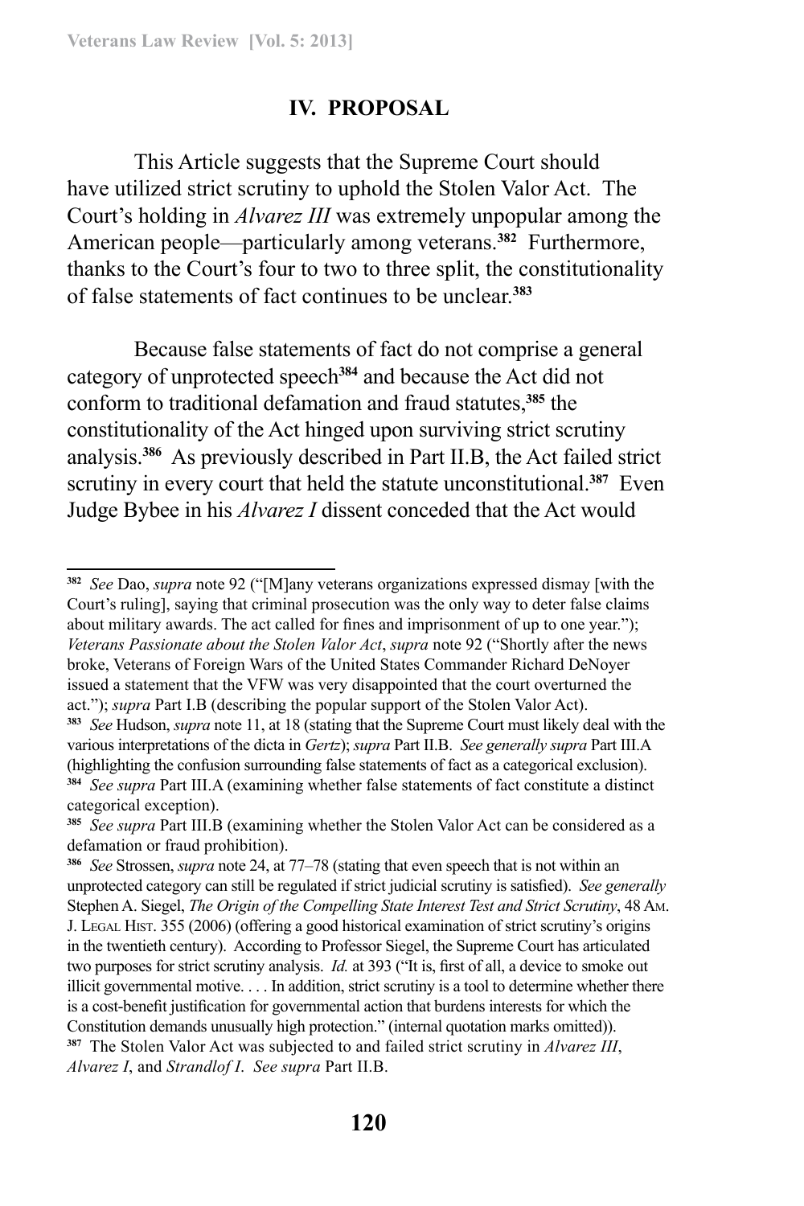## IV. PROPOSAL

This Article suggests that the Supreme Court should have utilized strict scrutiny to uphold the Stolen Valor Act. The Court's holding in *Alvarez III* was extremely unpopular among the American people—particularly among veterans.[382] Furthermore, thanks to the Court's four to two to three split, the constitutionality of false statements of fact continues to be unclear.[383]

Because false statements of fact do not comprise a general category of unprotected speech[384] and because the Act did not conform to traditional defamation and fraud statutes,[385] the constitutionality of the Act hinged upon surviving strict scrutiny analysis.[386] As previously described in Part II.B, the Act failed strict scrutiny in every court that held the statute unconstitutional.[387] Even Judge Bybee in his *Alvarez I* dissent conceded that the Act would

---

[382] *See* Dao, *supra* note 92 ("[M]any veterans organizations expressed dismay [with the Court's ruling], saying that criminal prosecution was the only way to deter false claims about military awards. The act called for fines and imprisonment of up to one year."); *Veterans Passionate about the Stolen Valor Act*, *supra* note 92 ("Shortly after the news broke, Veterans of Foreign Wars of the United States Commander Richard DeNoyer issued a statement that the VFW was very disappointed that the court overturned the act."); *supra* Part I.B (describing the popular support of the Stolen Valor Act).

[383] *See* Hudson, *supra* note 11, at 18 (stating that the Supreme Court must likely deal with the various interpretations of the dicta in *Gertz*); *supra* Part II.B. *See generally supra* Part III.A (highlighting the confusion surrounding false statements of fact as a categorical exclusion).

[384] *See supra* Part III.A (examining whether false statements of fact constitute a distinct categorical exception).

[385] *See supra* Part III.B (examining whether the Stolen Valor Act can be considered as a defamation or fraud prohibition).

[386] *See* Strossen, *supra* note 24, at 77–78 (stating that even speech that is not within an unprotected category can still be regulated if strict judicial scrutiny is satisfied). *See generally* Stephen A. Siegel, *The Origin of the Compelling State Interest Test and Strict Scrutiny*, 48 Am. J. Legal Hist. 355 (2006) (offering a good historical examination of strict scrutiny's origins in the twentieth century). According to Professor Siegel, the Supreme Court has articulated two purposes for strict scrutiny analysis. *Id.* at 393 ("It is, first of all, a device to smoke out illicit governmental motive. . . . In addition, strict scrutiny is a tool to determine whether there is a cost-benefit justification for governmental action that burdens interests for which the Constitution demands unusually high protection." (internal quotation marks omitted)).

[387] The Stolen Valor Act was subjected to and failed strict scrutiny in *Alvarez III*, *Alvarez I*, and *Strandlof I*. *See supra* Part II.B.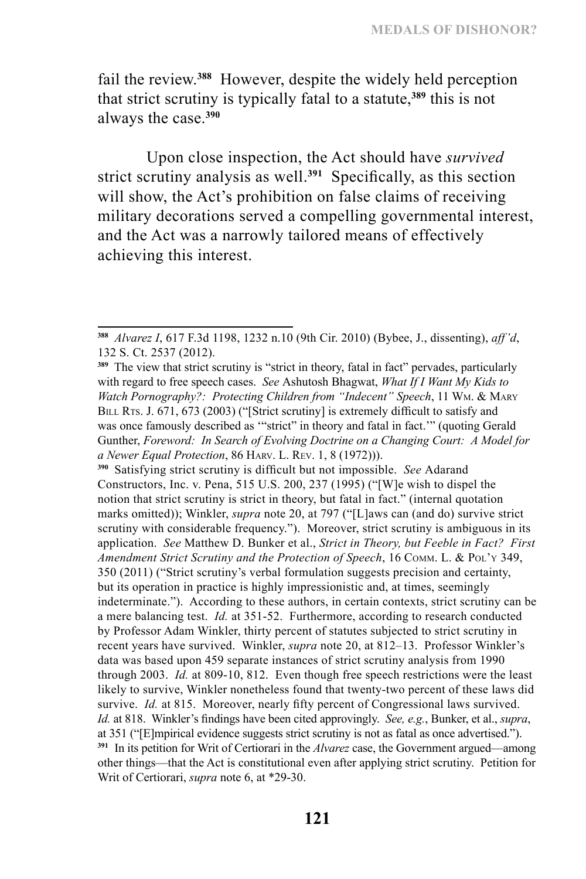fail the review.[388] However, despite the widely held perception that strict scrutiny is typically fatal to a statute,[389] this is not always the case.[390]

Upon close inspection, the Act should have *survived* strict scrutiny analysis as well.[391] Specifically, as this section will show, the Act's prohibition on false claims of receiving military decorations served a compelling governmental interest, and the Act was a narrowly tailored means of effectively achieving this interest.

---

[388] *Alvarez I*, 617 F.3d 1198, 1232 n.10 (9th Cir. 2010) (Bybee, J., dissenting), *aff'd*, 132 S. Ct. 2537 (2012).

[389] The view that strict scrutiny is "strict in theory, fatal in fact" pervades, particularly with regard to free speech cases. *See* Ashutosh Bhagwat, *What If I Want My Kids to Watch Pornography?: Protecting Children from "Indecent" Speech*, 11 Wm. & Mary Bill Rts. J. 671, 673 (2003) ("[Strict scrutiny] is extremely difficult to satisfy and was once famously described as '"strict" in theory and fatal in fact.'" (quoting Gerald Gunther, *Foreword: In Search of Evolving Doctrine on a Changing Court: A Model for a Newer Equal Protection*, 86 Harv. L. Rev. 1, 8 (1972))).

[390] Satisfying strict scrutiny is difficult but not impossible. *See* Adarand Constructors, Inc. v. Pena, 515 U.S. 200, 237 (1995) ("[W]e wish to dispel the notion that strict scrutiny is strict in theory, but fatal in fact." (internal quotation marks omitted)); Winkler, *supra* note 20, at 797 ("[L]aws can (and do) survive strict scrutiny with considerable frequency."). Moreover, strict scrutiny is ambiguous in its application. *See* Matthew D. Bunker et al., *Strict in Theory, but Feeble in Fact? First Amendment Strict Scrutiny and the Protection of Speech*, 16 Comm. L. & Pol'y 349, 350 (2011) ("Strict scrutiny's verbal formulation suggests precision and certainty, but its operation in practice is highly impressionistic and, at times, seemingly indeterminate."). According to these authors, in certain contexts, strict scrutiny can be a mere balancing test. *Id.* at 351-52. Furthermore, according to research conducted by Professor Adam Winkler, thirty percent of statutes subjected to strict scrutiny in recent years have survived. Winkler, *supra* note 20, at 812–13. Professor Winkler's data was based upon 459 separate instances of strict scrutiny analysis from 1990 through 2003. *Id.* at 809-10, 812. Even though free speech restrictions were the least likely to survive, Winkler nonetheless found that twenty-two percent of these laws did survive. *Id.* at 815. Moreover, nearly fifty percent of Congressional laws survived. *Id.* at 818. Winkler's findings have been cited approvingly. *See, e.g.*, Bunker, et al., *supra*, at 351 ("[E]mpirical evidence suggests strict scrutiny is not as fatal as once advertised.").

[391] In its petition for Writ of Certiorari in the *Alvarez* case, the Government argued—among other things—that the Act is constitutional even after applying strict scrutiny. Petition for Writ of Certiorari, *supra* note 6, at *29-30.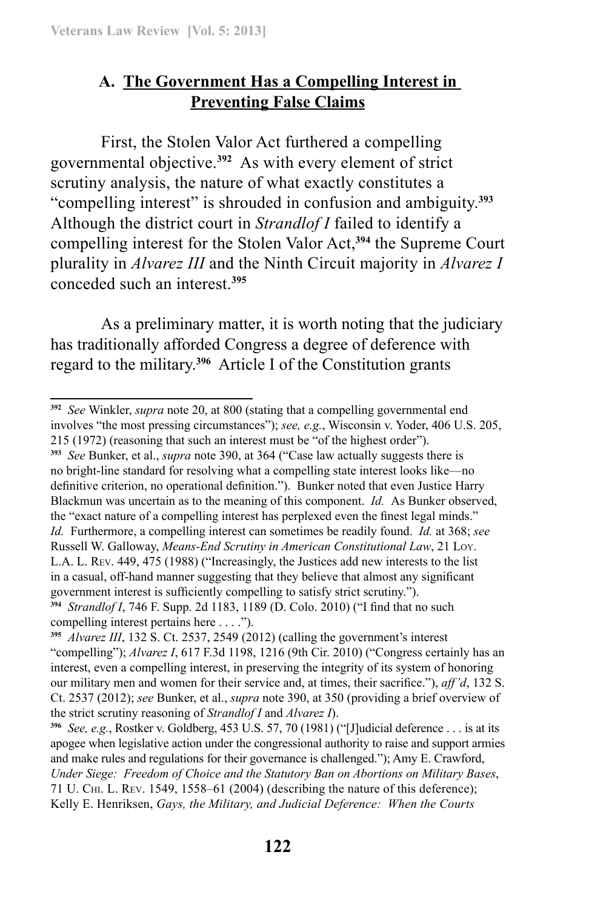### A. The Government Has a Compelling Interest in Preventing False Claims

First, the Stolen Valor Act furthered a compelling governmental objective.[392] As with every element of strict scrutiny analysis, the nature of what exactly constitutes a "compelling interest" is shrouded in confusion and ambiguity.[393] Although the district court in *Strandlof I* failed to identify a compelling interest for the Stolen Valor Act,[394] the Supreme Court plurality in *Alvarez III* and the Ninth Circuit majority in *Alvarez I* conceded such an interest.[395]

As a preliminary matter, it is worth noting that the judiciary has traditionally afforded Congress a degree of deference with regard to the military.[396] Article I of the Constitution grants

---

[392] *See* Winkler, *supra* note 20, at 800 (stating that a compelling governmental end involves "the most pressing circumstances"); *see, e.g.*, Wisconsin v. Yoder, 406 U.S. 205, 215 (1972) (reasoning that such an interest must be "of the highest order").

[393] *See* Bunker, et al., *supra* note 390, at 364 ("Case law actually suggests there is no bright-line standard for resolving what a compelling state interest looks like—no definitive criterion, no operational definition."). Bunker noted that even Justice Harry Blackmun was uncertain as to the meaning of this component. *Id.* As Bunker observed, the "exact nature of a compelling interest has perplexed even the finest legal minds." *Id.* Furthermore, a compelling interest can sometimes be readily found. *Id.* at 368; *see* Russell W. Galloway, *Means-End Scrutiny in American Constitutional Law*, 21 Loy. L.A. L. Rev. 449, 475 (1988) ("Increasingly, the Justices add new interests to the list in a casual, off-hand manner suggesting that they believe that almost any significant government interest is sufficiently compelling to satisfy strict scrutiny.").

[394] *Strandlof I*, 746 F. Supp. 2d 1183, 1189 (D. Colo. 2010) ("I find that no such compelling interest pertains here . . . .").

[395] *Alvarez III*, 132 S. Ct. 2537, 2549 (2012) (calling the government's interest "compelling"); *Alvarez I*, 617 F.3d 1198, 1216 (9th Cir. 2010) ("Congress certainly has an interest, even a compelling interest, in preserving the integrity of its system of honoring our military men and women for their service and, at times, their sacrifice."), *aff'd*, 132 S. Ct. 2537 (2012); *see* Bunker, et al., *supra* note 390, at 350 (providing a brief overview of the strict scrutiny reasoning of *Strandlof I* and *Alvarez I*).

[396] *See, e.g.*, Rostker v. Goldberg, 453 U.S. 57, 70 (1981) ("[J]udicial deference . . . is at its apogee when legislative action under the congressional authority to raise and support armies and make rules and regulations for their governance is challenged."); Amy E. Crawford, *Under Siege: Freedom of Choice and the Statutory Ban on Abortions on Military Bases*, 71 U. Chi. L. Rev. 1549, 1558–61 (2004) (describing the nature of this deference); Kelly E. Henriksen, *Gays, the Military, and Judicial Deference: When the Courts*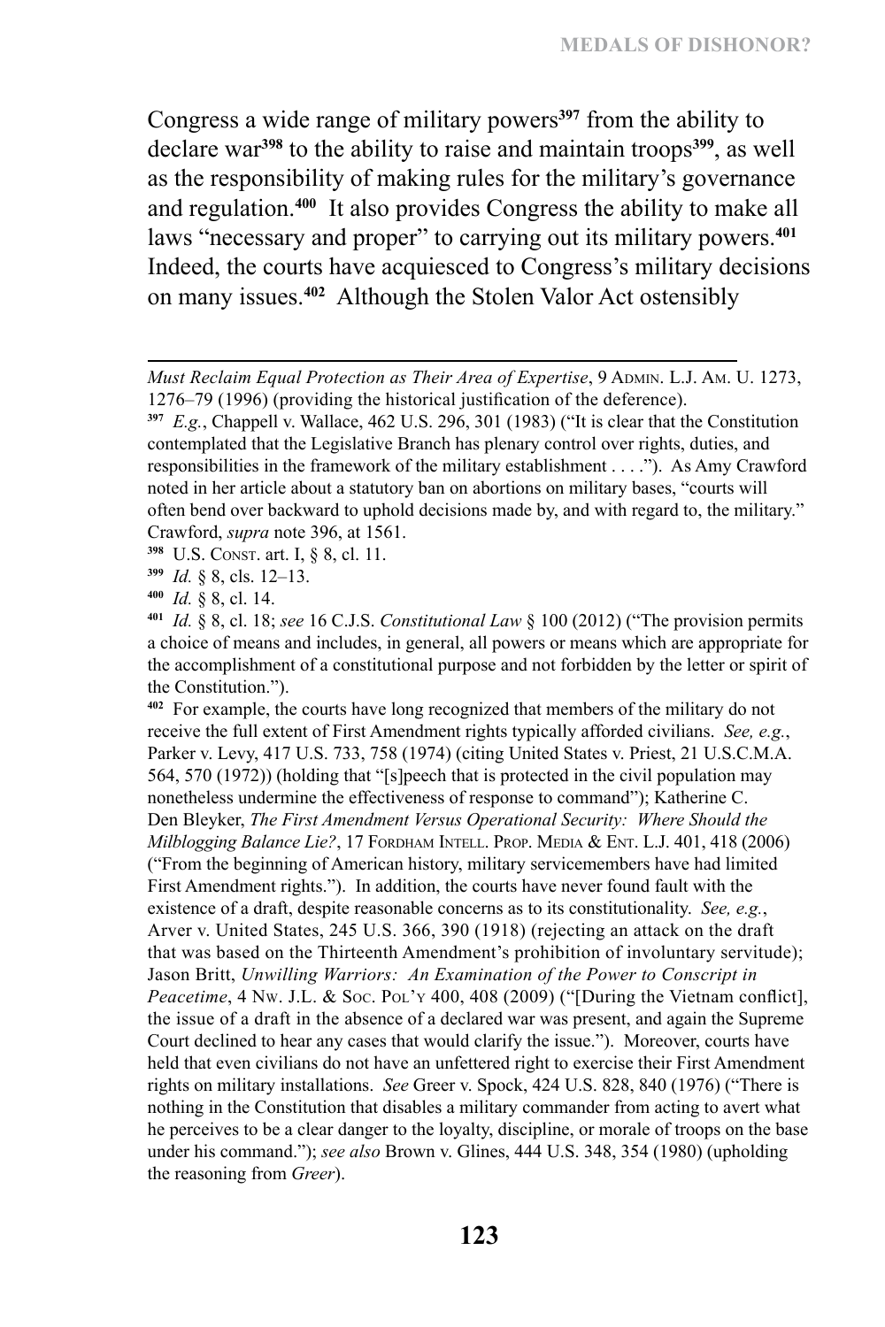Congress a wide range of military powers[397] from the ability to declare war[398] to the ability to raise and maintain troops[399], as well as the responsibility of making rules for the military's governance and regulation.[400] It also provides Congress the ability to make all laws "necessary and proper" to carrying out its military powers.[401] Indeed, the courts have acquiesced to Congress's military decisions on many issues.[402] Although the Stolen Valor Act ostensibly

---

*Must Reclaim Equal Protection as Their Area of Expertise*, 9 ADMIN. L.J. AM. U. 1273, 1276–79 (1996) (providing the historical justification of the deference).

[397] *E.g.*, Chappell v. Wallace, 462 U.S. 296, 301 (1983) ("It is clear that the Constitution contemplated that the Legislative Branch has plenary control over rights, duties, and responsibilities in the framework of the military establishment . . . ."). As Amy Crawford noted in her article about a statutory ban on abortions on military bases, "courts will often bend over backward to uphold decisions made by, and with regard to, the military." Crawford, *supra* note 396, at 1561.

[398] U.S. CONST. art. I, § 8, cl. 11.

[399] *Id.* § 8, cls. 12–13.

[400] *Id.* § 8, cl. 14.

[401] *Id.* § 8, cl. 18; *see* 16 C.J.S. *Constitutional Law* § 100 (2012) ("The provision permits a choice of means and includes, in general, all powers or means which are appropriate for the accomplishment of a constitutional purpose and not forbidden by the letter or spirit of the Constitution.").

[402] For example, the courts have long recognized that members of the military do not receive the full extent of First Amendment rights typically afforded civilians. *See, e.g.*, Parker v. Levy, 417 U.S. 733, 758 (1974) (citing United States v. Priest, 21 U.S.C.M.A. 564, 570 (1972)) (holding that "[s]peech that is protected in the civil population may nonetheless undermine the effectiveness of response to command"); Katherine C. Den Bleyker, *The First Amendment Versus Operational Security: Where Should the Milblogging Balance Lie?*, 17 FORDHAM INTELL. PROP. MEDIA & ENT. L.J. 401, 418 (2006) ("From the beginning of American history, military servicemembers have had limited First Amendment rights."). In addition, the courts have never found fault with the existence of a draft, despite reasonable concerns as to its constitutionality. *See, e.g.*, Arver v. United States, 245 U.S. 366, 390 (1918) (rejecting an attack on the draft that was based on the Thirteenth Amendment's prohibition of involuntary servitude); Jason Britt, *Unwilling Warriors: An Examination of the Power to Conscript in Peacetime*, 4 NW. J.L. & SOC. POL'Y 400, 408 (2009) ("[During the Vietnam conflict], the issue of a draft in the absence of a declared war was present, and again the Supreme Court declined to hear any cases that would clarify the issue."). Moreover, courts have held that even civilians do not have an unfettered right to exercise their First Amendment rights on military installations. *See* Greer v. Spock, 424 U.S. 828, 840 (1976) ("There is nothing in the Constitution that disables a military commander from acting to avert what he perceives to be a clear danger to the loyalty, discipline, or morale of troops on the base under his command."); *see also* Brown v. Glines, 444 U.S. 348, 354 (1980) (upholding the reasoning from *Greer*).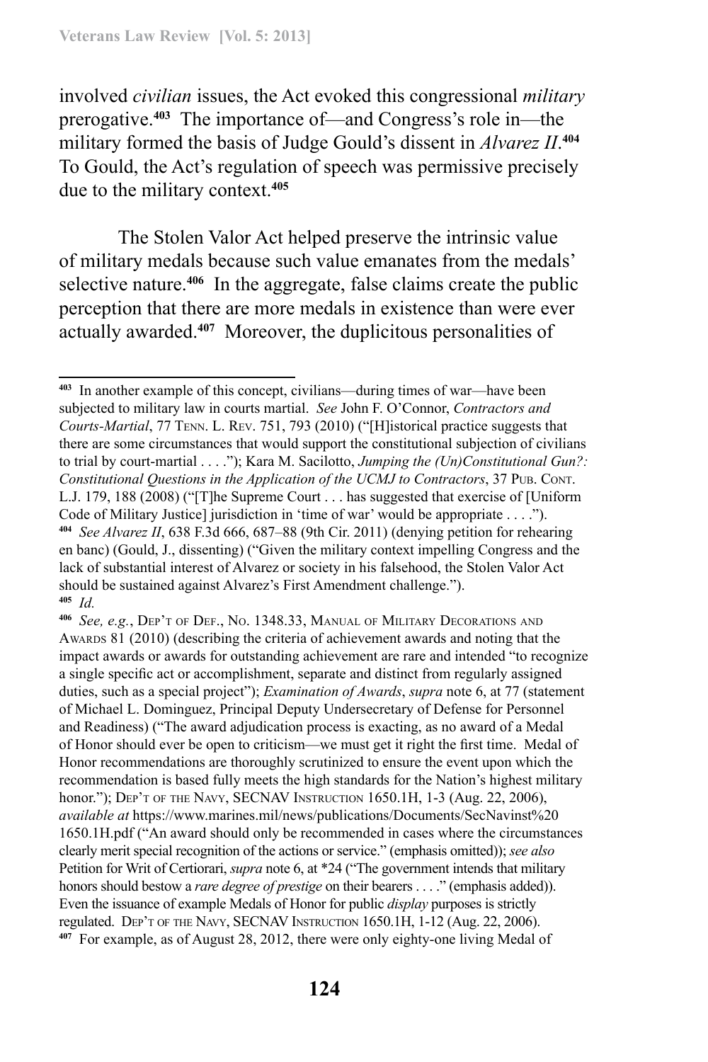involved *civilian* issues, the Act evoked this congressional *military* prerogative.[403] The importance of—and Congress's role in—the military formed the basis of Judge Gould's dissent in *Alvarez II*.[404] To Gould, the Act's regulation of speech was permissive precisely due to the military context.[405]

The Stolen Valor Act helped preserve the intrinsic value of military medals because such value emanates from the medals' selective nature.[406] In the aggregate, false claims create the public perception that there are more medals in existence than were ever actually awarded.[407] Moreover, the duplicitous personalities of

---

[403] In another example of this concept, civilians—during times of war—have been subjected to military law in courts martial. *See* John F. O'Connor, *Contractors and Courts-Martial*, 77 Tenn. L. Rev. 751, 793 (2010) ("[H]istorical practice suggests that there are some circumstances that would support the constitutional subjection of civilians to trial by court-martial . . . ."); Kara M. Sacilotto, *Jumping the (Un)Constitutional Gun?: Constitutional Questions in the Application of the UCMJ to Contractors*, 37 Pub. Cont. L.J. 179, 188 (2008) ("[T]he Supreme Court . . . has suggested that exercise of [Uniform Code of Military Justice] jurisdiction in 'time of war' would be appropriate . . . .").

[404] *See Alvarez II*, 638 F.3d 666, 687–88 (9th Cir. 2011) (denying petition for rehearing en banc) (Gould, J., dissenting) ("Given the military context impelling Congress and the lack of substantial interest of Alvarez or society in his falsehood, the Stolen Valor Act should be sustained against Alvarez's First Amendment challenge.").

[405] *Id.*

[406] *See, e.g.*, Dep't of Def., No. 1348.33, Manual of Military Decorations and Awards 81 (2010) (describing the criteria of achievement awards and noting that the impact awards or awards for outstanding achievement are rare and intended "to recognize a single specific act or accomplishment, separate and distinct from regularly assigned duties, such as a special project"); *Examination of Awards*, *supra* note 6, at 77 (statement of Michael L. Dominguez, Principal Deputy Undersecretary of Defense for Personnel and Readiness) ("The award adjudication process is exacting, as no award of a Medal of Honor should ever be open to criticism—we must get it right the first time. Medal of Honor recommendations are thoroughly scrutinized to ensure the event upon which the recommendation is based fully meets the high standards for the Nation's highest military honor."); Dep't of the Navy, SECNAV Instruction 1650.1H, 1-3 (Aug. 22, 2006), *available at* https://www.marines.mil/news/publications/Documents/SecNavinst%20 1650.1H.pdf ("An award should only be recommended in cases where the circumstances clearly merit special recognition of the actions or service." (emphasis omitted)); *see also* Petition for Writ of Certiorari, *supra* note 6, at *24 ("The government intends that military honors should bestow a *rare degree of prestige* on their bearers . . . ." (emphasis added)). Even the issuance of example Medals of Honor for public *display* purposes is strictly regulated. Dep't of the Navy, SECNAV Instruction 1650.1H, 1-12 (Aug. 22, 2006).

[407] For example, as of August 28, 2012, there were only eighty-one living Medal of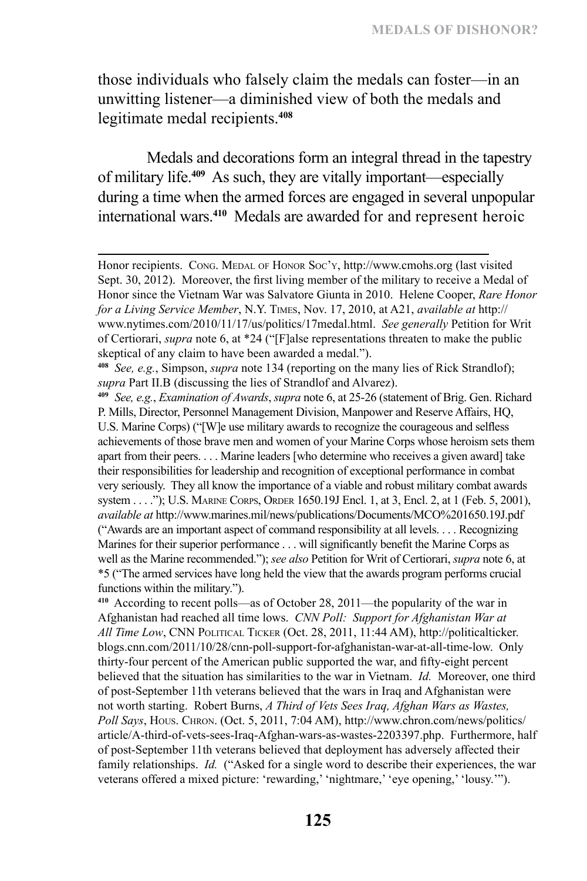those individuals who falsely claim the medals can foster—in an unwitting listener—a diminished view of both the medals and legitimate medal recipients.[408]

Medals and decorations form an integral thread in the tapestry of military life.[409] As such, they are vitally important—especially during a time when the armed forces are engaged in several unpopular international wars.[410] Medals are awarded for and represent heroic

---

Honor recipients. Cong. Medal of Honor Soc'y, http://www.cmohs.org (last visited Sept. 30, 2012). Moreover, the first living member of the military to receive a Medal of Honor since the Vietnam War was Salvatore Giunta in 2010. Helene Cooper, *Rare Honor for a Living Service Member*, N.Y. Times, Nov. 17, 2010, at A21, *available at* http://www.nytimes.com/2010/11/17/us/politics/17medal.html. *See generally* Petition for Writ of Certiorari, *supra* note 6, at *24 ("[F]alse representations threaten to make the public skeptical of any claim to have been awarded a medal.").

[408] *See, e.g.*, Simpson, *supra* note 134 (reporting on the many lies of Rick Strandlof); *supra* Part II.B (discussing the lies of Strandlof and Alvarez).

[409] *See, e.g.*, *Examination of Awards*, *supra* note 6, at 25-26 (statement of Brig. Gen. Richard P. Mills, Director, Personnel Management Division, Manpower and Reserve Affairs, HQ, U.S. Marine Corps) ("[W]e use military awards to recognize the courageous and selfless achievements of those brave men and women of your Marine Corps whose heroism sets them apart from their peers. . . . Marine leaders [who determine who receives a given award] take their responsibilities for leadership and recognition of exceptional performance in combat very seriously. They all know the importance of a viable and robust military combat awards system . . . ."); U.S. Marine Corps, Order 1650.19J Encl. 1, at 3, Encl. 2, at 1 (Feb. 5, 2001), *available at* http://www.marines.mil/news/publications/Documents/MCO%201650.19J.pdf ("Awards are an important aspect of command responsibility at all levels. . . . Recognizing Marines for their superior performance . . . will significantly benefit the Marine Corps as well as the Marine recommended."); *see also* Petition for Writ of Certiorari, *supra* note 6, at *5 ("The armed services have long held the view that the awards program performs crucial functions within the military.").

[410] According to recent polls—as of October 28, 2011—the popularity of the war in Afghanistan had reached all time lows. *CNN Poll: Support for Afghanistan War at All Time Low*, CNN Political Ticker (Oct. 28, 2011, 11:44 AM), http://politicalticker.blogs.cnn.com/2011/10/28/cnn-poll-support-for-afghanistan-war-at-all-time-low. Only thirty-four percent of the American public supported the war, and fifty-eight percent believed that the situation has similarities to the war in Vietnam. *Id.* Moreover, one third of post-September 11th veterans believed that the wars in Iraq and Afghanistan were not worth starting. Robert Burns, *A Third of Vets Sees Iraq, Afghan Wars as Wastes, Poll Says*, Hous. Chron. (Oct. 5, 2011, 7:04 AM), http://www.chron.com/news/politics/article/A-third-of-vets-sees-Iraq-Afghan-wars-as-wastes-2203397.php. Furthermore, half of post-September 11th veterans believed that deployment has adversely affected their family relationships. *Id.* ("Asked for a single word to describe their experiences, the war veterans offered a mixed picture: 'rewarding,' 'nightmare,' 'eye opening,' 'lousy.'").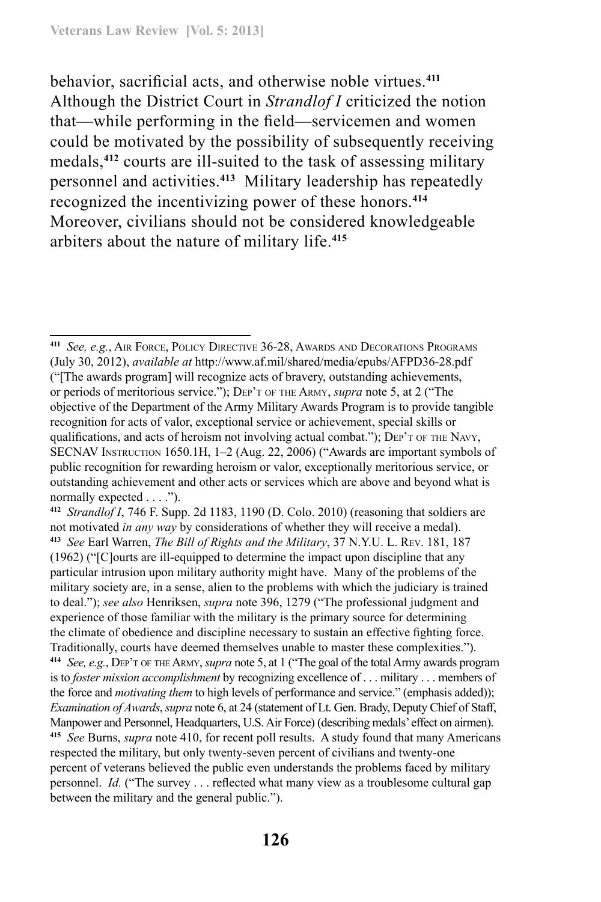behavior, sacrificial acts, and otherwise noble virtues.[411] Although the District Court in *Strandlof I* criticized the notion that—while performing in the field—servicemen and women could be motivated by the possibility of subsequently receiving medals,[412] courts are ill-suited to the task of assessing military personnel and activities.[413] Military leadership has repeatedly recognized the incentivizing power of these honors.[414] Moreover, civilians should not be considered knowledgeable arbiters about the nature of military life.[415]

---

[411] *See, e.g.*, Air Force, Policy Directive 36-28, Awards and Decorations Programs (July 30, 2012), *available at* http://www.af.mil/shared/media/epubs/AFPD36-28.pdf ("[The awards program] will recognize acts of bravery, outstanding achievements, or periods of meritorious service."); Dep't of the Army, *supra* note 5, at 2 ("The objective of the Department of the Army Military Awards Program is to provide tangible recognition for acts of valor, exceptional service or achievement, special skills or qualifications, and acts of heroism not involving actual combat."); Dep't of the Navy, SECNAV Instruction 1650.1H, 1–2 (Aug. 22, 2006) ("Awards are important symbols of public recognition for rewarding heroism or valor, exceptionally meritorious service, or outstanding achievement and other acts or services which are above and beyond what is normally expected . . . .").

[412] *Strandlof I*, 746 F. Supp. 2d 1183, 1190 (D. Colo. 2010) (reasoning that soldiers are not motivated *in any way* by considerations of whether they will receive a medal).

[413] *See* Earl Warren, *The Bill of Rights and the Military*, 37 N.Y.U. L. Rev. 181, 187 (1962) ("[C]ourts are ill-equipped to determine the impact upon discipline that any particular intrusion upon military authority might have. Many of the problems of the military society are, in a sense, alien to the problems with which the judiciary is trained to deal."); *see also* Henriksen, *supra* note 396, 1279 ("The professional judgment and experience of those familiar with the military is the primary source for determining the climate of obedience and discipline necessary to sustain an effective fighting force. Traditionally, courts have deemed themselves unable to master these complexities.").

[414] *See, e.g.*, Dep't of the Army, *supra* note 5, at 1 ("The goal of the total Army awards program is to *foster mission accomplishment* by recognizing excellence of . . . military . . . members of the force and *motivating them* to high levels of performance and service." (emphasis added)); *Examination of Awards*, *supra* note 6, at 24 (statement of Lt. Gen. Brady, Deputy Chief of Staff, Manpower and Personnel, Headquarters, U.S. Air Force) (describing medals' effect on airmen).

[415] *See* Burns, *supra* note 410, for recent poll results. A study found that many Americans respected the military, but only twenty-seven percent of civilians and twenty-one percent of veterans believed the public even understands the problems faced by military personnel. *Id.* ("The survey . . . reflected what many view as a troublesome cultural gap between the military and the general public.").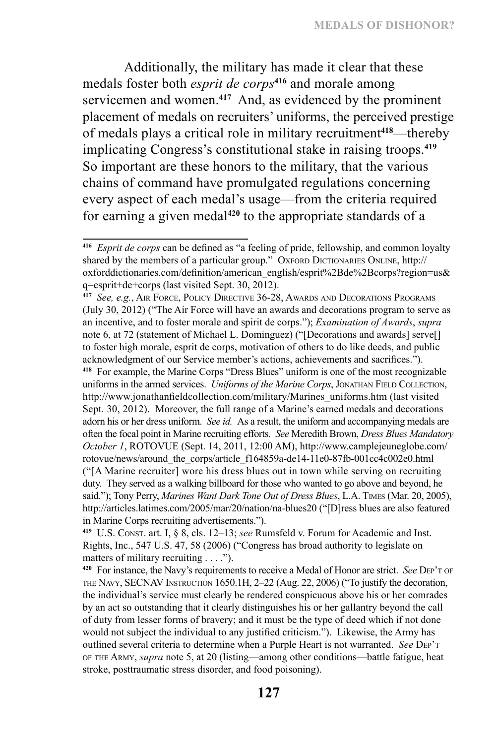Additionally, the military has made it clear that these medals foster both *esprit de corps*[416] and morale among servicemen and women.[417] And, as evidenced by the prominent placement of medals on recruiters' uniforms, the perceived prestige of medals plays a critical role in military recruitment[418]—thereby implicating Congress's constitutional stake in raising troops.[419] So important are these honors to the military, that the various chains of command have promulgated regulations concerning every aspect of each medal's usage—from the criteria required for earning a given medal[420] to the appropriate standards of a

---

[416] *Esprit de corps* can be defined as "a feeling of pride, fellowship, and common loyalty shared by the members of a particular group." Oxford Dictionaries Online, http://oxforddictionaries.com/definition/american_english/esprit%2Bde%2Bcorps?region=us&q=esprit+de+corps (last visited Sept. 30, 2012).

[417] *See, e.g.*, Air Force, Policy Directive 36-28, Awards and Decorations Programs (July 30, 2012) ("The Air Force will have an awards and decorations program to serve as an incentive, and to foster morale and spirit de corps."); *Examination of Awards*, *supra* note 6, at 72 (statement of Michael L. Dominguez) ("[Decorations and awards] serve[] to foster high morale, esprit de corps, motivation of others to do like deeds, and public acknowledgment of our Service member's actions, achievements and sacrifices.").

[418] For example, the Marine Corps "Dress Blues" uniform is one of the most recognizable uniforms in the armed services. *Uniforms of the Marine Corps*, Jonathan Field Collection, http://www.jonathanfieldcollection.com/military/Marines_uniforms.htm (last visited Sept. 30, 2012). Moreover, the full range of a Marine's earned medals and decorations adorn his or her dress uniform. *See id.* As a result, the uniform and accompanying medals are often the focal point in Marine recruiting efforts. *See* Meredith Brown, *Dress Blues Mandatory October 1*, ROTOVUE (Sept. 14, 2011, 12:00 AM), http://www.camplejeuneglobe.com/rotovue/news/around_the_corps/article_f164859a-de14-11e0-87fb-001cc4c002e0.html ("[A Marine recruiter] wore his dress blues out in town while serving on recruiting duty. They served as a walking billboard for those who wanted to go above and beyond, he said."); Tony Perry, *Marines Want Dark Tone Out of Dress Blues*, L.A. Times (Mar. 20, 2005), http://articles.latimes.com/2005/mar/20/nation/na-blues20 ("[D]ress blues are also featured in Marine Corps recruiting advertisements.").

[419] U.S. Const. art. I, § 8, cls. 12–13; *see* Rumsfeld v. Forum for Academic and Inst. Rights, Inc., 547 U.S. 47, 58 (2006) ("Congress has broad authority to legislate on matters of military recruiting . . . .").

[420] For instance, the Navy's requirements to receive a Medal of Honor are strict. *See* Dep't of the Navy, SECNAV Instruction 1650.1H, 2–22 (Aug. 22, 2006) ("To justify the decoration, the individual's service must clearly be rendered conspicuous above his or her comrades by an act so outstanding that it clearly distinguishes his or her gallantry beyond the call of duty from lesser forms of bravery; and it must be the type of deed which if not done would not subject the individual to any justified criticism."). Likewise, the Army has outlined several criteria to determine when a Purple Heart is not warranted. *See* Dep't of the Army, *supra* note 5, at 20 (listing—among other conditions—battle fatigue, heat stroke, posttraumatic stress disorder, and food poisoning).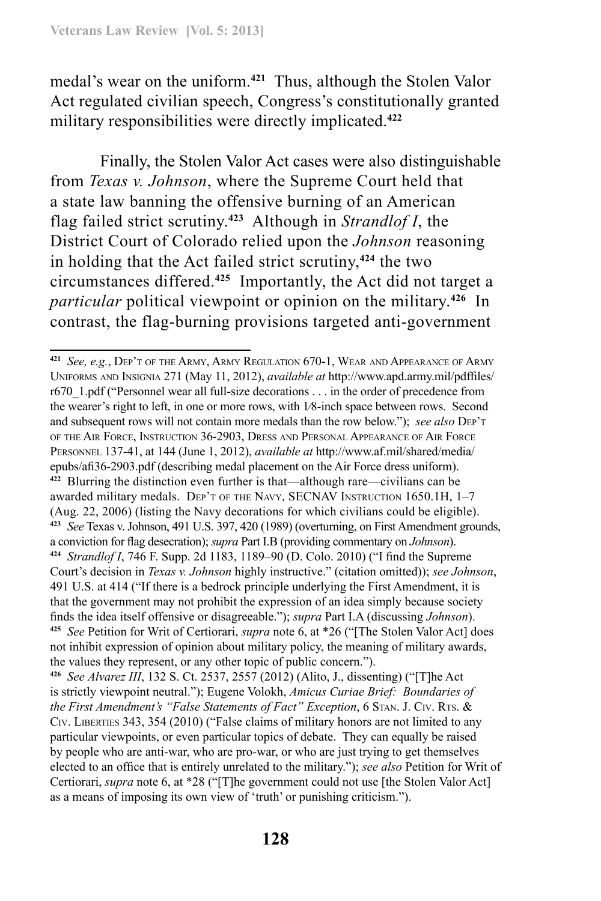medal's wear on the uniform.[421] Thus, although the Stolen Valor Act regulated civilian speech, Congress's constitutionally granted military responsibilities were directly implicated.[422]

Finally, the Stolen Valor Act cases were also distinguishable from *Texas v. Johnson*, where the Supreme Court held that a state law banning the offensive burning of an American flag failed strict scrutiny.[423] Although in *Strandlof I*, the District Court of Colorado relied upon the *Johnson* reasoning in holding that the Act failed strict scrutiny,[424] the two circumstances differed.[425] Importantly, the Act did not target a *particular* political viewpoint or opinion on the military.[426] In contrast, the flag-burning provisions targeted anti-government

---

[421] *See, e.g.*, Dep't of the Army, Army Regulation 670-1, Wear and Appearance of Army Uniforms and Insignia 271 (May 11, 2012), *available at* http://www.apd.army.mil/pdffiles/r670_1.pdf ("Personnel wear all full-size decorations . . . in the order of precedence from the wearer's right to left, in one or more rows, with 1⁄8-inch space between rows. Second and subsequent rows will not contain more medals than the row below."); *see also* Dep't of the Air Force, Instruction 36-2903, Dress and Personal Appearance of Air Force Personnel 137-41, at 144 (June 1, 2012), *available at* http://www.af.mil/shared/media/epubs/afi36-2903.pdf (describing medal placement on the Air Force dress uniform).

[422] Blurring the distinction even further is that—although rare—civilians can be awarded military medals. Dep't of the Navy, SECNAV Instruction 1650.1H, 1–7 (Aug. 22, 2006) (listing the Navy decorations for which civilians could be eligible).

[423] *See* Texas v. Johnson, 491 U.S. 397, 420 (1989) (overturning, on First Amendment grounds, a conviction for flag desecration); *supra* Part I.B (providing commentary on *Johnson*).

[424] *Strandlof I*, 746 F. Supp. 2d 1183, 1189–90 (D. Colo. 2010) ("I find the Supreme Court's decision in *Texas v. Johnson* highly instructive." (citation omitted)); *see Johnson*, 491 U.S. at 414 ("If there is a bedrock principle underlying the First Amendment, it is that the government may not prohibit the expression of an idea simply because society finds the idea itself offensive or disagreeable."); *supra* Part I.A (discussing *Johnson*).

[425] *See* Petition for Writ of Certiorari, *supra* note 6, at *26 ("[The Stolen Valor Act] does not inhibit expression of opinion about military policy, the meaning of military awards, the values they represent, or any other topic of public concern.").

[426] *See Alvarez III*, 132 S. Ct. 2537, 2557 (2012) (Alito, J., dissenting) ("[T]he Act is strictly viewpoint neutral."); Eugene Volokh, *Amicus Curiae Brief: Boundaries of the First Amendment's "False Statements of Fact" Exception*, 6 Stan. J. Civ. Rts. & Civ. Liberties 343, 354 (2010) ("False claims of military honors are not limited to any particular viewpoints, or even particular topics of debate. They can equally be raised by people who are anti-war, who are pro-war, or who are just trying to get themselves elected to an office that is entirely unrelated to the military."); *see also* Petition for Writ of Certiorari, *supra* note 6, at *28 ("[T]he government could not use [the Stolen Valor Act] as a means of imposing its own view of 'truth' or punishing criticism.").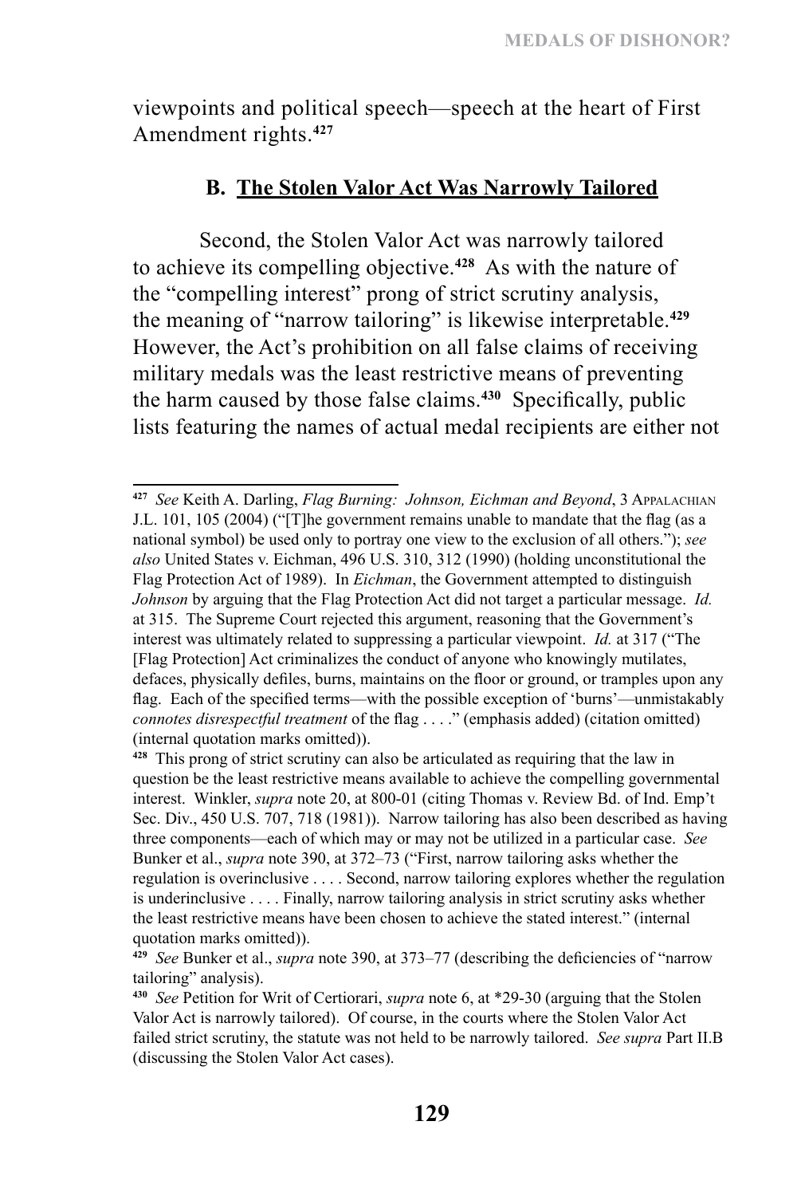viewpoints and political speech—speech at the heart of First Amendment rights.[427]

### B. <u>The Stolen Valor Act Was Narrowly Tailored</u>

Second, the Stolen Valor Act was narrowly tailored to achieve its compelling objective.[428] As with the nature of the "compelling interest" prong of strict scrutiny analysis, the meaning of "narrow tailoring" is likewise interpretable.[429] However, the Act's prohibition on all false claims of receiving military medals was the least restrictive means of preventing the harm caused by those false claims.[430] Specifically, public lists featuring the names of actual medal recipients are either not

---

[427] *See* Keith A. Darling, *Flag Burning: Johnson, Eichman and Beyond*, 3 APPALACHIAN J.L. 101, 105 (2004) ("[T]he government remains unable to mandate that the flag (as a national symbol) be used only to portray one view to the exclusion of all others."); *see also* United States v. Eichman, 496 U.S. 310, 312 (1990) (holding unconstitutional the Flag Protection Act of 1989). In *Eichman*, the Government attempted to distinguish *Johnson* by arguing that the Flag Protection Act did not target a particular message. *Id.* at 315. The Supreme Court rejected this argument, reasoning that the Government's interest was ultimately related to suppressing a particular viewpoint. *Id.* at 317 ("The [Flag Protection] Act criminalizes the conduct of anyone who knowingly mutilates, defaces, physically defiles, burns, maintains on the floor or ground, or tramples upon any flag. Each of the specified terms—with the possible exception of 'burns'—unmistakably *connotes disrespectful treatment* of the flag . . . ." (emphasis added) (citation omitted) (internal quotation marks omitted)).

[428] This prong of strict scrutiny can also be articulated as requiring that the law in question be the least restrictive means available to achieve the compelling governmental interest. Winkler, *supra* note 20, at 800-01 (citing Thomas v. Review Bd. of Ind. Emp't Sec. Div., 450 U.S. 707, 718 (1981)). Narrow tailoring has also been described as having three components—each of which may or may not be utilized in a particular case. *See* Bunker et al., *supra* note 390, at 372–73 ("First, narrow tailoring asks whether the regulation is overinclusive . . . . Second, narrow tailoring explores whether the regulation is underinclusive . . . . Finally, narrow tailoring analysis in strict scrutiny asks whether the least restrictive means have been chosen to achieve the stated interest." (internal quotation marks omitted)).

[429] *See* Bunker et al., *supra* note 390, at 373–77 (describing the deficiencies of "narrow tailoring" analysis).

[430] *See* Petition for Writ of Certiorari, *supra* note 6, at *29-30 (arguing that the Stolen Valor Act is narrowly tailored). Of course, in the courts where the Stolen Valor Act failed strict scrutiny, the statute was not held to be narrowly tailored. *See supra* Part II.B (discussing the Stolen Valor Act cases).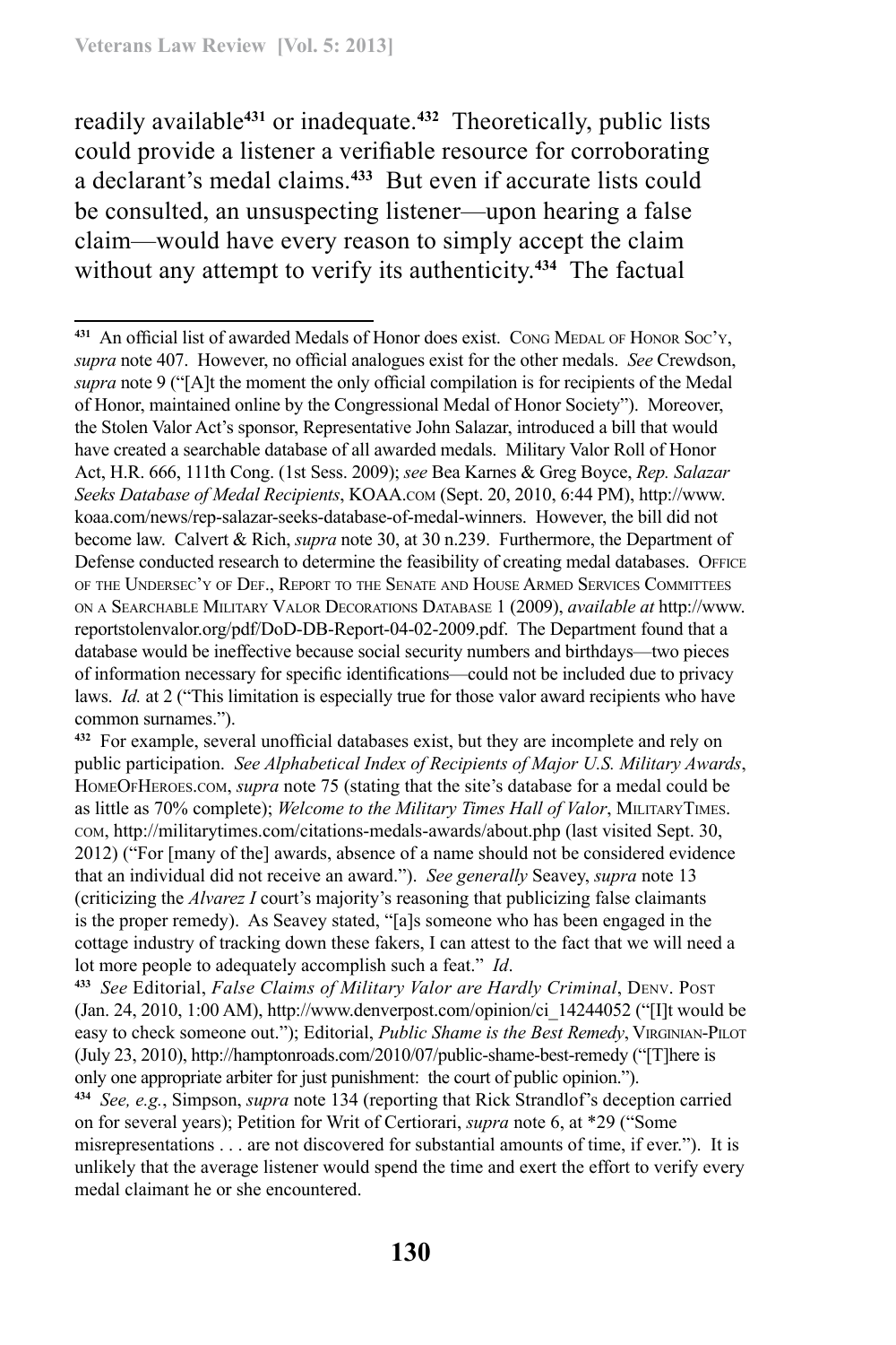readily available[431] or inadequate.[432] Theoretically, public lists could provide a listener a verifiable resource for corroborating a declarant's medal claims.[433] But even if accurate lists could be consulted, an unsuspecting listener—upon hearing a false claim—would have every reason to simply accept the claim without any attempt to verify its authenticity.[434] The factual

---

[431] An official list of awarded Medals of Honor does exist. CONG MEDAL OF HONOR SOC'Y, *supra* note 407. However, no official analogues exist for the other medals. *See* Crewdson, *supra* note 9 ("[A]t the moment the only official compilation is for recipients of the Medal of Honor, maintained online by the Congressional Medal of Honor Society"). Moreover, the Stolen Valor Act's sponsor, Representative John Salazar, introduced a bill that would have created a searchable database of all awarded medals. Military Valor Roll of Honor Act, H.R. 666, 111th Cong. (1st Sess. 2009); *see* Bea Karnes & Greg Boyce, *Rep. Salazar Seeks Database of Medal Recipients*, KOAA.COM (Sept. 20, 2010, 6:44 PM), http://www.koaa.com/news/rep-salazar-seeks-database-of-medal-winners. However, the bill did not become law. Calvert & Rich, *supra* note 30, at 30 n.239. Furthermore, the Department of Defense conducted research to determine the feasibility of creating medal databases. OFFICE OF THE UNDERSEC'Y OF DEF., REPORT TO THE SENATE AND HOUSE ARMED SERVICES COMMITTEES ON A SEARCHABLE MILITARY VALOR DECORATIONS DATABASE 1 (2009), *available at* http://www.reportstolenvalor.org/pdf/DoD-DB-Report-04-02-2009.pdf. The Department found that a database would be ineffective because social security numbers and birthdays—two pieces of information necessary for specific identifications—could not be included due to privacy laws. *Id.* at 2 ("This limitation is especially true for those valor award recipients who have common surnames.").

[432] For example, several unofficial databases exist, but they are incomplete and rely on public participation. *See Alphabetical Index of Recipients of Major U.S. Military Awards*, HOMEOFHEROES.COM, *supra* note 75 (stating that the site's database for a medal could be as little as 70% complete); *Welcome to the Military Times Hall of Valor*, MILITARYTIMES.COM, http://militarytimes.com/citations-medals-awards/about.php (last visited Sept. 30, 2012) ("For [many of the] awards, absence of a name should not be considered evidence that an individual did not receive an award."). *See generally* Seavey, *supra* note 13 (criticizing the *Alvarez I* court's majority's reasoning that publicizing false claimants is the proper remedy). As Seavey stated, "[a]s someone who has been engaged in the cottage industry of tracking down these fakers, I can attest to the fact that we will need a lot more people to adequately accomplish such a feat." *Id*.

[433] *See* Editorial, *False Claims of Military Valor are Hardly Criminal*, DENV. POST (Jan. 24, 2010, 1:00 AM), http://www.denverpost.com/opinion/ci_14244052 ("[I]t would be easy to check someone out."); Editorial, *Public Shame is the Best Remedy*, VIRGINIAN-PILOT (July 23, 2010), http://hamptonroads.com/2010/07/public-shame-best-remedy ("[T]here is only one appropriate arbiter for just punishment: the court of public opinion.").

[434] *See, e.g.*, Simpson, *supra* note 134 (reporting that Rick Strandlof's deception carried on for several years); Petition for Writ of Certiorari, *supra* note 6, at *29 ("Some misrepresentations . . . are not discovered for substantial amounts of time, if ever."). It is unlikely that the average listener would spend the time and exert the effort to verify every medal claimant he or she encountered.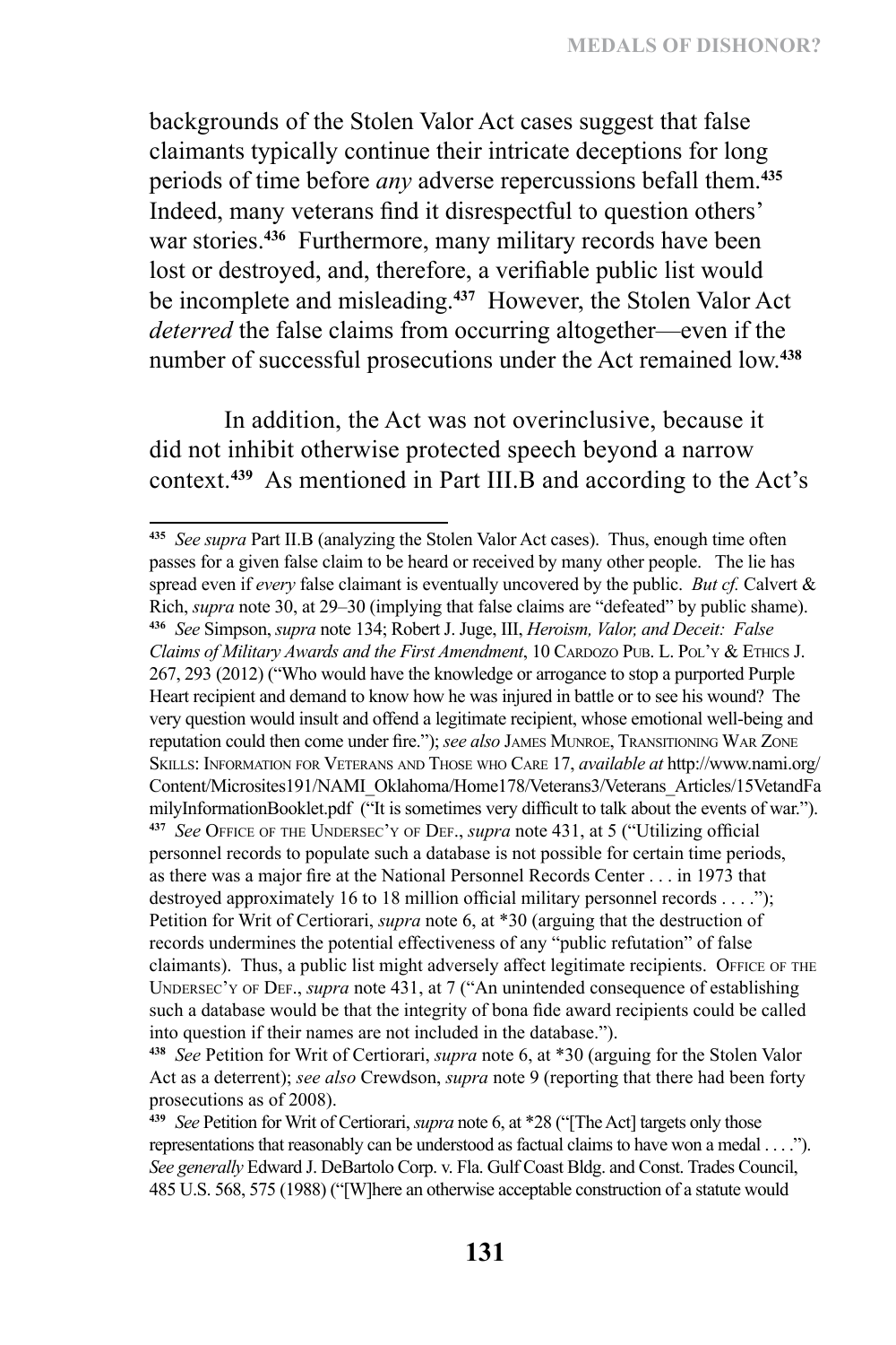backgrounds of the Stolen Valor Act cases suggest that false claimants typically continue their intricate deceptions for long periods of time before *any* adverse repercussions befall them.[435] Indeed, many veterans find it disrespectful to question others' war stories.[436] Furthermore, many military records have been lost or destroyed, and, therefore, a verifiable public list would be incomplete and misleading.[437] However, the Stolen Valor Act *deterred* the false claims from occurring altogether—even if the number of successful prosecutions under the Act remained low.[438]

In addition, the Act was not overinclusive, because it did not inhibit otherwise protected speech beyond a narrow context.[439] As mentioned in Part III.B and according to the Act's

---

[435] *See supra* Part II.B (analyzing the Stolen Valor Act cases). Thus, enough time often passes for a given false claim to be heard or received by many other people. The lie has spread even if *every* false claimant is eventually uncovered by the public. *But cf.* Calvert & Rich, *supra* note 30, at 29–30 (implying that false claims are "defeated" by public shame).

[436] *See* Simpson, *supra* note 134; Robert J. Juge, III, *Heroism, Valor, and Deceit: False Claims of Military Awards and the First Amendment*, 10 Cardozo Pub. L. Pol'y & Ethics J. 267, 293 (2012) ("Who would have the knowledge or arrogance to stop a purported Purple Heart recipient and demand to know how he was injured in battle or to see his wound? The very question would insult and offend a legitimate recipient, whose emotional well-being and reputation could then come under fire."); *see also* James Munroe, Transitioning War Zone Skills: Information for Veterans and Those who Care 17, *available at* http://www.nami.org/Content/Microsites191/NAMI_Oklahoma/Home178/Veterans3/Veterans_Articles/15VetandFamilyInformationBooklet.pdf ("It is sometimes very difficult to talk about the events of war.").

[437] *See* Office of the Undersec'y of Def., *supra* note 431, at 5 ("Utilizing official personnel records to populate such a database is not possible for certain time periods, as there was a major fire at the National Personnel Records Center . . . in 1973 that destroyed approximately 16 to 18 million official military personnel records . . . ."); Petition for Writ of Certiorari, *supra* note 6, at *30 (arguing that the destruction of records undermines the potential effectiveness of any "public refutation" of false claimants). Thus, a public list might adversely affect legitimate recipients. Office of the Undersec'y of Def., *supra* note 431, at 7 ("An unintended consequence of establishing such a database would be that the integrity of bona fide award recipients could be called into question if their names are not included in the database.").

[438] *See* Petition for Writ of Certiorari, *supra* note 6, at *30 (arguing for the Stolen Valor Act as a deterrent); *see also* Crewdson, *supra* note 9 (reporting that there had been forty prosecutions as of 2008).

[439] *See* Petition for Writ of Certiorari, *supra* note 6, at *28 ("[The Act] targets only those representations that reasonably can be understood as factual claims to have won a medal . . . ."). *See generally* Edward J. DeBartolo Corp. v. Fla. Gulf Coast Bldg. and Const. Trades Council, 485 U.S. 568, 575 (1988) ("[W]here an otherwise acceptable construction of a statute would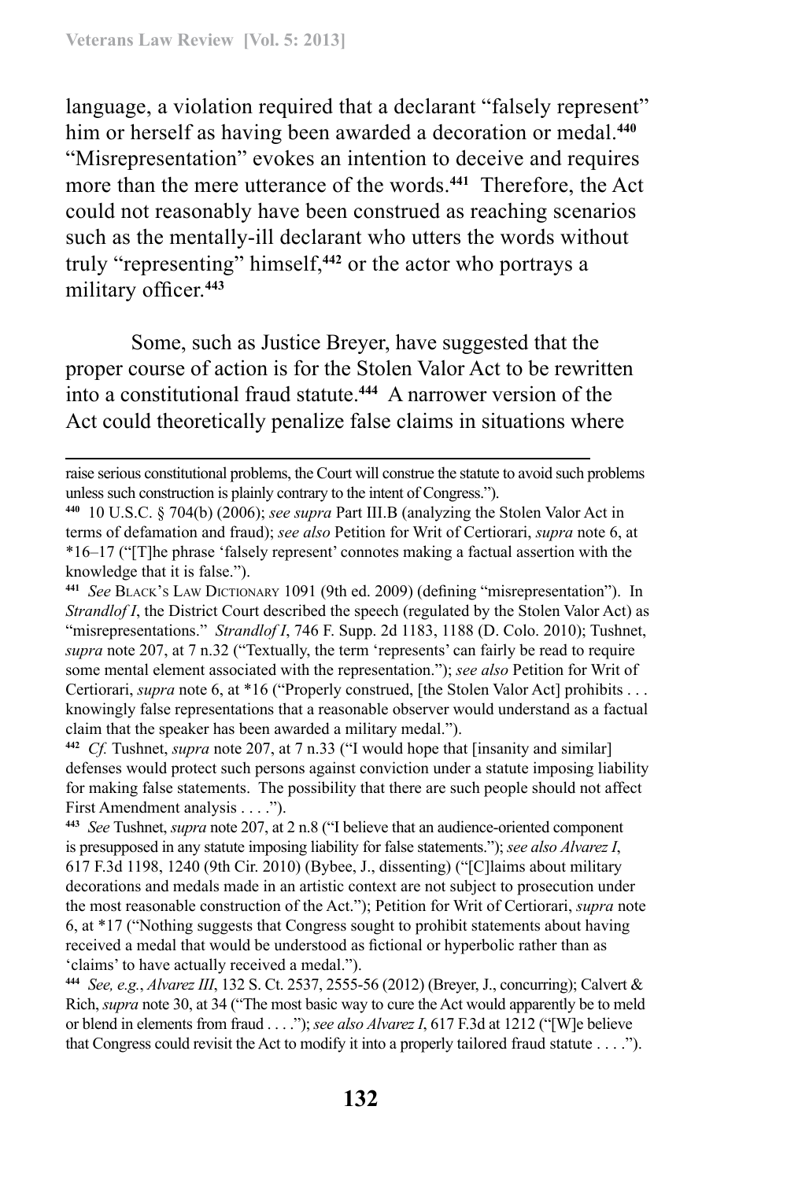language, a violation required that a declarant "falsely represent" him or herself as having been awarded a decoration or medal.[440] "Misrepresentation" evokes an intention to deceive and requires more than the mere utterance of the words.[441] Therefore, the Act could not reasonably have been construed as reaching scenarios such as the mentally-ill declarant who utters the words without truly "representing" himself,[442] or the actor who portrays a military officer.[443]

Some, such as Justice Breyer, have suggested that the proper course of action is for the Stolen Valor Act to be rewritten into a constitutional fraud statute.[444] A narrower version of the Act could theoretically penalize false claims in situations where

---

raise serious constitutional problems, the Court will construe the statute to avoid such problems unless such construction is plainly contrary to the intent of Congress.").

[440] 10 U.S.C. § 704(b) (2006); *see supra* Part III.B (analyzing the Stolen Valor Act in terms of defamation and fraud); *see also* Petition for Writ of Certiorari, *supra* note 6, at *16–17 ("[T]he phrase 'falsely represent' connotes making a factual assertion with the knowledge that it is false.").

[441] *See* Black's Law Dictionary 1091 (9th ed. 2009) (defining "misrepresentation"). In *Strandlof I*, the District Court described the speech (regulated by the Stolen Valor Act) as "misrepresentations." *Strandlof I*, 746 F. Supp. 2d 1183, 1188 (D. Colo. 2010); Tushnet, *supra* note 207, at 7 n.32 ("Textually, the term 'represents' can fairly be read to require some mental element associated with the representation."); *see also* Petition for Writ of Certiorari, *supra* note 6, at *16 ("Properly construed, [the Stolen Valor Act] prohibits . . . knowingly false representations that a reasonable observer would understand as a factual claim that the speaker has been awarded a military medal.").

[442] *Cf.* Tushnet, *supra* note 207, at 7 n.33 ("I would hope that [insanity and similar] defenses would protect such persons against conviction under a statute imposing liability for making false statements. The possibility that there are such people should not affect First Amendment analysis . . . .").

[443] *See* Tushnet, *supra* note 207, at 2 n.8 ("I believe that an audience-oriented component is presupposed in any statute imposing liability for false statements."); *see also Alvarez I*, 617 F.3d 1198, 1240 (9th Cir. 2010) (Bybee, J., dissenting) ("[C]laims about military decorations and medals made in an artistic context are not subject to prosecution under the most reasonable construction of the Act."); Petition for Writ of Certiorari, *supra* note 6, at *17 ("Nothing suggests that Congress sought to prohibit statements about having received a medal that would be understood as fictional or hyperbolic rather than as 'claims' to have actually received a medal.").

[444] *See, e.g.*, *Alvarez III*, 132 S. Ct. 2537, 2555-56 (2012) (Breyer, J., concurring); Calvert & Rich, *supra* note 30, at 34 ("The most basic way to cure the Act would apparently be to meld or blend in elements from fraud . . . ."); *see also Alvarez I*, 617 F.3d at 1212 ("[W]e believe that Congress could revisit the Act to modify it into a properly tailored fraud statute . . . .").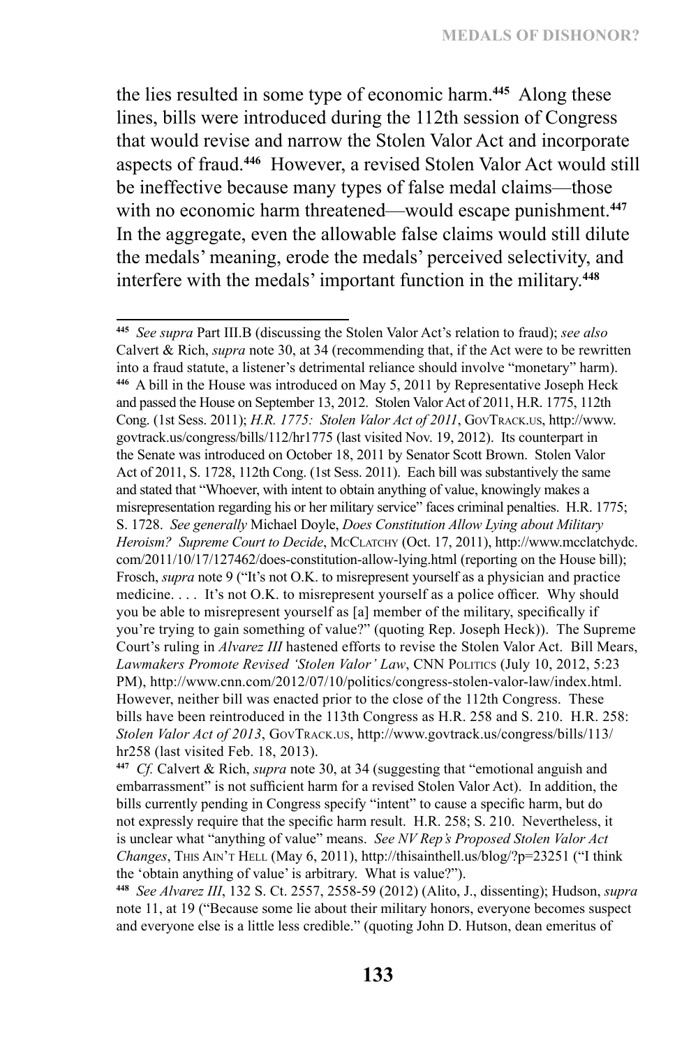the lies resulted in some type of economic harm.[445] Along these lines, bills were introduced during the 112th session of Congress that would revise and narrow the Stolen Valor Act and incorporate aspects of fraud.[446] However, a revised Stolen Valor Act would still be ineffective because many types of false medal claims—those with no economic harm threatened—would escape punishment.[447] In the aggregate, even the allowable false claims would still dilute the medals' meaning, erode the medals' perceived selectivity, and interfere with the medals' important function in the military.[448]

---

[445] *See supra* Part III.B (discussing the Stolen Valor Act's relation to fraud); *see also* Calvert & Rich, *supra* note 30, at 34 (recommending that, if the Act were to be rewritten into a fraud statute, a listener's detrimental reliance should involve "monetary" harm).

[446] A bill in the House was introduced on May 5, 2011 by Representative Joseph Heck and passed the House on September 13, 2012. Stolen Valor Act of 2011, H.R. 1775, 112th Cong. (1st Sess. 2011); *H.R. 1775: Stolen Valor Act of 2011*, GovTrack.us, http://www.govtrack.us/congress/bills/112/hr1775 (last visited Nov. 19, 2012). Its counterpart in the Senate was introduced on October 18, 2011 by Senator Scott Brown. Stolen Valor Act of 2011, S. 1728, 112th Cong. (1st Sess. 2011). Each bill was substantively the same and stated that "Whoever, with intent to obtain anything of value, knowingly makes a misrepresentation regarding his or her military service" faces criminal penalties. H.R. 1775; S. 1728. *See generally* Michael Doyle, *Does Constitution Allow Lying about Military Heroism? Supreme Court to Decide*, McClatchy (Oct. 17, 2011), http://www.mcclatchydc.com/2011/10/17/127462/does-constitution-allow-lying.html (reporting on the House bill); Frosch, *supra* note 9 ("It's not O.K. to misrepresent yourself as a physician and practice medicine. . . . It's not O.K. to misrepresent yourself as a police officer. Why should you be able to misrepresent yourself as [a] member of the military, specifically if you're trying to gain something of value?" (quoting Rep. Joseph Heck)). The Supreme Court's ruling in *Alvarez III* hastened efforts to revise the Stolen Valor Act. Bill Mears, *Lawmakers Promote Revised 'Stolen Valor' Law*, CNN Politics (July 10, 2012, 5:23 PM), http://www.cnn.com/2012/07/10/politics/congress-stolen-valor-law/index.html. However, neither bill was enacted prior to the close of the 112th Congress. These bills have been reintroduced in the 113th Congress as H.R. 258 and S. 210. H.R. 258: *Stolen Valor Act of 2013*, GovTrack.us, http://www.govtrack.us/congress/bills/113/hr258 (last visited Feb. 18, 2013).

[447] *Cf.* Calvert & Rich, *supra* note 30, at 34 (suggesting that "emotional anguish and embarrassment" is not sufficient harm for a revised Stolen Valor Act). In addition, the bills currently pending in Congress specify "intent" to cause a specific harm, but do not expressly require that the specific harm result. H.R. 258; S. 210. Nevertheless, it is unclear what "anything of value" means. *See NV Rep's Proposed Stolen Valor Act Changes*, This Ain't Hell (May 6, 2011), http://thisainthell.us/blog/?p=23251 ("I think the 'obtain anything of value' is arbitrary. What is value?").

[448] *See Alvarez III*, 132 S. Ct. 2557, 2558-59 (2012) (Alito, J., dissenting); Hudson, *supra* note 11, at 19 ("Because some lie about their military honors, everyone becomes suspect and everyone else is a little less credible." (quoting John D. Hutson, dean emeritus of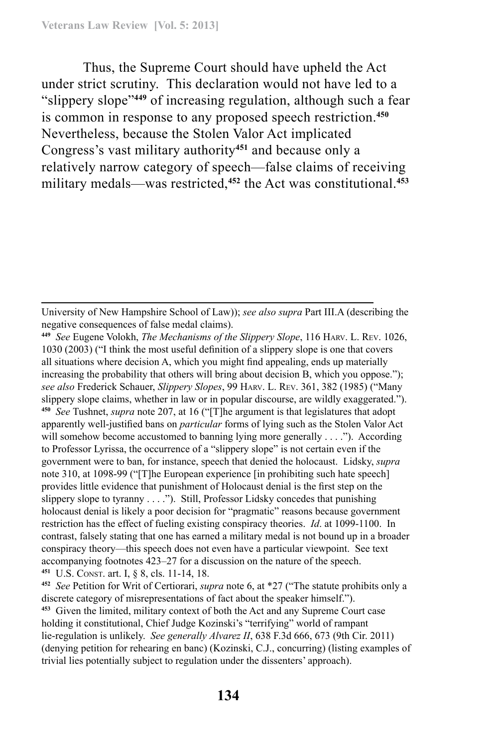Thus, the Supreme Court should have upheld the Act under strict scrutiny. This declaration would not have led to a "slippery slope"[449] of increasing regulation, although such a fear is common in response to any proposed speech restriction.[450] Nevertheless, because the Stolen Valor Act implicated Congress's vast military authority[451] and because only a relatively narrow category of speech—false claims of receiving military medals—was restricted,[452] the Act was constitutional.[453]

---

University of New Hampshire School of Law)); *see also supra* Part III.A (describing the negative consequences of false medal claims).

[449] *See* Eugene Volokh, *The Mechanisms of the Slippery Slope*, 116 HARV. L. REV. 1026, 1030 (2003) ("I think the most useful definition of a slippery slope is one that covers all situations where decision A, which you might find appealing, ends up materially increasing the probability that others will bring about decision B, which you oppose."); *see also* Frederick Schauer, *Slippery Slopes*, 99 HARV. L. REV. 361, 382 (1985) ("Many slippery slope claims, whether in law or in popular discourse, are wildly exaggerated.").

[450] *See* Tushnet, *supra* note 207, at 16 ("[T]he argument is that legislatures that adopt apparently well-justified bans on *particular* forms of lying such as the Stolen Valor Act will somehow become accustomed to banning lying more generally . . . ."). According to Professor Lyrissa, the occurrence of a "slippery slope" is not certain even if the government were to ban, for instance, speech that denied the holocaust. Lidsky, *supra* note 310, at 1098-99 ("[T]he European experience [in prohibiting such hate speech] provides little evidence that punishment of Holocaust denial is the first step on the slippery slope to tyranny . . . ."). Still, Professor Lidsky concedes that punishing holocaust denial is likely a poor decision for "pragmatic" reasons because government restriction has the effect of fueling existing conspiracy theories. *Id*. at 1099-1100. In contrast, falsely stating that one has earned a military medal is not bound up in a broader conspiracy theory—this speech does not even have a particular viewpoint. See text accompanying footnotes 423–27 for a discussion on the nature of the speech.

[451] U.S. CONST. art. I, § 8, cls. 11-14, 18.

[452] *See* Petition for Writ of Certiorari, *supra* note 6, at *27 ("The statute prohibits only a discrete category of misrepresentations of fact about the speaker himself.").

[453] Given the limited, military context of both the Act and any Supreme Court case holding it constitutional, Chief Judge Kozinski's "terrifying" world of rampant lie-regulation is unlikely. *See generally Alvarez II*, 638 F.3d 666, 673 (9th Cir. 2011) (denying petition for rehearing en banc) (Kozinski, C.J., concurring) (listing examples of trivial lies potentially subject to regulation under the dissenters' approach).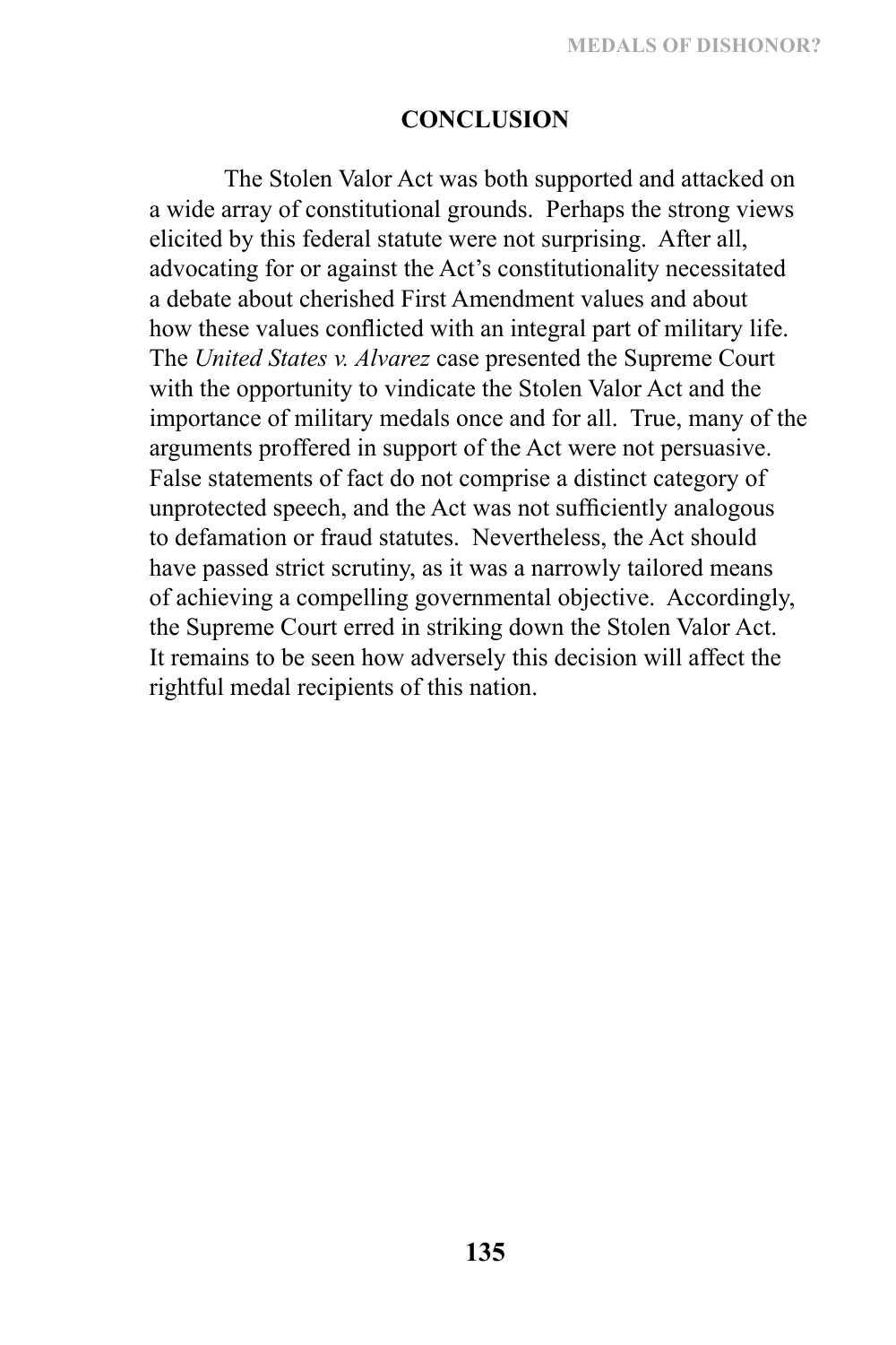## CONCLUSION

The Stolen Valor Act was both supported and attacked on a wide array of constitutional grounds. Perhaps the strong views elicited by this federal statute were not surprising. After all, advocating for or against the Act's constitutionality necessitated a debate about cherished First Amendment values and about how these values conflicted with an integral part of military life. The *United States v. Alvarez* case presented the Supreme Court with the opportunity to vindicate the Stolen Valor Act and the importance of military medals once and for all. True, many of the arguments proffered in support of the Act were not persuasive. False statements of fact do not comprise a distinct category of unprotected speech, and the Act was not sufficiently analogous to defamation or fraud statutes. Nevertheless, the Act should have passed strict scrutiny, as it was a narrowly tailored means of achieving a compelling governmental objective. Accordingly, the Supreme Court erred in striking down the Stolen Valor Act. It remains to be seen how adversely this decision will affect the rightful medal recipients of this nation.